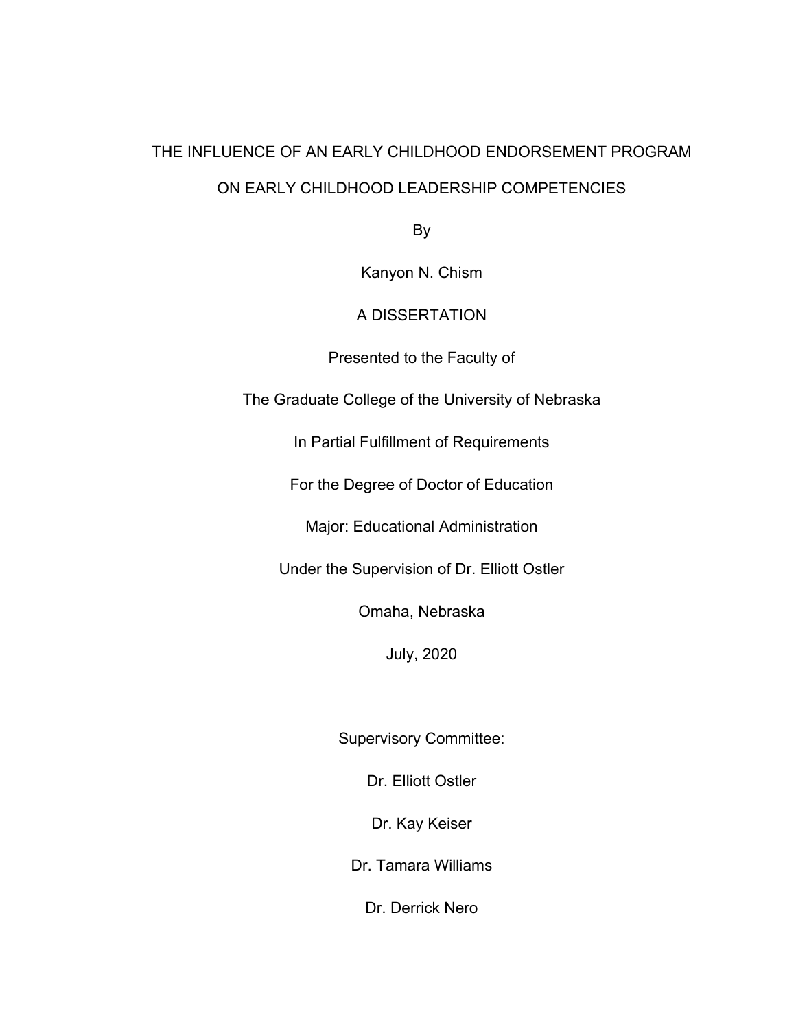# THE INFLUENCE OF AN EARLY CHILDHOOD ENDORSEMENT PROGRAM ON EARLY CHILDHOOD LEADERSHIP COMPETENCIES

By

Kanyon N. Chism

A DISSERTATION

Presented to the Faculty of

The Graduate College of the University of Nebraska

In Partial Fulfillment of Requirements

For the Degree of Doctor of Education

Major: Educational Administration

Under the Supervision of Dr. Elliott Ostler

Omaha, Nebraska

July, 2020

Supervisory Committee:

Dr. Elliott Ostler

Dr. Kay Keiser

Dr. Tamara Williams

Dr. Derrick Nero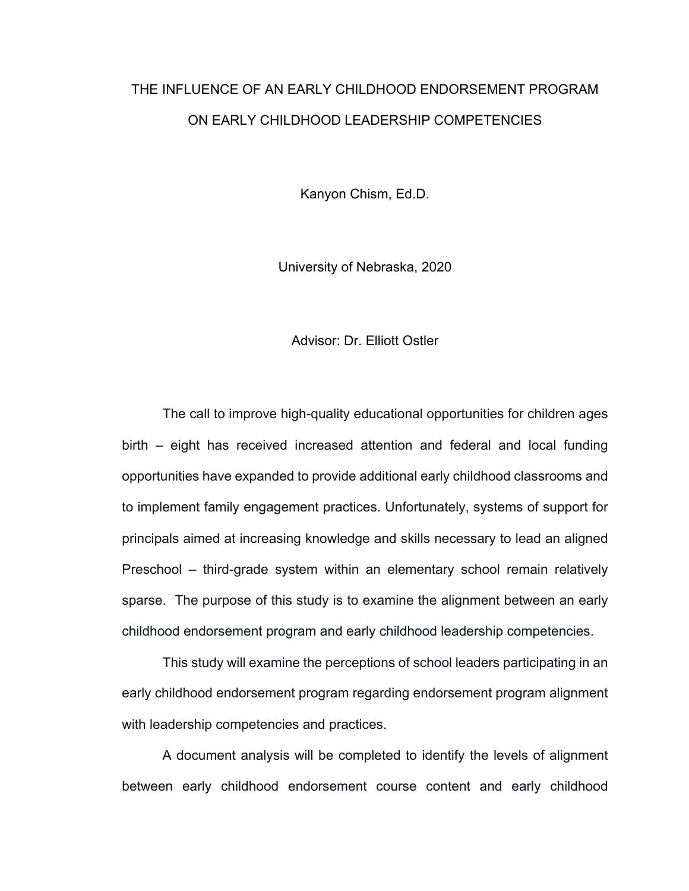THE INFLUENCE OF AN EARLY CHILDHOOD ENDORSEMENT PROGRAM ON EARLY CHILDHOOD LEADERSHIP COMPETENCIES

Kanyon Chism, Ed.D.

University of Nebraska, 2020

Advisor: Dr. Elliott Ostler

The call to improve high-quality educational opportunities for children ages birth – eight has received increased attention and federal and local funding opportunities have expanded to provide additional early childhood classrooms and to implement family engagement practices. Unfortunately, systems of support for principals aimed at increasing knowledge and skills necessary to lead an aligned Preschool – third-grade system within an elementary school remain relatively sparse. The purpose of this study is to examine the alignment between an early childhood endorsement program and early childhood leadership competencies.

This study will examine the perceptions of school leaders participating in an early childhood endorsement program regarding endorsement program alignment with leadership competencies and practices.

A document analysis will be completed to identify the levels of alignment between early childhood endorsement course content and early childhood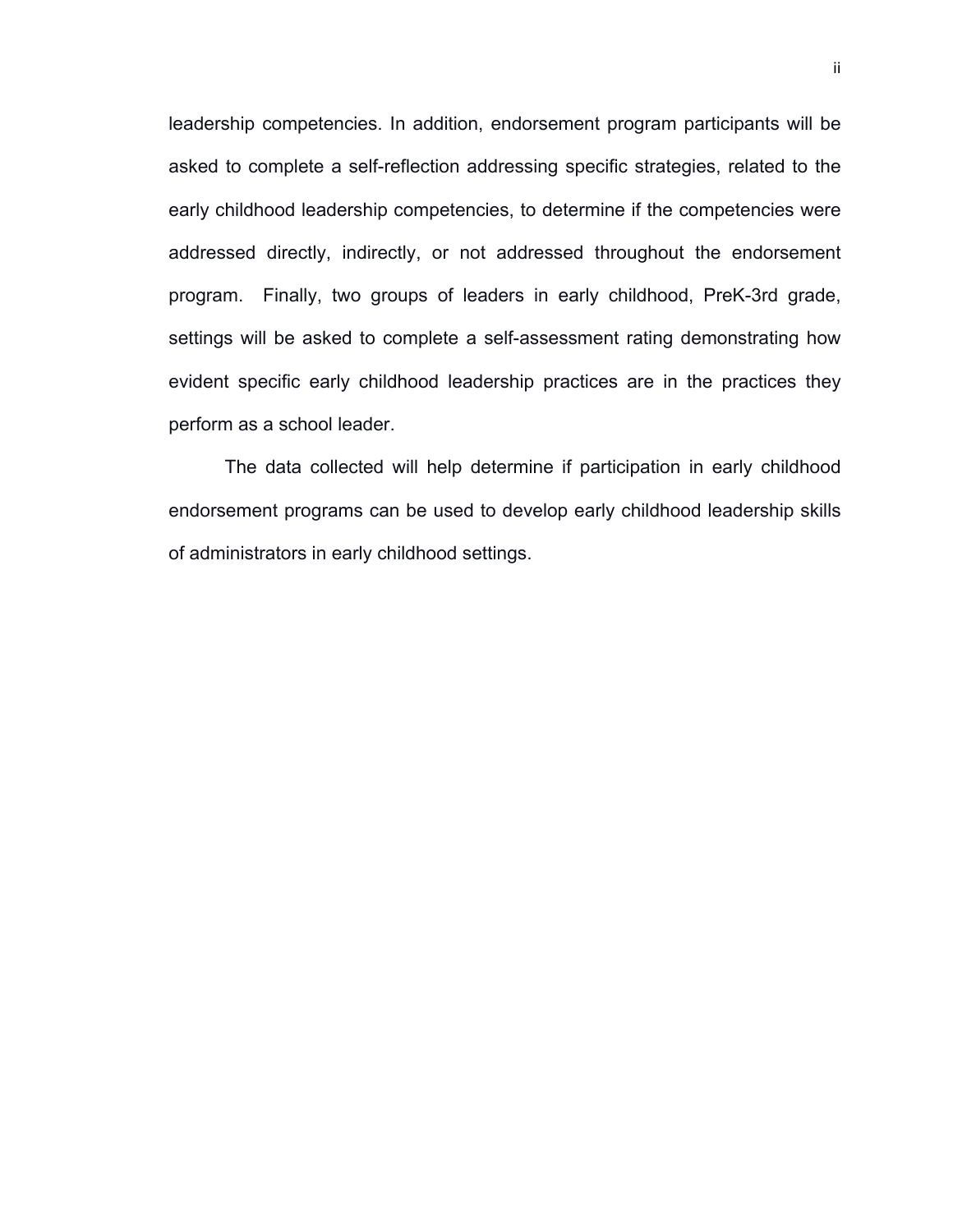leadership competencies. In addition, endorsement program participants will be asked to complete a self-reflection addressing specific strategies, related to the early childhood leadership competencies, to determine if the competencies were addressed directly, indirectly, or not addressed throughout the endorsement program.  Finally, two groups of leaders in early childhood, PreK-3rd grade, settings will be asked to complete a self-assessment rating demonstrating how evident specific early childhood leadership practices are in the practices they perform as a school leader.

The data collected will help determine if participation in early childhood endorsement programs can be used to develop early childhood leadership skills of administrators in early childhood settings.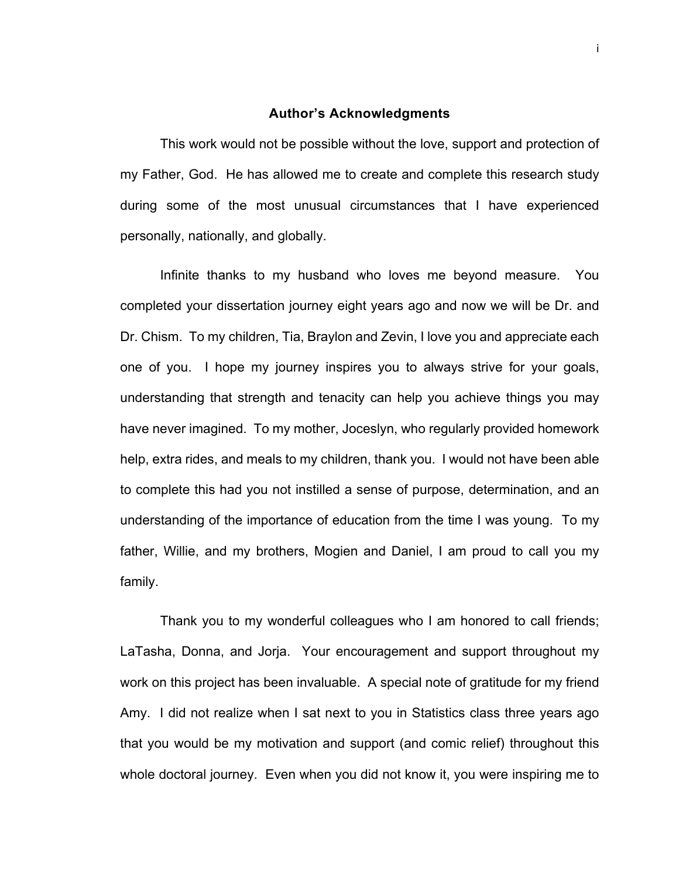## Author's Acknowledgments

This work would not be possible without the love, support and protection of my Father, God. He has allowed me to create and complete this research study during some of the most unusual circumstances that I have experienced personally, nationally, and globally.

Infinite thanks to my husband who loves me beyond measure. You completed your dissertation journey eight years ago and now we will be Dr. and Dr. Chism. To my children, Tia, Braylon and Zevin, I love you and appreciate each one of you. I hope my journey inspires you to always strive for your goals, understanding that strength and tenacity can help you achieve things you may have never imagined. To my mother, Joceslyn, who regularly provided homework help, extra rides, and meals to my children, thank you. I would not have been able to complete this had you not instilled a sense of purpose, determination, and an understanding of the importance of education from the time I was young. To my father, Willie, and my brothers, Mogien and Daniel, I am proud to call you my family.

Thank you to my wonderful colleagues who I am honored to call friends; LaTasha, Donna, and Jorja. Your encouragement and support throughout my work on this project has been invaluable. A special note of gratitude for my friend Amy. I did not realize when I sat next to you in Statistics class three years ago that you would be my motivation and support (and comic relief) throughout this whole doctoral journey. Even when you did not know it, you were inspiring me to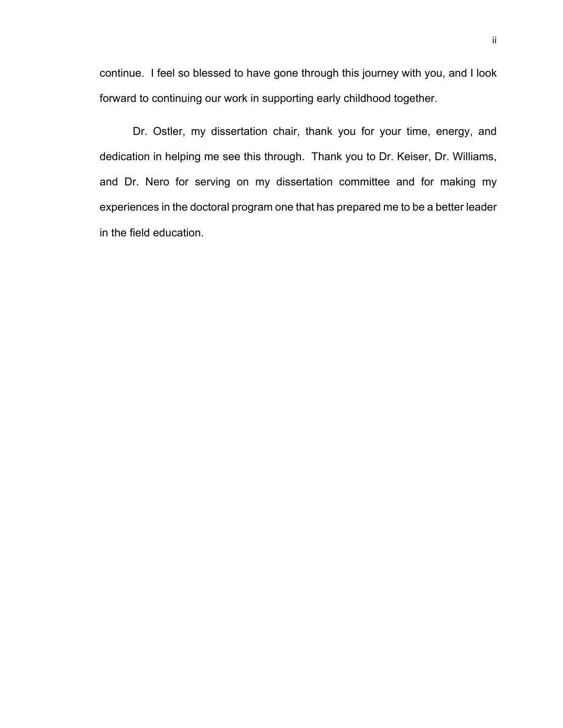continue. I feel so blessed to have gone through this journey with you, and I look forward to continuing our work in supporting early childhood together.

Dr. Ostler, my dissertation chair, thank you for your time, energy, and dedication in helping me see this through. Thank you to Dr. Keiser, Dr. Williams, and Dr. Nero for serving on my dissertation committee and for making my experiences in the doctoral program one that has prepared me to be a better leader in the field education.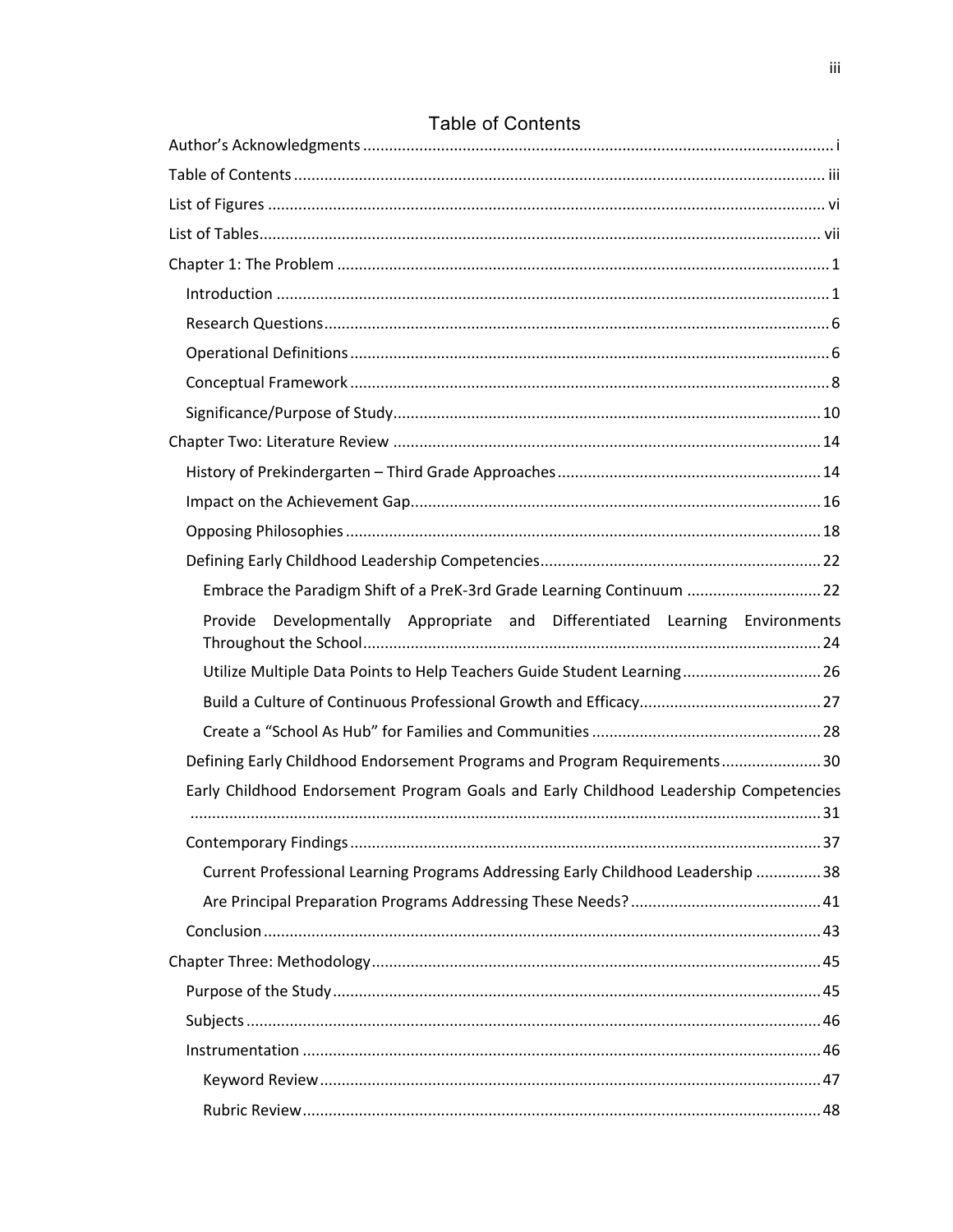# Table of Contents

Author's Acknowledgments ........................................................................................................ i

Table of Contents ...................................................................................................................... iii

List of Figures ........................................................................................................................... vi

List of Tables............................................................................................................................ vii

Chapter 1: The Problem ............................................................................................................ 1

- Introduction ............................................................................................................................ 1
- Research Questions.................................................................................................................. 6
- Operational Definitions ............................................................................................................ 6
- Conceptual Framework ............................................................................................................ 8
- Significance/Purpose of Study................................................................................................. 10

Chapter Two: Literature Review ............................................................................................... 14

- History of Prekindergarten – Third Grade Approaches .......................................................... 14
- Impact on the Achievement Gap............................................................................................. 16
- Opposing Philosophies ........................................................................................................... 18
- Defining Early Childhood Leadership Competencies............................................................... 22
  - Embrace the Paradigm Shift of a PreK-3rd Grade Learning Continuum ............................. 22
  - Provide Developmentally Appropriate and Differentiated Learning Environments Throughout the School....................................................................................................... 24
  - Utilize Multiple Data Points to Help Teachers Guide Student Learning................................ 26
  - Build a Culture of Continuous Professional Growth and Efficacy.......................................... 27
  - Create a "School As Hub" for Families and Communities ..................................................... 28
- Defining Early Childhood Endorsement Programs and Program Requirements....................... 30
- Early Childhood Endorsement Program Goals and Early Childhood Leadership Competencies .............................................................................................................................................. 31
- Contemporary Findings........................................................................................................... 37
  - Current Professional Learning Programs Addressing Early Childhood Leadership ............... 38
  - Are Principal Preparation Programs Addressing These Needs?............................................ 41
- Conclusion.............................................................................................................................. 43

Chapter Three: Methodology..................................................................................................... 45

- Purpose of the Study............................................................................................................... 45
- Subjects.................................................................................................................................. 46
- Instrumentation ..................................................................................................................... 46
  - Keyword Review.................................................................................................................. 47
  - Rubric Review...................................................................................................................... 48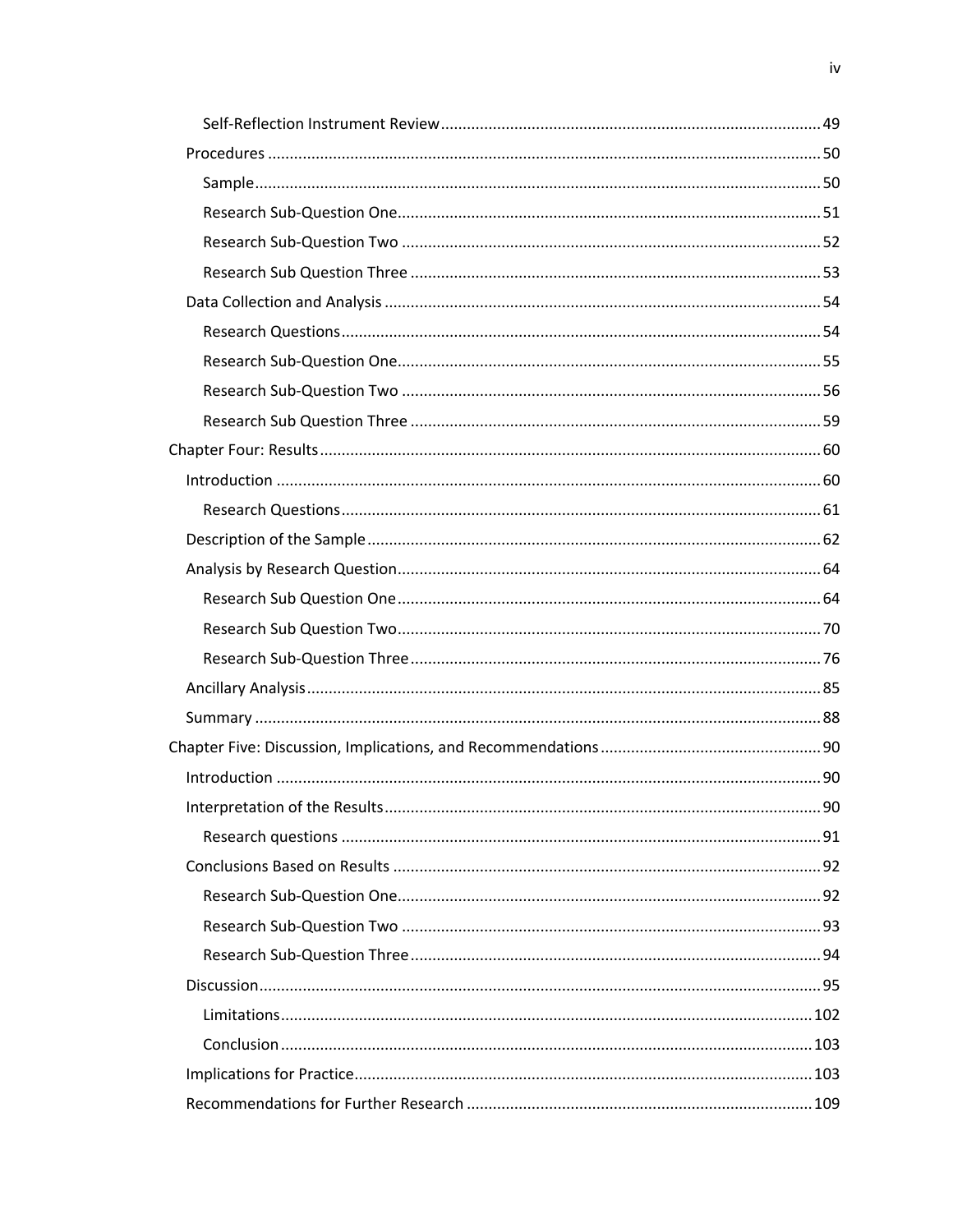Self-Reflection Instrument Review ........................................................................................ 49

Procedures ............................................................................................................................ 50

Sample ................................................................................................................................... 50

Research Sub-Question One ................................................................................................. 51

Research Sub-Question Two ................................................................................................ 52

Research Sub Question Three .............................................................................................. 53

Data Collection and Analysis ................................................................................................. 54

Research Questions .............................................................................................................. 54

Research Sub-Question One ................................................................................................. 55

Research Sub-Question Two ................................................................................................ 56

Research Sub Question Three .............................................................................................. 59

Chapter Four: Results ................................................................................................................ 60

Introduction .......................................................................................................................... 60

Research Questions .............................................................................................................. 61

Description of the Sample ..................................................................................................... 62

Analysis by Research Question .............................................................................................. 64

Research Sub Question One ................................................................................................. 64

Research Sub Question Two ................................................................................................. 70

Research Sub-Question Three .............................................................................................. 76

Ancillary Analysis ................................................................................................................... 85

Summary ............................................................................................................................... 88

Chapter Five: Discussion, Implications, and Recommendations ................................................. 90

Introduction .......................................................................................................................... 90

Interpretation of the Results ................................................................................................. 90

Research questions .............................................................................................................. 91

Conclusions Based on Results ............................................................................................... 92

Research Sub-Question One ................................................................................................. 92

Research Sub-Question Two ................................................................................................ 93

Research Sub-Question Three .............................................................................................. 94

Discussion .............................................................................................................................. 95

Limitations ........................................................................................................................... 102

Conclusion ........................................................................................................................... 103

Implications for Practice ....................................................................................................... 103

Recommendations for Further Research ............................................................................. 109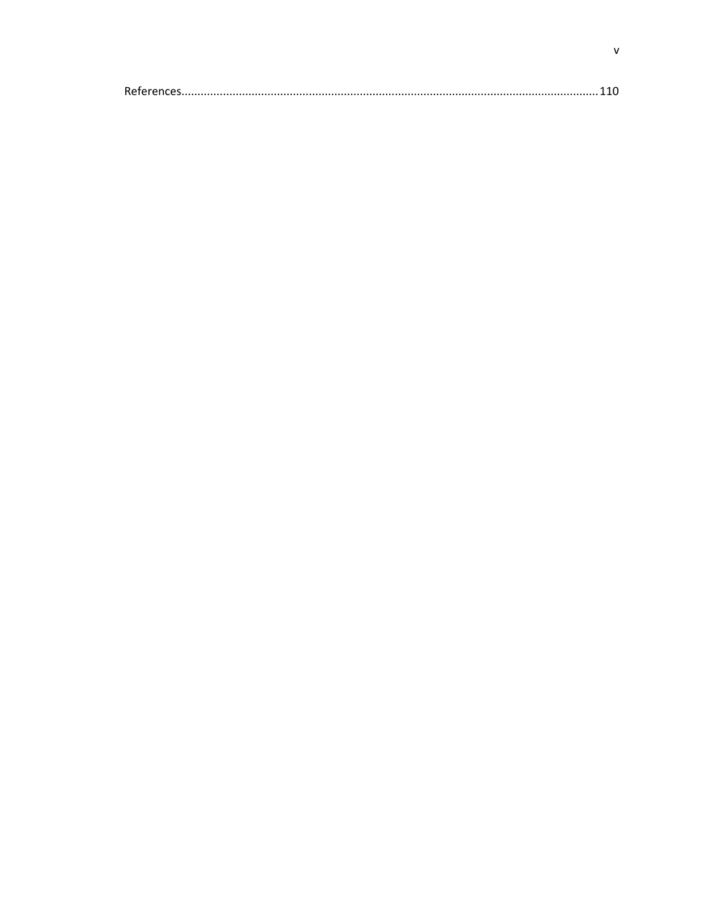References....................................................................................................................................110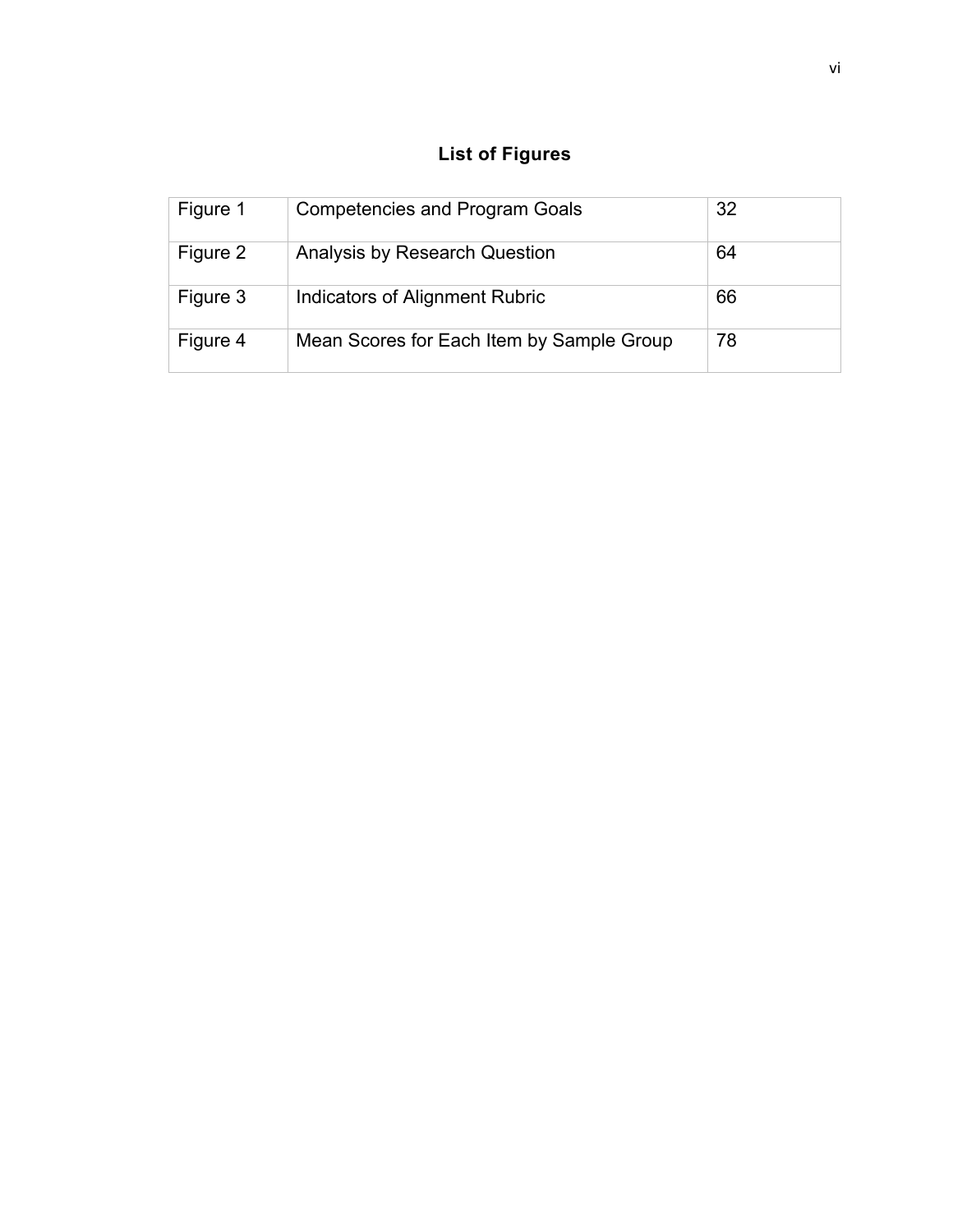# List of Figures

| | | |
|---|---|---|
| Figure 1 | Competencies and Program Goals | 32 |
| Figure 2 | Analysis by Research Question | 64 |
| Figure 3 | Indicators of Alignment Rubric | 66 |
| Figure 4 | Mean Scores for Each Item by Sample Group | 78 |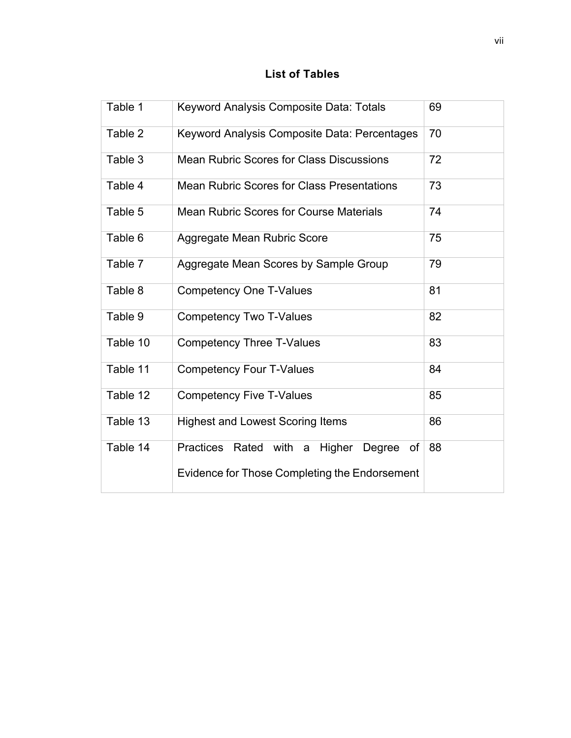## List of Tables

| | | |
|---|---|---|
| Table 1 | Keyword Analysis Composite Data: Totals | 69 |
| Table 2 | Keyword Analysis Composite Data: Percentages | 70 |
| Table 3 | Mean Rubric Scores for Class Discussions | 72 |
| Table 4 | Mean Rubric Scores for Class Presentations | 73 |
| Table 5 | Mean Rubric Scores for Course Materials | 74 |
| Table 6 | Aggregate Mean Rubric Score | 75 |
| Table 7 | Aggregate Mean Scores by Sample Group | 79 |
| Table 8 | Competency One T-Values | 81 |
| Table 9 | Competency Two T-Values | 82 |
| Table 10 | Competency Three T-Values | 83 |
| Table 11 | Competency Four T-Values | 84 |
| Table 12 | Competency Five T-Values | 85 |
| Table 13 | Highest and Lowest Scoring Items | 86 |
| Table 14 | Practices Rated with a Higher Degree of Evidence for Those Completing the Endorsement | 88 |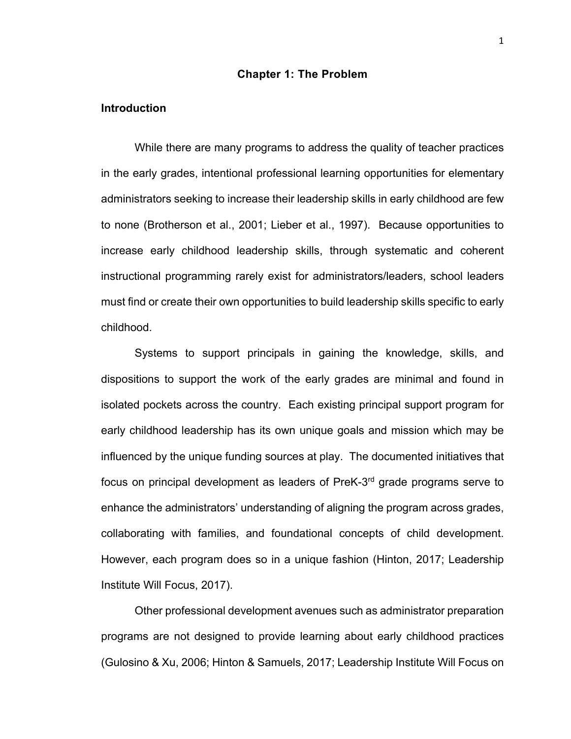# Chapter 1: The Problem

## Introduction

While there are many programs to address the quality of teacher practices in the early grades, intentional professional learning opportunities for elementary administrators seeking to increase their leadership skills in early childhood are few to none (Brotherson et al., 2001; Lieber et al., 1997). Because opportunities to increase early childhood leadership skills, through systematic and coherent instructional programming rarely exist for administrators/leaders, school leaders must find or create their own opportunities to build leadership skills specific to early childhood.

Systems to support principals in gaining the knowledge, skills, and dispositions to support the work of the early grades are minimal and found in isolated pockets across the country. Each existing principal support program for early childhood leadership has its own unique goals and mission which may be influenced by the unique funding sources at play. The documented initiatives that focus on principal development as leaders of PreK-3rd grade programs serve to enhance the administrators' understanding of aligning the program across grades, collaborating with families, and foundational concepts of child development. However, each program does so in a unique fashion (Hinton, 2017; Leadership Institute Will Focus, 2017).

Other professional development avenues such as administrator preparation programs are not designed to provide learning about early childhood practices (Gulosino & Xu, 2006; Hinton & Samuels, 2017; Leadership Institute Will Focus on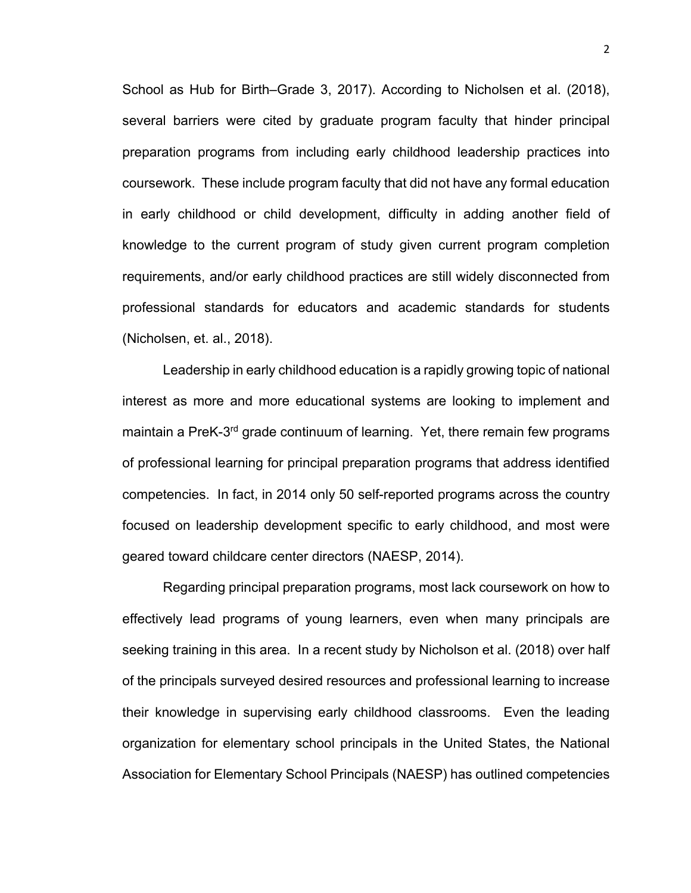School as Hub for Birth–Grade 3, 2017). According to Nicholsen et al. (2018), several barriers were cited by graduate program faculty that hinder principal preparation programs from including early childhood leadership practices into coursework. These include program faculty that did not have any formal education in early childhood or child development, difficulty in adding another field of knowledge to the current program of study given current program completion requirements, and/or early childhood practices are still widely disconnected from professional standards for educators and academic standards for students (Nicholsen, et. al., 2018).

Leadership in early childhood education is a rapidly growing topic of national interest as more and more educational systems are looking to implement and maintain a PreK-3rd grade continuum of learning. Yet, there remain few programs of professional learning for principal preparation programs that address identified competencies. In fact, in 2014 only 50 self-reported programs across the country focused on leadership development specific to early childhood, and most were geared toward childcare center directors (NAESP, 2014).

Regarding principal preparation programs, most lack coursework on how to effectively lead programs of young learners, even when many principals are seeking training in this area. In a recent study by Nicholson et al. (2018) over half of the principals surveyed desired resources and professional learning to increase their knowledge in supervising early childhood classrooms. Even the leading organization for elementary school principals in the United States, the National Association for Elementary School Principals (NAESP) has outlined competencies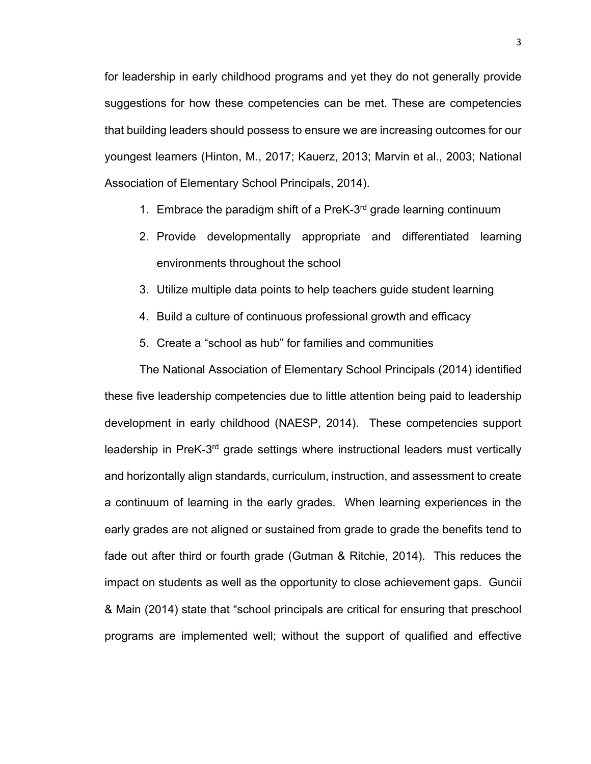for leadership in early childhood programs and yet they do not generally provide suggestions for how these competencies can be met. These are competencies that building leaders should possess to ensure we are increasing outcomes for our youngest learners (Hinton, M., 2017; Kauerz, 2013; Marvin et al., 2003; National Association of Elementary School Principals, 2014).

1. Embrace the paradigm shift of a PreK-3rd grade learning continuum
2. Provide developmentally appropriate and differentiated learning environments throughout the school
3. Utilize multiple data points to help teachers guide student learning
4. Build a culture of continuous professional growth and efficacy
5. Create a "school as hub" for families and communities

The National Association of Elementary School Principals (2014) identified these five leadership competencies due to little attention being paid to leadership development in early childhood (NAESP, 2014). These competencies support leadership in PreK-3rd grade settings where instructional leaders must vertically and horizontally align standards, curriculum, instruction, and assessment to create a continuum of learning in the early grades. When learning experiences in the early grades are not aligned or sustained from grade to grade the benefits tend to fade out after third or fourth grade (Gutman & Ritchie, 2014). This reduces the impact on students as well as the opportunity to close achievement gaps. Guncii & Main (2014) state that "school principals are critical for ensuring that preschool programs are implemented well; without the support of qualified and effective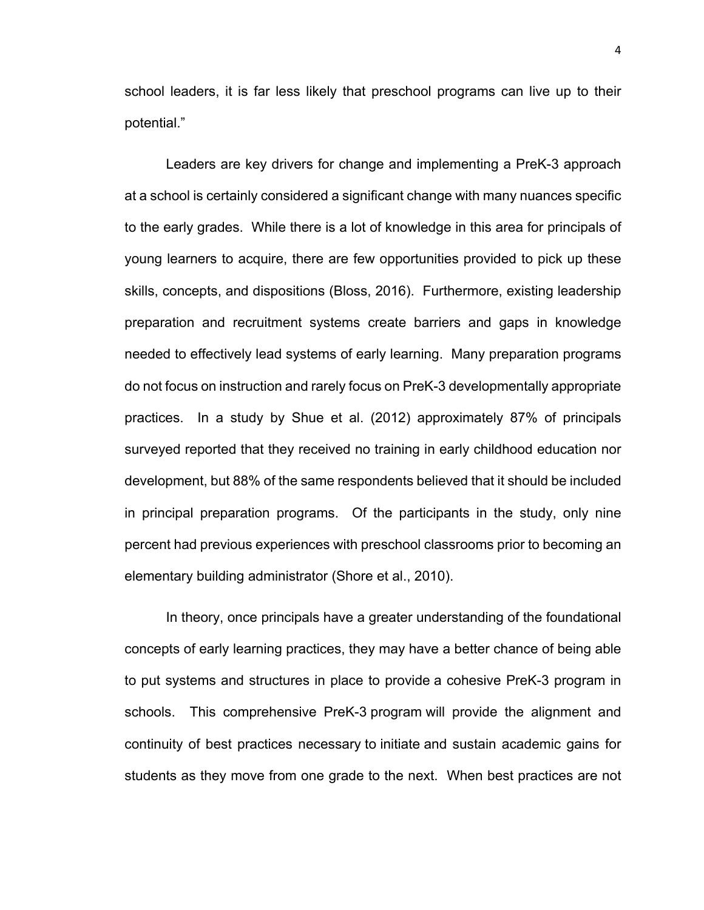school leaders, it is far less likely that preschool programs can live up to their potential."

Leaders are key drivers for change and implementing a PreK-3 approach at a school is certainly considered a significant change with many nuances specific to the early grades. While there is a lot of knowledge in this area for principals of young learners to acquire, there are few opportunities provided to pick up these skills, concepts, and dispositions (Bloss, 2016). Furthermore, existing leadership preparation and recruitment systems create barriers and gaps in knowledge needed to effectively lead systems of early learning. Many preparation programs do not focus on instruction and rarely focus on PreK-3 developmentally appropriate practices. In a study by Shue et al. (2012) approximately 87% of principals surveyed reported that they received no training in early childhood education nor development, but 88% of the same respondents believed that it should be included in principal preparation programs. Of the participants in the study, only nine percent had previous experiences with preschool classrooms prior to becoming an elementary building administrator (Shore et al., 2010).

In theory, once principals have a greater understanding of the foundational concepts of early learning practices, they may have a better chance of being able to put systems and structures in place to provide a cohesive PreK-3 program in schools. This comprehensive PreK-3 program will provide the alignment and continuity of best practices necessary to initiate and sustain academic gains for students as they move from one grade to the next. When best practices are not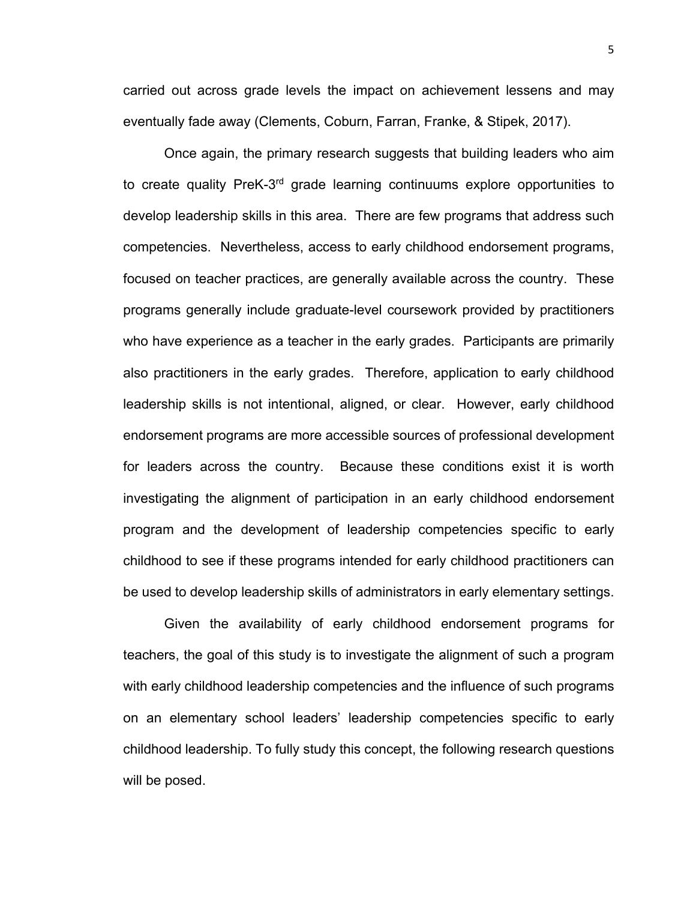carried out across grade levels the impact on achievement lessens and may eventually fade away (Clements, Coburn, Farran, Franke, & Stipek, 2017).

Once again, the primary research suggests that building leaders who aim to create quality PreK-3rd grade learning continuums explore opportunities to develop leadership skills in this area. There are few programs that address such competencies. Nevertheless, access to early childhood endorsement programs, focused on teacher practices, are generally available across the country. These programs generally include graduate-level coursework provided by practitioners who have experience as a teacher in the early grades. Participants are primarily also practitioners in the early grades. Therefore, application to early childhood leadership skills is not intentional, aligned, or clear. However, early childhood endorsement programs are more accessible sources of professional development for leaders across the country. Because these conditions exist it is worth investigating the alignment of participation in an early childhood endorsement program and the development of leadership competencies specific to early childhood to see if these programs intended for early childhood practitioners can be used to develop leadership skills of administrators in early elementary settings.

Given the availability of early childhood endorsement programs for teachers, the goal of this study is to investigate the alignment of such a program with early childhood leadership competencies and the influence of such programs on an elementary school leaders' leadership competencies specific to early childhood leadership. To fully study this concept, the following research questions will be posed.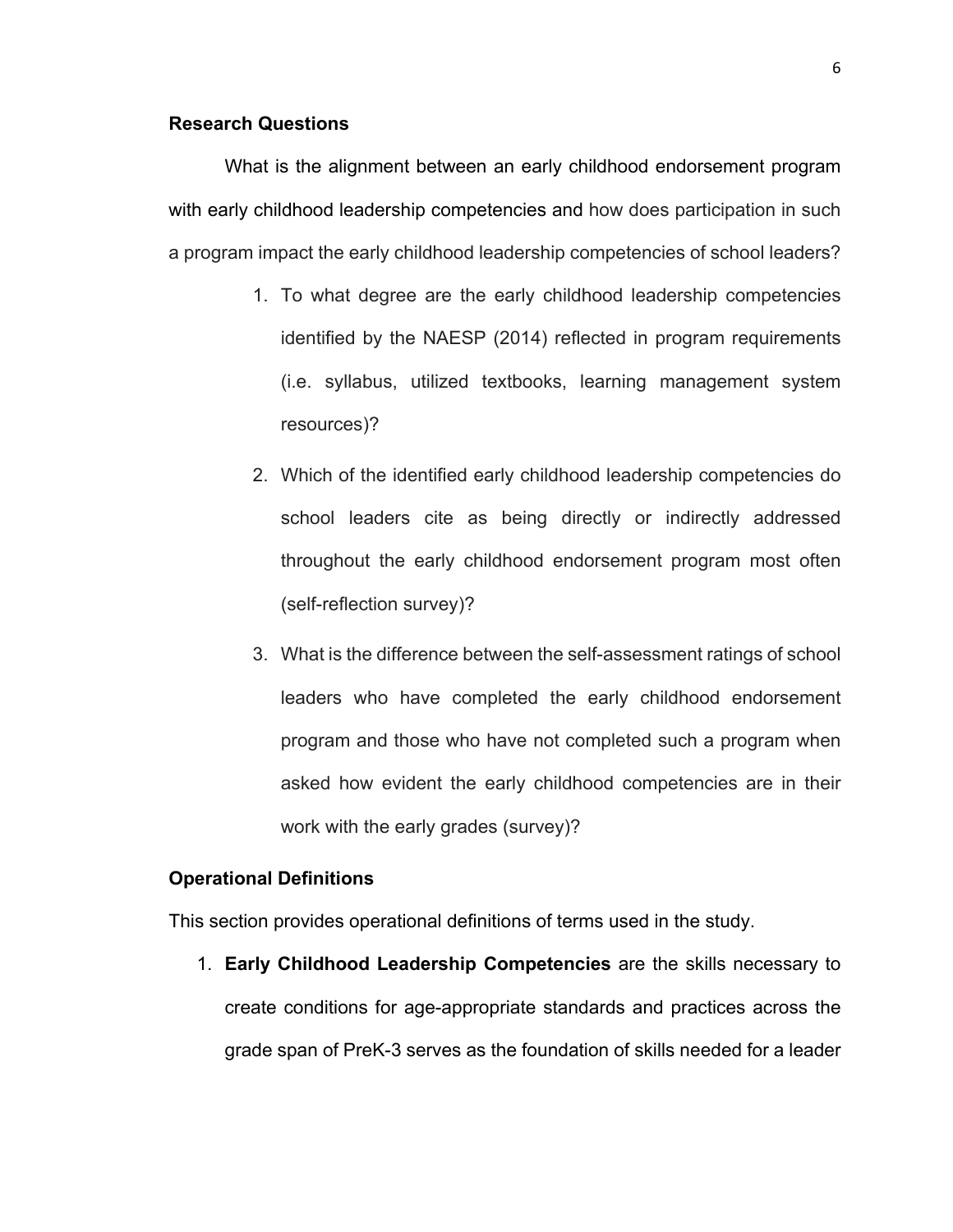## Research Questions

What is the alignment between an early childhood endorsement program with early childhood leadership competencies and how does participation in such a program impact the early childhood leadership competencies of school leaders?

1. To what degree are the early childhood leadership competencies identified by the NAESP (2014) reflected in program requirements (i.e. syllabus, utilized textbooks, learning management system resources)?
2. Which of the identified early childhood leadership competencies do school leaders cite as being directly or indirectly addressed throughout the early childhood endorsement program most often (self-reflection survey)?
3. What is the difference between the self-assessment ratings of school leaders who have completed the early childhood endorsement program and those who have not completed such a program when asked how evident the early childhood competencies are in their work with the early grades (survey)?

## Operational Definitions

This section provides operational definitions of terms used in the study.

1. **Early Childhood Leadership Competencies** are the skills necessary to create conditions for age-appropriate standards and practices across the grade span of PreK-3 serves as the foundation of skills needed for a leader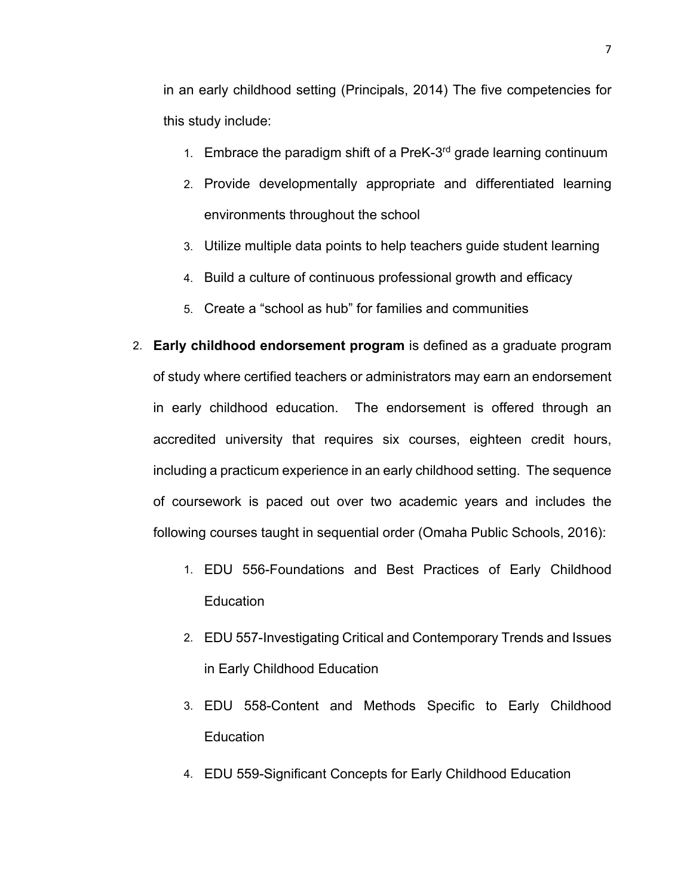in an early childhood setting (Principals, 2014) The five competencies for this study include:

1. Embrace the paradigm shift of a PreK-3rd grade learning continuum
2. Provide developmentally appropriate and differentiated learning environments throughout the school
3. Utilize multiple data points to help teachers guide student learning
4. Build a culture of continuous professional growth and efficacy
5. Create a "school as hub" for families and communities

2. **Early childhood endorsement program** is defined as a graduate program of study where certified teachers or administrators may earn an endorsement in early childhood education. The endorsement is offered through an accredited university that requires six courses, eighteen credit hours, including a practicum experience in an early childhood setting. The sequence of coursework is paced out over two academic years and includes the following courses taught in sequential order (Omaha Public Schools, 2016):

    1. EDU 556-Foundations and Best Practices of Early Childhood Education
    2. EDU 557-Investigating Critical and Contemporary Trends and Issues in Early Childhood Education
    3. EDU 558-Content and Methods Specific to Early Childhood Education
    4. EDU 559-Significant Concepts for Early Childhood Education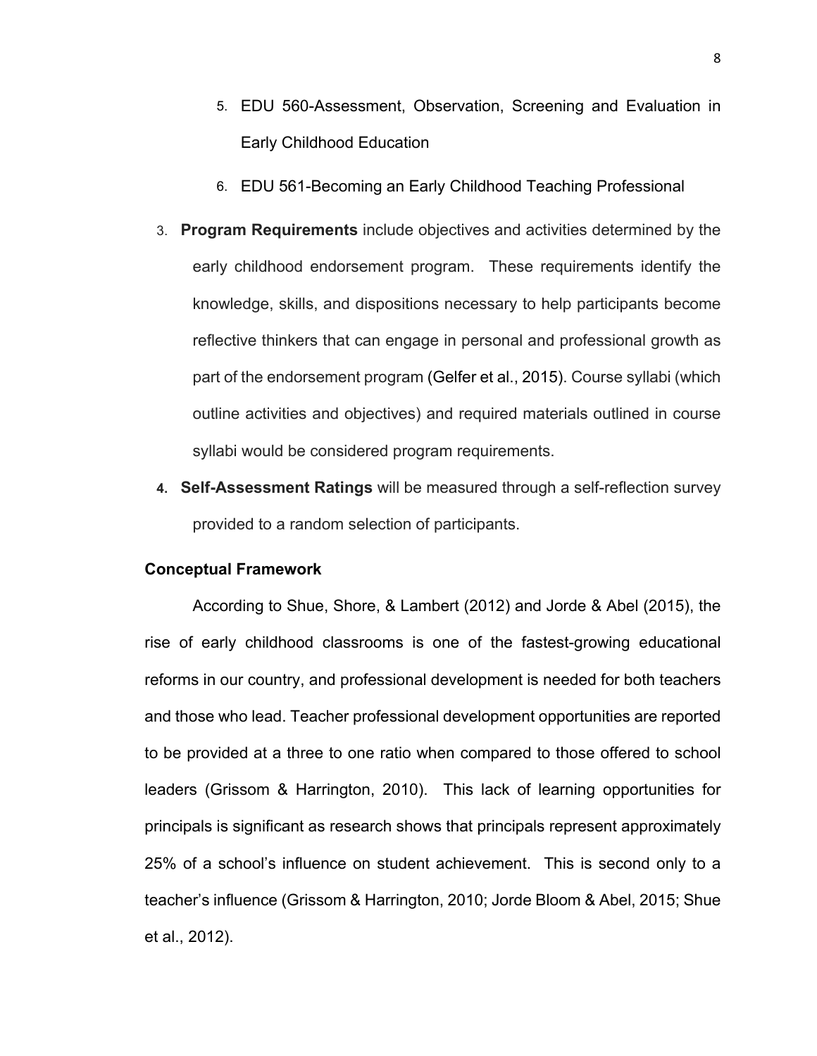5. EDU 560-Assessment, Observation, Screening and Evaluation in Early Childhood Education
6. EDU 561-Becoming an Early Childhood Teaching Professional

3. **Program Requirements** include objectives and activities determined by the early childhood endorsement program. These requirements identify the knowledge, skills, and dispositions necessary to help participants become reflective thinkers that can engage in personal and professional growth as part of the endorsement program (Gelfer et al., 2015). Course syllabi (which outline activities and objectives) and required materials outlined in course syllabi would be considered program requirements.
4. **Self-Assessment Ratings** will be measured through a self-reflection survey provided to a random selection of participants.

### Conceptual Framework

According to Shue, Shore, & Lambert (2012) and Jorde & Abel (2015), the rise of early childhood classrooms is one of the fastest-growing educational reforms in our country, and professional development is needed for both teachers and those who lead. Teacher professional development opportunities are reported to be provided at a three to one ratio when compared to those offered to school leaders (Grissom & Harrington, 2010). This lack of learning opportunities for principals is significant as research shows that principals represent approximately 25% of a school's influence on student achievement. This is second only to a teacher's influence (Grissom & Harrington, 2010; Jorde Bloom & Abel, 2015; Shue et al., 2012).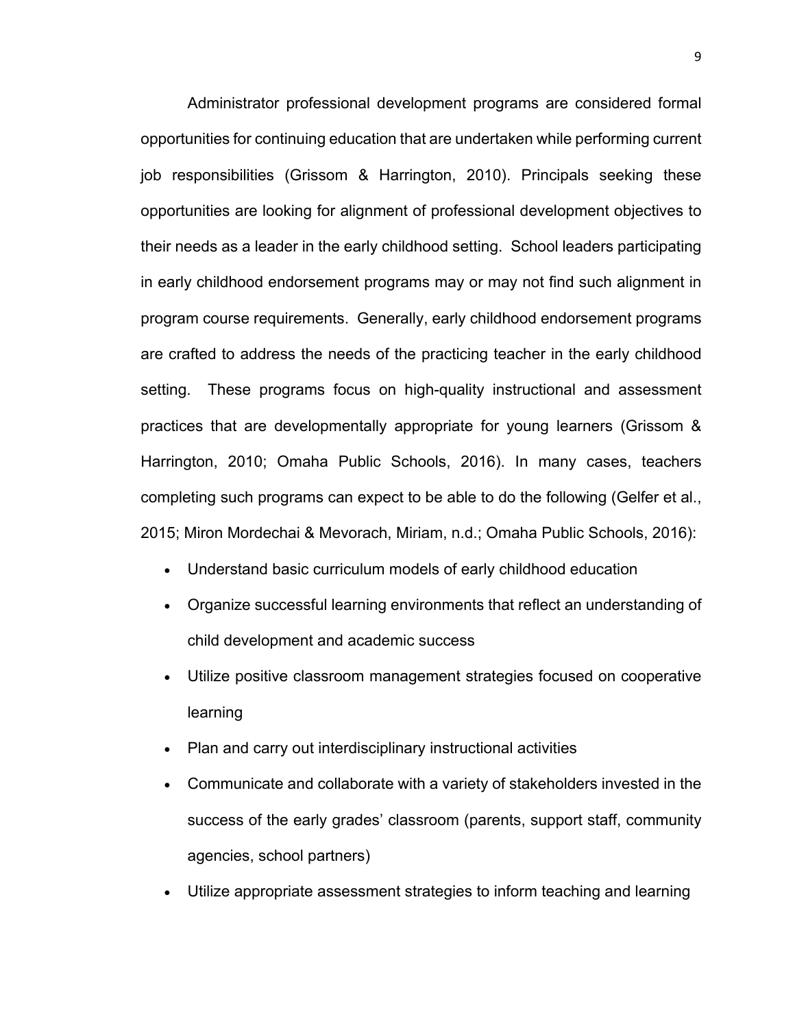Administrator professional development programs are considered formal opportunities for continuing education that are undertaken while performing current job responsibilities (Grissom & Harrington, 2010). Principals seeking these opportunities are looking for alignment of professional development objectives to their needs as a leader in the early childhood setting. School leaders participating in early childhood endorsement programs may or may not find such alignment in program course requirements. Generally, early childhood endorsement programs are crafted to address the needs of the practicing teacher in the early childhood setting. These programs focus on high-quality instructional and assessment practices that are developmentally appropriate for young learners (Grissom & Harrington, 2010; Omaha Public Schools, 2016). In many cases, teachers completing such programs can expect to be able to do the following (Gelfer et al., 2015; Miron Mordechai & Mevorach, Miriam, n.d.; Omaha Public Schools, 2016):

- Understand basic curriculum models of early childhood education
- Organize successful learning environments that reflect an understanding of child development and academic success
- Utilize positive classroom management strategies focused on cooperative learning
- Plan and carry out interdisciplinary instructional activities
- Communicate and collaborate with a variety of stakeholders invested in the success of the early grades' classroom (parents, support staff, community agencies, school partners)
- Utilize appropriate assessment strategies to inform teaching and learning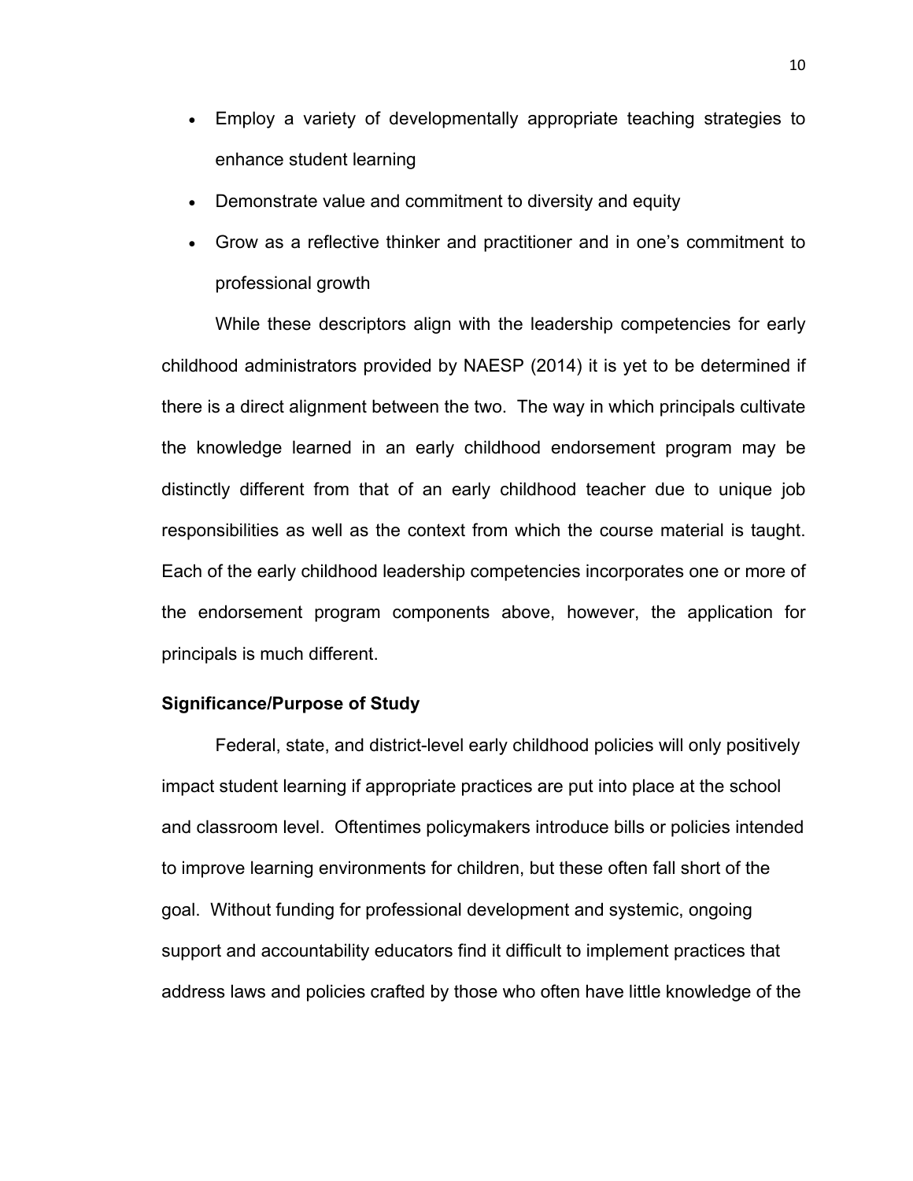- Employ a variety of developmentally appropriate teaching strategies to enhance student learning
- Demonstrate value and commitment to diversity and equity
- Grow as a reflective thinker and practitioner and in one's commitment to professional growth

While these descriptors align with the leadership competencies for early childhood administrators provided by NAESP (2014) it is yet to be determined if there is a direct alignment between the two. The way in which principals cultivate the knowledge learned in an early childhood endorsement program may be distinctly different from that of an early childhood teacher due to unique job responsibilities as well as the context from which the course material is taught. Each of the early childhood leadership competencies incorporates one or more of the endorsement program components above, however, the application for principals is much different.

### Significance/Purpose of Study

Federal, state, and district-level early childhood policies will only positively impact student learning if appropriate practices are put into place at the school and classroom level. Oftentimes policymakers introduce bills or policies intended to improve learning environments for children, but these often fall short of the goal. Without funding for professional development and systemic, ongoing support and accountability educators find it difficult to implement practices that address laws and policies crafted by those who often have little knowledge of the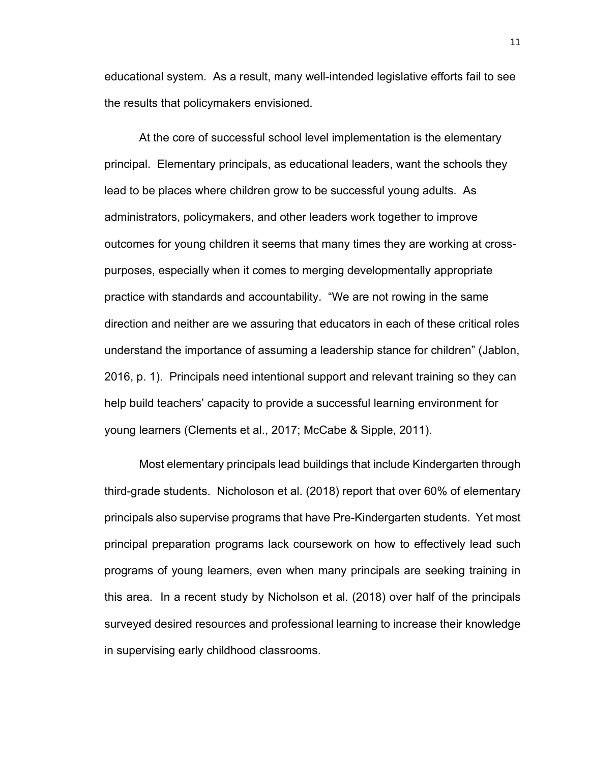educational system. As a result, many well-intended legislative efforts fail to see the results that policymakers envisioned.

At the core of successful school level implementation is the elementary principal. Elementary principals, as educational leaders, want the schools they lead to be places where children grow to be successful young adults. As administrators, policymakers, and other leaders work together to improve outcomes for young children it seems that many times they are working at cross-purposes, especially when it comes to merging developmentally appropriate practice with standards and accountability. "We are not rowing in the same direction and neither are we assuring that educators in each of these critical roles understand the importance of assuming a leadership stance for children" (Jablon, 2016, p. 1). Principals need intentional support and relevant training so they can help build teachers' capacity to provide a successful learning environment for young learners (Clements et al., 2017; McCabe & Sipple, 2011).

Most elementary principals lead buildings that include Kindergarten through third-grade students. Nicholoson et al. (2018) report that over 60% of elementary principals also supervise programs that have Pre-Kindergarten students. Yet most principal preparation programs lack coursework on how to effectively lead such programs of young learners, even when many principals are seeking training in this area. In a recent study by Nicholson et al. (2018) over half of the principals surveyed desired resources and professional learning to increase their knowledge in supervising early childhood classrooms.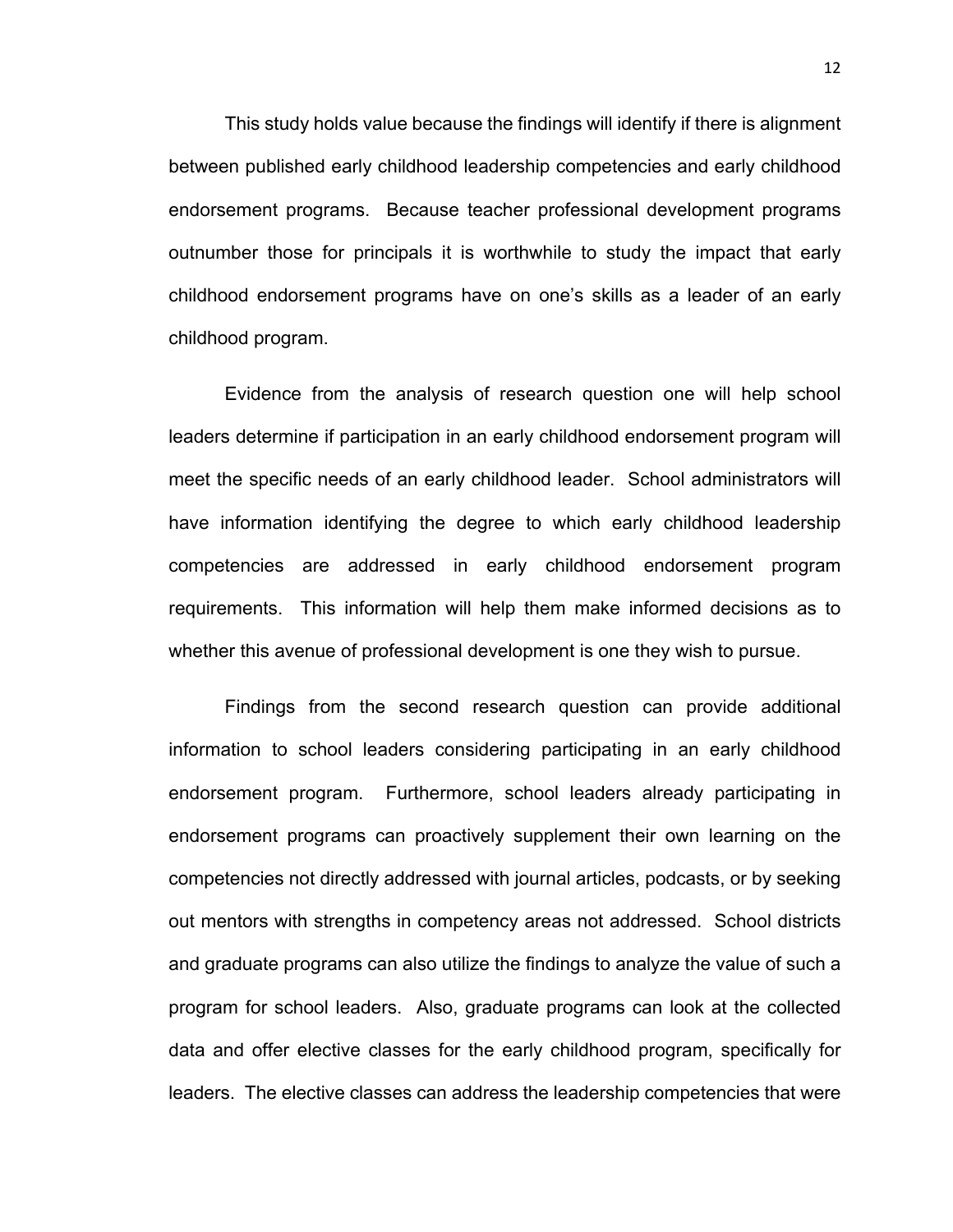This study holds value because the findings will identify if there is alignment between published early childhood leadership competencies and early childhood endorsement programs. Because teacher professional development programs outnumber those for principals it is worthwhile to study the impact that early childhood endorsement programs have on one's skills as a leader of an early childhood program.

Evidence from the analysis of research question one will help school leaders determine if participation in an early childhood endorsement program will meet the specific needs of an early childhood leader. School administrators will have information identifying the degree to which early childhood leadership competencies are addressed in early childhood endorsement program requirements. This information will help them make informed decisions as to whether this avenue of professional development is one they wish to pursue.

Findings from the second research question can provide additional information to school leaders considering participating in an early childhood endorsement program. Furthermore, school leaders already participating in endorsement programs can proactively supplement their own learning on the competencies not directly addressed with journal articles, podcasts, or by seeking out mentors with strengths in competency areas not addressed. School districts and graduate programs can also utilize the findings to analyze the value of such a program for school leaders. Also, graduate programs can look at the collected data and offer elective classes for the early childhood program, specifically for leaders. The elective classes can address the leadership competencies that were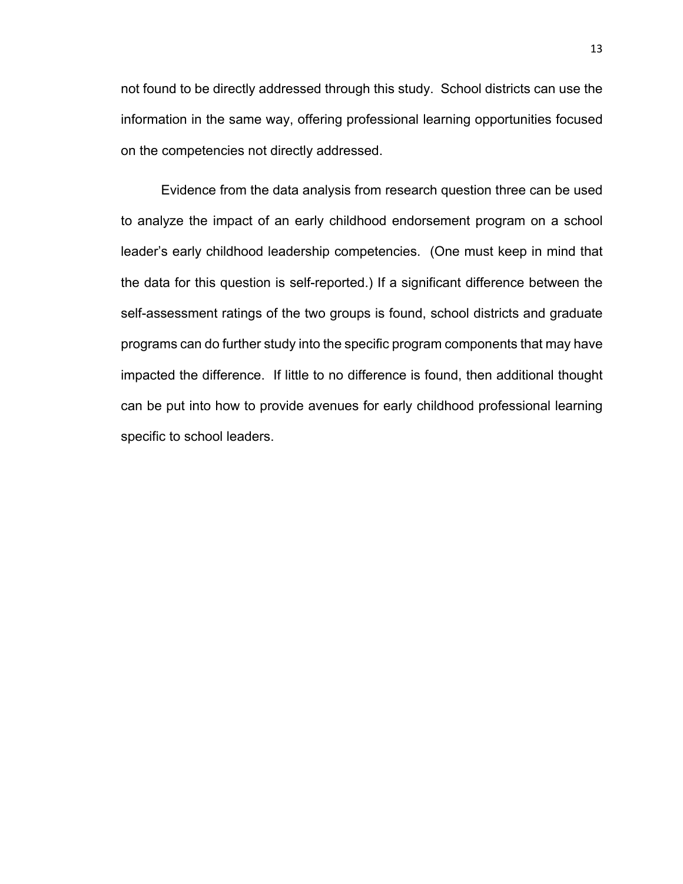not found to be directly addressed through this study. School districts can use the information in the same way, offering professional learning opportunities focused on the competencies not directly addressed.

Evidence from the data analysis from research question three can be used to analyze the impact of an early childhood endorsement program on a school leader's early childhood leadership competencies. (One must keep in mind that the data for this question is self-reported.) If a significant difference between the self-assessment ratings of the two groups is found, school districts and graduate programs can do further study into the specific program components that may have impacted the difference. If little to no difference is found, then additional thought can be put into how to provide avenues for early childhood professional learning specific to school leaders.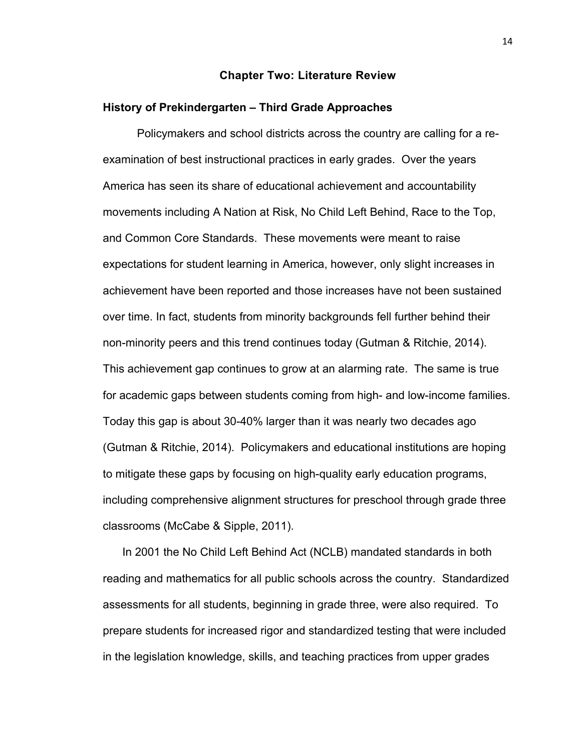## Chapter Two: Literature Review

### History of Prekindergarten – Third Grade Approaches

Policymakers and school districts across the country are calling for a re-examination of best instructional practices in early grades. Over the years America has seen its share of educational achievement and accountability movements including A Nation at Risk, No Child Left Behind, Race to the Top, and Common Core Standards. These movements were meant to raise expectations for student learning in America, however, only slight increases in achievement have been reported and those increases have not been sustained over time. In fact, students from minority backgrounds fell further behind their non-minority peers and this trend continues today (Gutman & Ritchie, 2014). This achievement gap continues to grow at an alarming rate. The same is true for academic gaps between students coming from high- and low-income families. Today this gap is about 30-40% larger than it was nearly two decades ago (Gutman & Ritchie, 2014). Policymakers and educational institutions are hoping to mitigate these gaps by focusing on high-quality early education programs, including comprehensive alignment structures for preschool through grade three classrooms (McCabe & Sipple, 2011).

In 2001 the No Child Left Behind Act (NCLB) mandated standards in both reading and mathematics for all public schools across the country. Standardized assessments for all students, beginning in grade three, were also required. To prepare students for increased rigor and standardized testing that were included in the legislation knowledge, skills, and teaching practices from upper grades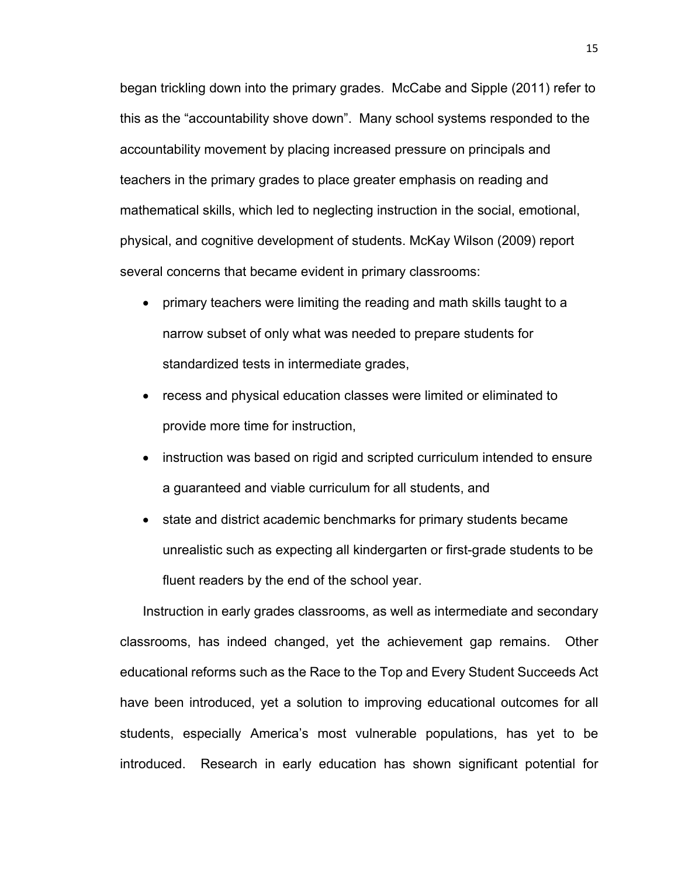began trickling down into the primary grades. McCabe and Sipple (2011) refer to this as the "accountability shove down". Many school systems responded to the accountability movement by placing increased pressure on principals and teachers in the primary grades to place greater emphasis on reading and mathematical skills, which led to neglecting instruction in the social, emotional, physical, and cognitive development of students. McKay Wilson (2009) report several concerns that became evident in primary classrooms:

- primary teachers were limiting the reading and math skills taught to a narrow subset of only what was needed to prepare students for standardized tests in intermediate grades,
- recess and physical education classes were limited or eliminated to provide more time for instruction,
- instruction was based on rigid and scripted curriculum intended to ensure a guaranteed and viable curriculum for all students, and
- state and district academic benchmarks for primary students became unrealistic such as expecting all kindergarten or first-grade students to be fluent readers by the end of the school year.

Instruction in early grades classrooms, as well as intermediate and secondary classrooms, has indeed changed, yet the achievement gap remains. Other educational reforms such as the Race to the Top and Every Student Succeeds Act have been introduced, yet a solution to improving educational outcomes for all students, especially America's most vulnerable populations, has yet to be introduced. Research in early education has shown significant potential for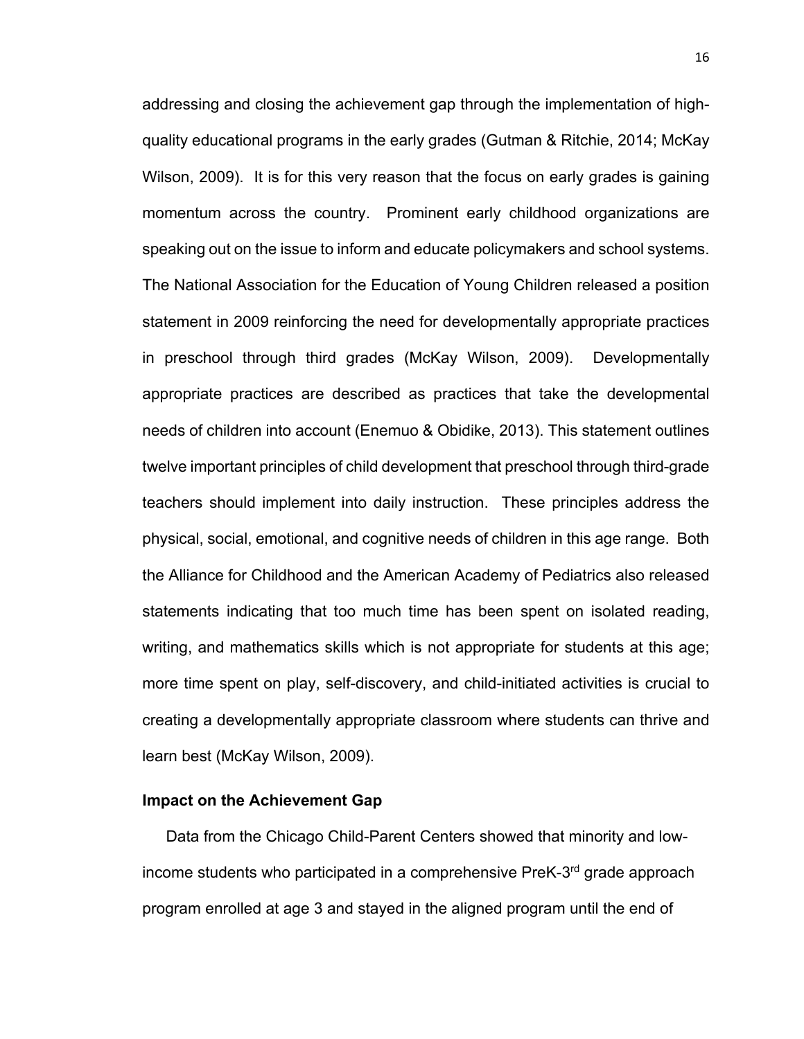addressing and closing the achievement gap through the implementation of high-quality educational programs in the early grades (Gutman & Ritchie, 2014; McKay Wilson, 2009). It is for this very reason that the focus on early grades is gaining momentum across the country. Prominent early childhood organizations are speaking out on the issue to inform and educate policymakers and school systems. The National Association for the Education of Young Children released a position statement in 2009 reinforcing the need for developmentally appropriate practices in preschool through third grades (McKay Wilson, 2009). Developmentally appropriate practices are described as practices that take the developmental needs of children into account (Enemuo & Obidike, 2013). This statement outlines twelve important principles of child development that preschool through third-grade teachers should implement into daily instruction. These principles address the physical, social, emotional, and cognitive needs of children in this age range. Both the Alliance for Childhood and the American Academy of Pediatrics also released statements indicating that too much time has been spent on isolated reading, writing, and mathematics skills which is not appropriate for students at this age; more time spent on play, self-discovery, and child-initiated activities is crucial to creating a developmentally appropriate classroom where students can thrive and learn best (McKay Wilson, 2009).

### Impact on the Achievement Gap

Data from the Chicago Child-Parent Centers showed that minority and low-income students who participated in a comprehensive PreK-3rd grade approach program enrolled at age 3 and stayed in the aligned program until the end of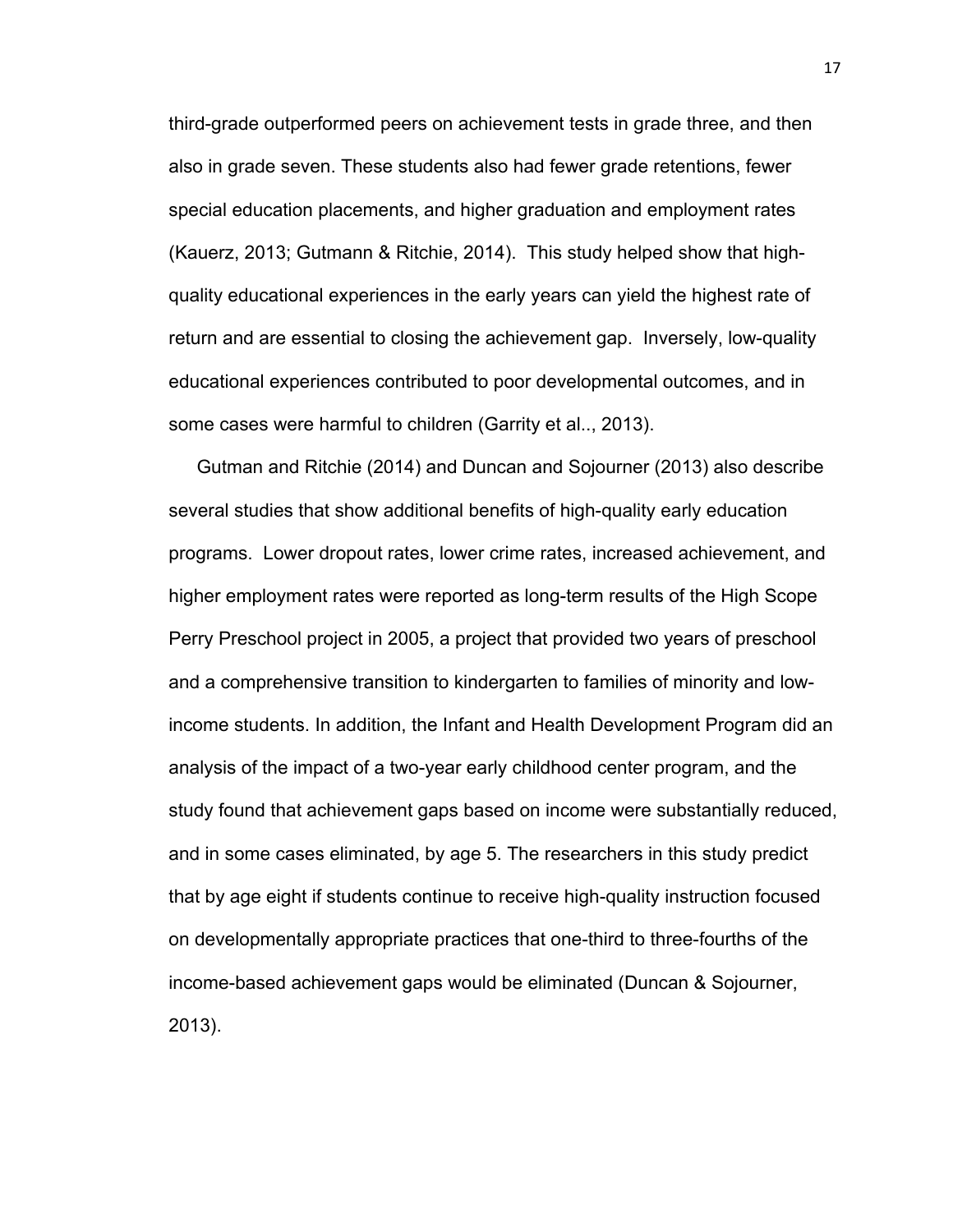third-grade outperformed peers on achievement tests in grade three, and then also in grade seven. These students also had fewer grade retentions, fewer special education placements, and higher graduation and employment rates (Kauerz, 2013; Gutmann & Ritchie, 2014). This study helped show that high-quality educational experiences in the early years can yield the highest rate of return and are essential to closing the achievement gap. Inversely, low-quality educational experiences contributed to poor developmental outcomes, and in some cases were harmful to children (Garrity et al.., 2013).

Gutman and Ritchie (2014) and Duncan and Sojourner (2013) also describe several studies that show additional benefits of high-quality early education programs. Lower dropout rates, lower crime rates, increased achievement, and higher employment rates were reported as long-term results of the High Scope Perry Preschool project in 2005, a project that provided two years of preschool and a comprehensive transition to kindergarten to families of minority and low-income students. In addition, the Infant and Health Development Program did an analysis of the impact of a two-year early childhood center program, and the study found that achievement gaps based on income were substantially reduced, and in some cases eliminated, by age 5. The researchers in this study predict that by age eight if students continue to receive high-quality instruction focused on developmentally appropriate practices that one-third to three-fourths of the income-based achievement gaps would be eliminated (Duncan & Sojourner, 2013).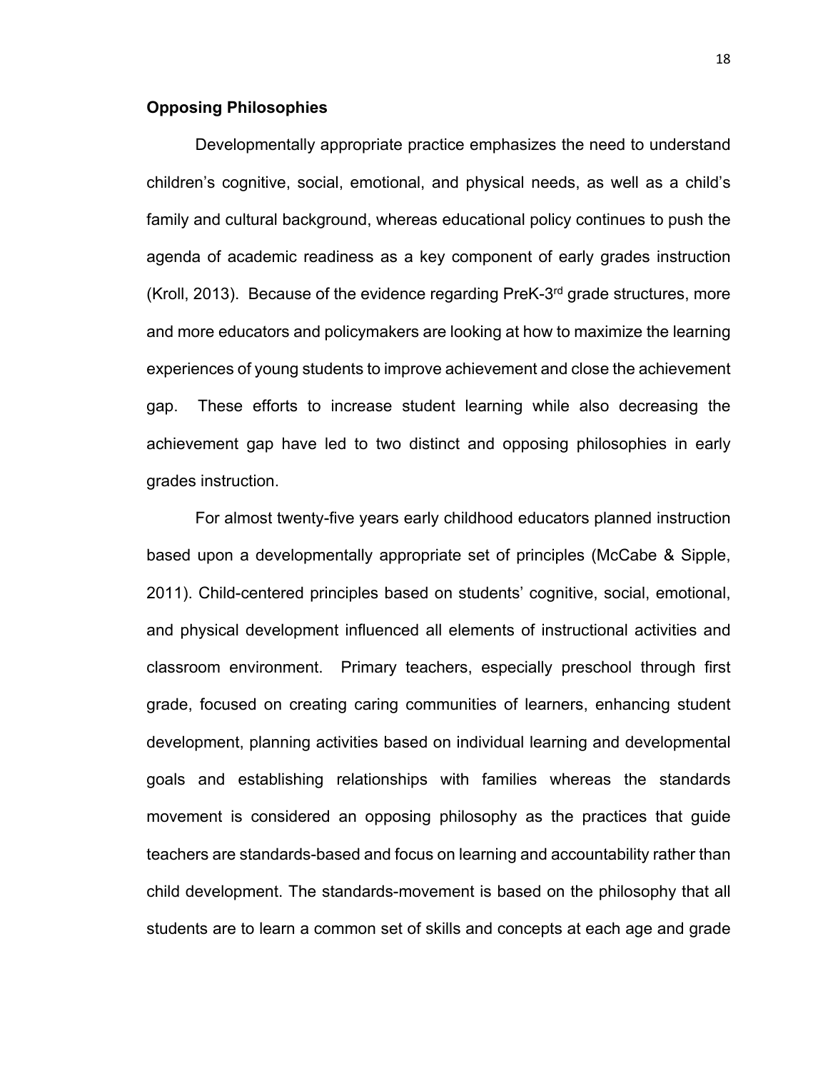## Opposing Philosophies

Developmentally appropriate practice emphasizes the need to understand children's cognitive, social, emotional, and physical needs, as well as a child's family and cultural background, whereas educational policy continues to push the agenda of academic readiness as a key component of early grades instruction (Kroll, 2013). Because of the evidence regarding PreK-3rd grade structures, more and more educators and policymakers are looking at how to maximize the learning experiences of young students to improve achievement and close the achievement gap. These efforts to increase student learning while also decreasing the achievement gap have led to two distinct and opposing philosophies in early grades instruction.

For almost twenty-five years early childhood educators planned instruction based upon a developmentally appropriate set of principles (McCabe & Sipple, 2011). Child-centered principles based on students' cognitive, social, emotional, and physical development influenced all elements of instructional activities and classroom environment. Primary teachers, especially preschool through first grade, focused on creating caring communities of learners, enhancing student development, planning activities based on individual learning and developmental goals and establishing relationships with families whereas the standards movement is considered an opposing philosophy as the practices that guide teachers are standards-based and focus on learning and accountability rather than child development. The standards-movement is based on the philosophy that all students are to learn a common set of skills and concepts at each age and grade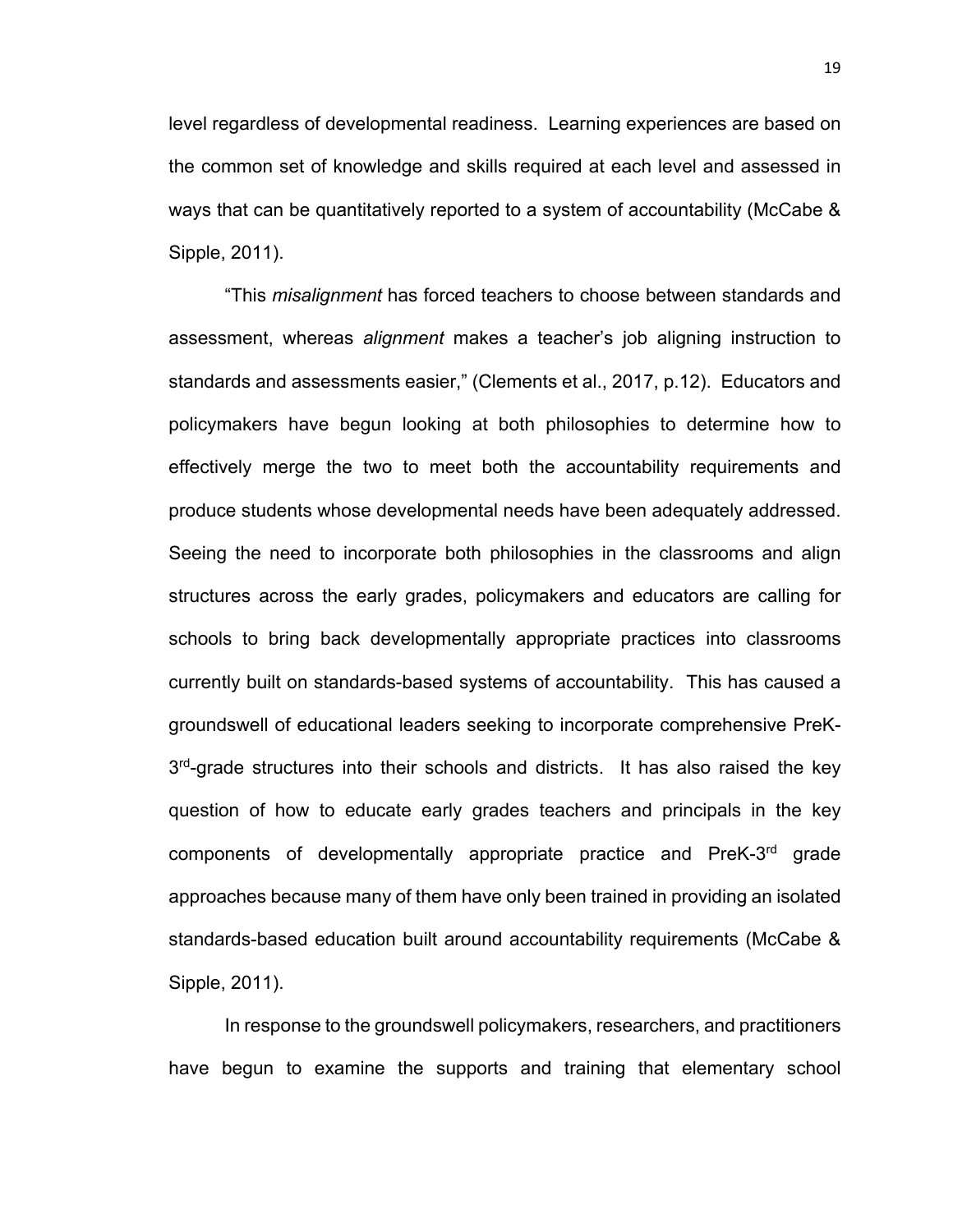level regardless of developmental readiness. Learning experiences are based on the common set of knowledge and skills required at each level and assessed in ways that can be quantitatively reported to a system of accountability (McCabe & Sipple, 2011).

"This *misalignment* has forced teachers to choose between standards and assessment, whereas *alignment* makes a teacher's job aligning instruction to standards and assessments easier," (Clements et al., 2017, p.12). Educators and policymakers have begun looking at both philosophies to determine how to effectively merge the two to meet both the accountability requirements and produce students whose developmental needs have been adequately addressed. Seeing the need to incorporate both philosophies in the classrooms and align structures across the early grades, policymakers and educators are calling for schools to bring back developmentally appropriate practices into classrooms currently built on standards-based systems of accountability. This has caused a groundswell of educational leaders seeking to incorporate comprehensive PreK-3rd-grade structures into their schools and districts. It has also raised the key question of how to educate early grades teachers and principals in the key components of developmentally appropriate practice and PreK-3rd grade approaches because many of them have only been trained in providing an isolated standards-based education built around accountability requirements (McCabe & Sipple, 2011).

In response to the groundswell policymakers, researchers, and practitioners have begun to examine the supports and training that elementary school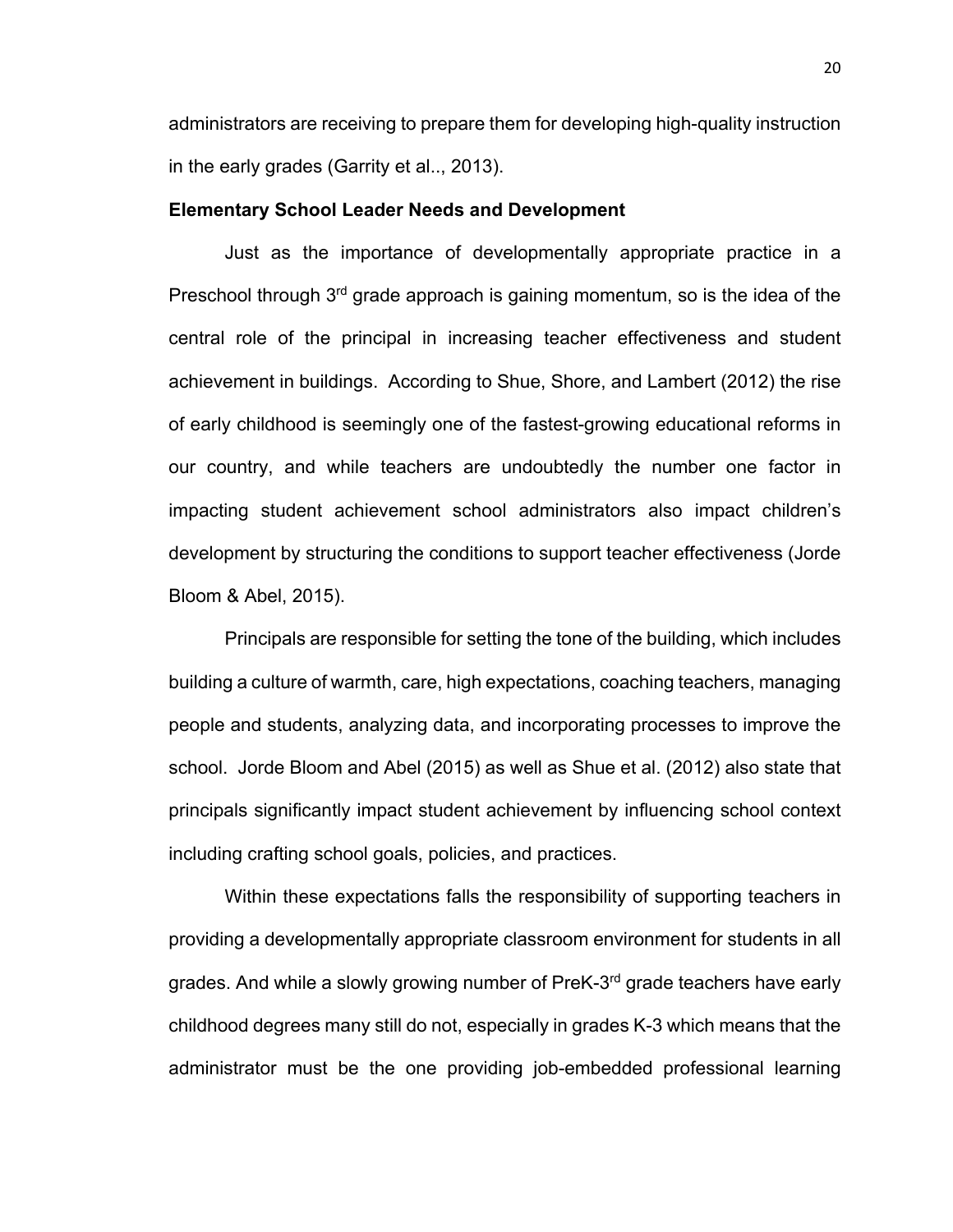administrators are receiving to prepare them for developing high-quality instruction in the early grades (Garrity et al.., 2013).

### Elementary School Leader Needs and Development

Just as the importance of developmentally appropriate practice in a Preschool through 3rd grade approach is gaining momentum, so is the idea of the central role of the principal in increasing teacher effectiveness and student achievement in buildings. According to Shue, Shore, and Lambert (2012) the rise of early childhood is seemingly one of the fastest-growing educational reforms in our country, and while teachers are undoubtedly the number one factor in impacting student achievement school administrators also impact children's development by structuring the conditions to support teacher effectiveness (Jorde Bloom & Abel, 2015).

Principals are responsible for setting the tone of the building, which includes building a culture of warmth, care, high expectations, coaching teachers, managing people and students, analyzing data, and incorporating processes to improve the school. Jorde Bloom and Abel (2015) as well as Shue et al. (2012) also state that principals significantly impact student achievement by influencing school context including crafting school goals, policies, and practices.

Within these expectations falls the responsibility of supporting teachers in providing a developmentally appropriate classroom environment for students in all grades. And while a slowly growing number of PreK-3rd grade teachers have early childhood degrees many still do not, especially in grades K-3 which means that the administrator must be the one providing job-embedded professional learning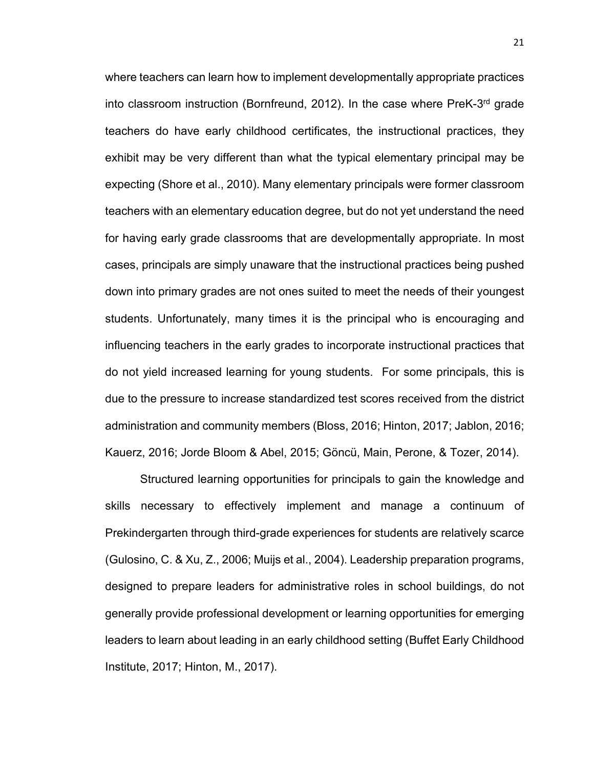where teachers can learn how to implement developmentally appropriate practices into classroom instruction (Bornfreund, 2012). In the case where PreK-3rd grade teachers do have early childhood certificates, the instructional practices, they exhibit may be very different than what the typical elementary principal may be expecting (Shore et al., 2010). Many elementary principals were former classroom teachers with an elementary education degree, but do not yet understand the need for having early grade classrooms that are developmentally appropriate. In most cases, principals are simply unaware that the instructional practices being pushed down into primary grades are not ones suited to meet the needs of their youngest students. Unfortunately, many times it is the principal who is encouraging and influencing teachers in the early grades to incorporate instructional practices that do not yield increased learning for young students. For some principals, this is due to the pressure to increase standardized test scores received from the district administration and community members (Bloss, 2016; Hinton, 2017; Jablon, 2016; Kauerz, 2016; Jorde Bloom & Abel, 2015; Göncü, Main, Perone, & Tozer, 2014).

Structured learning opportunities for principals to gain the knowledge and skills necessary to effectively implement and manage a continuum of Prekindergarten through third-grade experiences for students are relatively scarce (Gulosino, C. & Xu, Z., 2006; Muijs et al., 2004). Leadership preparation programs, designed to prepare leaders for administrative roles in school buildings, do not generally provide professional development or learning opportunities for emerging leaders to learn about leading in an early childhood setting (Buffet Early Childhood Institute, 2017; Hinton, M., 2017).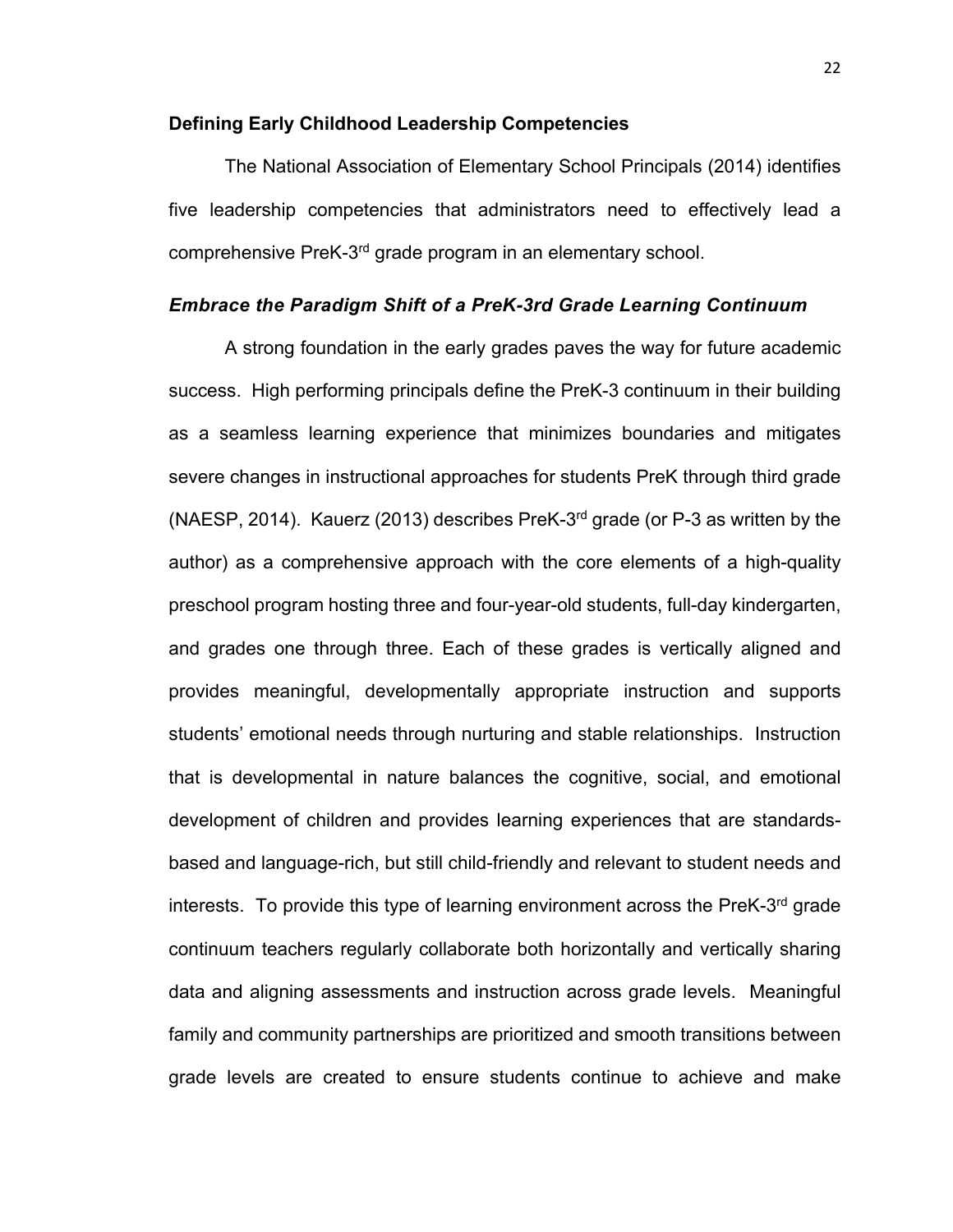## Defining Early Childhood Leadership Competencies

The National Association of Elementary School Principals (2014) identifies five leadership competencies that administrators need to effectively lead a comprehensive PreK-3rd grade program in an elementary school.

### *Embrace the Paradigm Shift of a PreK-3rd Grade Learning Continuum*

A strong foundation in the early grades paves the way for future academic success. High performing principals define the PreK-3 continuum in their building as a seamless learning experience that minimizes boundaries and mitigates severe changes in instructional approaches for students PreK through third grade (NAESP, 2014). Kauerz (2013) describes PreK-3rd grade (or P-3 as written by the author) as a comprehensive approach with the core elements of a high-quality preschool program hosting three and four-year-old students, full-day kindergarten, and grades one through three. Each of these grades is vertically aligned and provides meaningful, developmentally appropriate instruction and supports students' emotional needs through nurturing and stable relationships. Instruction that is developmental in nature balances the cognitive, social, and emotional development of children and provides learning experiences that are standards-based and language-rich, but still child-friendly and relevant to student needs and interests. To provide this type of learning environment across the PreK-3rd grade continuum teachers regularly collaborate both horizontally and vertically sharing data and aligning assessments and instruction across grade levels. Meaningful family and community partnerships are prioritized and smooth transitions between grade levels are created to ensure students continue to achieve and make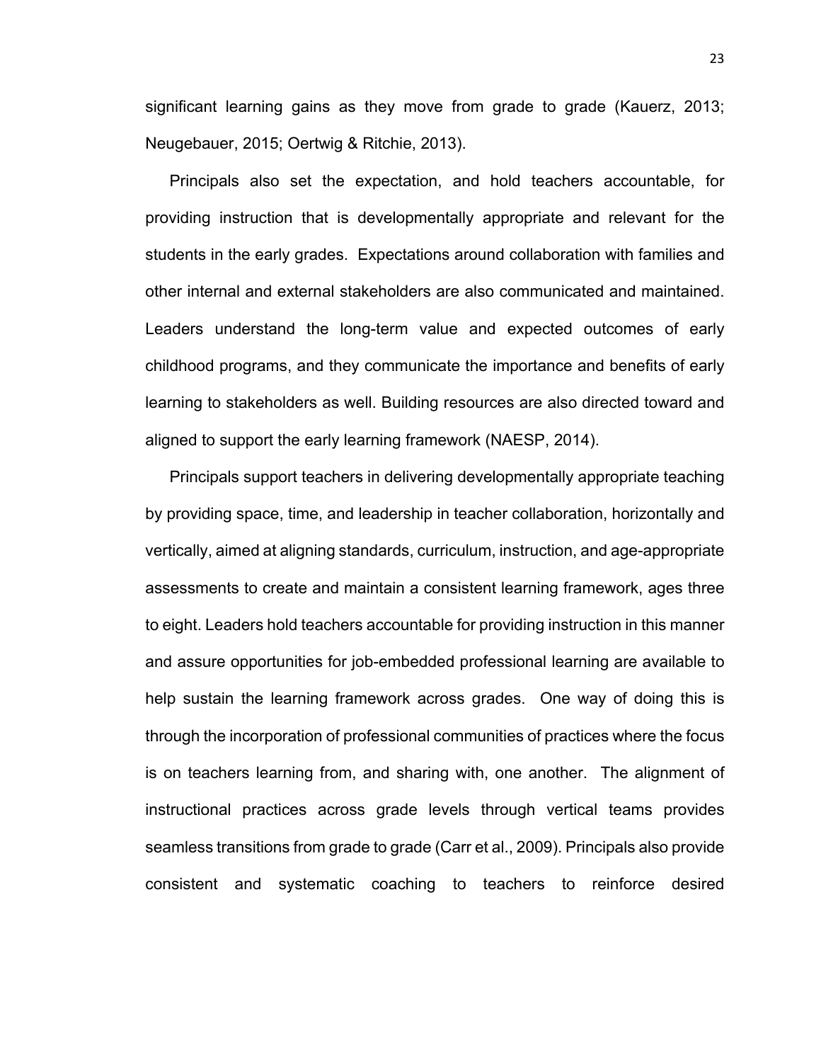significant learning gains as they move from grade to grade (Kauerz, 2013; Neugebauer, 2015; Oertwig & Ritchie, 2013).

Principals also set the expectation, and hold teachers accountable, for providing instruction that is developmentally appropriate and relevant for the students in the early grades. Expectations around collaboration with families and other internal and external stakeholders are also communicated and maintained. Leaders understand the long-term value and expected outcomes of early childhood programs, and they communicate the importance and benefits of early learning to stakeholders as well. Building resources are also directed toward and aligned to support the early learning framework (NAESP, 2014).

Principals support teachers in delivering developmentally appropriate teaching by providing space, time, and leadership in teacher collaboration, horizontally and vertically, aimed at aligning standards, curriculum, instruction, and age-appropriate assessments to create and maintain a consistent learning framework, ages three to eight. Leaders hold teachers accountable for providing instruction in this manner and assure opportunities for job-embedded professional learning are available to help sustain the learning framework across grades. One way of doing this is through the incorporation of professional communities of practices where the focus is on teachers learning from, and sharing with, one another. The alignment of instructional practices across grade levels through vertical teams provides seamless transitions from grade to grade (Carr et al., 2009). Principals also provide consistent and systematic coaching to teachers to reinforce desired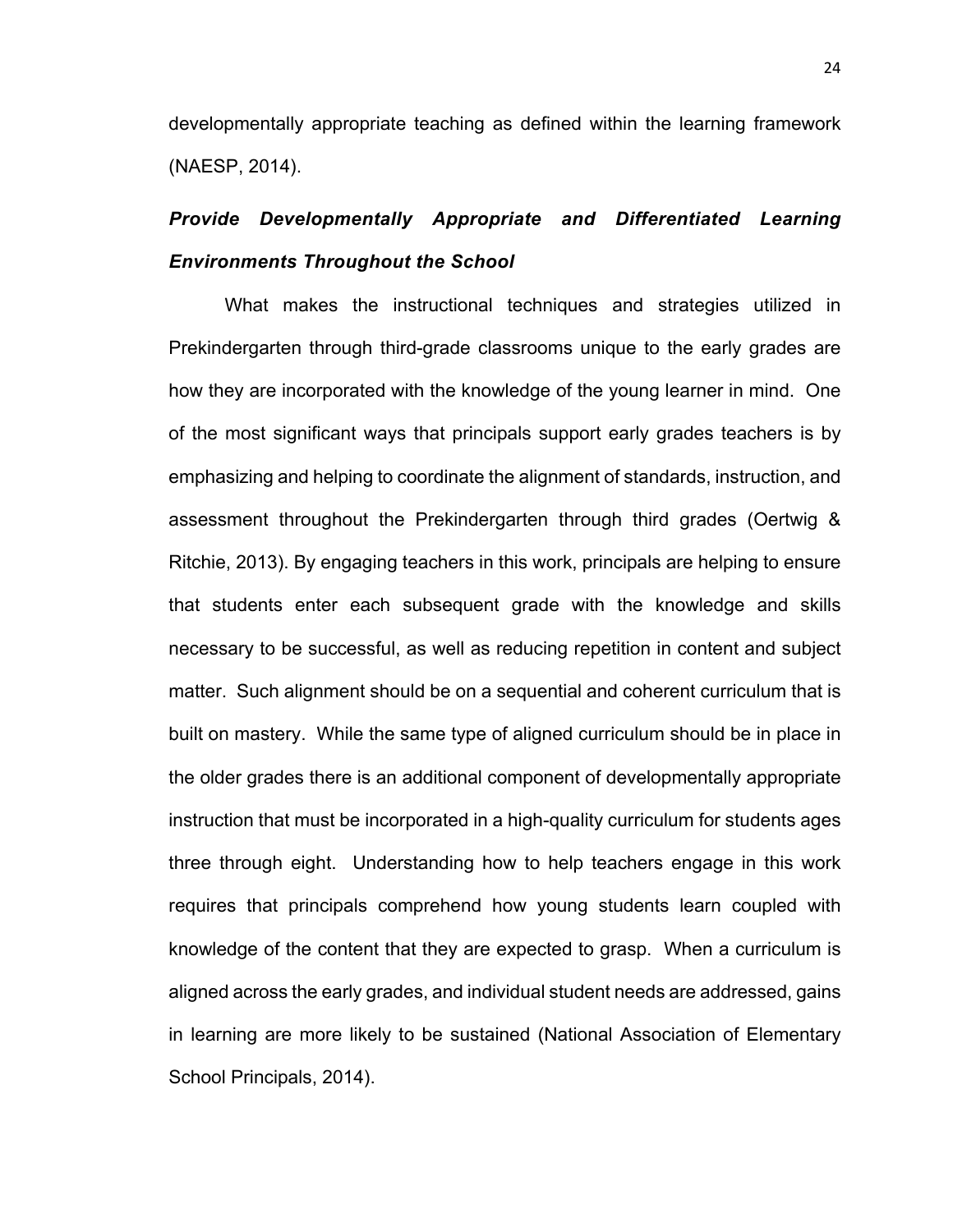developmentally appropriate teaching as defined within the learning framework (NAESP, 2014).

### ***Provide Developmentally Appropriate and Differentiated Learning Environments Throughout the School***

What makes the instructional techniques and strategies utilized in Prekindergarten through third-grade classrooms unique to the early grades are how they are incorporated with the knowledge of the young learner in mind. One of the most significant ways that principals support early grades teachers is by emphasizing and helping to coordinate the alignment of standards, instruction, and assessment throughout the Prekindergarten through third grades (Oertwig & Ritchie, 2013). By engaging teachers in this work, principals are helping to ensure that students enter each subsequent grade with the knowledge and skills necessary to be successful, as well as reducing repetition in content and subject matter. Such alignment should be on a sequential and coherent curriculum that is built on mastery. While the same type of aligned curriculum should be in place in the older grades there is an additional component of developmentally appropriate instruction that must be incorporated in a high-quality curriculum for students ages three through eight. Understanding how to help teachers engage in this work requires that principals comprehend how young students learn coupled with knowledge of the content that they are expected to grasp. When a curriculum is aligned across the early grades, and individual student needs are addressed, gains in learning are more likely to be sustained (National Association of Elementary School Principals, 2014).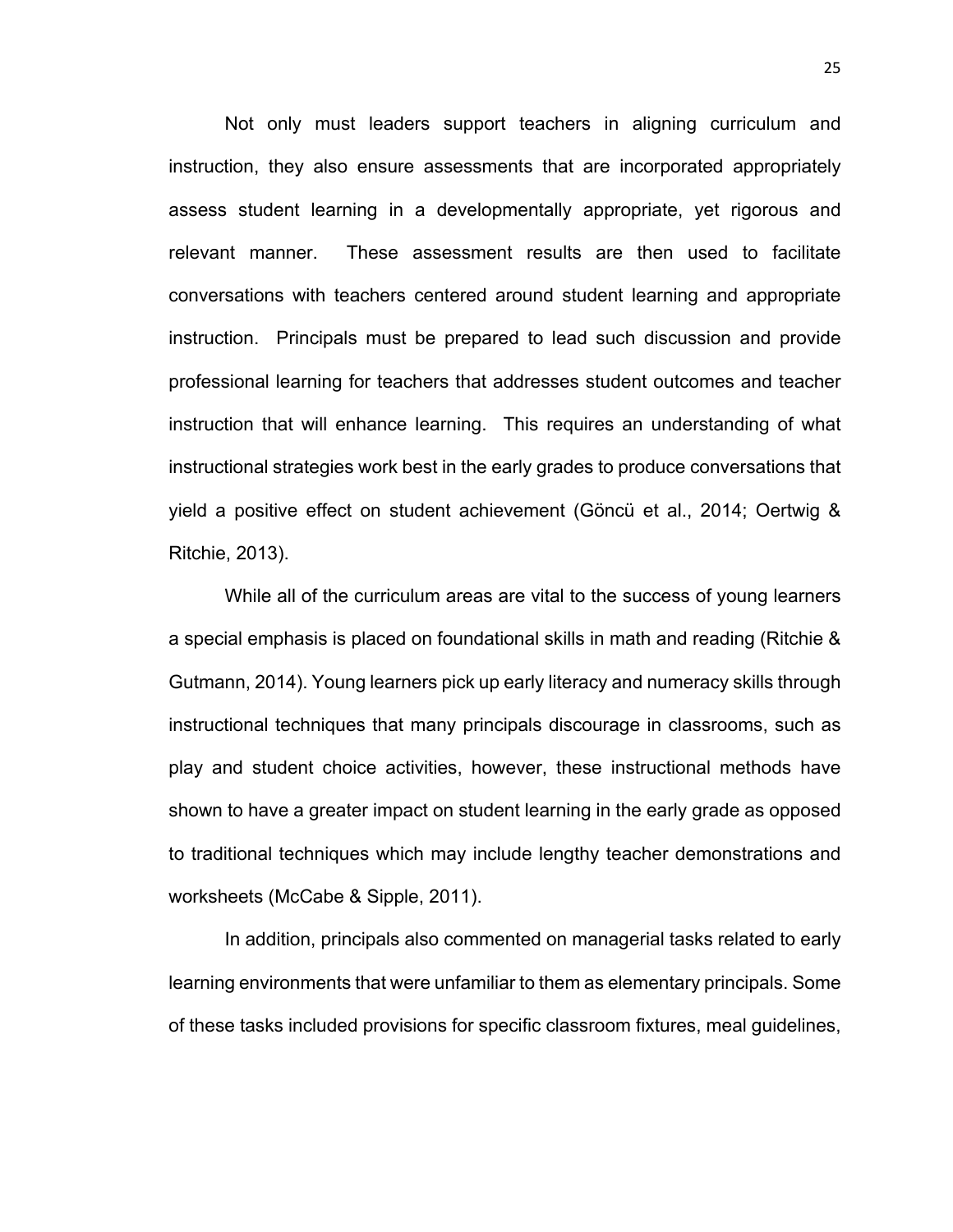Not only must leaders support teachers in aligning curriculum and instruction, they also ensure assessments that are incorporated appropriately assess student learning in a developmentally appropriate, yet rigorous and relevant manner. These assessment results are then used to facilitate conversations with teachers centered around student learning and appropriate instruction. Principals must be prepared to lead such discussion and provide professional learning for teachers that addresses student outcomes and teacher instruction that will enhance learning. This requires an understanding of what instructional strategies work best in the early grades to produce conversations that yield a positive effect on student achievement (Göncü et al., 2014; Oertwig & Ritchie, 2013).

While all of the curriculum areas are vital to the success of young learners a special emphasis is placed on foundational skills in math and reading (Ritchie & Gutmann, 2014). Young learners pick up early literacy and numeracy skills through instructional techniques that many principals discourage in classrooms, such as play and student choice activities, however, these instructional methods have shown to have a greater impact on student learning in the early grade as opposed to traditional techniques which may include lengthy teacher demonstrations and worksheets (McCabe & Sipple, 2011).

In addition, principals also commented on managerial tasks related to early learning environments that were unfamiliar to them as elementary principals. Some of these tasks included provisions for specific classroom fixtures, meal guidelines,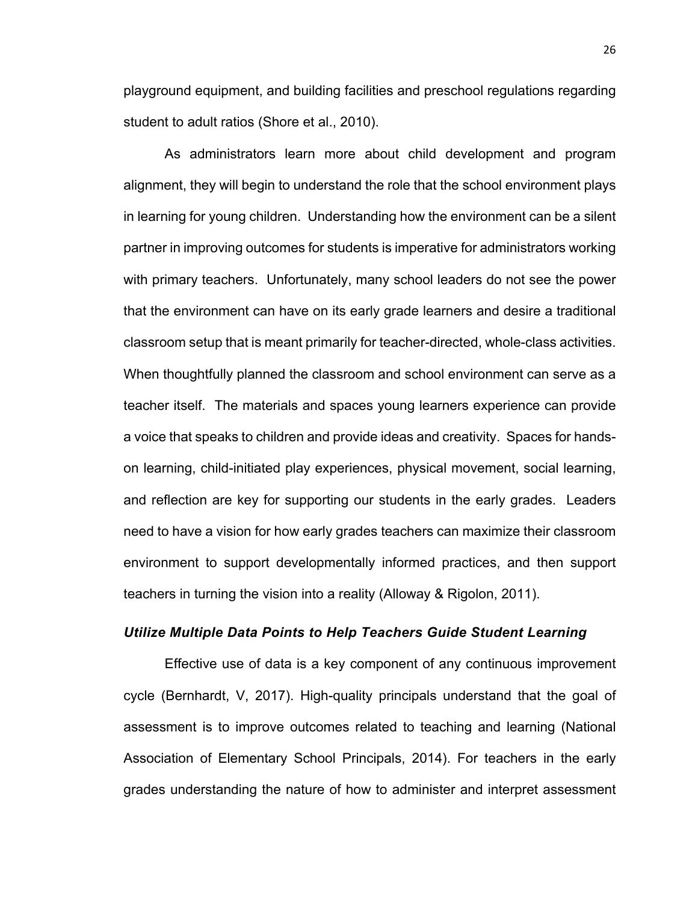playground equipment, and building facilities and preschool regulations regarding student to adult ratios (Shore et al., 2010).

As administrators learn more about child development and program alignment, they will begin to understand the role that the school environment plays in learning for young children. Understanding how the environment can be a silent partner in improving outcomes for students is imperative for administrators working with primary teachers. Unfortunately, many school leaders do not see the power that the environment can have on its early grade learners and desire a traditional classroom setup that is meant primarily for teacher-directed, whole-class activities. When thoughtfully planned the classroom and school environment can serve as a teacher itself. The materials and spaces young learners experience can provide a voice that speaks to children and provide ideas and creativity. Spaces for hands-on learning, child-initiated play experiences, physical movement, social learning, and reflection are key for supporting our students in the early grades. Leaders need to have a vision for how early grades teachers can maximize their classroom environment to support developmentally informed practices, and then support teachers in turning the vision into a reality (Alloway & Rigolon, 2011).

### ***Utilize Multiple Data Points to Help Teachers Guide Student Learning***

Effective use of data is a key component of any continuous improvement cycle (Bernhardt, V, 2017). High-quality principals understand that the goal of assessment is to improve outcomes related to teaching and learning (National Association of Elementary School Principals, 2014). For teachers in the early grades understanding the nature of how to administer and interpret assessment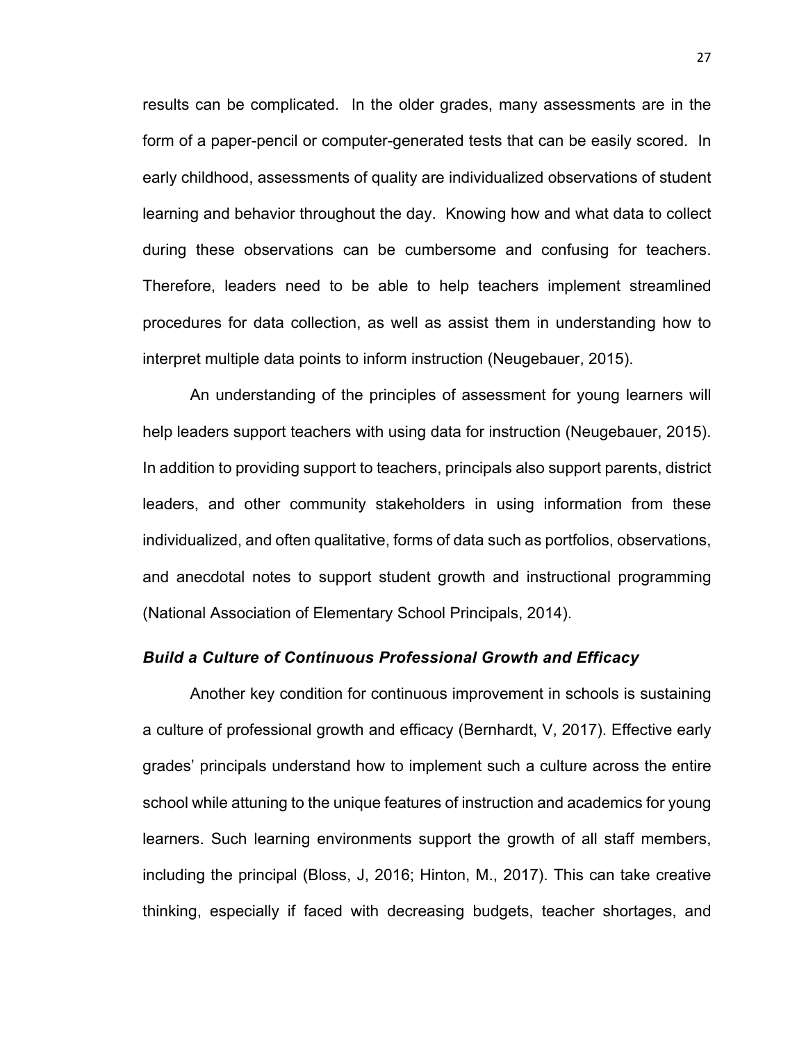results can be complicated. In the older grades, many assessments are in the form of a paper-pencil or computer-generated tests that can be easily scored. In early childhood, assessments of quality are individualized observations of student learning and behavior throughout the day. Knowing how and what data to collect during these observations can be cumbersome and confusing for teachers. Therefore, leaders need to be able to help teachers implement streamlined procedures for data collection, as well as assist them in understanding how to interpret multiple data points to inform instruction (Neugebauer, 2015).

An understanding of the principles of assessment for young learners will help leaders support teachers with using data for instruction (Neugebauer, 2015). In addition to providing support to teachers, principals also support parents, district leaders, and other community stakeholders in using information from these individualized, and often qualitative, forms of data such as portfolios, observations, and anecdotal notes to support student growth and instructional programming (National Association of Elementary School Principals, 2014).

### *Build a Culture of Continuous Professional Growth and Efficacy*

Another key condition for continuous improvement in schools is sustaining a culture of professional growth and efficacy (Bernhardt, V, 2017). Effective early grades' principals understand how to implement such a culture across the entire school while attuning to the unique features of instruction and academics for young learners. Such learning environments support the growth of all staff members, including the principal (Bloss, J, 2016; Hinton, M., 2017). This can take creative thinking, especially if faced with decreasing budgets, teacher shortages, and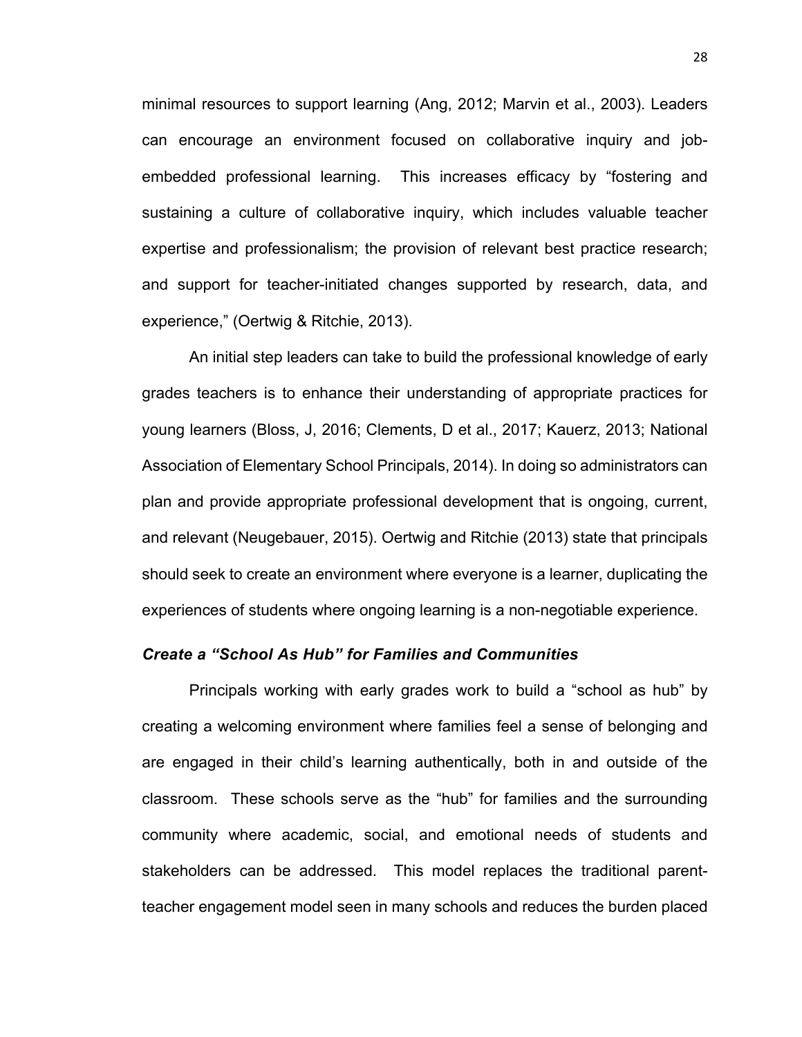minimal resources to support learning (Ang, 2012; Marvin et al., 2003). Leaders can encourage an environment focused on collaborative inquiry and job-embedded professional learning. This increases efficacy by "fostering and sustaining a culture of collaborative inquiry, which includes valuable teacher expertise and professionalism; the provision of relevant best practice research; and support for teacher-initiated changes supported by research, data, and experience," (Oertwig & Ritchie, 2013).

An initial step leaders can take to build the professional knowledge of early grades teachers is to enhance their understanding of appropriate practices for young learners (Bloss, J, 2016; Clements, D et al., 2017; Kauerz, 2013; National Association of Elementary School Principals, 2014). In doing so administrators can plan and provide appropriate professional development that is ongoing, current, and relevant (Neugebauer, 2015). Oertwig and Ritchie (2013) state that principals should seek to create an environment where everyone is a learner, duplicating the experiences of students where ongoing learning is a non-negotiable experience.

### ***Create a "School As Hub" for Families and Communities***

Principals working with early grades work to build a "school as hub" by creating a welcoming environment where families feel a sense of belonging and are engaged in their child's learning authentically, both in and outside of the classroom. These schools serve as the "hub" for families and the surrounding community where academic, social, and emotional needs of students and stakeholders can be addressed. This model replaces the traditional parent-teacher engagement model seen in many schools and reduces the burden placed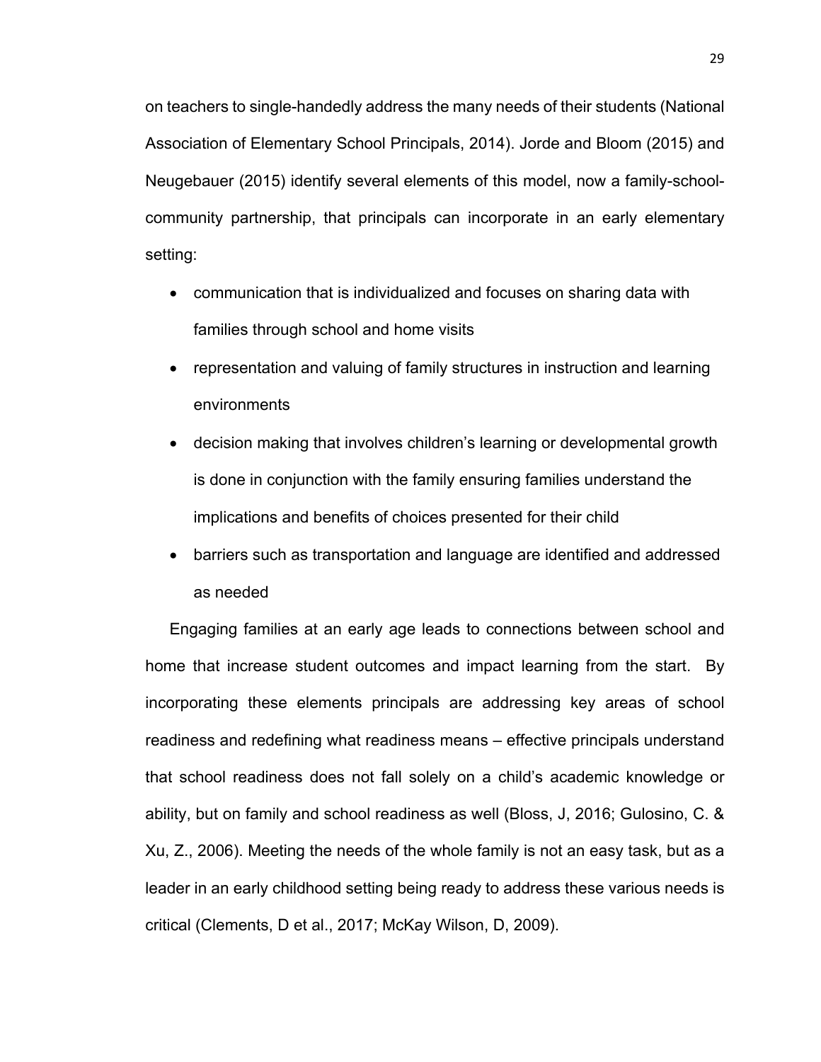on teachers to single-handedly address the many needs of their students (National Association of Elementary School Principals, 2014). Jorde and Bloom (2015) and Neugebauer (2015) identify several elements of this model, now a family-school-community partnership, that principals can incorporate in an early elementary setting:

- communication that is individualized and focuses on sharing data with families through school and home visits
- representation and valuing of family structures in instruction and learning environments
- decision making that involves children's learning or developmental growth is done in conjunction with the family ensuring families understand the implications and benefits of choices presented for their child
- barriers such as transportation and language are identified and addressed as needed

Engaging families at an early age leads to connections between school and home that increase student outcomes and impact learning from the start. By incorporating these elements principals are addressing key areas of school readiness and redefining what readiness means – effective principals understand that school readiness does not fall solely on a child's academic knowledge or ability, but on family and school readiness as well (Bloss, J, 2016; Gulosino, C. & Xu, Z., 2006). Meeting the needs of the whole family is not an easy task, but as a leader in an early childhood setting being ready to address these various needs is critical (Clements, D et al., 2017; McKay Wilson, D, 2009).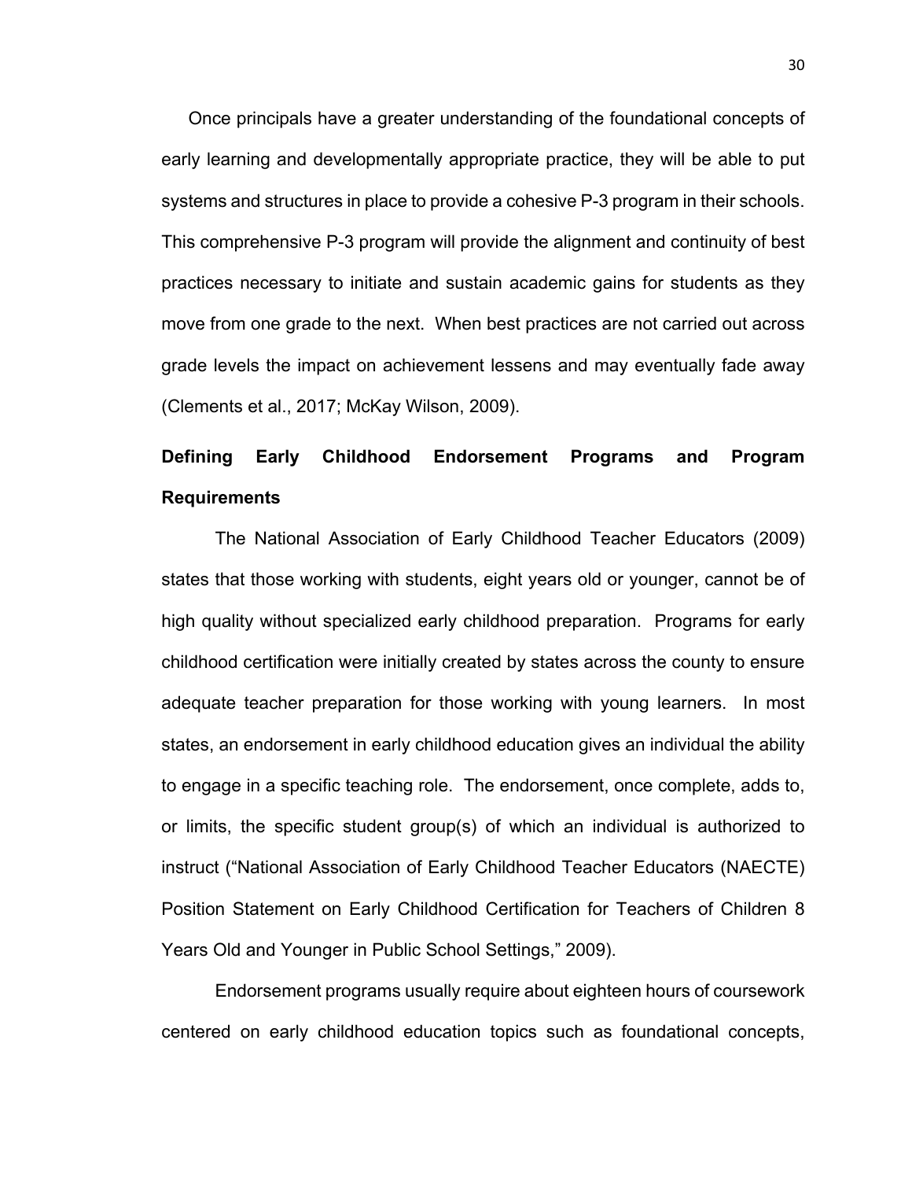Once principals have a greater understanding of the foundational concepts of early learning and developmentally appropriate practice, they will be able to put systems and structures in place to provide a cohesive P-3 program in their schools. This comprehensive P-3 program will provide the alignment and continuity of best practices necessary to initiate and sustain academic gains for students as they move from one grade to the next. When best practices are not carried out across grade levels the impact on achievement lessens and may eventually fade away (Clements et al., 2017; McKay Wilson, 2009).

## Defining Early Childhood Endorsement Programs and Program Requirements

The National Association of Early Childhood Teacher Educators (2009) states that those working with students, eight years old or younger, cannot be of high quality without specialized early childhood preparation. Programs for early childhood certification were initially created by states across the county to ensure adequate teacher preparation for those working with young learners. In most states, an endorsement in early childhood education gives an individual the ability to engage in a specific teaching role. The endorsement, once complete, adds to, or limits, the specific student group(s) of which an individual is authorized to instruct ("National Association of Early Childhood Teacher Educators (NAECTE) Position Statement on Early Childhood Certification for Teachers of Children 8 Years Old and Younger in Public School Settings," 2009).

Endorsement programs usually require about eighteen hours of coursework centered on early childhood education topics such as foundational concepts,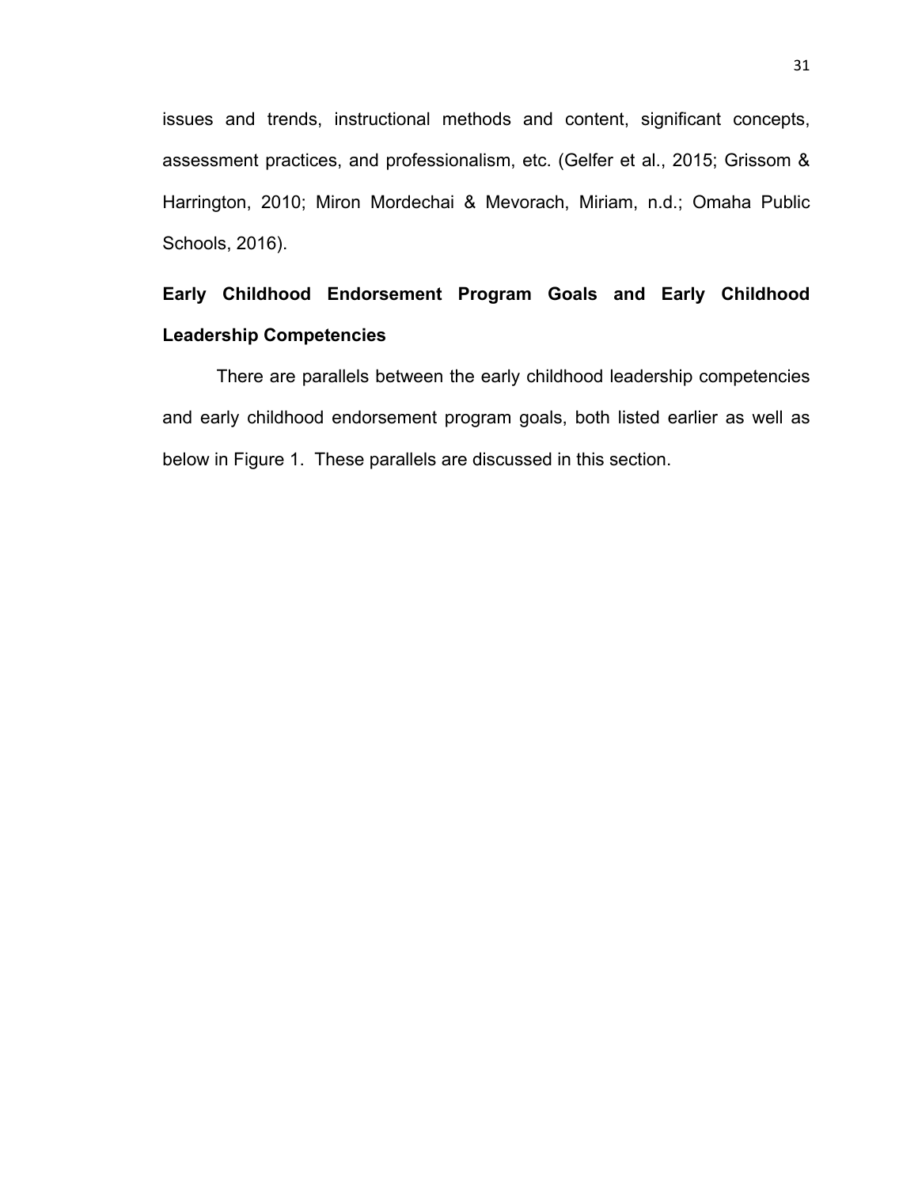issues and trends, instructional methods and content, significant concepts, assessment practices, and professionalism, etc. (Gelfer et al., 2015; Grissom & Harrington, 2010; Miron Mordechai & Mevorach, Miriam, n.d.; Omaha Public Schools, 2016).

**Early Childhood Endorsement Program Goals and Early Childhood Leadership Competencies**

There are parallels between the early childhood leadership competencies and early childhood endorsement program goals, both listed earlier as well as below in Figure 1. These parallels are discussed in this section.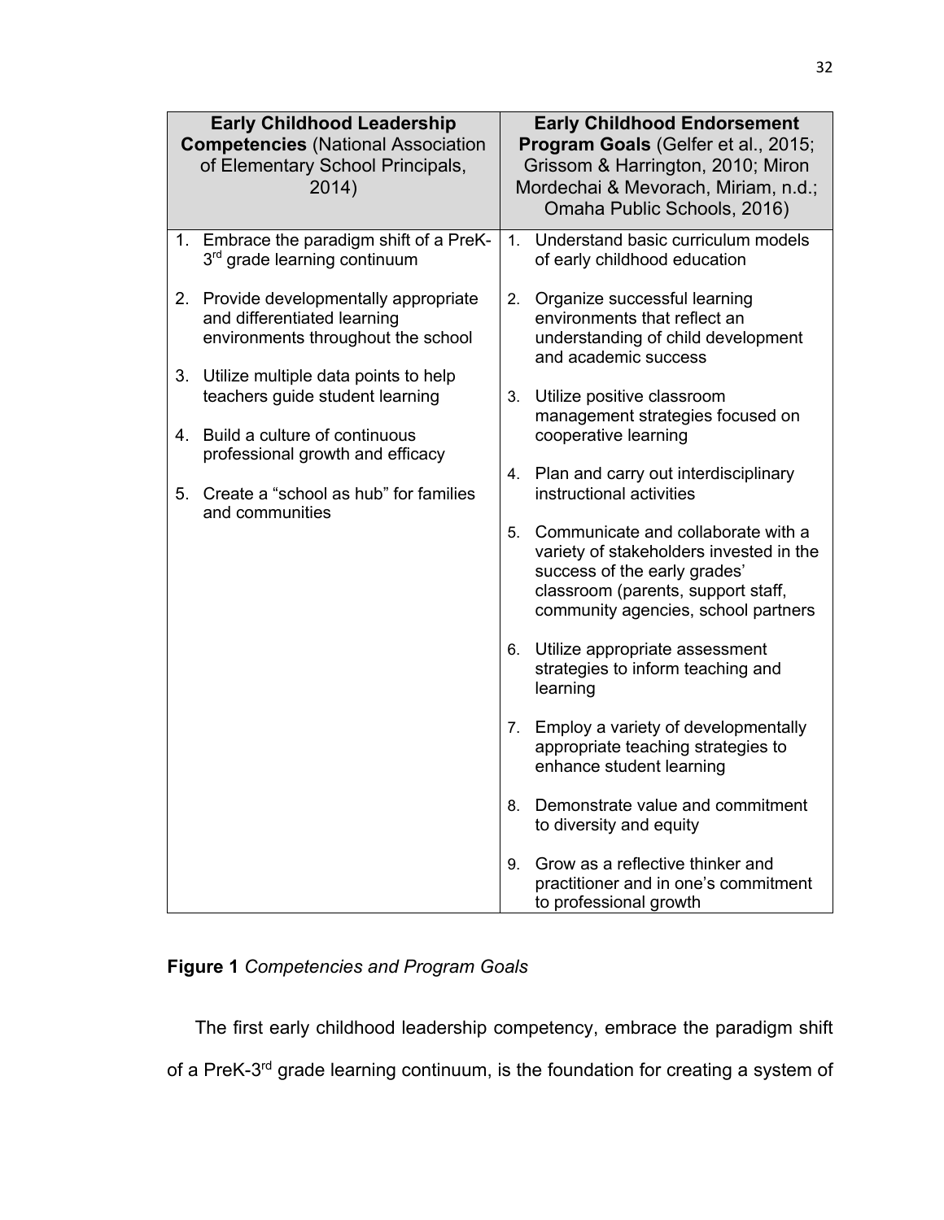| **Early Childhood Leadership Competencies** (National Association of Elementary School Principals, 2014) | **Early Childhood Endorsement Program Goals** (Gelfer et al., 2015; Grissom & Harrington, 2010; Miron Mordechai & Mevorach, Miriam, n.d.; Omaha Public Schools, 2016) |
|---|---|
| 1. Embrace the paradigm shift of a PreK-3rd grade learning continuum | 1. Understand basic curriculum models of early childhood education |
| 2. Provide developmentally appropriate and differentiated learning environments throughout the school | 2. Organize successful learning environments that reflect an understanding of child development and academic success |
| 3. Utilize multiple data points to help teachers guide student learning | 3. Utilize positive classroom management strategies focused on cooperative learning |
| 4. Build a culture of continuous professional growth and efficacy | 4. Plan and carry out interdisciplinary instructional activities |
| 5. Create a "school as hub" for families and communities | 5. Communicate and collaborate with a variety of stakeholders invested in the success of the early grades' classroom (parents, support staff, community agencies, school partners |
| | 6. Utilize appropriate assessment strategies to inform teaching and learning |
| | 7. Employ a variety of developmentally appropriate teaching strategies to enhance student learning |
| | 8. Demonstrate value and commitment to diversity and equity |
| | 9. Grow as a reflective thinker and practitioner and in one's commitment to professional growth |

**Figure 1** *Competencies and Program Goals*

The first early childhood leadership competency, embrace the paradigm shift of a PreK-3rd grade learning continuum, is the foundation for creating a system of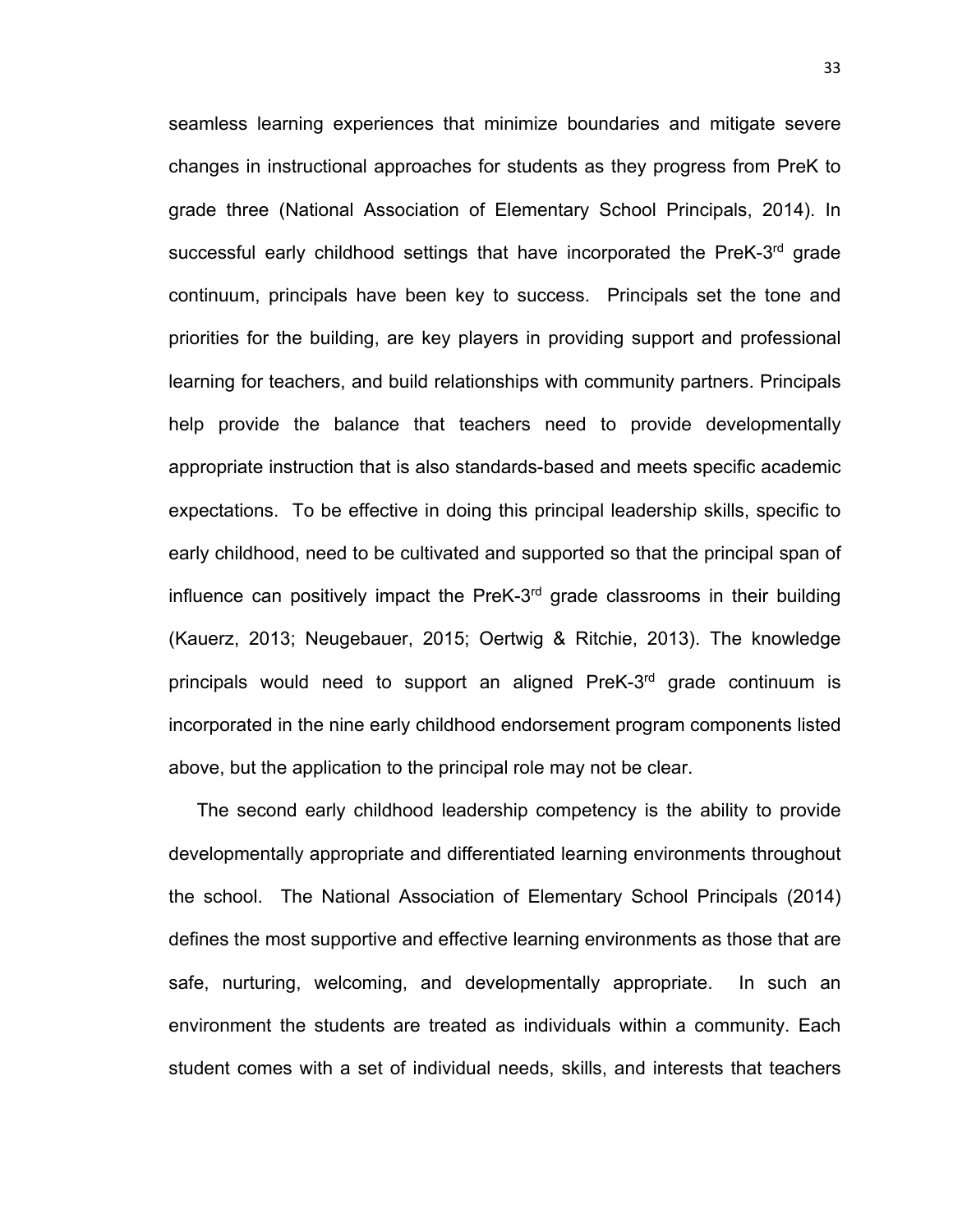seamless learning experiences that minimize boundaries and mitigate severe changes in instructional approaches for students as they progress from PreK to grade three (National Association of Elementary School Principals, 2014). In successful early childhood settings that have incorporated the PreK-3rd grade continuum, principals have been key to success. Principals set the tone and priorities for the building, are key players in providing support and professional learning for teachers, and build relationships with community partners. Principals help provide the balance that teachers need to provide developmentally appropriate instruction that is also standards-based and meets specific academic expectations. To be effective in doing this principal leadership skills, specific to early childhood, need to be cultivated and supported so that the principal span of influence can positively impact the PreK-3rd grade classrooms in their building (Kauerz, 2013; Neugebauer, 2015; Oertwig & Ritchie, 2013). The knowledge principals would need to support an aligned PreK-3rd grade continuum is incorporated in the nine early childhood endorsement program components listed above, but the application to the principal role may not be clear.

The second early childhood leadership competency is the ability to provide developmentally appropriate and differentiated learning environments throughout the school. The National Association of Elementary School Principals (2014) defines the most supportive and effective learning environments as those that are safe, nurturing, welcoming, and developmentally appropriate. In such an environment the students are treated as individuals within a community. Each student comes with a set of individual needs, skills, and interests that teachers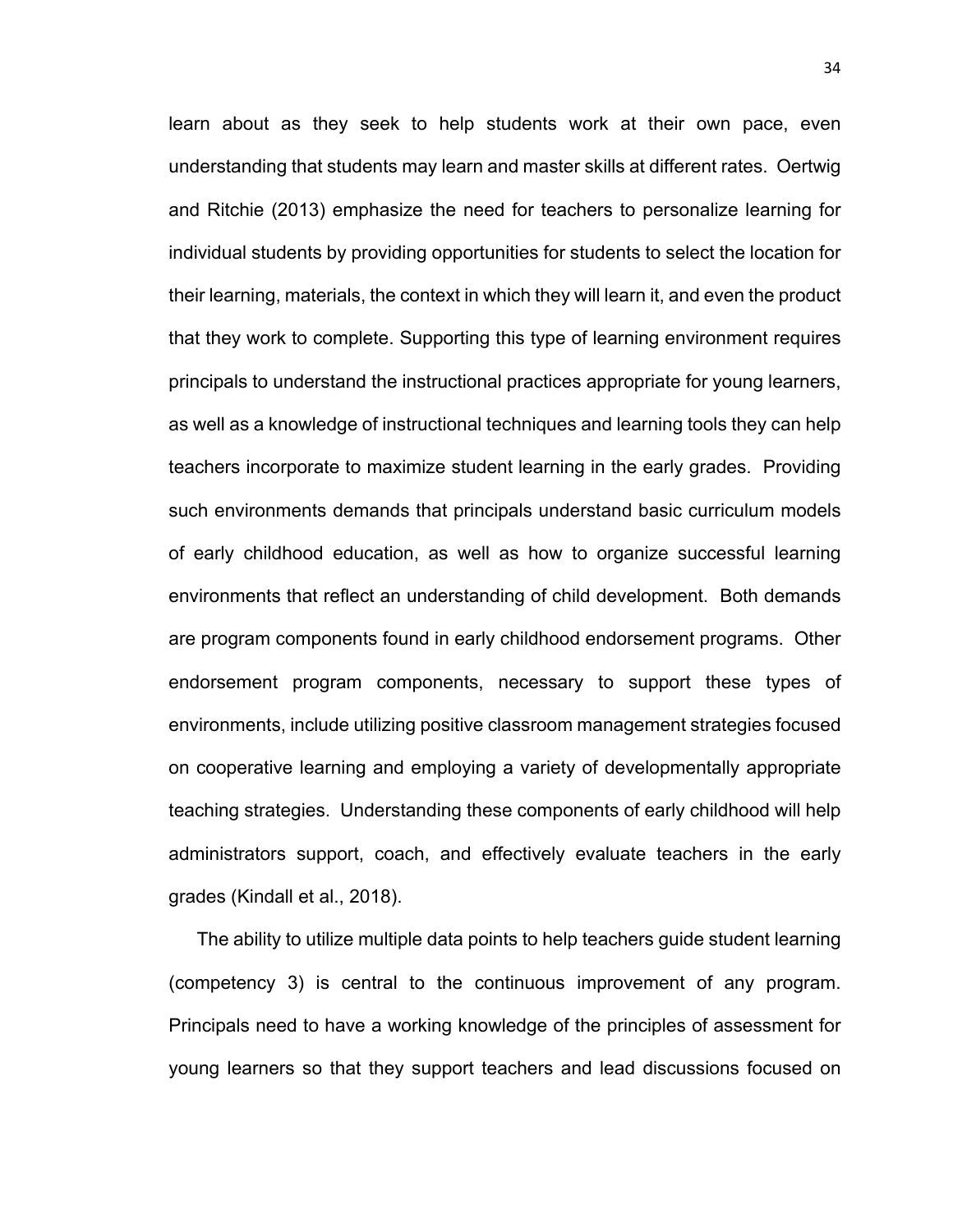learn about as they seek to help students work at their own pace, even understanding that students may learn and master skills at different rates. Oertwig and Ritchie (2013) emphasize the need for teachers to personalize learning for individual students by providing opportunities for students to select the location for their learning, materials, the context in which they will learn it, and even the product that they work to complete. Supporting this type of learning environment requires principals to understand the instructional practices appropriate for young learners, as well as a knowledge of instructional techniques and learning tools they can help teachers incorporate to maximize student learning in the early grades. Providing such environments demands that principals understand basic curriculum models of early childhood education, as well as how to organize successful learning environments that reflect an understanding of child development. Both demands are program components found in early childhood endorsement programs. Other endorsement program components, necessary to support these types of environments, include utilizing positive classroom management strategies focused on cooperative learning and employing a variety of developmentally appropriate teaching strategies. Understanding these components of early childhood will help administrators support, coach, and effectively evaluate teachers in the early grades (Kindall et al., 2018).

The ability to utilize multiple data points to help teachers guide student learning (competency 3) is central to the continuous improvement of any program. Principals need to have a working knowledge of the principles of assessment for young learners so that they support teachers and lead discussions focused on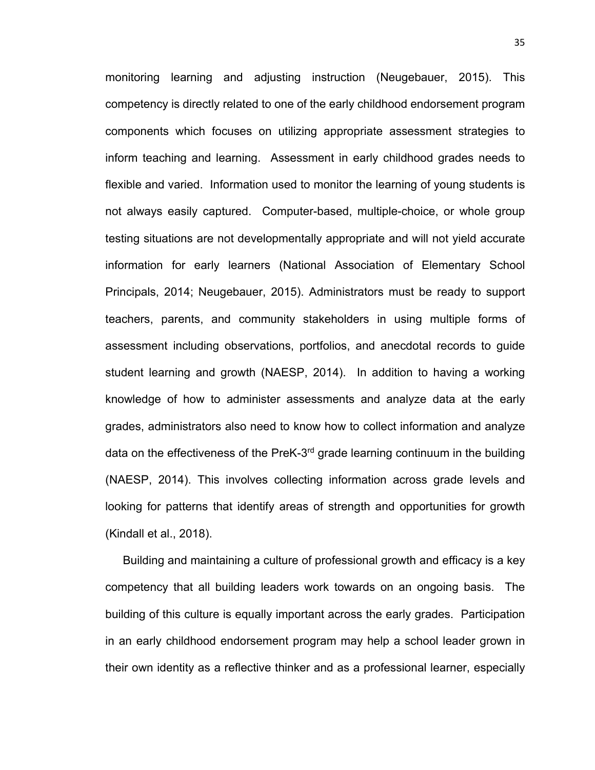monitoring learning and adjusting instruction (Neugebauer, 2015). This competency is directly related to one of the early childhood endorsement program components which focuses on utilizing appropriate assessment strategies to inform teaching and learning. Assessment in early childhood grades needs to flexible and varied. Information used to monitor the learning of young students is not always easily captured. Computer-based, multiple-choice, or whole group testing situations are not developmentally appropriate and will not yield accurate information for early learners (National Association of Elementary School Principals, 2014; Neugebauer, 2015). Administrators must be ready to support teachers, parents, and community stakeholders in using multiple forms of assessment including observations, portfolios, and anecdotal records to guide student learning and growth (NAESP, 2014). In addition to having a working knowledge of how to administer assessments and analyze data at the early grades, administrators also need to know how to collect information and analyze data on the effectiveness of the PreK-3rd grade learning continuum in the building (NAESP, 2014). This involves collecting information across grade levels and looking for patterns that identify areas of strength and opportunities for growth (Kindall et al., 2018).

Building and maintaining a culture of professional growth and efficacy is a key competency that all building leaders work towards on an ongoing basis. The building of this culture is equally important across the early grades. Participation in an early childhood endorsement program may help a school leader grown in their own identity as a reflective thinker and as a professional learner, especially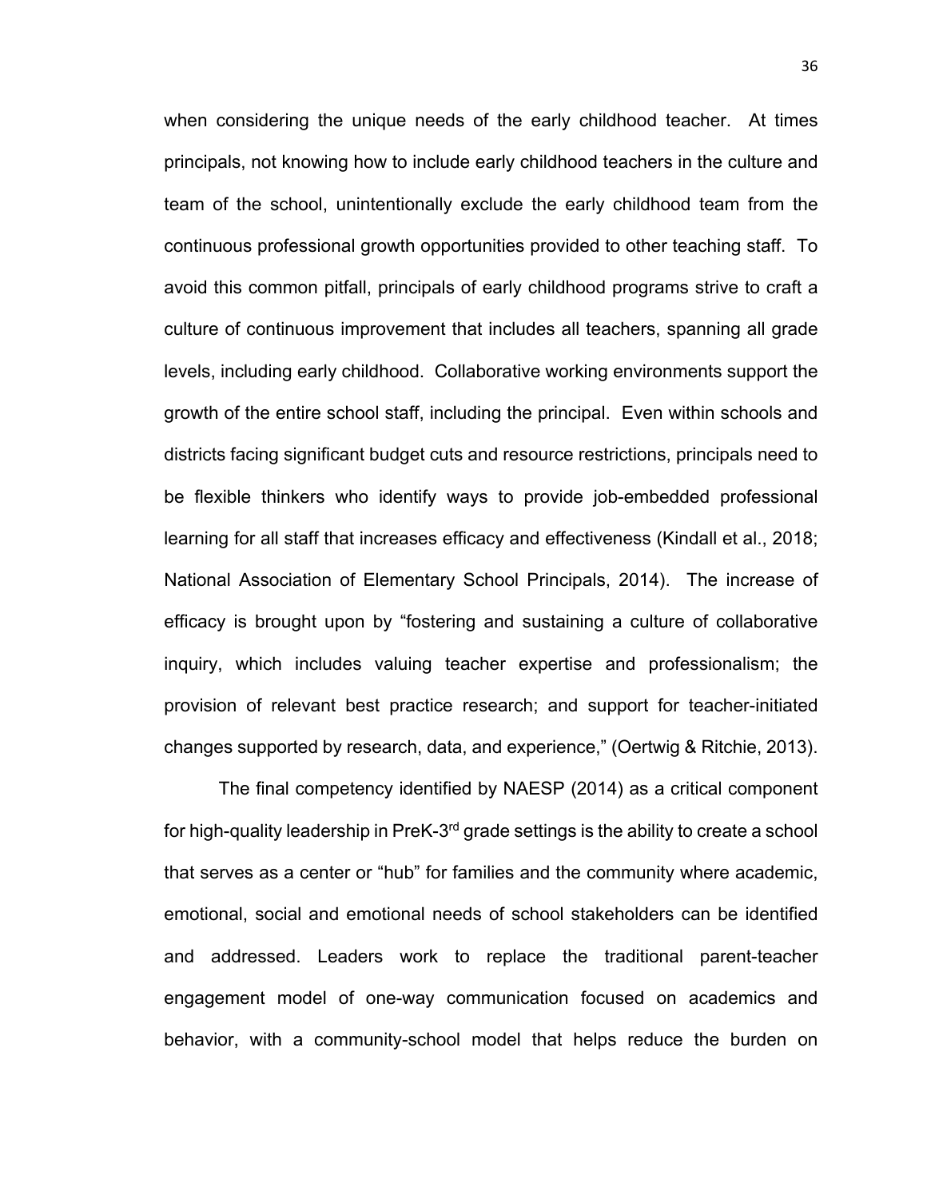when considering the unique needs of the early childhood teacher. At times principals, not knowing how to include early childhood teachers in the culture and team of the school, unintentionally exclude the early childhood team from the continuous professional growth opportunities provided to other teaching staff. To avoid this common pitfall, principals of early childhood programs strive to craft a culture of continuous improvement that includes all teachers, spanning all grade levels, including early childhood. Collaborative working environments support the growth of the entire school staff, including the principal. Even within schools and districts facing significant budget cuts and resource restrictions, principals need to be flexible thinkers who identify ways to provide job-embedded professional learning for all staff that increases efficacy and effectiveness (Kindall et al., 2018; National Association of Elementary School Principals, 2014). The increase of efficacy is brought upon by "fostering and sustaining a culture of collaborative inquiry, which includes valuing teacher expertise and professionalism; the provision of relevant best practice research; and support for teacher-initiated changes supported by research, data, and experience," (Oertwig & Ritchie, 2013).

The final competency identified by NAESP (2014) as a critical component for high-quality leadership in PreK-3rd grade settings is the ability to create a school that serves as a center or "hub" for families and the community where academic, emotional, social and emotional needs of school stakeholders can be identified and addressed. Leaders work to replace the traditional parent-teacher engagement model of one-way communication focused on academics and behavior, with a community-school model that helps reduce the burden on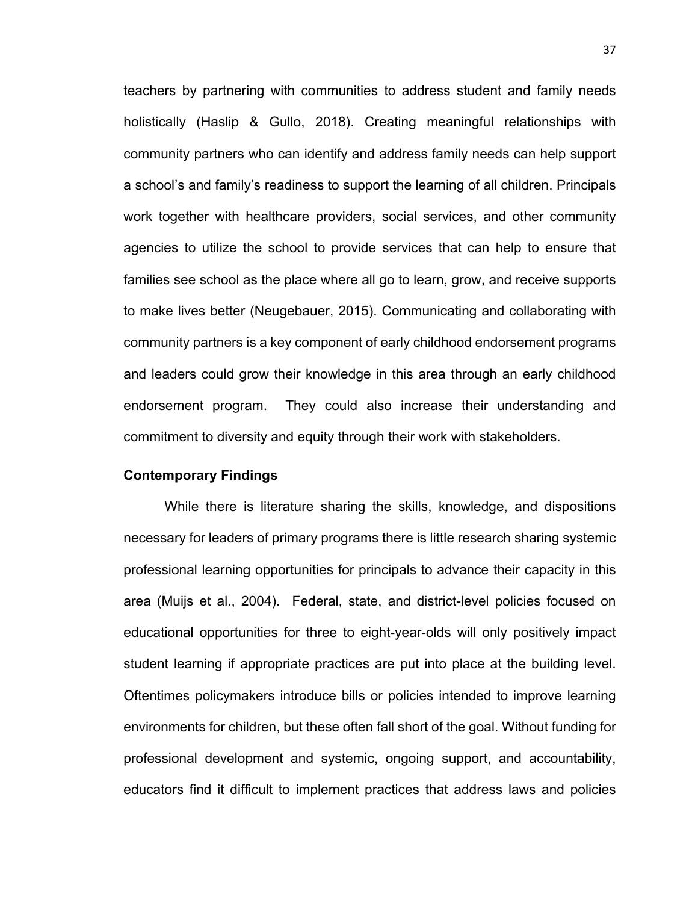teachers by partnering with communities to address student and family needs holistically (Haslip & Gullo, 2018). Creating meaningful relationships with community partners who can identify and address family needs can help support a school's and family's readiness to support the learning of all children. Principals work together with healthcare providers, social services, and other community agencies to utilize the school to provide services that can help to ensure that families see school as the place where all go to learn, grow, and receive supports to make lives better (Neugebauer, 2015). Communicating and collaborating with community partners is a key component of early childhood endorsement programs and leaders could grow their knowledge in this area through an early childhood endorsement program. They could also increase their understanding and commitment to diversity and equity through their work with stakeholders.

### Contemporary Findings

While there is literature sharing the skills, knowledge, and dispositions necessary for leaders of primary programs there is little research sharing systemic professional learning opportunities for principals to advance their capacity in this area (Muijs et al., 2004). Federal, state, and district-level policies focused on educational opportunities for three to eight-year-olds will only positively impact student learning if appropriate practices are put into place at the building level. Oftentimes policymakers introduce bills or policies intended to improve learning environments for children, but these often fall short of the goal. Without funding for professional development and systemic, ongoing support, and accountability, educators find it difficult to implement practices that address laws and policies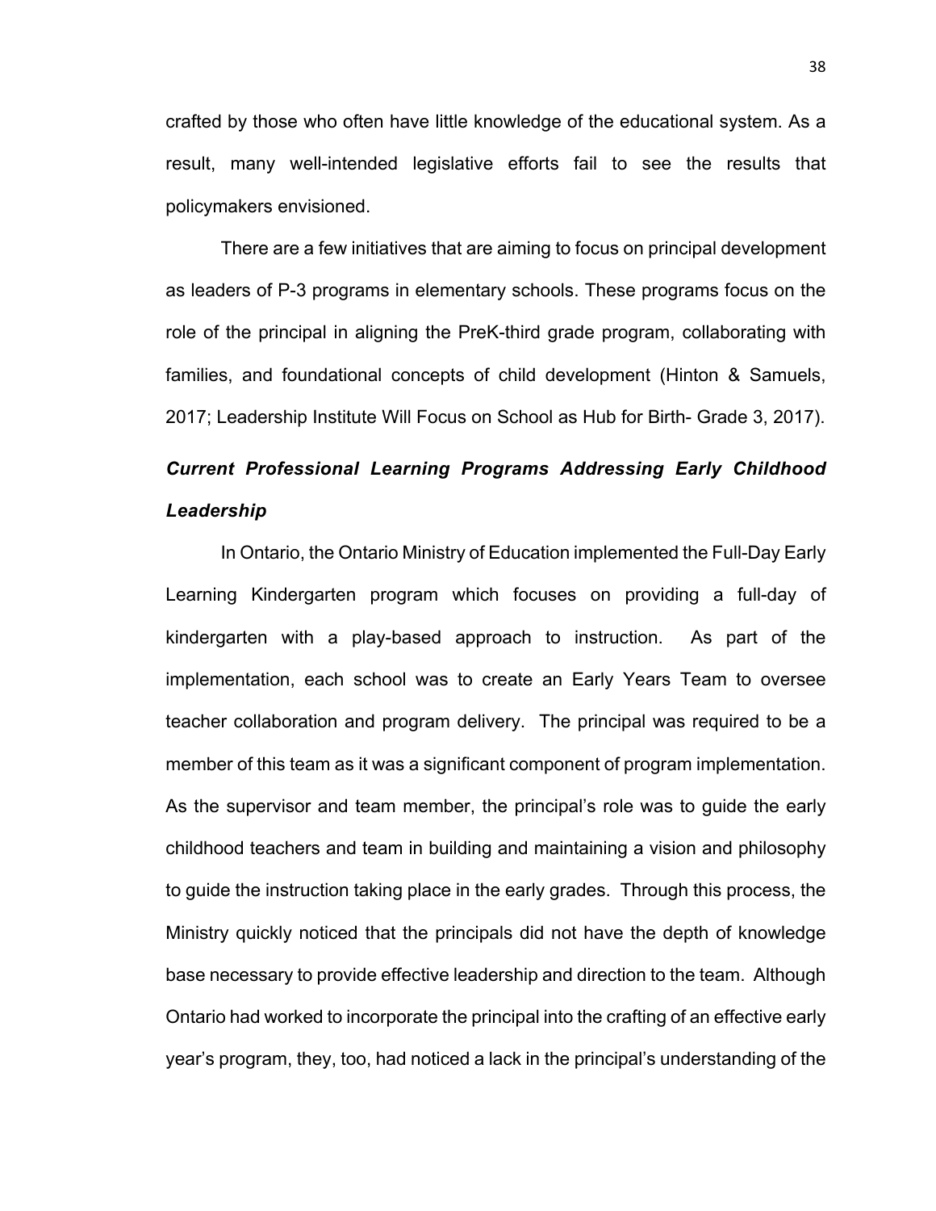crafted by those who often have little knowledge of the educational system. As a result, many well-intended legislative efforts fail to see the results that policymakers envisioned.

There are a few initiatives that are aiming to focus on principal development as leaders of P-3 programs in elementary schools. These programs focus on the role of the principal in aligning the PreK-third grade program, collaborating with families, and foundational concepts of child development (Hinton & Samuels, 2017; Leadership Institute Will Focus on School as Hub for Birth- Grade 3, 2017).

### *Current Professional Learning Programs Addressing Early Childhood Leadership*

In Ontario, the Ontario Ministry of Education implemented the Full-Day Early Learning Kindergarten program which focuses on providing a full-day of kindergarten with a play-based approach to instruction. As part of the implementation, each school was to create an Early Years Team to oversee teacher collaboration and program delivery. The principal was required to be a member of this team as it was a significant component of program implementation. As the supervisor and team member, the principal's role was to guide the early childhood teachers and team in building and maintaining a vision and philosophy to guide the instruction taking place in the early grades. Through this process, the Ministry quickly noticed that the principals did not have the depth of knowledge base necessary to provide effective leadership and direction to the team. Although Ontario had worked to incorporate the principal into the crafting of an effective early year's program, they, too, had noticed a lack in the principal's understanding of the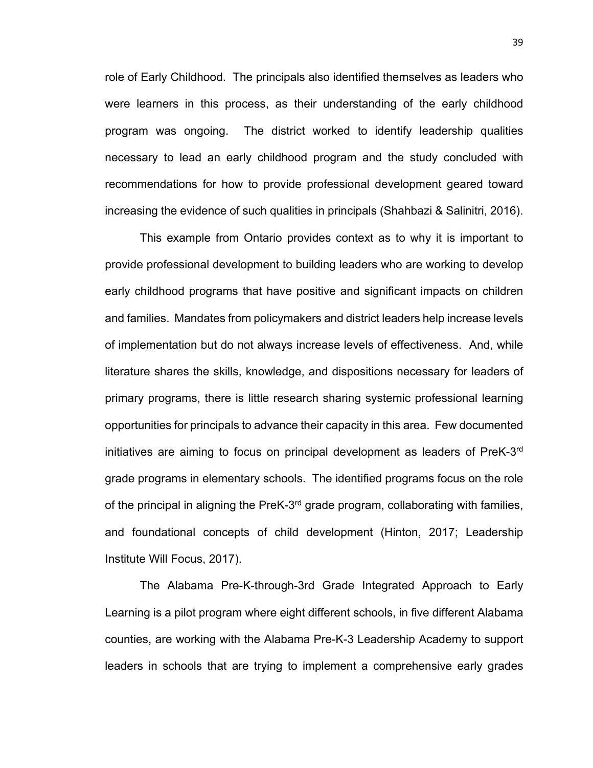role of Early Childhood. The principals also identified themselves as leaders who were learners in this process, as their understanding of the early childhood program was ongoing. The district worked to identify leadership qualities necessary to lead an early childhood program and the study concluded with recommendations for how to provide professional development geared toward increasing the evidence of such qualities in principals (Shahbazi & Salinitri, 2016).

This example from Ontario provides context as to why it is important to provide professional development to building leaders who are working to develop early childhood programs that have positive and significant impacts on children and families. Mandates from policymakers and district leaders help increase levels of implementation but do not always increase levels of effectiveness. And, while literature shares the skills, knowledge, and dispositions necessary for leaders of primary programs, there is little research sharing systemic professional learning opportunities for principals to advance their capacity in this area. Few documented initiatives are aiming to focus on principal development as leaders of PreK-3rd grade programs in elementary schools. The identified programs focus on the role of the principal in aligning the PreK-3rd grade program, collaborating with families, and foundational concepts of child development (Hinton, 2017; Leadership Institute Will Focus, 2017).

The Alabama Pre-K-through-3rd Grade Integrated Approach to Early Learning is a pilot program where eight different schools, in five different Alabama counties, are working with the Alabama Pre-K-3 Leadership Academy to support leaders in schools that are trying to implement a comprehensive early grades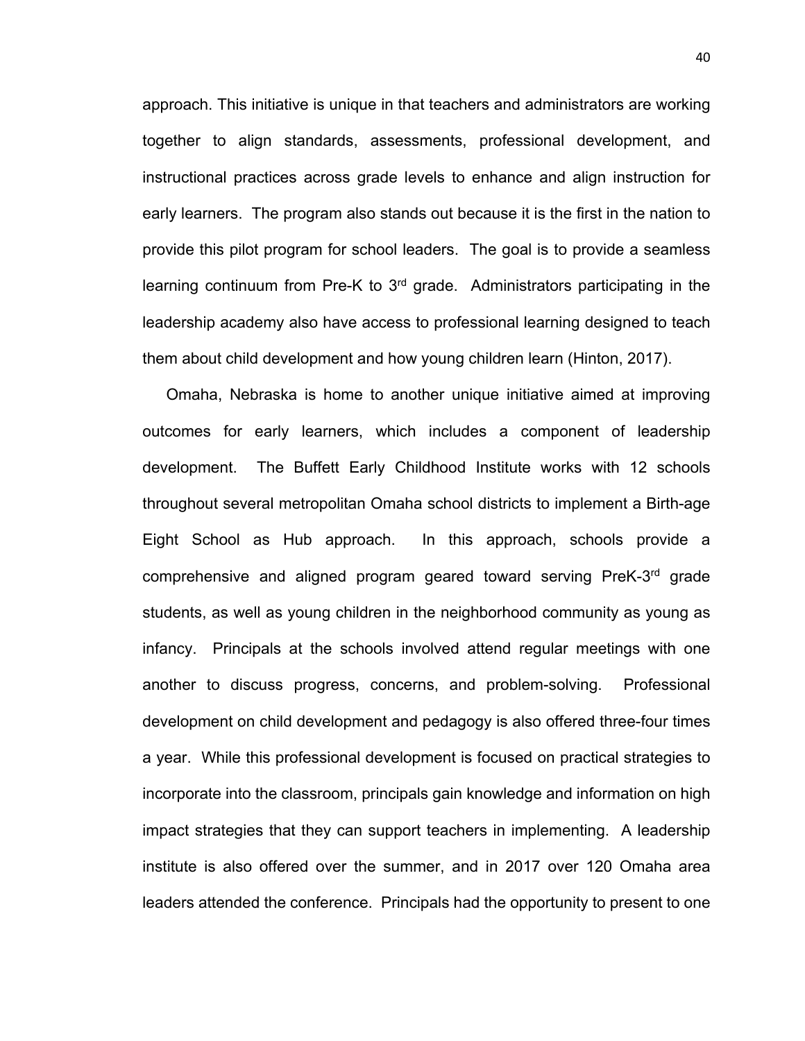approach. This initiative is unique in that teachers and administrators are working together to align standards, assessments, professional development, and instructional practices across grade levels to enhance and align instruction for early learners. The program also stands out because it is the first in the nation to provide this pilot program for school leaders. The goal is to provide a seamless learning continuum from Pre-K to 3rd grade. Administrators participating in the leadership academy also have access to professional learning designed to teach them about child development and how young children learn (Hinton, 2017).

Omaha, Nebraska is home to another unique initiative aimed at improving outcomes for early learners, which includes a component of leadership development. The Buffett Early Childhood Institute works with 12 schools throughout several metropolitan Omaha school districts to implement a Birth-age Eight School as Hub approach. In this approach, schools provide a comprehensive and aligned program geared toward serving PreK-3rd grade students, as well as young children in the neighborhood community as young as infancy. Principals at the schools involved attend regular meetings with one another to discuss progress, concerns, and problem-solving. Professional development on child development and pedagogy is also offered three-four times a year. While this professional development is focused on practical strategies to incorporate into the classroom, principals gain knowledge and information on high impact strategies that they can support teachers in implementing. A leadership institute is also offered over the summer, and in 2017 over 120 Omaha area leaders attended the conference. Principals had the opportunity to present to one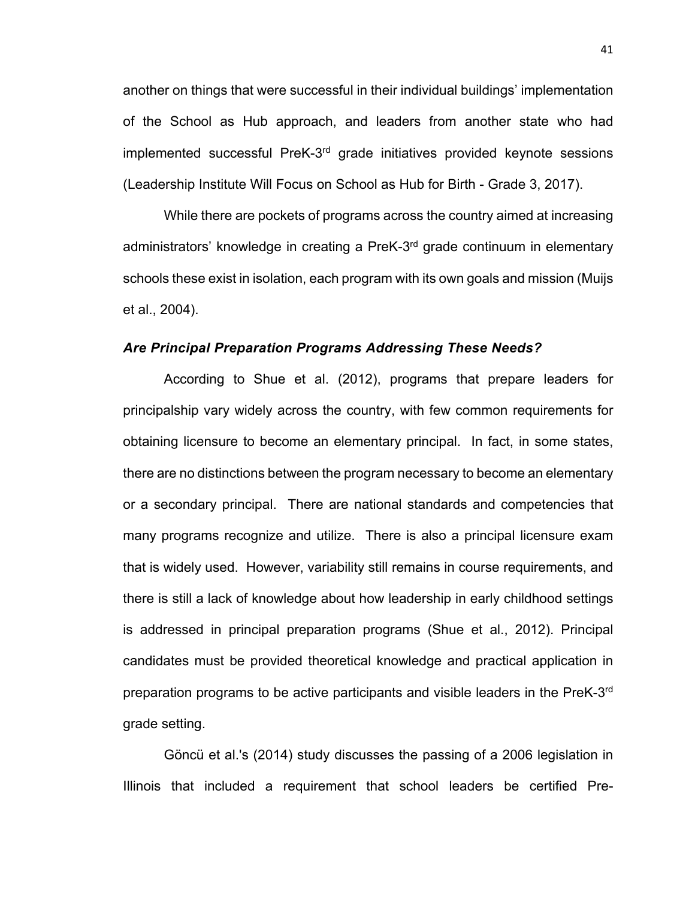another on things that were successful in their individual buildings' implementation of the School as Hub approach, and leaders from another state who had implemented successful PreK-3rd grade initiatives provided keynote sessions (Leadership Institute Will Focus on School as Hub for Birth - Grade 3, 2017).

While there are pockets of programs across the country aimed at increasing administrators' knowledge in creating a PreK-3rd grade continuum in elementary schools these exist in isolation, each program with its own goals and mission (Muijs et al., 2004).

### *Are Principal Preparation Programs Addressing These Needs?*

According to Shue et al. (2012), programs that prepare leaders for principalship vary widely across the country, with few common requirements for obtaining licensure to become an elementary principal. In fact, in some states, there are no distinctions between the program necessary to become an elementary or a secondary principal. There are national standards and competencies that many programs recognize and utilize. There is also a principal licensure exam that is widely used. However, variability still remains in course requirements, and there is still a lack of knowledge about how leadership in early childhood settings is addressed in principal preparation programs (Shue et al., 2012). Principal candidates must be provided theoretical knowledge and practical application in preparation programs to be active participants and visible leaders in the PreK-3rd grade setting.

Göncü et al.'s (2014) study discusses the passing of a 2006 legislation in Illinois that included a requirement that school leaders be certified Pre-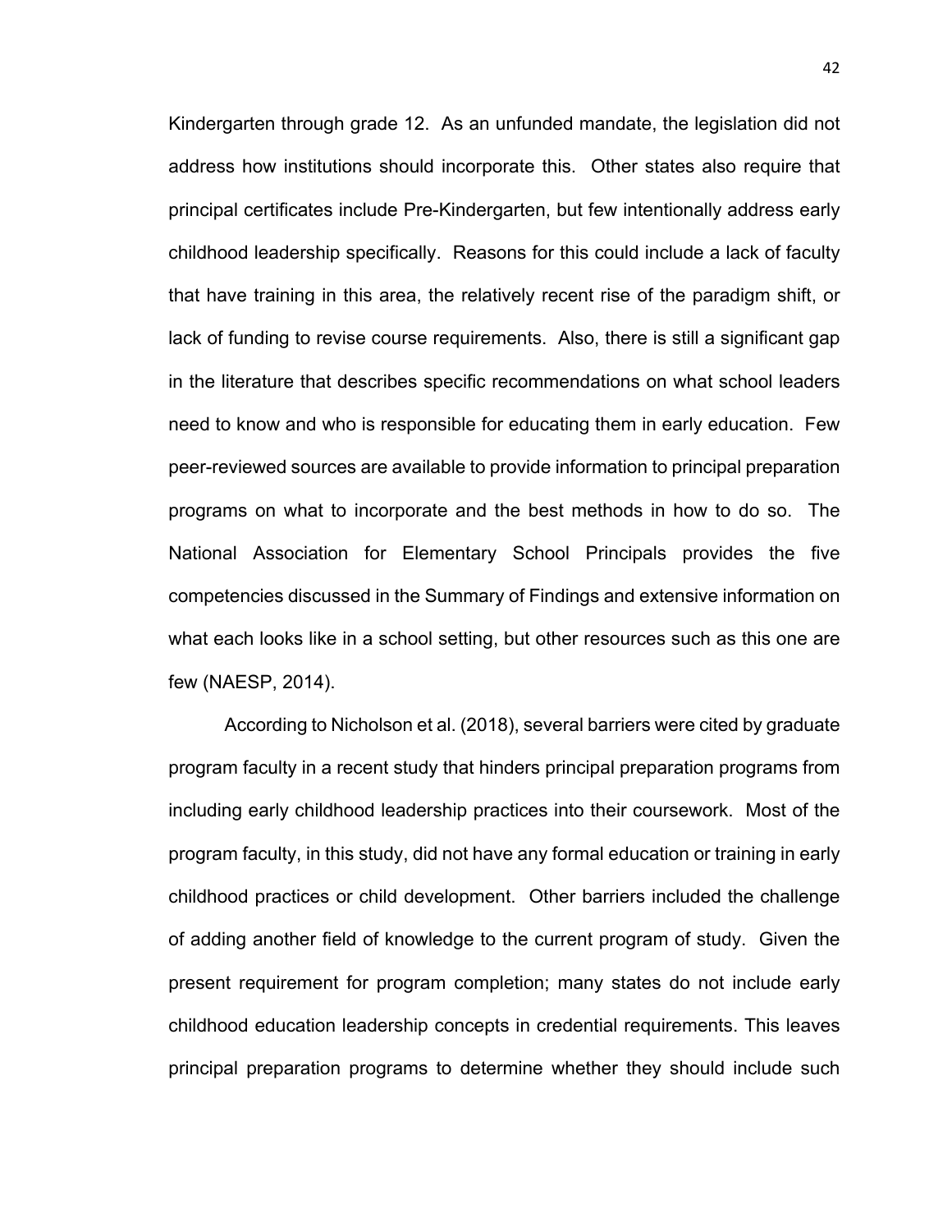Kindergarten through grade 12. As an unfunded mandate, the legislation did not address how institutions should incorporate this. Other states also require that principal certificates include Pre-Kindergarten, but few intentionally address early childhood leadership specifically. Reasons for this could include a lack of faculty that have training in this area, the relatively recent rise of the paradigm shift, or lack of funding to revise course requirements. Also, there is still a significant gap in the literature that describes specific recommendations on what school leaders need to know and who is responsible for educating them in early education. Few peer-reviewed sources are available to provide information to principal preparation programs on what to incorporate and the best methods in how to do so. The National Association for Elementary School Principals provides the five competencies discussed in the Summary of Findings and extensive information on what each looks like in a school setting, but other resources such as this one are few (NAESP, 2014).

According to Nicholson et al. (2018), several barriers were cited by graduate program faculty in a recent study that hinders principal preparation programs from including early childhood leadership practices into their coursework. Most of the program faculty, in this study, did not have any formal education or training in early childhood practices or child development. Other barriers included the challenge of adding another field of knowledge to the current program of study. Given the present requirement for program completion; many states do not include early childhood education leadership concepts in credential requirements. This leaves principal preparation programs to determine whether they should include such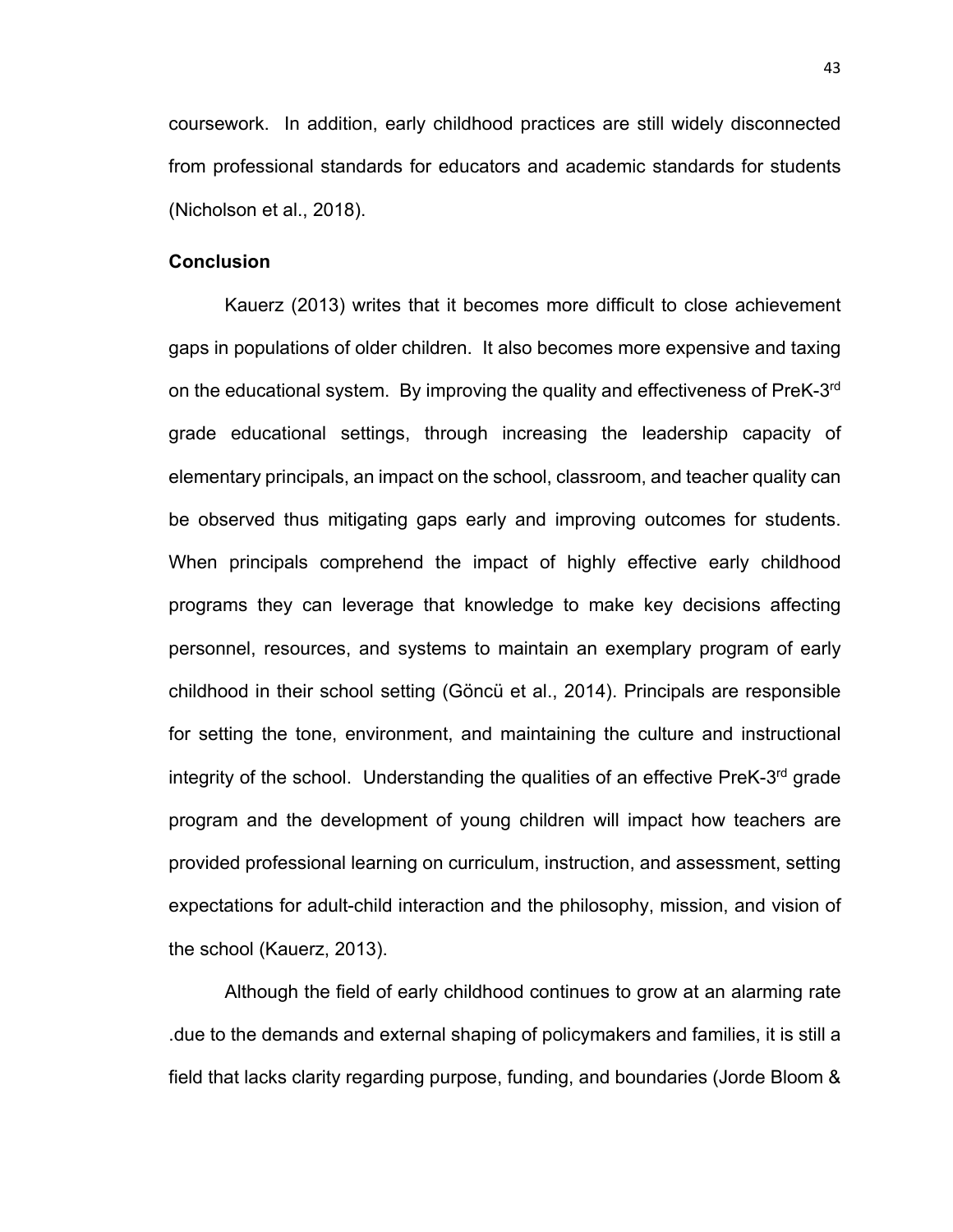coursework. In addition, early childhood practices are still widely disconnected from professional standards for educators and academic standards for students (Nicholson et al., 2018).

## Conclusion

Kauerz (2013) writes that it becomes more difficult to close achievement gaps in populations of older children. It also becomes more expensive and taxing on the educational system. By improving the quality and effectiveness of PreK-3rd grade educational settings, through increasing the leadership capacity of elementary principals, an impact on the school, classroom, and teacher quality can be observed thus mitigating gaps early and improving outcomes for students. When principals comprehend the impact of highly effective early childhood programs they can leverage that knowledge to make key decisions affecting personnel, resources, and systems to maintain an exemplary program of early childhood in their school setting (Göncü et al., 2014). Principals are responsible for setting the tone, environment, and maintaining the culture and instructional integrity of the school. Understanding the qualities of an effective PreK-3rd grade program and the development of young children will impact how teachers are provided professional learning on curriculum, instruction, and assessment, setting expectations for adult-child interaction and the philosophy, mission, and vision of the school (Kauerz, 2013).

Although the field of early childhood continues to grow at an alarming rate .due to the demands and external shaping of policymakers and families, it is still a field that lacks clarity regarding purpose, funding, and boundaries (Jorde Bloom &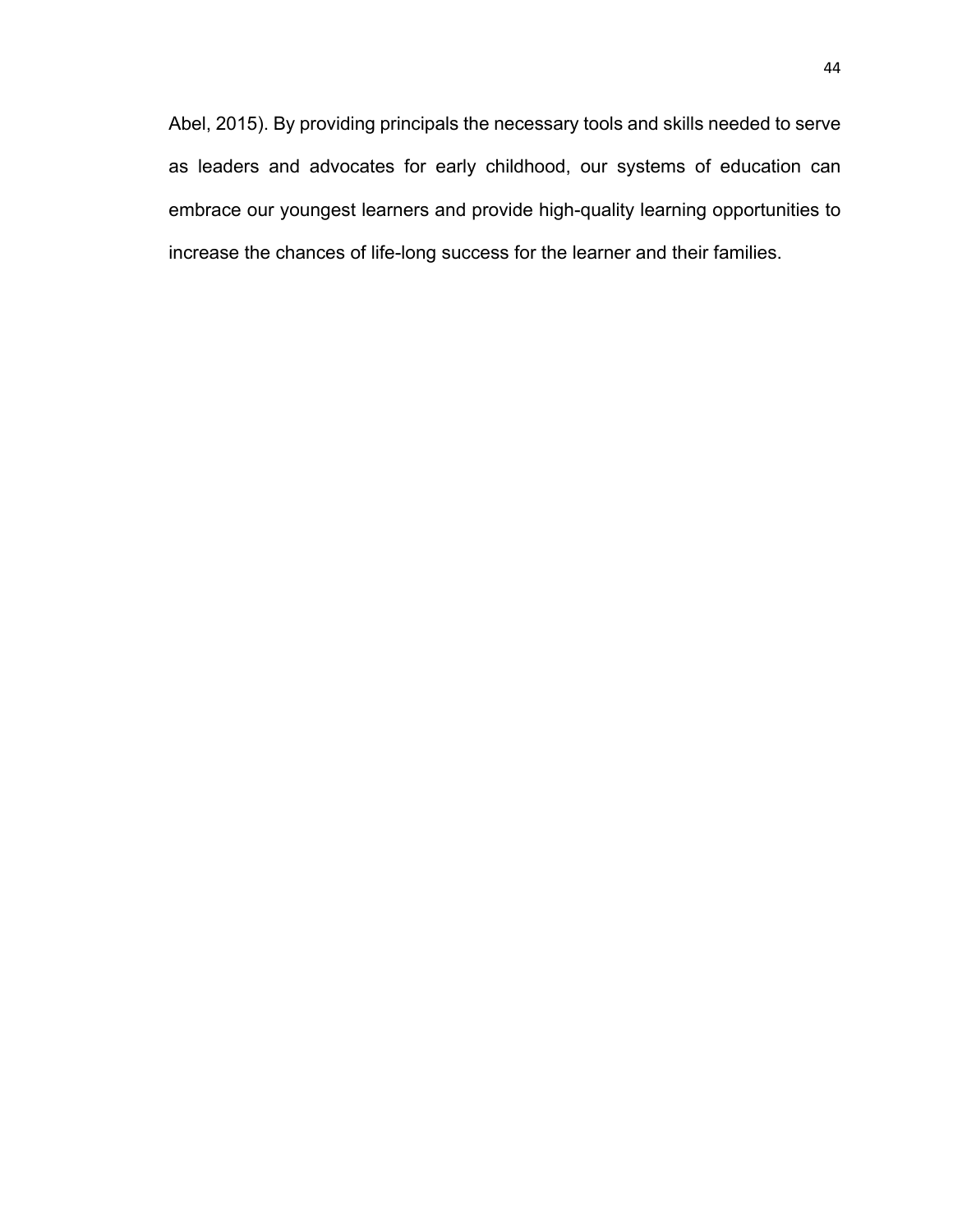Abel, 2015). By providing principals the necessary tools and skills needed to serve as leaders and advocates for early childhood, our systems of education can embrace our youngest learners and provide high-quality learning opportunities to increase the chances of life-long success for the learner and their families.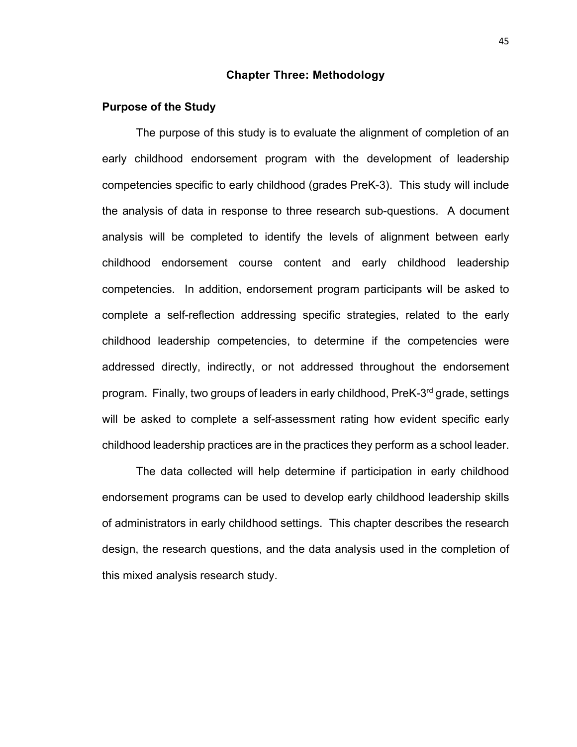# Chapter Three: Methodology

## Purpose of the Study

The purpose of this study is to evaluate the alignment of completion of an early childhood endorsement program with the development of leadership competencies specific to early childhood (grades PreK-3). This study will include the analysis of data in response to three research sub-questions. A document analysis will be completed to identify the levels of alignment between early childhood endorsement course content and early childhood leadership competencies. In addition, endorsement program participants will be asked to complete a self-reflection addressing specific strategies, related to the early childhood leadership competencies, to determine if the competencies were addressed directly, indirectly, or not addressed throughout the endorsement program. Finally, two groups of leaders in early childhood, PreK-3rd grade, settings will be asked to complete a self-assessment rating how evident specific early childhood leadership practices are in the practices they perform as a school leader.

The data collected will help determine if participation in early childhood endorsement programs can be used to develop early childhood leadership skills of administrators in early childhood settings. This chapter describes the research design, the research questions, and the data analysis used in the completion of this mixed analysis research study.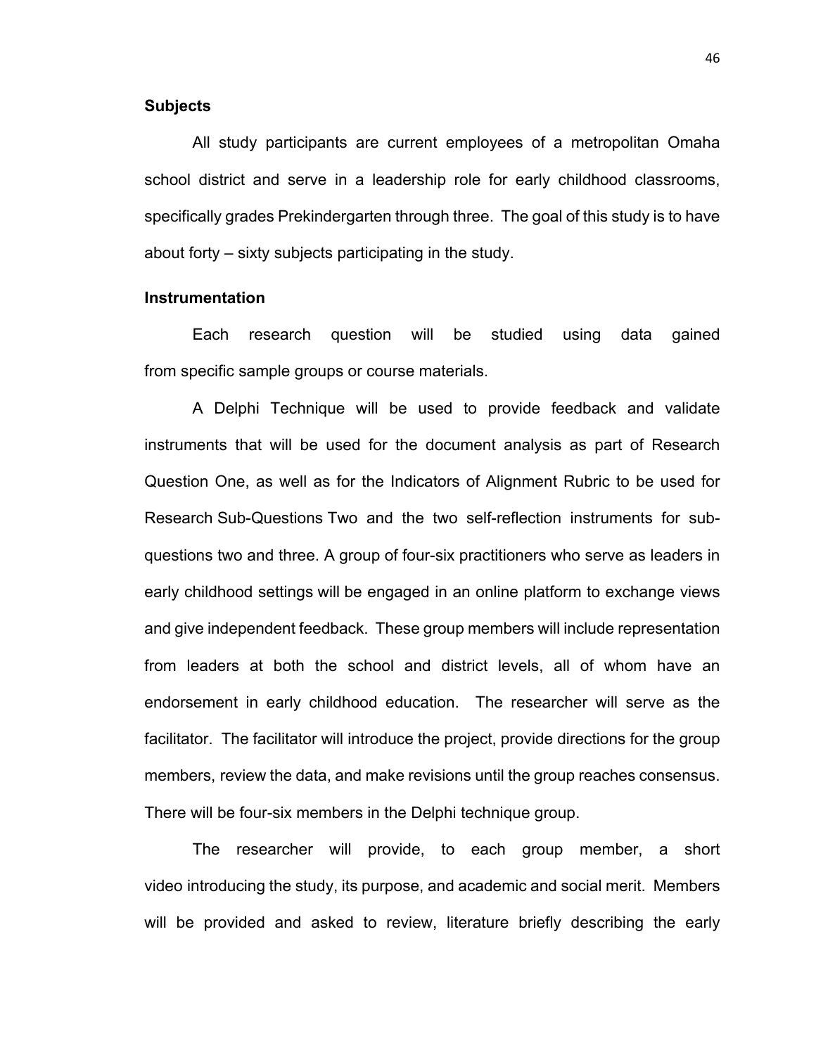## Subjects

All study participants are current employees of a metropolitan Omaha school district and serve in a leadership role for early childhood classrooms, specifically grades Prekindergarten through three. The goal of this study is to have about forty – sixty subjects participating in the study.

## Instrumentation

Each research question will be studied using data gained from specific sample groups or course materials.

A Delphi Technique will be used to provide feedback and validate instruments that will be used for the document analysis as part of Research Question One, as well as for the Indicators of Alignment Rubric to be used for Research Sub-Questions Two and the two self-reflection instruments for sub-questions two and three. A group of four-six practitioners who serve as leaders in early childhood settings will be engaged in an online platform to exchange views and give independent feedback. These group members will include representation from leaders at both the school and district levels, all of whom have an endorsement in early childhood education. The researcher will serve as the facilitator. The facilitator will introduce the project, provide directions for the group members, review the data, and make revisions until the group reaches consensus. There will be four-six members in the Delphi technique group.

The researcher will provide, to each group member, a short video introducing the study, its purpose, and academic and social merit. Members will be provided and asked to review, literature briefly describing the early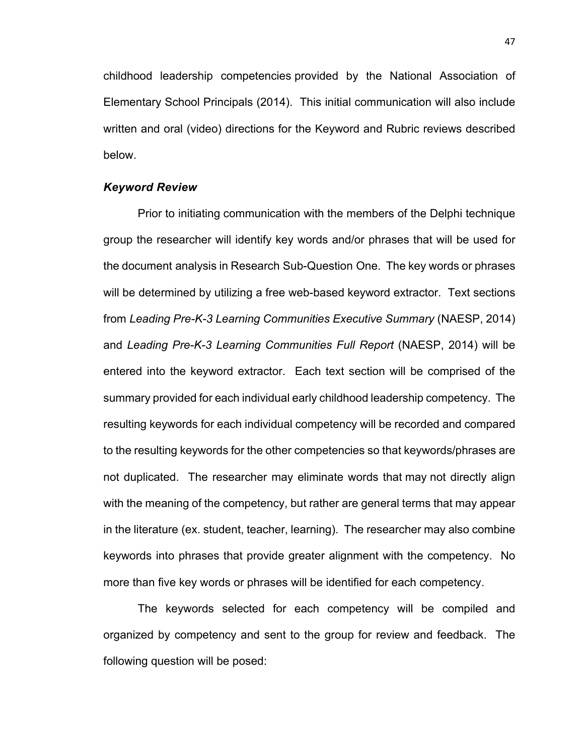childhood leadership competencies provided by the National Association of Elementary School Principals (2014). This initial communication will also include written and oral (video) directions for the Keyword and Rubric reviews described below.

### ***Keyword Review***

Prior to initiating communication with the members of the Delphi technique group the researcher will identify key words and/or phrases that will be used for the document analysis in Research Sub-Question One. The key words or phrases will be determined by utilizing a free web-based keyword extractor. Text sections from *Leading Pre-K-3 Learning Communities Executive Summary* (NAESP, 2014) and *Leading Pre-K-3 Learning Communities Full Report* (NAESP, 2014) will be entered into the keyword extractor. Each text section will be comprised of the summary provided for each individual early childhood leadership competency. The resulting keywords for each individual competency will be recorded and compared to the resulting keywords for the other competencies so that keywords/phrases are not duplicated. The researcher may eliminate words that may not directly align with the meaning of the competency, but rather are general terms that may appear in the literature (ex. student, teacher, learning). The researcher may also combine keywords into phrases that provide greater alignment with the competency. No more than five key words or phrases will be identified for each competency.

The keywords selected for each competency will be compiled and organized by competency and sent to the group for review and feedback. The following question will be posed: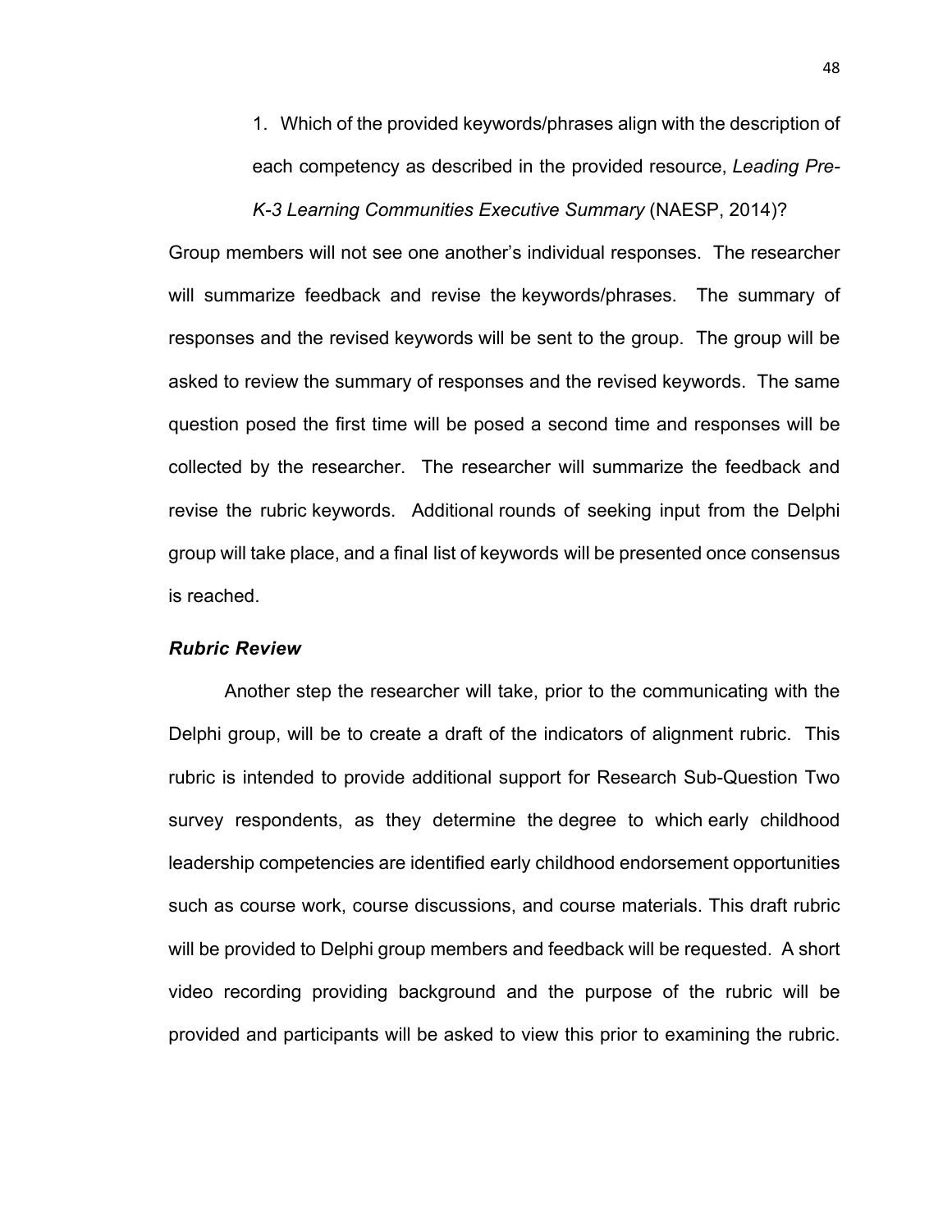1. Which of the provided keywords/phrases align with the description of each competency as described in the provided resource, *Leading Pre-K-3 Learning Communities Executive Summary* (NAESP, 2014)?

Group members will not see one another's individual responses. The researcher will summarize feedback and revise the keywords/phrases. The summary of responses and the revised keywords will be sent to the group. The group will be asked to review the summary of responses and the revised keywords. The same question posed the first time will be posed a second time and responses will be collected by the researcher. The researcher will summarize the feedback and revise the rubric keywords. Additional rounds of seeking input from the Delphi group will take place, and a final list of keywords will be presented once consensus is reached.

### *Rubric Review*

Another step the researcher will take, prior to the communicating with the Delphi group, will be to create a draft of the indicators of alignment rubric. This rubric is intended to provide additional support for Research Sub-Question Two survey respondents, as they determine the degree to which early childhood leadership competencies are identified early childhood endorsement opportunities such as course work, course discussions, and course materials. This draft rubric will be provided to Delphi group members and feedback will be requested. A short video recording providing background and the purpose of the rubric will be provided and participants will be asked to view this prior to examining the rubric.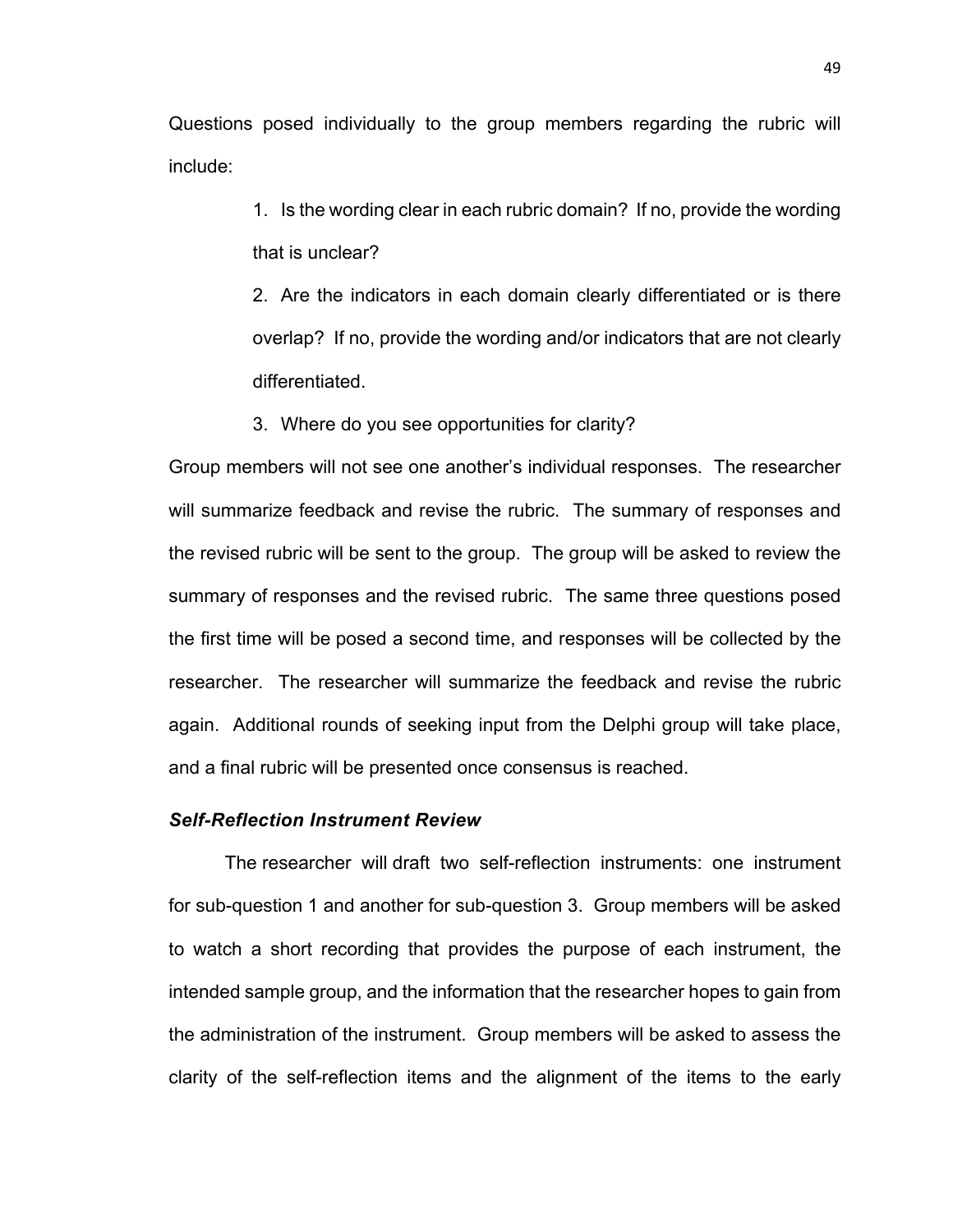Questions posed individually to the group members regarding the rubric will include:

1. Is the wording clear in each rubric domain? If no, provide the wording that is unclear?
2. Are the indicators in each domain clearly differentiated or is there overlap? If no, provide the wording and/or indicators that are not clearly differentiated.
3. Where do you see opportunities for clarity?

Group members will not see one another's individual responses. The researcher will summarize feedback and revise the rubric. The summary of responses and the revised rubric will be sent to the group. The group will be asked to review the summary of responses and the revised rubric. The same three questions posed the first time will be posed a second time, and responses will be collected by the researcher. The researcher will summarize the feedback and revise the rubric again. Additional rounds of seeking input from the Delphi group will take place, and a final rubric will be presented once consensus is reached.

### *Self-Reflection Instrument Review*

The researcher will draft two self-reflection instruments: one instrument for sub-question 1 and another for sub-question 3. Group members will be asked to watch a short recording that provides the purpose of each instrument, the intended sample group, and the information that the researcher hopes to gain from the administration of the instrument. Group members will be asked to assess the clarity of the self-reflection items and the alignment of the items to the early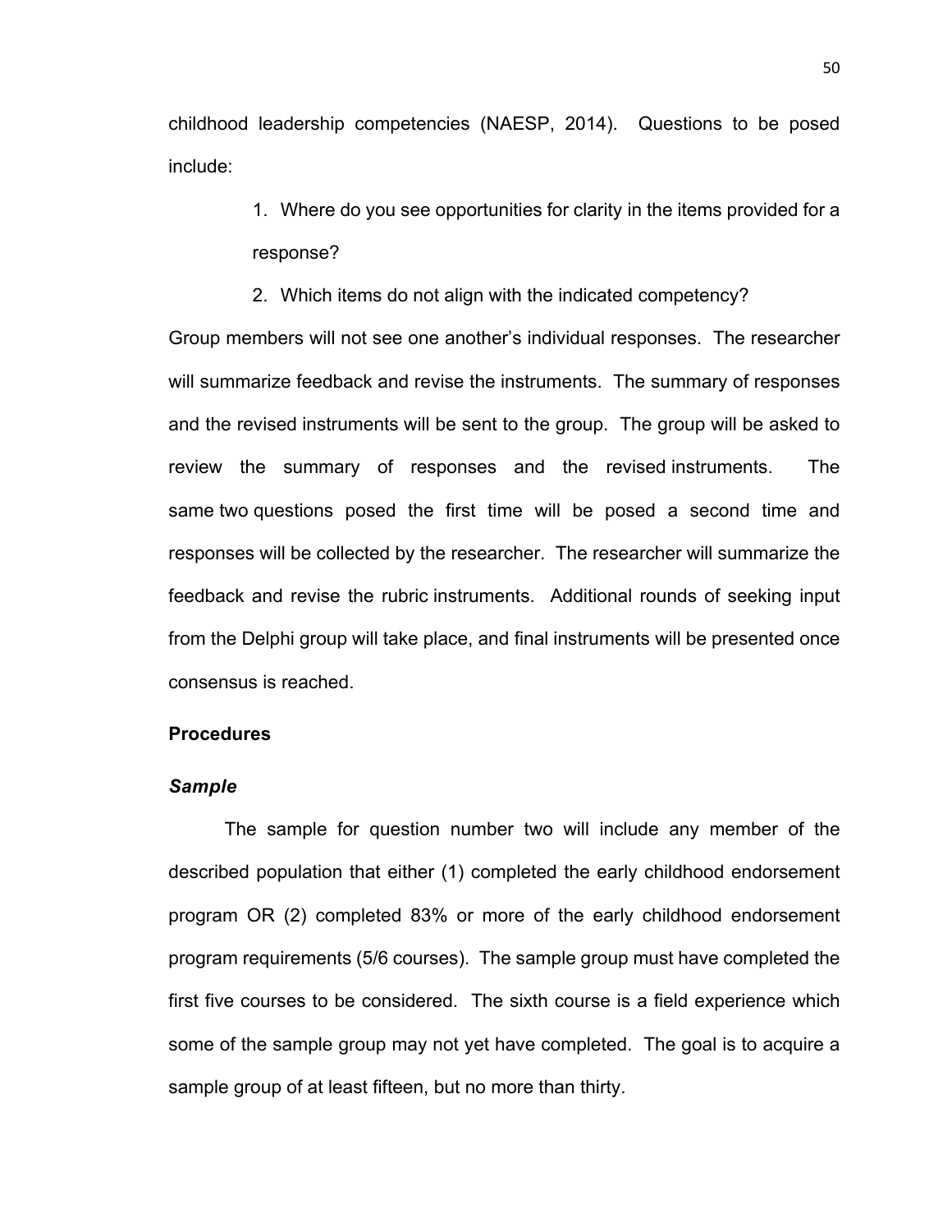childhood leadership competencies (NAESP, 2014). Questions to be posed include:

1. Where do you see opportunities for clarity in the items provided for a response?
2. Which items do not align with the indicated competency?

Group members will not see one another's individual responses. The researcher will summarize feedback and revise the instruments. The summary of responses and the revised instruments will be sent to the group. The group will be asked to review the summary of responses and the revised instruments. The same two questions posed the first time will be posed a second time and responses will be collected by the researcher. The researcher will summarize the feedback and revise the rubric instruments. Additional rounds of seeking input from the Delphi group will take place, and final instruments will be presented once consensus is reached.

## Procedures

### *Sample*

The sample for question number two will include any member of the described population that either (1) completed the early childhood endorsement program OR (2) completed 83% or more of the early childhood endorsement program requirements (5/6 courses). The sample group must have completed the first five courses to be considered. The sixth course is a field experience which some of the sample group may not yet have completed. The goal is to acquire a sample group of at least fifteen, but no more than thirty.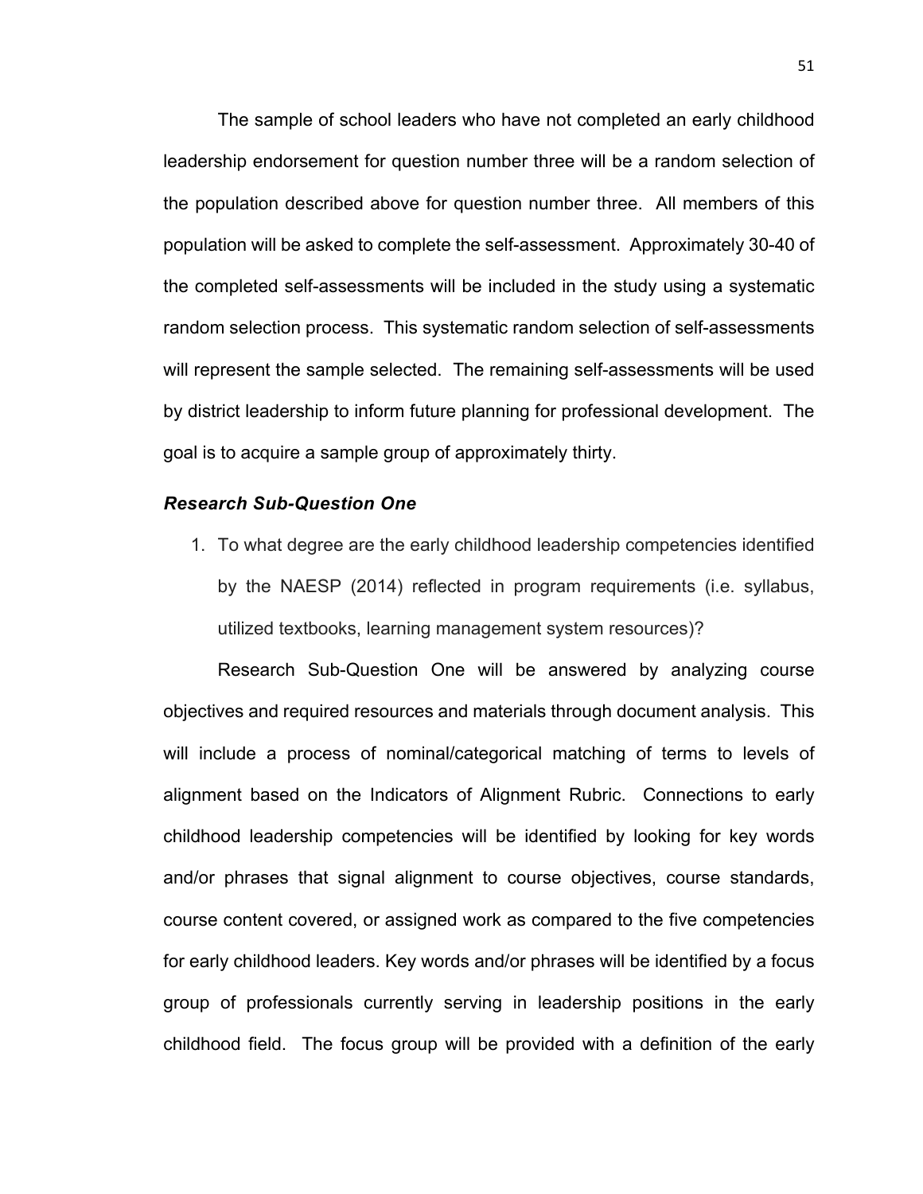The sample of school leaders who have not completed an early childhood leadership endorsement for question number three will be a random selection of the population described above for question number three. All members of this population will be asked to complete the self-assessment. Approximately 30-40 of the completed self-assessments will be included in the study using a systematic random selection process. This systematic random selection of self-assessments will represent the sample selected. The remaining self-assessments will be used by district leadership to inform future planning for professional development. The goal is to acquire a sample group of approximately thirty.

### ***Research Sub-Question One***

1. To what degree are the early childhood leadership competencies identified by the NAESP (2014) reflected in program requirements (i.e. syllabus, utilized textbooks, learning management system resources)?

Research Sub-Question One will be answered by analyzing course objectives and required resources and materials through document analysis. This will include a process of nominal/categorical matching of terms to levels of alignment based on the Indicators of Alignment Rubric. Connections to early childhood leadership competencies will be identified by looking for key words and/or phrases that signal alignment to course objectives, course standards, course content covered, or assigned work as compared to the five competencies for early childhood leaders. Key words and/or phrases will be identified by a focus group of professionals currently serving in leadership positions in the early childhood field. The focus group will be provided with a definition of the early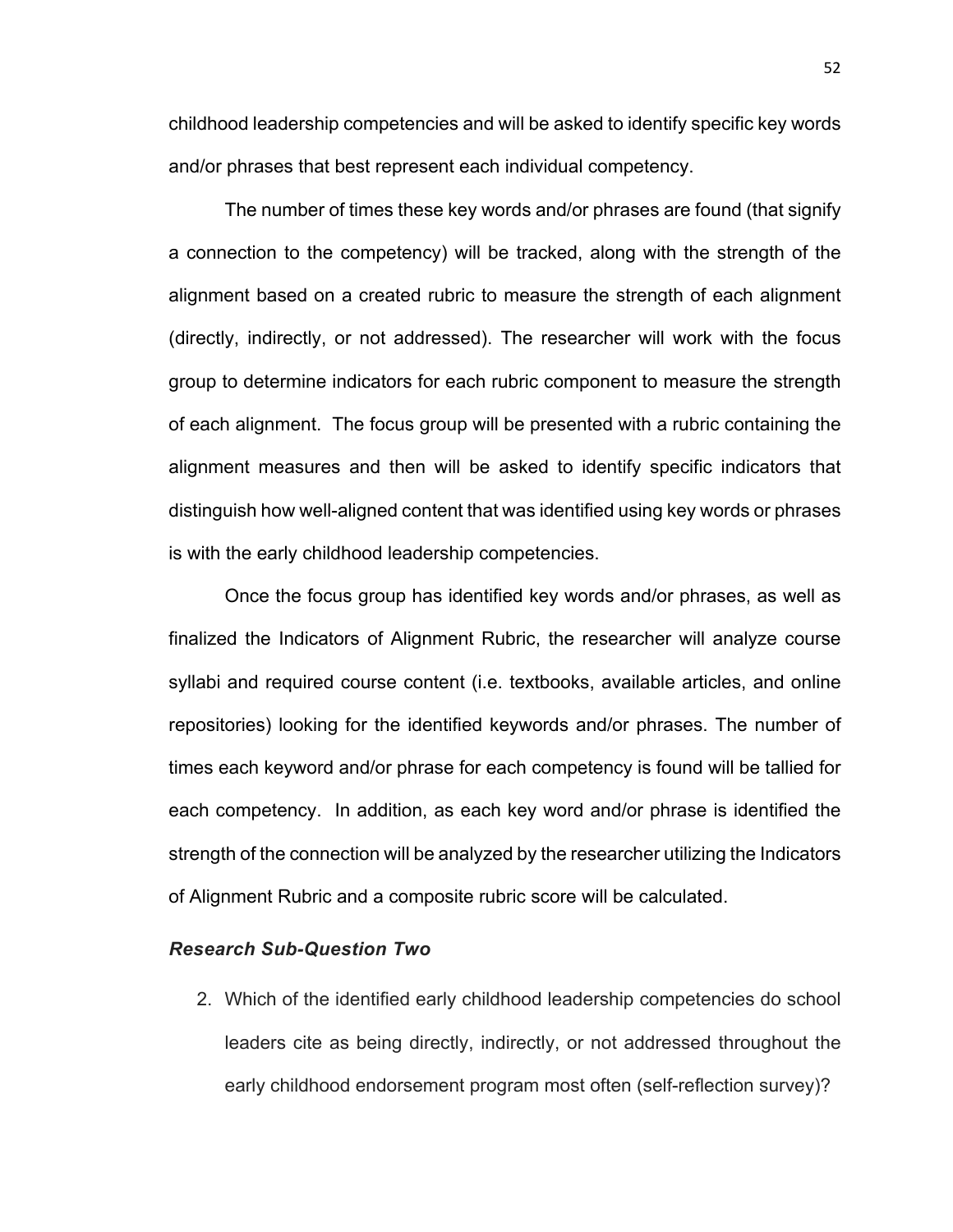childhood leadership competencies and will be asked to identify specific key words and/or phrases that best represent each individual competency.

The number of times these key words and/or phrases are found (that signify a connection to the competency) will be tracked, along with the strength of the alignment based on a created rubric to measure the strength of each alignment (directly, indirectly, or not addressed). The researcher will work with the focus group to determine indicators for each rubric component to measure the strength of each alignment. The focus group will be presented with a rubric containing the alignment measures and then will be asked to identify specific indicators that distinguish how well-aligned content that was identified using key words or phrases is with the early childhood leadership competencies.

Once the focus group has identified key words and/or phrases, as well as finalized the Indicators of Alignment Rubric, the researcher will analyze course syllabi and required course content (i.e. textbooks, available articles, and online repositories) looking for the identified keywords and/or phrases. The number of times each keyword and/or phrase for each competency is found will be tallied for each competency. In addition, as each key word and/or phrase is identified the strength of the connection will be analyzed by the researcher utilizing the Indicators of Alignment Rubric and a composite rubric score will be calculated.

### *Research Sub-Question Two*

2. Which of the identified early childhood leadership competencies do school leaders cite as being directly, indirectly, or not addressed throughout the early childhood endorsement program most often (self-reflection survey)?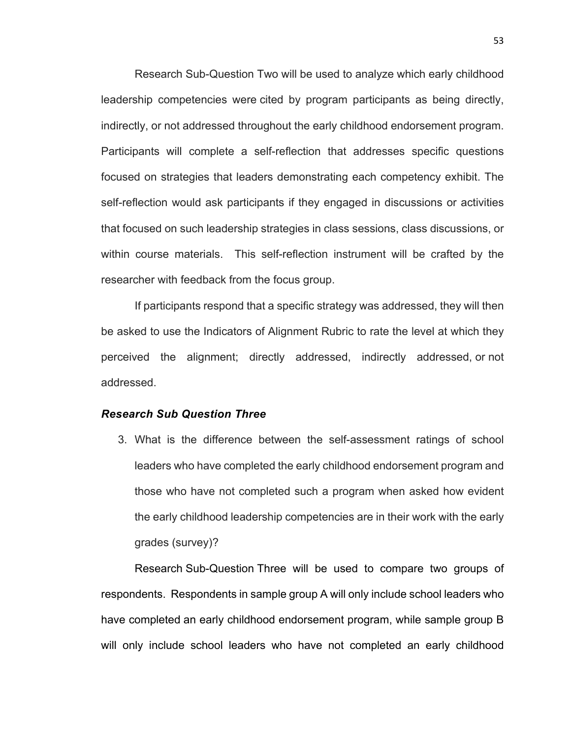Research Sub-Question Two will be used to analyze which early childhood leadership competencies were cited by program participants as being directly, indirectly, or not addressed throughout the early childhood endorsement program. Participants will complete a self-reflection that addresses specific questions focused on strategies that leaders demonstrating each competency exhibit. The self-reflection would ask participants if they engaged in discussions or activities that focused on such leadership strategies in class sessions, class discussions, or within course materials. This self-reflection instrument will be crafted by the researcher with feedback from the focus group.

If participants respond that a specific strategy was addressed, they will then be asked to use the Indicators of Alignment Rubric to rate the level at which they perceived the alignment; directly addressed, indirectly addressed, or not addressed.

### *Research Sub Question Three*

3. What is the difference between the self-assessment ratings of school leaders who have completed the early childhood endorsement program and those who have not completed such a program when asked how evident the early childhood leadership competencies are in their work with the early grades (survey)?

Research Sub-Question Three will be used to compare two groups of respondents. Respondents in sample group A will only include school leaders who have completed an early childhood endorsement program, while sample group B will only include school leaders who have not completed an early childhood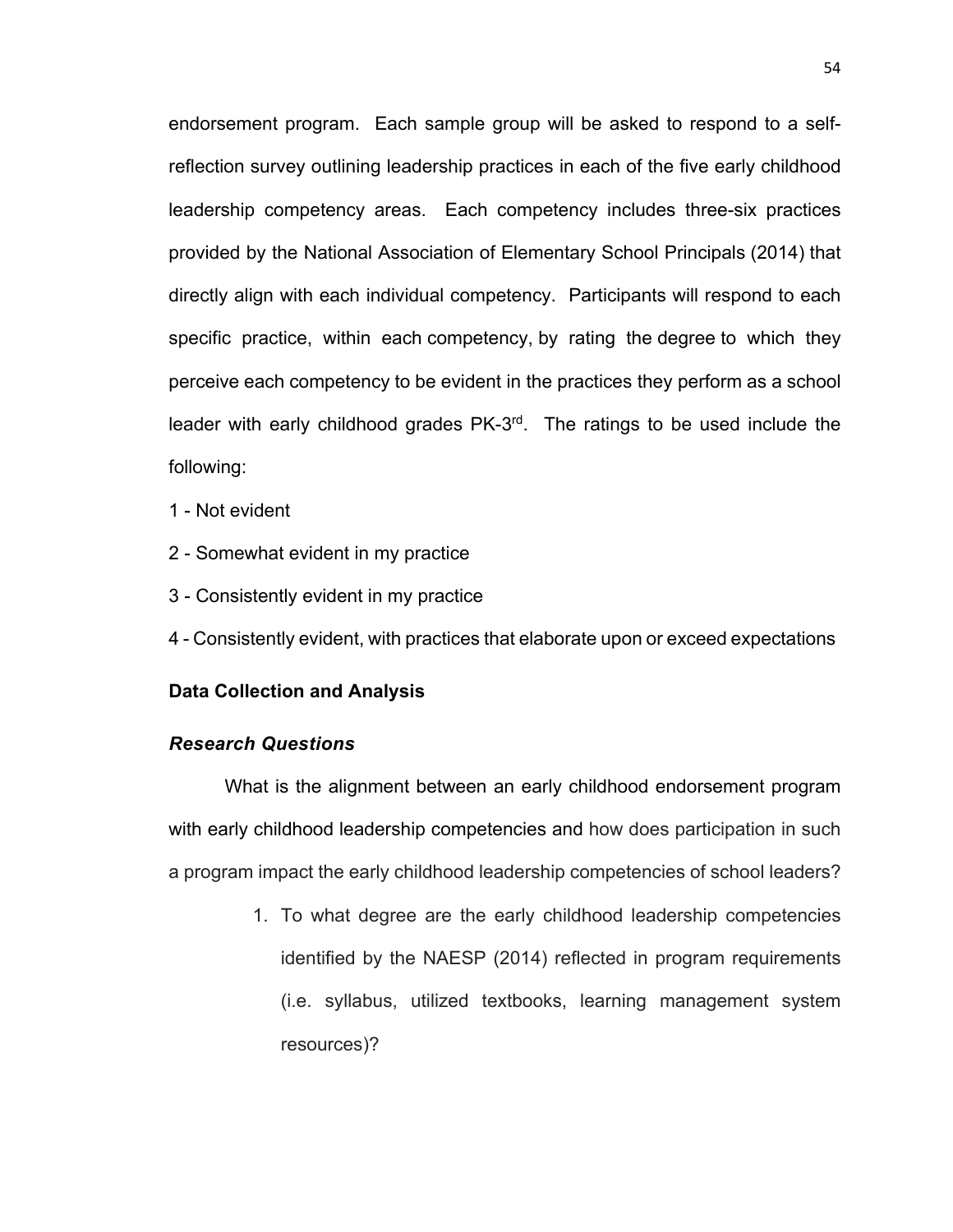endorsement program. Each sample group will be asked to respond to a self-reflection survey outlining leadership practices in each of the five early childhood leadership competency areas. Each competency includes three-six practices provided by the National Association of Elementary School Principals (2014) that directly align with each individual competency. Participants will respond to each specific practice, within each competency, by rating the degree to which they perceive each competency to be evident in the practices they perform as a school leader with early childhood grades PK-3rd. The ratings to be used include the following:

1 - Not evident

2 - Somewhat evident in my practice

3 - Consistently evident in my practice

4 - Consistently evident, with practices that elaborate upon or exceed expectations

## Data Collection and Analysis

### *Research Questions*

What is the alignment between an early childhood endorsement program with early childhood leadership competencies and how does participation in such a program impact the early childhood leadership competencies of school leaders?

1. To what degree are the early childhood leadership competencies identified by the NAESP (2014) reflected in program requirements (i.e. syllabus, utilized textbooks, learning management system resources)?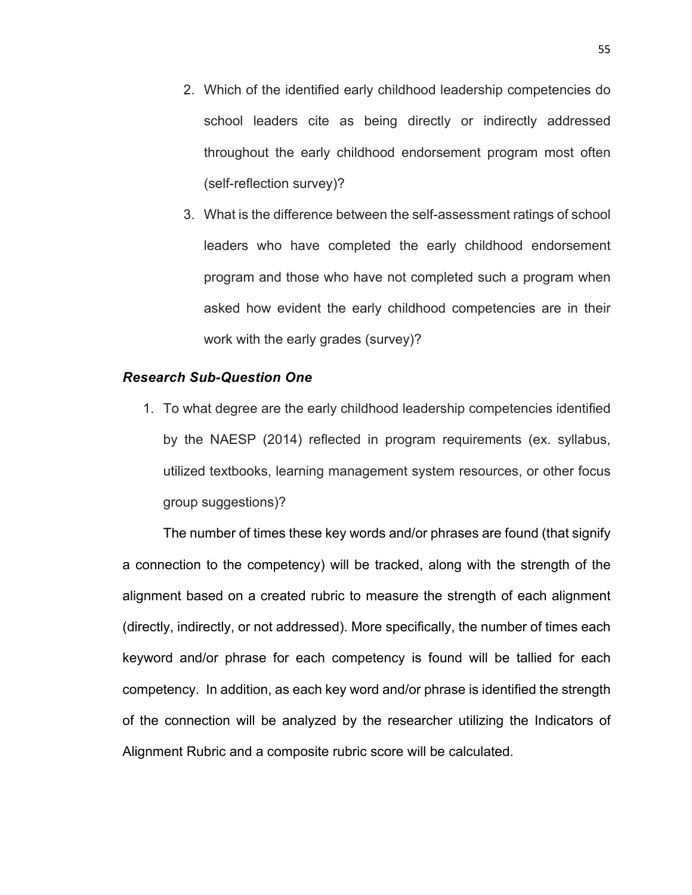2. Which of the identified early childhood leadership competencies do school leaders cite as being directly or indirectly addressed throughout the early childhood endorsement program most often (self-reflection survey)?
3. What is the difference between the self-assessment ratings of school leaders who have completed the early childhood endorsement program and those who have not completed such a program when asked how evident the early childhood competencies are in their work with the early grades (survey)?

### ***Research Sub-Question One***

1. To what degree are the early childhood leadership competencies identified by the NAESP (2014) reflected in program requirements (ex. syllabus, utilized textbooks, learning management system resources, or other focus group suggestions)?

The number of times these key words and/or phrases are found (that signify a connection to the competency) will be tracked, along with the strength of the alignment based on a created rubric to measure the strength of each alignment (directly, indirectly, or not addressed). More specifically, the number of times each keyword and/or phrase for each competency is found will be tallied for each competency. In addition, as each key word and/or phrase is identified the strength of the connection will be analyzed by the researcher utilizing the Indicators of Alignment Rubric and a composite rubric score will be calculated.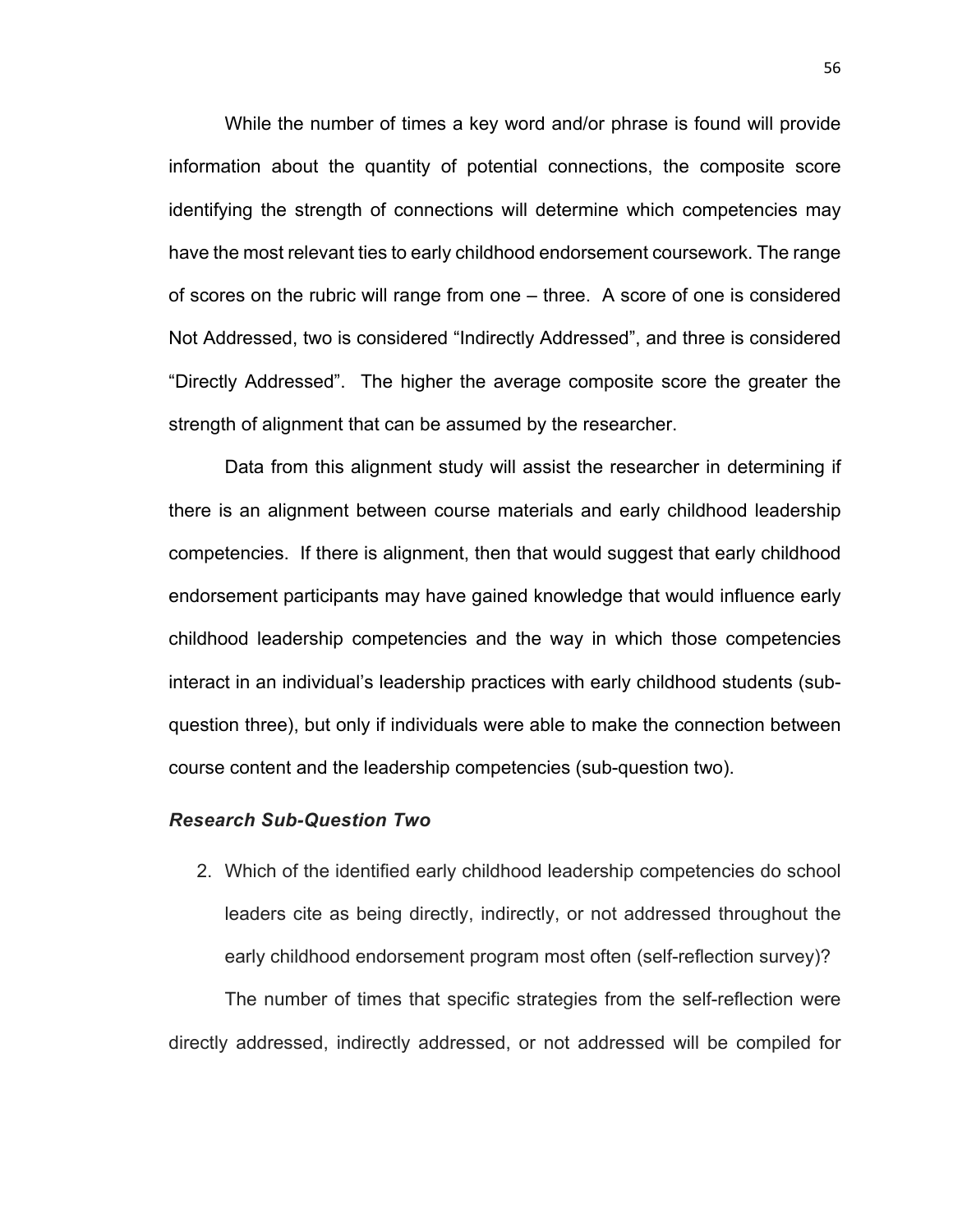While the number of times a key word and/or phrase is found will provide information about the quantity of potential connections, the composite score identifying the strength of connections will determine which competencies may have the most relevant ties to early childhood endorsement coursework. The range of scores on the rubric will range from one – three. A score of one is considered Not Addressed, two is considered "Indirectly Addressed", and three is considered "Directly Addressed". The higher the average composite score the greater the strength of alignment that can be assumed by the researcher.

Data from this alignment study will assist the researcher in determining if there is an alignment between course materials and early childhood leadership competencies. If there is alignment, then that would suggest that early childhood endorsement participants may have gained knowledge that would influence early childhood leadership competencies and the way in which those competencies interact in an individual's leadership practices with early childhood students (sub-question three), but only if individuals were able to make the connection between course content and the leadership competencies (sub-question two).

### *Research Sub-Question Two*

2. Which of the identified early childhood leadership competencies do school leaders cite as being directly, indirectly, or not addressed throughout the early childhood endorsement program most often (self-reflection survey)?

The number of times that specific strategies from the self-reflection were directly addressed, indirectly addressed, or not addressed will be compiled for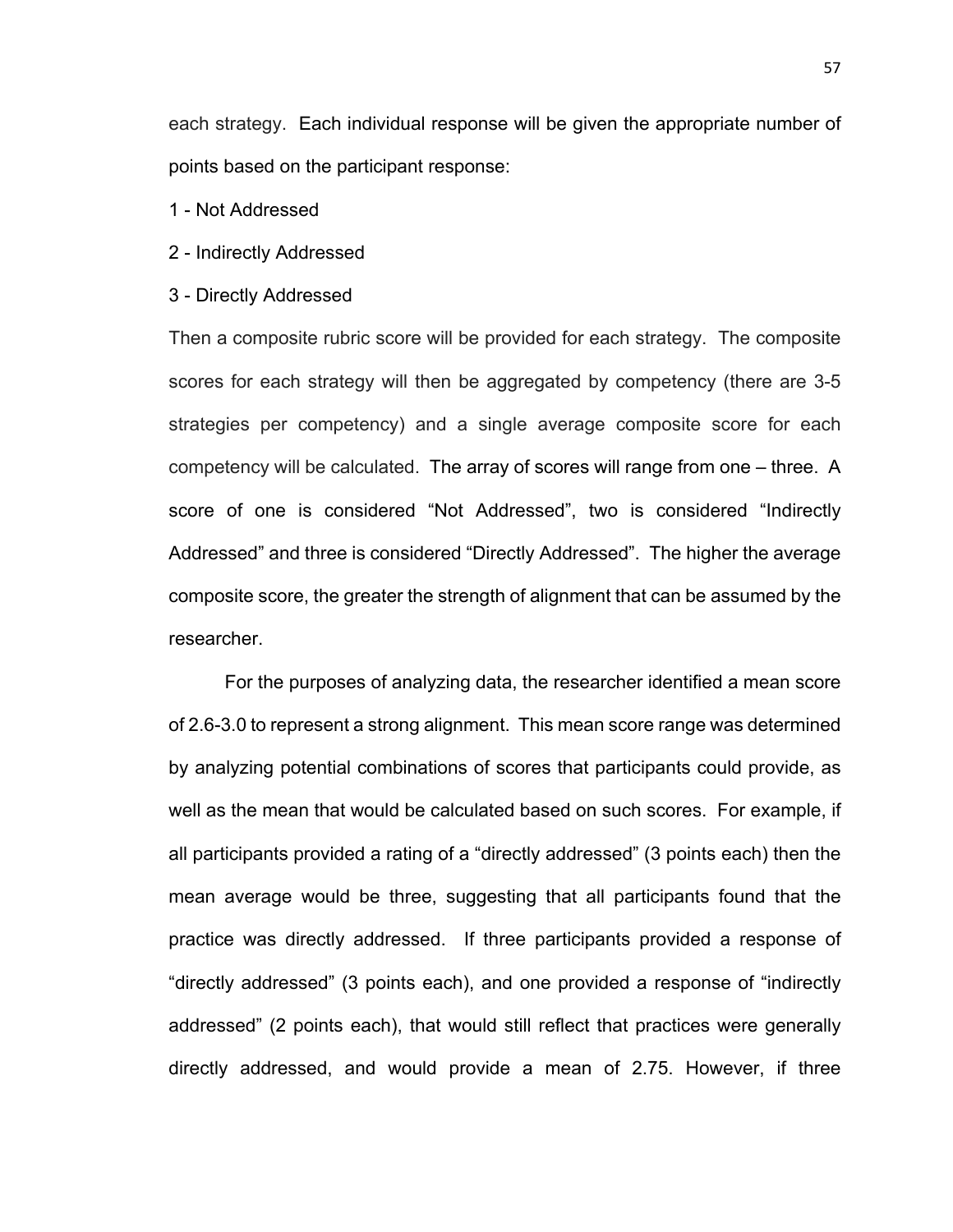each strategy. Each individual response will be given the appropriate number of points based on the participant response:

1 - Not Addressed

2 - Indirectly Addressed

3 - Directly Addressed

Then a composite rubric score will be provided for each strategy. The composite scores for each strategy will then be aggregated by competency (there are 3-5 strategies per competency) and a single average composite score for each competency will be calculated. The array of scores will range from one – three. A score of one is considered "Not Addressed", two is considered "Indirectly Addressed" and three is considered "Directly Addressed". The higher the average composite score, the greater the strength of alignment that can be assumed by the researcher.

For the purposes of analyzing data, the researcher identified a mean score of 2.6-3.0 to represent a strong alignment. This mean score range was determined by analyzing potential combinations of scores that participants could provide, as well as the mean that would be calculated based on such scores. For example, if all participants provided a rating of a "directly addressed" (3 points each) then the mean average would be three, suggesting that all participants found that the practice was directly addressed. If three participants provided a response of "directly addressed" (3 points each), and one provided a response of "indirectly addressed" (2 points each), that would still reflect that practices were generally directly addressed, and would provide a mean of 2.75. However, if three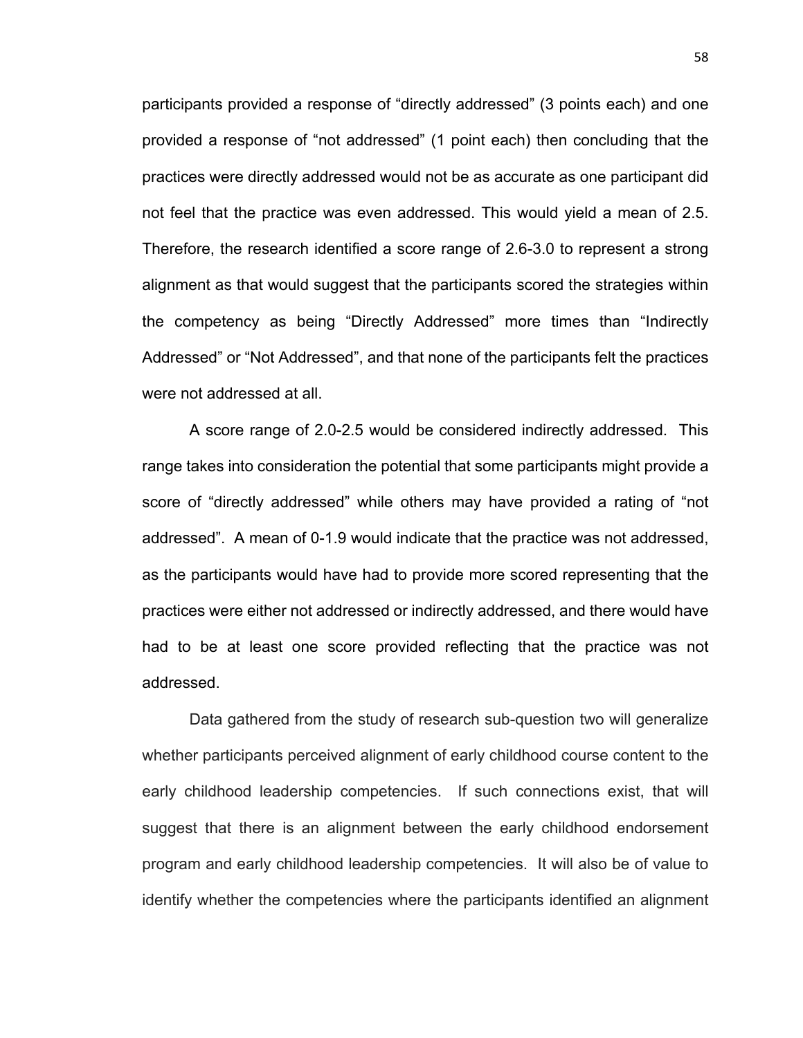participants provided a response of “directly addressed” (3 points each) and one provided a response of “not addressed” (1 point each) then concluding that the practices were directly addressed would not be as accurate as one participant did not feel that the practice was even addressed. This would yield a mean of 2.5. Therefore, the research identified a score range of 2.6-3.0 to represent a strong alignment as that would suggest that the participants scored the strategies within the competency as being “Directly Addressed” more times than “Indirectly Addressed” or “Not Addressed”, and that none of the participants felt the practices were not addressed at all.

A score range of 2.0-2.5 would be considered indirectly addressed. This range takes into consideration the potential that some participants might provide a score of “directly addressed” while others may have provided a rating of “not addressed”. A mean of 0-1.9 would indicate that the practice was not addressed, as the participants would have had to provide more scored representing that the practices were either not addressed or indirectly addressed, and there would have had to be at least one score provided reflecting that the practice was not addressed.

Data gathered from the study of research sub-question two will generalize whether participants perceived alignment of early childhood course content to the early childhood leadership competencies. If such connections exist, that will suggest that there is an alignment between the early childhood endorsement program and early childhood leadership competencies. It will also be of value to identify whether the competencies where the participants identified an alignment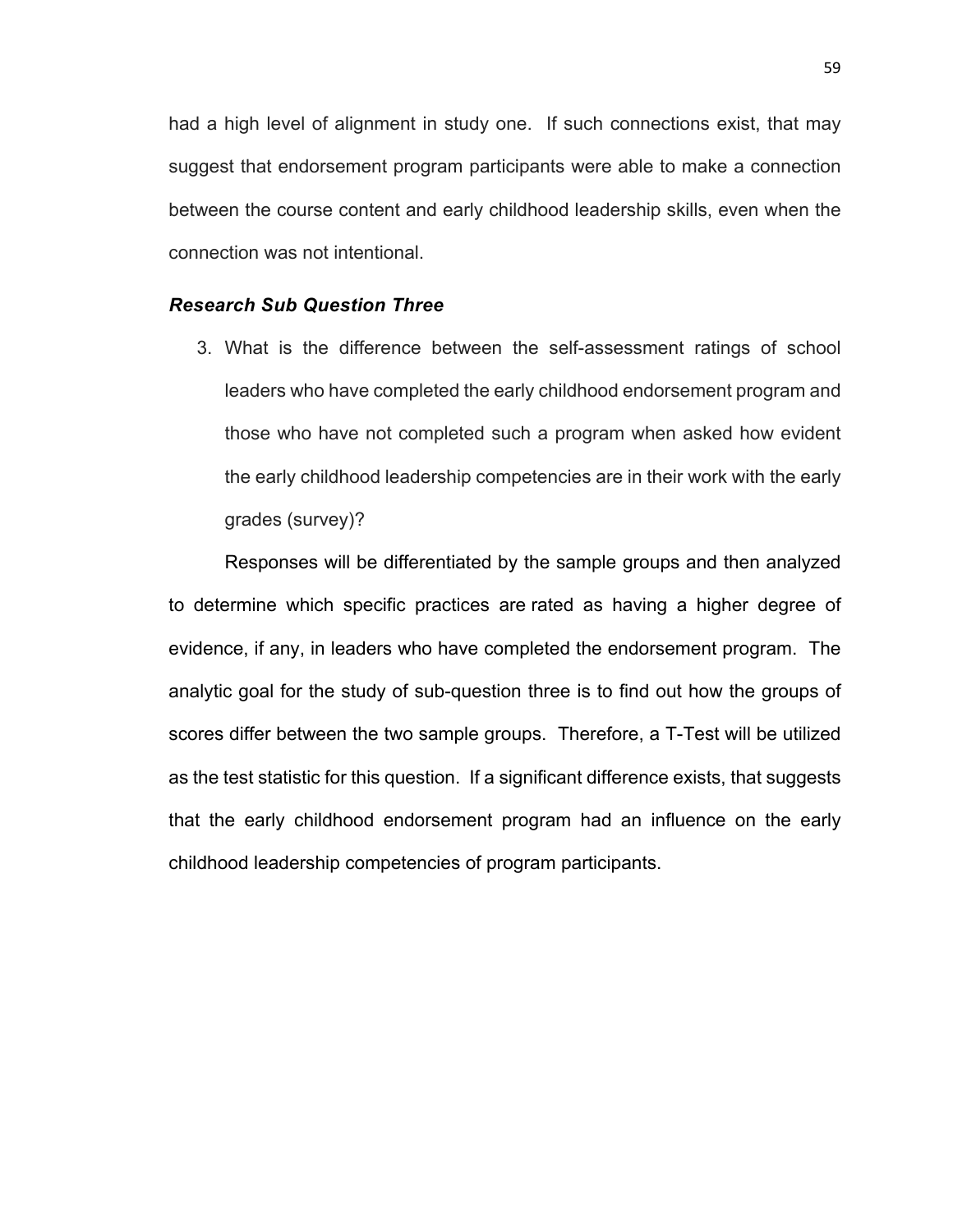had a high level of alignment in study one. If such connections exist, that may suggest that endorsement program participants were able to make a connection between the course content and early childhood leadership skills, even when the connection was not intentional.

### *Research Sub Question Three*

3. What is the difference between the self-assessment ratings of school leaders who have completed the early childhood endorsement program and those who have not completed such a program when asked how evident the early childhood leadership competencies are in their work with the early grades (survey)?

Responses will be differentiated by the sample groups and then analyzed to determine which specific practices are rated as having a higher degree of evidence, if any, in leaders who have completed the endorsement program. The analytic goal for the study of sub-question three is to find out how the groups of scores differ between the two sample groups. Therefore, a T-Test will be utilized as the test statistic for this question. If a significant difference exists, that suggests that the early childhood endorsement program had an influence on the early childhood leadership competencies of program participants.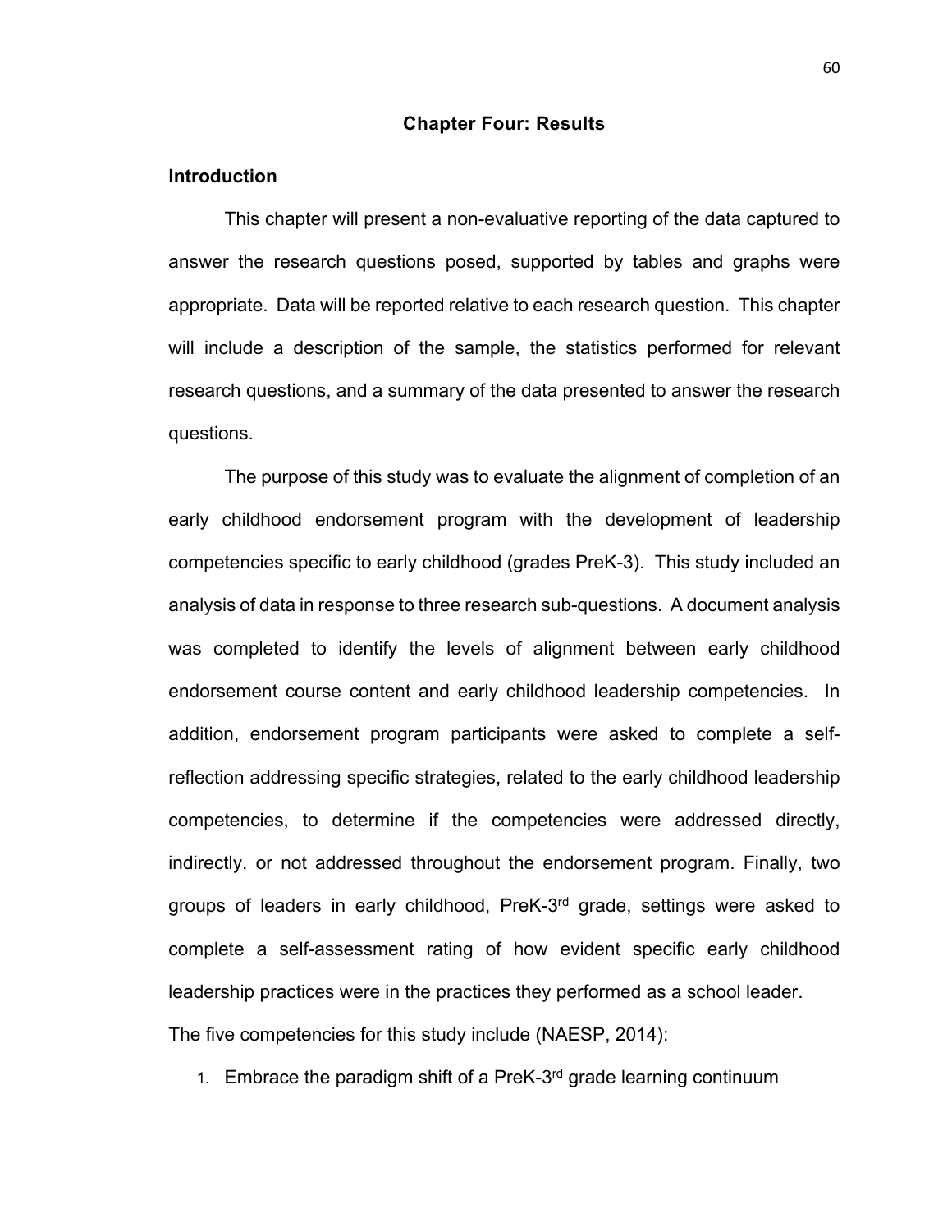## Chapter Four: Results

### Introduction

This chapter will present a non-evaluative reporting of the data captured to answer the research questions posed, supported by tables and graphs were appropriate. Data will be reported relative to each research question. This chapter will include a description of the sample, the statistics performed for relevant research questions, and a summary of the data presented to answer the research questions.

The purpose of this study was to evaluate the alignment of completion of an early childhood endorsement program with the development of leadership competencies specific to early childhood (grades PreK-3). This study included an analysis of data in response to three research sub-questions. A document analysis was completed to identify the levels of alignment between early childhood endorsement course content and early childhood leadership competencies. In addition, endorsement program participants were asked to complete a self-reflection addressing specific strategies, related to the early childhood leadership competencies, to determine if the competencies were addressed directly, indirectly, or not addressed throughout the endorsement program. Finally, two groups of leaders in early childhood, PreK-3rd grade, settings were asked to complete a self-assessment rating of how evident specific early childhood leadership practices were in the practices they performed as a school leader.

The five competencies for this study include (NAESP, 2014):

1. Embrace the paradigm shift of a PreK-3rd grade learning continuum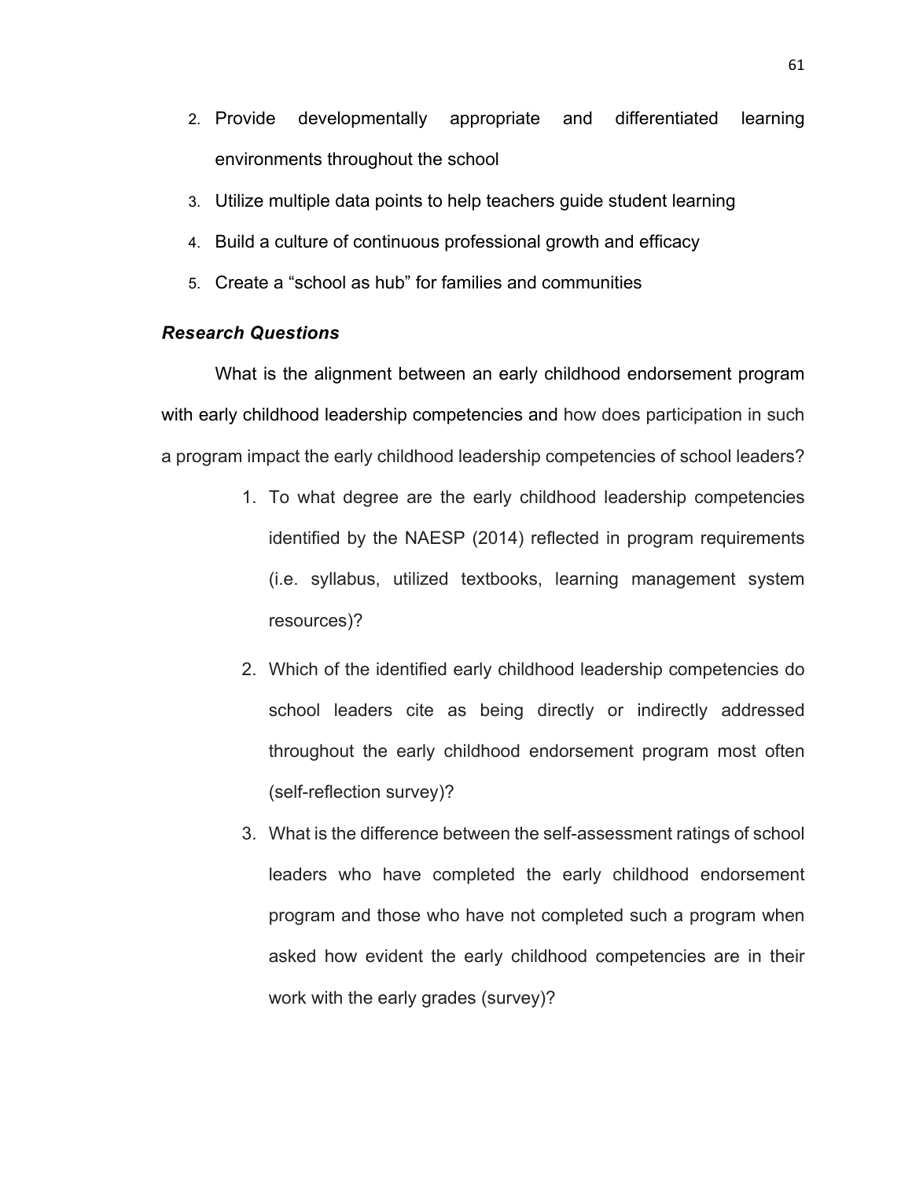2. Provide developmentally appropriate and differentiated learning environments throughout the school
3. Utilize multiple data points to help teachers guide student learning
4. Build a culture of continuous professional growth and efficacy
5. Create a "school as hub" for families and communities

### *Research Questions*

What is the alignment between an early childhood endorsement program with early childhood leadership competencies and how does participation in such a program impact the early childhood leadership competencies of school leaders?

1. To what degree are the early childhood leadership competencies identified by the NAESP (2014) reflected in program requirements (i.e. syllabus, utilized textbooks, learning management system resources)?
2. Which of the identified early childhood leadership competencies do school leaders cite as being directly or indirectly addressed throughout the early childhood endorsement program most often (self-reflection survey)?
3. What is the difference between the self-assessment ratings of school leaders who have completed the early childhood endorsement program and those who have not completed such a program when asked how evident the early childhood competencies are in their work with the early grades (survey)?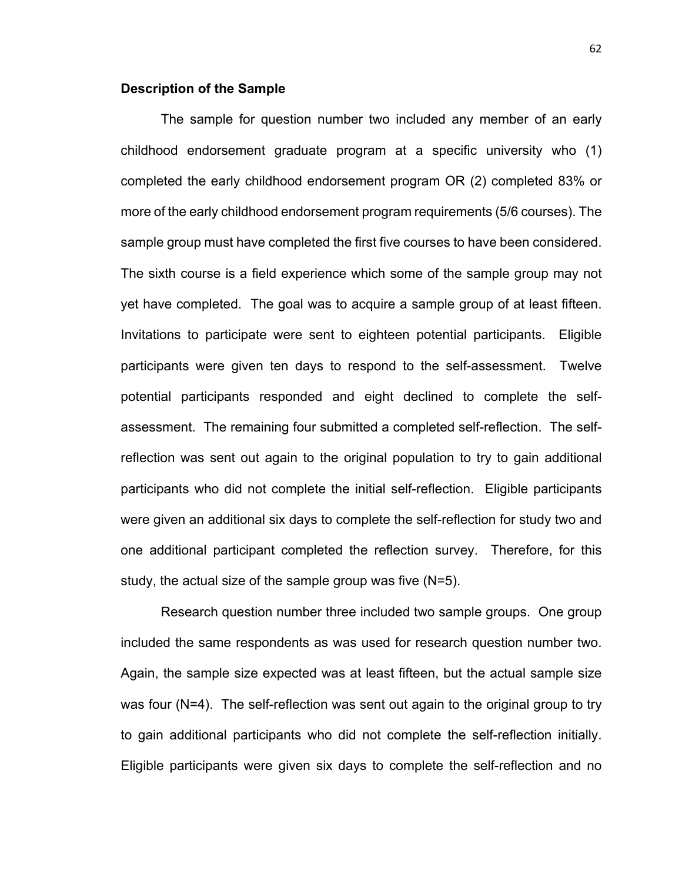### Description of the Sample

The sample for question number two included any member of an early childhood endorsement graduate program at a specific university who (1) completed the early childhood endorsement program OR (2) completed 83% or more of the early childhood endorsement program requirements (5/6 courses). The sample group must have completed the first five courses to have been considered. The sixth course is a field experience which some of the sample group may not yet have completed. The goal was to acquire a sample group of at least fifteen. Invitations to participate were sent to eighteen potential participants. Eligible participants were given ten days to respond to the self-assessment. Twelve potential participants responded and eight declined to complete the self-assessment. The remaining four submitted a completed self-reflection. The self-reflection was sent out again to the original population to try to gain additional participants who did not complete the initial self-reflection. Eligible participants were given an additional six days to complete the self-reflection for study two and one additional participant completed the reflection survey. Therefore, for this study, the actual size of the sample group was five (N=5).

Research question number three included two sample groups. One group included the same respondents as was used for research question number two. Again, the sample size expected was at least fifteen, but the actual sample size was four (N=4). The self-reflection was sent out again to the original group to try to gain additional participants who did not complete the self-reflection initially. Eligible participants were given six days to complete the self-reflection and no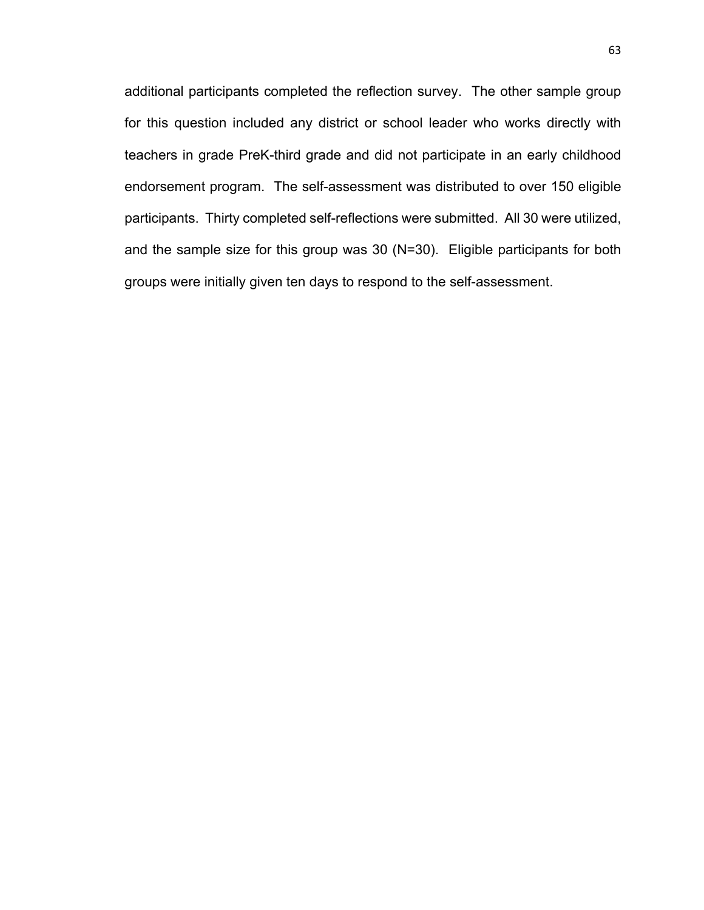additional participants completed the reflection survey. The other sample group for this question included any district or school leader who works directly with teachers in grade PreK-third grade and did not participate in an early childhood endorsement program. The self-assessment was distributed to over 150 eligible participants. Thirty completed self-reflections were submitted. All 30 were utilized, and the sample size for this group was 30 (N=30). Eligible participants for both groups were initially given ten days to respond to the self-assessment.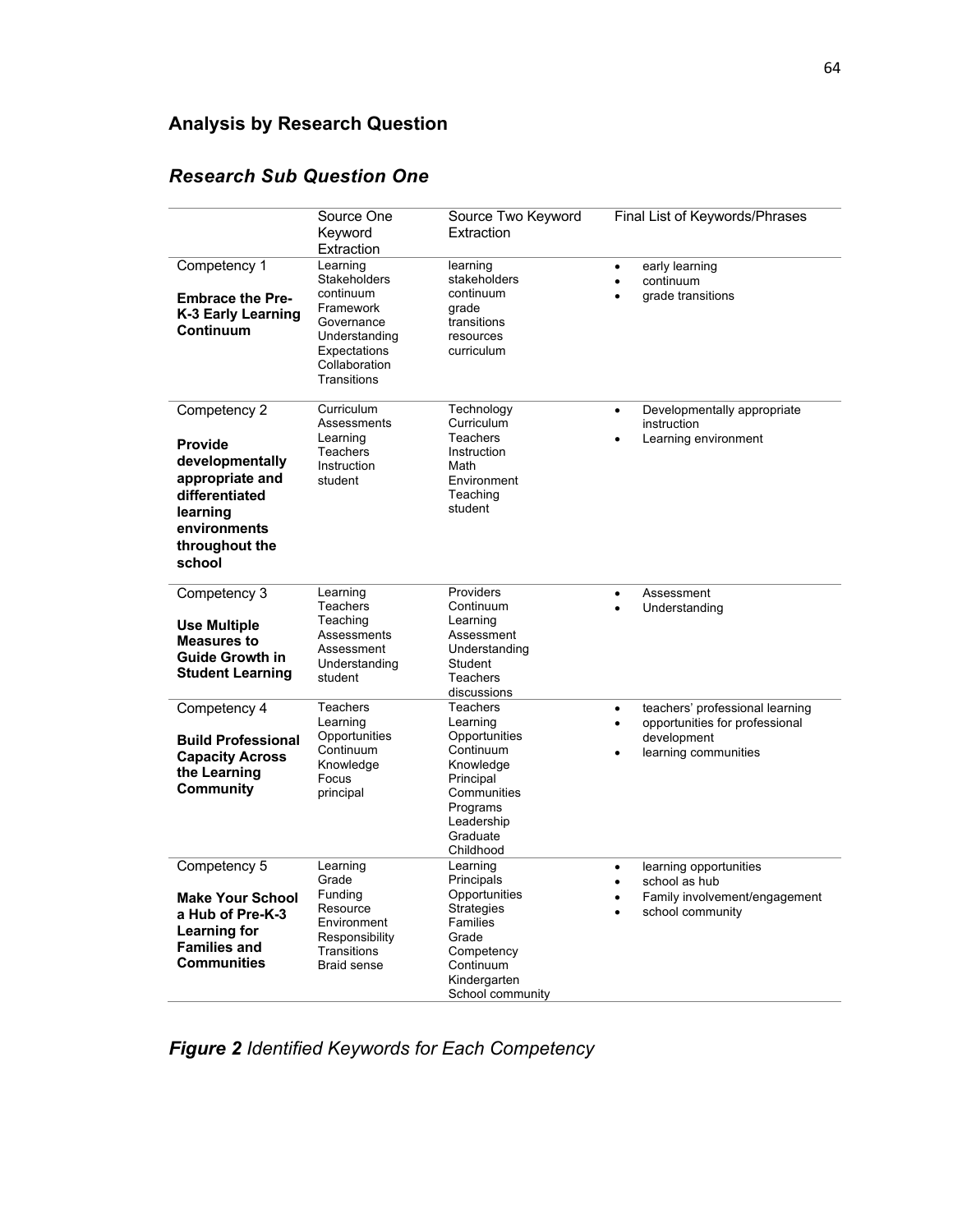## Analysis by Research Question

### *Research Sub Question One*

| | Source One Keyword Extraction | Source Two Keyword Extraction | Final List of Keywords/Phrases |
|---|---|---|---|
| Competency 1<br><br>**Embrace the Pre-K-3 Early Learning Continuum** | Learning<br>Stakeholders<br>continuum<br>Framework<br>Governance<br>Understanding<br>Expectations<br>Collaboration<br>Transitions | learning<br>stakeholders<br>continuum<br>grade<br>transitions<br>resources<br>curriculum | • early learning<br>• continuum<br>• grade transitions |
| Competency 2<br><br>**Provide developmentally appropriate and differentiated learning environments throughout the school** | Curriculum<br>Assessments<br>Learning<br>Teachers<br>Instruction<br>student | Technology<br>Curriculum<br>Teachers<br>Instruction<br>Math<br>Environment<br>Teaching<br>student | • Developmentally appropriate instruction<br>• Learning environment |
| Competency 3<br><br>**Use Multiple Measures to Guide Growth in Student Learning** | Learning<br>Teachers<br>Teaching<br>Assessments<br>Assessment<br>Understanding<br>student | Providers<br>Continuum<br>Learning<br>Assessment<br>Understanding<br>Student<br>Teachers<br>discussions | • Assessment<br>• Understanding |
| Competency 4<br><br>**Build Professional Capacity Across the Learning Community** | Teachers<br>Learning<br>Opportunities<br>Continuum<br>Knowledge<br>Focus<br>principal | Teachers<br>Learning<br>Opportunities<br>Continuum<br>Knowledge<br>Principal<br>Communities<br>Programs<br>Leadership<br>Graduate<br>Childhood | • teachers' professional learning<br>• opportunities for professional development<br>• learning communities |
| Competency 5<br><br>**Make Your School a Hub of Pre-K-3 Learning for Families and Communities** | Learning<br>Grade<br>Funding<br>Resource<br>Environment<br>Responsibility<br>Transitions<br>Braid sense | Learning<br>Principals<br>Opportunities<br>Strategies<br>Families<br>Grade<br>Competency<br>Continuum<br>Kindergarten<br>School community | • learning opportunities<br>• school as hub<br>• Family involvement/engagement<br>• school community |

***Figure 2*** *Identified Keywords for Each Competency*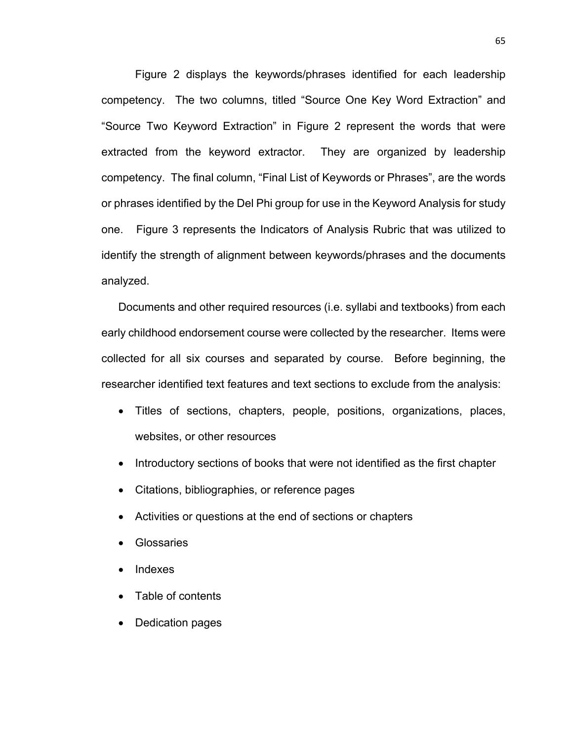Figure 2 displays the keywords/phrases identified for each leadership competency. The two columns, titled "Source One Key Word Extraction" and "Source Two Keyword Extraction" in Figure 2 represent the words that were extracted from the keyword extractor. They are organized by leadership competency. The final column, "Final List of Keywords or Phrases", are the words or phrases identified by the Del Phi group for use in the Keyword Analysis for study one. Figure 3 represents the Indicators of Analysis Rubric that was utilized to identify the strength of alignment between keywords/phrases and the documents analyzed.

Documents and other required resources (i.e. syllabi and textbooks) from each early childhood endorsement course were collected by the researcher. Items were collected for all six courses and separated by course. Before beginning, the researcher identified text features and text sections to exclude from the analysis:

- Titles of sections, chapters, people, positions, organizations, places, websites, or other resources
- Introductory sections of books that were not identified as the first chapter
- Citations, bibliographies, or reference pages
- Activities or questions at the end of sections or chapters
- Glossaries
- Indexes
- Table of contents
- Dedication pages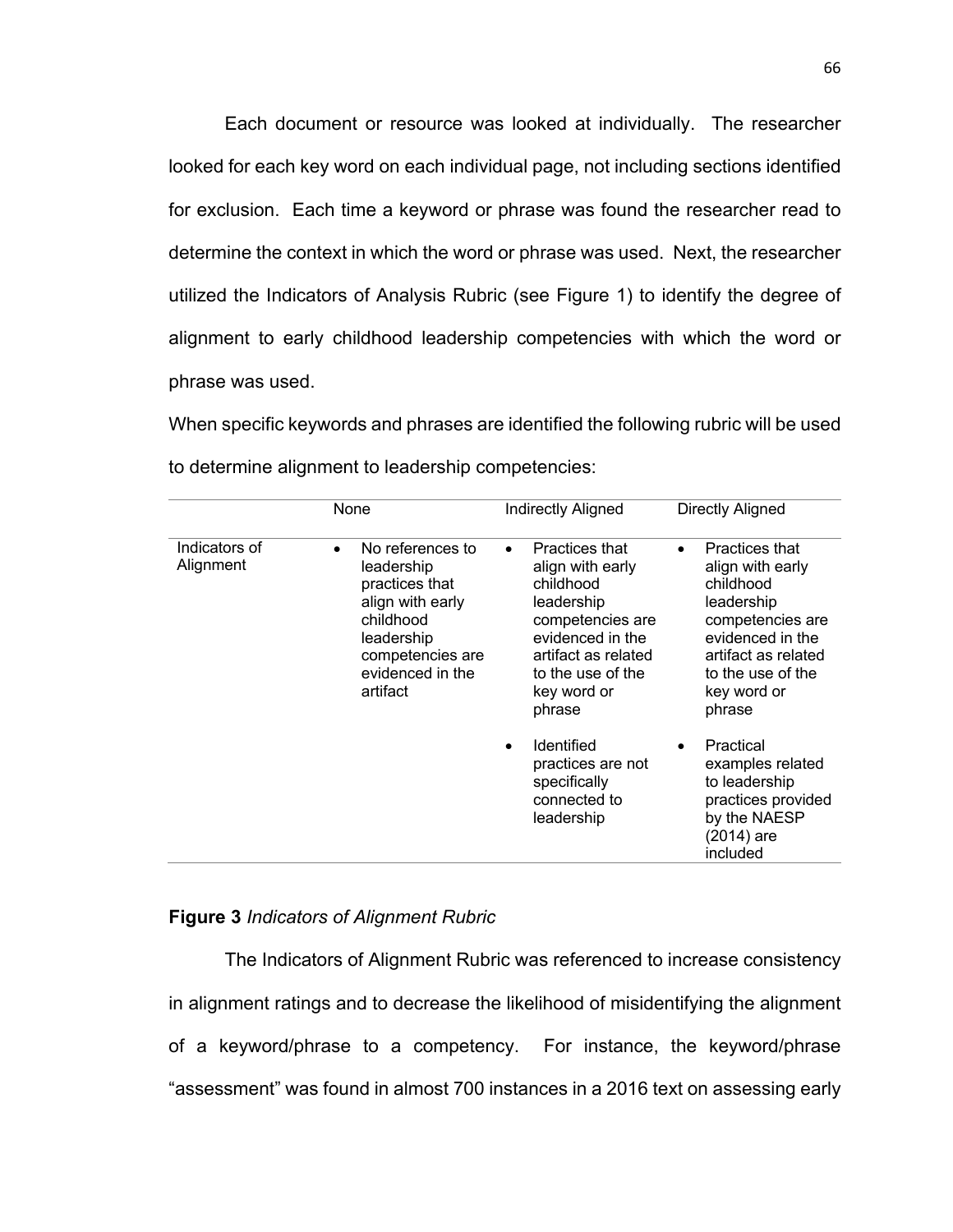Each document or resource was looked at individually. The researcher looked for each key word on each individual page, not including sections identified for exclusion. Each time a keyword or phrase was found the researcher read to determine the context in which the word or phrase was used. Next, the researcher utilized the Indicators of Analysis Rubric (see Figure 1) to identify the degree of alignment to early childhood leadership competencies with which the word or phrase was used.

When specific keywords and phrases are identified the following rubric will be used to determine alignment to leadership competencies:

| | None | Indirectly Aligned | Directly Aligned |
|---|---|---|---|
| Indicators of Alignment | • No references to leadership practices that align with early childhood leadership competencies are evidenced in the artifact | • Practices that align with early childhood leadership competencies are evidenced in the artifact as related to the use of the key word or phrase<br>• Identified practices are not specifically connected to leadership | • Practices that align with early childhood leadership competencies are evidenced in the artifact as related to the use of the key word or phrase<br>• Practical examples related to leadership practices provided by the NAESP (2014) are included |

**Figure 3** *Indicators of Alignment Rubric*

The Indicators of Alignment Rubric was referenced to increase consistency in alignment ratings and to decrease the likelihood of misidentifying the alignment of a keyword/phrase to a competency. For instance, the keyword/phrase "assessment" was found in almost 700 instances in a 2016 text on assessing early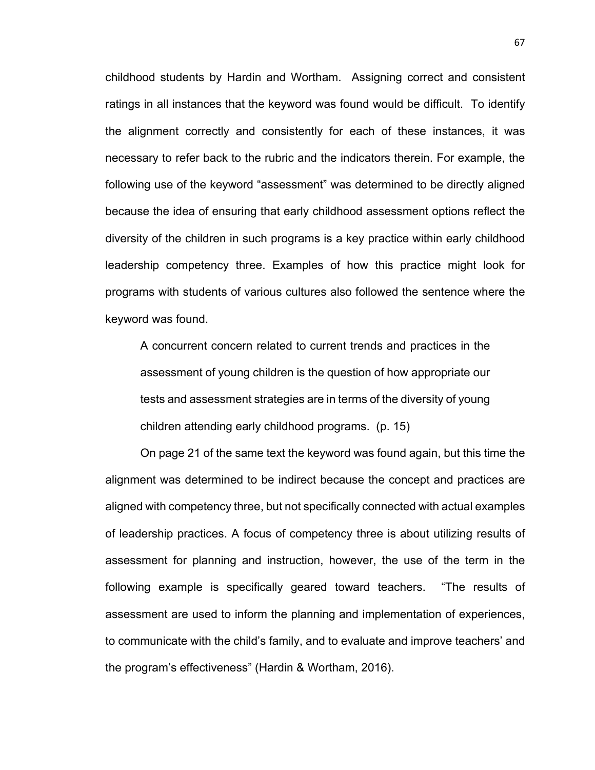childhood students by Hardin and Wortham. Assigning correct and consistent ratings in all instances that the keyword was found would be difficult. To identify the alignment correctly and consistently for each of these instances, it was necessary to refer back to the rubric and the indicators therein. For example, the following use of the keyword "assessment" was determined to be directly aligned because the idea of ensuring that early childhood assessment options reflect the diversity of the children in such programs is a key practice within early childhood leadership competency three. Examples of how this practice might look for programs with students of various cultures also followed the sentence where the keyword was found.

> A concurrent concern related to current trends and practices in the assessment of young children is the question of how appropriate our tests and assessment strategies are in terms of the diversity of young children attending early childhood programs. (p. 15)

On page 21 of the same text the keyword was found again, but this time the alignment was determined to be indirect because the concept and practices are aligned with competency three, but not specifically connected with actual examples of leadership practices. A focus of competency three is about utilizing results of assessment for planning and instruction, however, the use of the term in the following example is specifically geared toward teachers. "The results of assessment are used to inform the planning and implementation of experiences, to communicate with the child's family, and to evaluate and improve teachers' and the program's effectiveness" (Hardin & Wortham, 2016).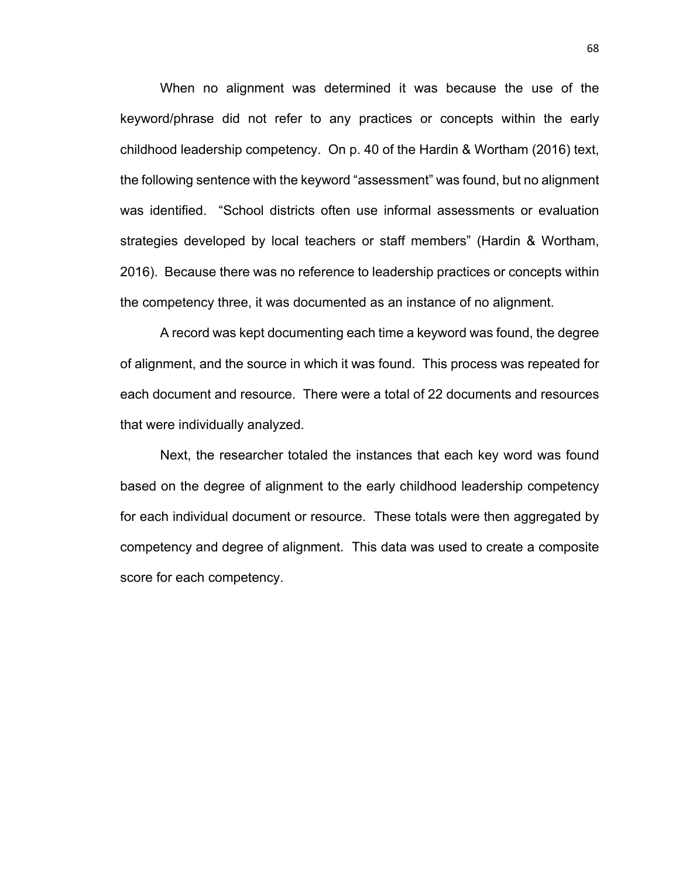When no alignment was determined it was because the use of the keyword/phrase did not refer to any practices or concepts within the early childhood leadership competency. On p. 40 of the Hardin & Wortham (2016) text, the following sentence with the keyword "assessment" was found, but no alignment was identified. "School districts often use informal assessments or evaluation strategies developed by local teachers or staff members" (Hardin & Wortham, 2016). Because there was no reference to leadership practices or concepts within the competency three, it was documented as an instance of no alignment.

A record was kept documenting each time a keyword was found, the degree of alignment, and the source in which it was found. This process was repeated for each document and resource. There were a total of 22 documents and resources that were individually analyzed.

Next, the researcher totaled the instances that each key word was found based on the degree of alignment to the early childhood leadership competency for each individual document or resource. These totals were then aggregated by competency and degree of alignment. This data was used to create a composite score for each competency.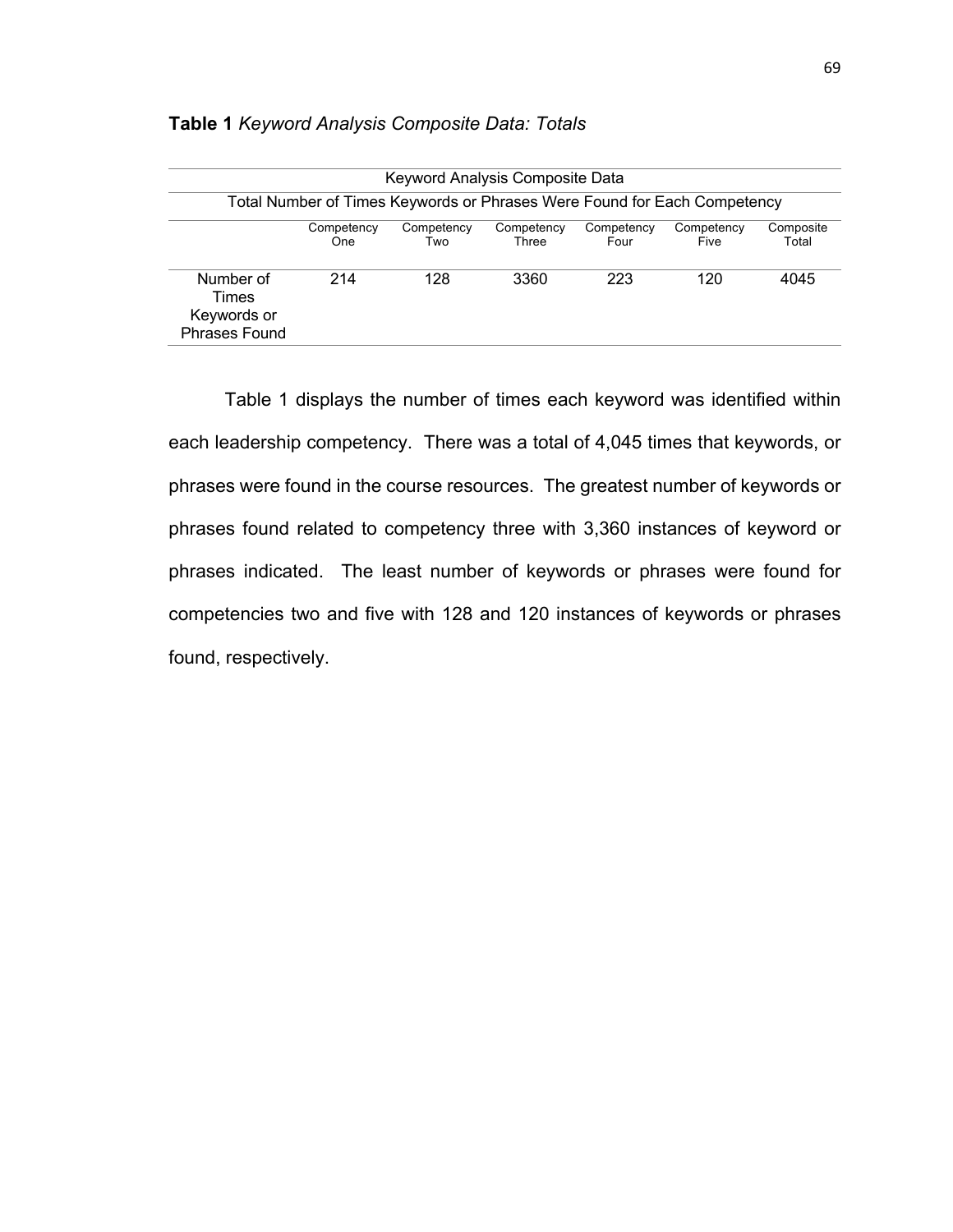**Table 1** *Keyword Analysis Composite Data: Totals*

| Keyword Analysis Composite Data | | | | | | |
|---|---|---|---|---|---|---|
| Total Number of Times Keywords or Phrases Were Found for Each Competency | | | | | | |
| | Competency One | Competency Two | Competency Three | Competency Four | Competency Five | Composite Total |
| Number of Times Keywords or Phrases Found | 214 | 128 | 3360 | 223 | 120 | 4045 |

Table 1 displays the number of times each keyword was identified within each leadership competency. There was a total of 4,045 times that keywords, or phrases were found in the course resources. The greatest number of keywords or phrases found related to competency three with 3,360 instances of keyword or phrases indicated. The least number of keywords or phrases were found for competencies two and five with 128 and 120 instances of keywords or phrases found, respectively.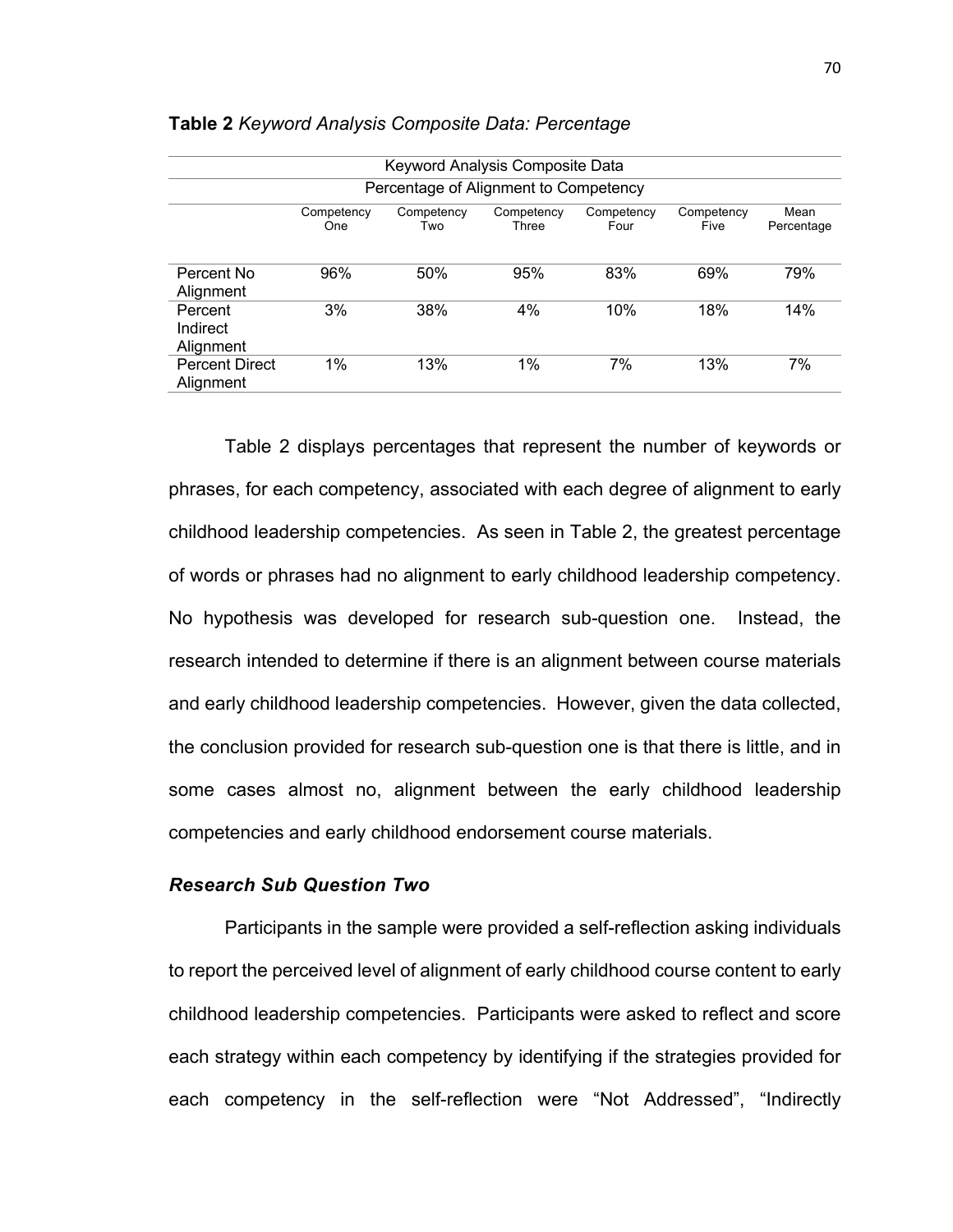**Table 2** *Keyword Analysis Composite Data: Percentage*

| Keyword Analysis Composite Data | | | | | | |
|---|---|---|---|---|---|---|
| Percentage of Alignment to Competency | | | | | | |
| | Competency One | Competency Two | Competency Three | Competency Four | Competency Five | Mean Percentage |
| Percent No Alignment | 96% | 50% | 95% | 83% | 69% | 79% |
| Percent Indirect Alignment | 3% | 38% | 4% | 10% | 18% | 14% |
| Percent Direct Alignment | 1% | 13% | 1% | 7% | 13% | 7% |

Table 2 displays percentages that represent the number of keywords or phrases, for each competency, associated with each degree of alignment to early childhood leadership competencies. As seen in Table 2, the greatest percentage of words or phrases had no alignment to early childhood leadership competency. No hypothesis was developed for research sub-question one. Instead, the research intended to determine if there is an alignment between course materials and early childhood leadership competencies. However, given the data collected, the conclusion provided for research sub-question one is that there is little, and in some cases almost no, alignment between the early childhood leadership competencies and early childhood endorsement course materials.

### ***Research Sub Question Two***

Participants in the sample were provided a self-reflection asking individuals to report the perceived level of alignment of early childhood course content to early childhood leadership competencies. Participants were asked to reflect and score each strategy within each competency by identifying if the strategies provided for each competency in the self-reflection were "Not Addressed", "Indirectly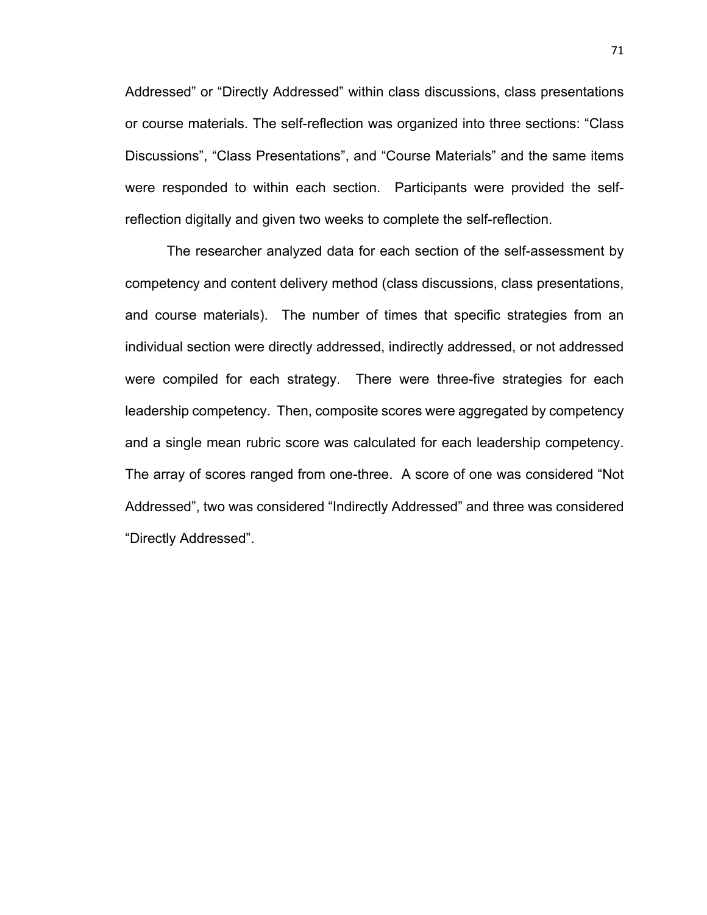Addressed" or "Directly Addressed" within class discussions, class presentations or course materials. The self-reflection was organized into three sections: "Class Discussions", "Class Presentations", and "Course Materials" and the same items were responded to within each section. Participants were provided the self-reflection digitally and given two weeks to complete the self-reflection.

The researcher analyzed data for each section of the self-assessment by competency and content delivery method (class discussions, class presentations, and course materials). The number of times that specific strategies from an individual section were directly addressed, indirectly addressed, or not addressed were compiled for each strategy. There were three-five strategies for each leadership competency. Then, composite scores were aggregated by competency and a single mean rubric score was calculated for each leadership competency. The array of scores ranged from one-three. A score of one was considered "Not Addressed", two was considered "Indirectly Addressed" and three was considered "Directly Addressed".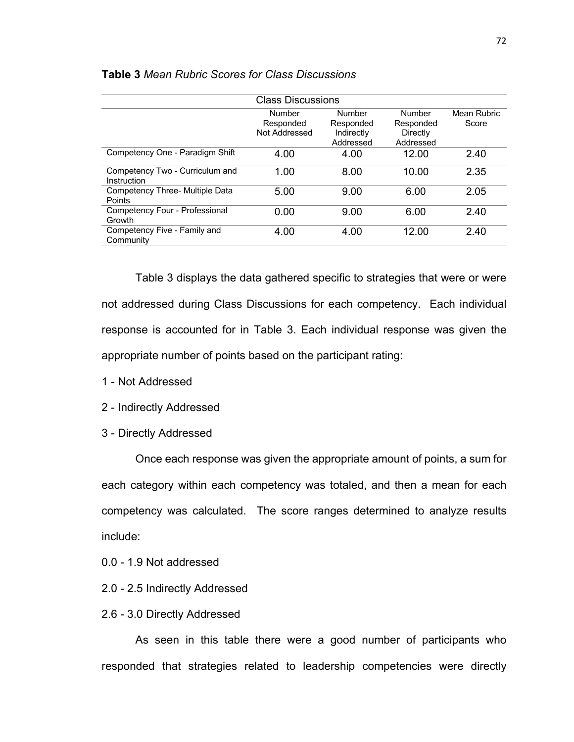**Table 3** *Mean Rubric Scores for Class Discussions*

| Class Discussions | | | | |
|---|---|---|---|---|
| | Number Responded Not Addressed | Number Responded Indirectly Addressed | Number Responded Directly Addressed | Mean Rubric Score |
| Competency One - Paradigm Shift | 4.00 | 4.00 | 12.00 | 2.40 |
| Competency Two - Curriculum and Instruction | 1.00 | 8.00 | 10.00 | 2.35 |
| Competency Three- Multiple Data Points | 5.00 | 9.00 | 6.00 | 2.05 |
| Competency Four - Professional Growth | 0.00 | 9.00 | 6.00 | 2.40 |
| Competency Five - Family and Community | 4.00 | 4.00 | 12.00 | 2.40 |

Table 3 displays the data gathered specific to strategies that were or were not addressed during Class Discussions for each competency. Each individual response is accounted for in Table 3. Each individual response was given the appropriate number of points based on the participant rating:

1 - Not Addressed

2 - Indirectly Addressed

3 - Directly Addressed

Once each response was given the appropriate amount of points, a sum for each category within each competency was totaled, and then a mean for each competency was calculated. The score ranges determined to analyze results include:

0.0 - 1.9 Not addressed

2.0 - 2.5 Indirectly Addressed

2.6 - 3.0 Directly Addressed

As seen in this table there were a good number of participants who responded that strategies related to leadership competencies were directly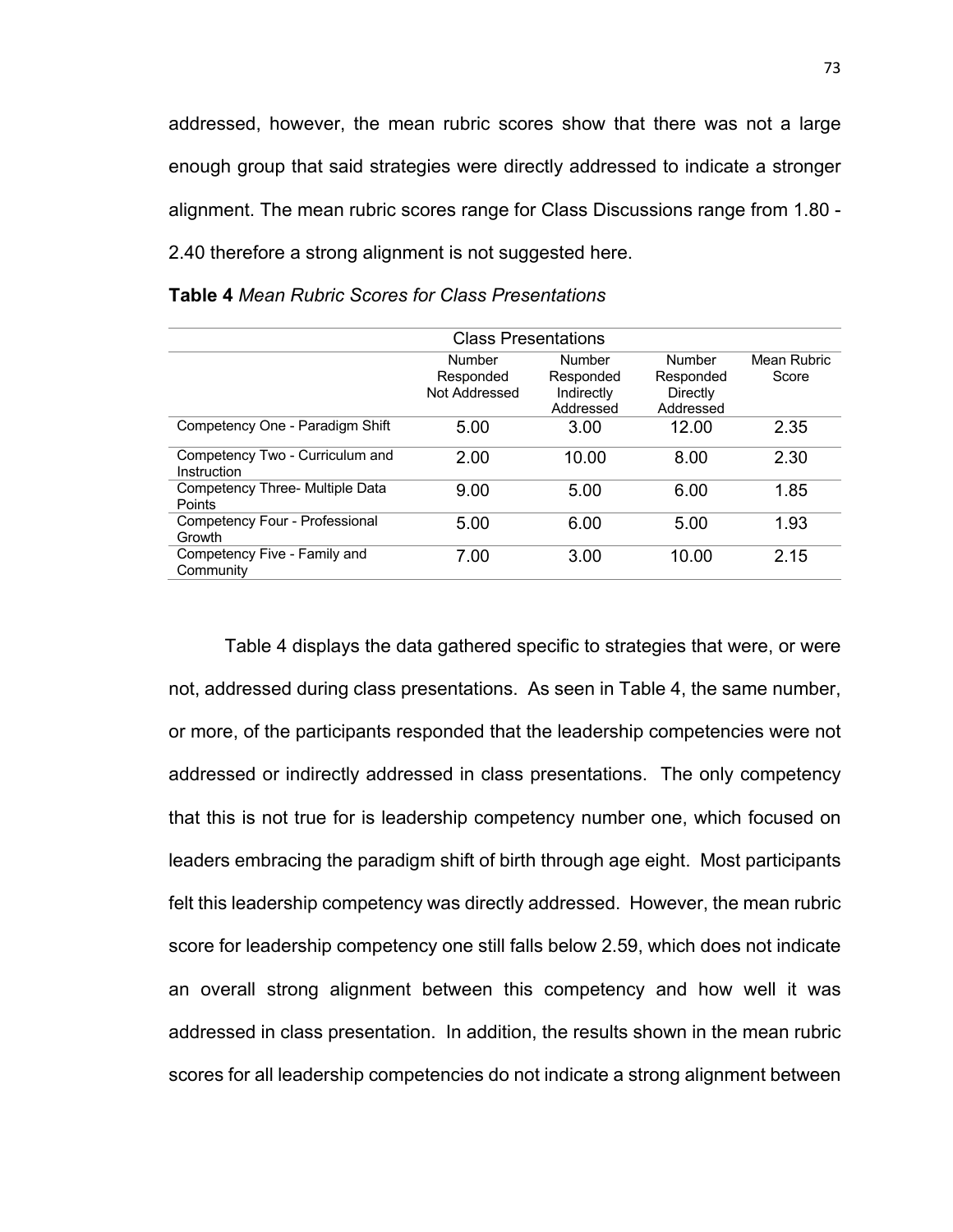addressed, however, the mean rubric scores show that there was not a large enough group that said strategies were directly addressed to indicate a stronger alignment. The mean rubric scores range for Class Discussions range from 1.80 - 2.40 therefore a strong alignment is not suggested here.

**Table 4** *Mean Rubric Scores for Class Presentations*

| Class Presentations | | | | |
|---|---|---|---|---|
| | Number Responded Not Addressed | Number Responded Indirectly Addressed | Number Responded Directly Addressed | Mean Rubric Score |
| Competency One - Paradigm Shift | 5.00 | 3.00 | 12.00 | 2.35 |
| Competency Two - Curriculum and Instruction | 2.00 | 10.00 | 8.00 | 2.30 |
| Competency Three- Multiple Data Points | 9.00 | 5.00 | 6.00 | 1.85 |
| Competency Four - Professional Growth | 5.00 | 6.00 | 5.00 | 1.93 |
| Competency Five - Family and Community | 7.00 | 3.00 | 10.00 | 2.15 |

Table 4 displays the data gathered specific to strategies that were, or were not, addressed during class presentations. As seen in Table 4, the same number, or more, of the participants responded that the leadership competencies were not addressed or indirectly addressed in class presentations. The only competency that this is not true for is leadership competency number one, which focused on leaders embracing the paradigm shift of birth through age eight. Most participants felt this leadership competency was directly addressed. However, the mean rubric score for leadership competency one still falls below 2.59, which does not indicate an overall strong alignment between this competency and how well it was addressed in class presentation. In addition, the results shown in the mean rubric scores for all leadership competencies do not indicate a strong alignment between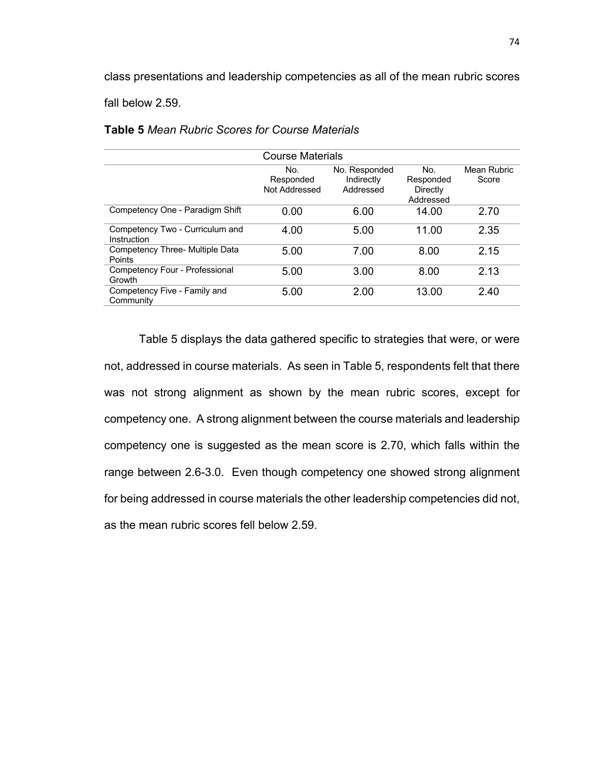class presentations and leadership competencies as all of the mean rubric scores fall below 2.59.

**Table 5** *Mean Rubric Scores for Course Materials*

| Course Materials | | | | |
|---|---|---|---|---|
| | No. Responded Not Addressed | No. Responded Indirectly Addressed | No. Responded Directly Addressed | Mean Rubric Score |
| Competency One - Paradigm Shift | 0.00 | 6.00 | 14.00 | 2.70 |
| Competency Two - Curriculum and Instruction | 4.00 | 5.00 | 11.00 | 2.35 |
| Competency Three- Multiple Data Points | 5.00 | 7.00 | 8.00 | 2.15 |
| Competency Four - Professional Growth | 5.00 | 3.00 | 8.00 | 2.13 |
| Competency Five - Family and Community | 5.00 | 2.00 | 13.00 | 2.40 |

Table 5 displays the data gathered specific to strategies that were, or were not, addressed in course materials. As seen in Table 5, respondents felt that there was not strong alignment as shown by the mean rubric scores, except for competency one. A strong alignment between the course materials and leadership competency one is suggested as the mean score is 2.70, which falls within the range between 2.6-3.0. Even though competency one showed strong alignment for being addressed in course materials the other leadership competencies did not, as the mean rubric scores fell below 2.59.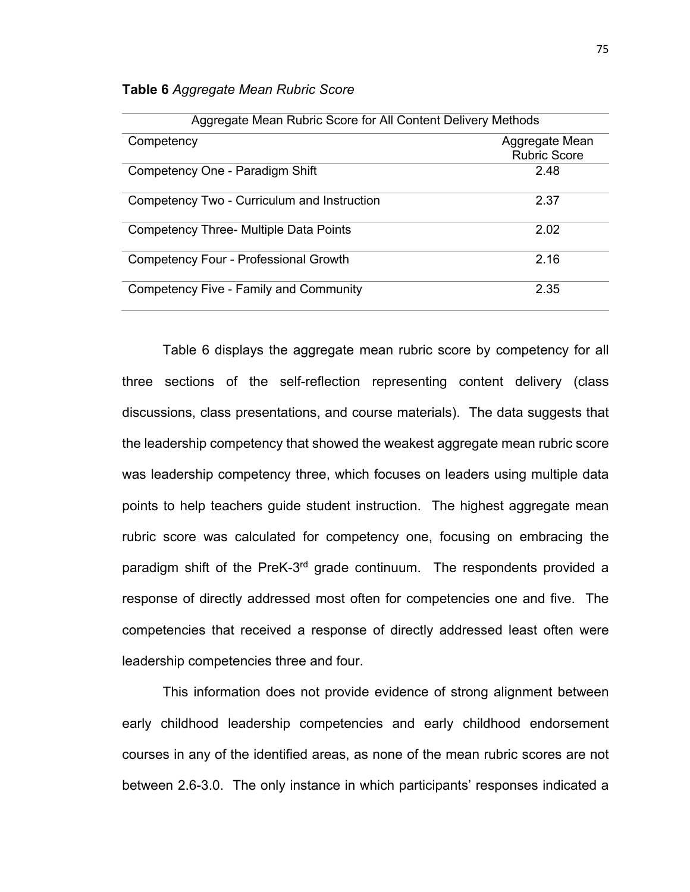**Table 6** *Aggregate Mean Rubric Score*

| Aggregate Mean Rubric Score for All Content Delivery Methods | |
|---|---|
| Competency | Aggregate Mean Rubric Score |
| Competency One - Paradigm Shift | 2.48 |
| Competency Two - Curriculum and Instruction | 2.37 |
| Competency Three- Multiple Data Points | 2.02 |
| Competency Four - Professional Growth | 2.16 |
| Competency Five - Family and Community | 2.35 |

Table 6 displays the aggregate mean rubric score by competency for all three sections of the self-reflection representing content delivery (class discussions, class presentations, and course materials). The data suggests that the leadership competency that showed the weakest aggregate mean rubric score was leadership competency three, which focuses on leaders using multiple data points to help teachers guide student instruction. The highest aggregate mean rubric score was calculated for competency one, focusing on embracing the paradigm shift of the PreK-3rd grade continuum. The respondents provided a response of directly addressed most often for competencies one and five. The competencies that received a response of directly addressed least often were leadership competencies three and four.

This information does not provide evidence of strong alignment between early childhood leadership competencies and early childhood endorsement courses in any of the identified areas, as none of the mean rubric scores are not between 2.6-3.0. The only instance in which participants' responses indicated a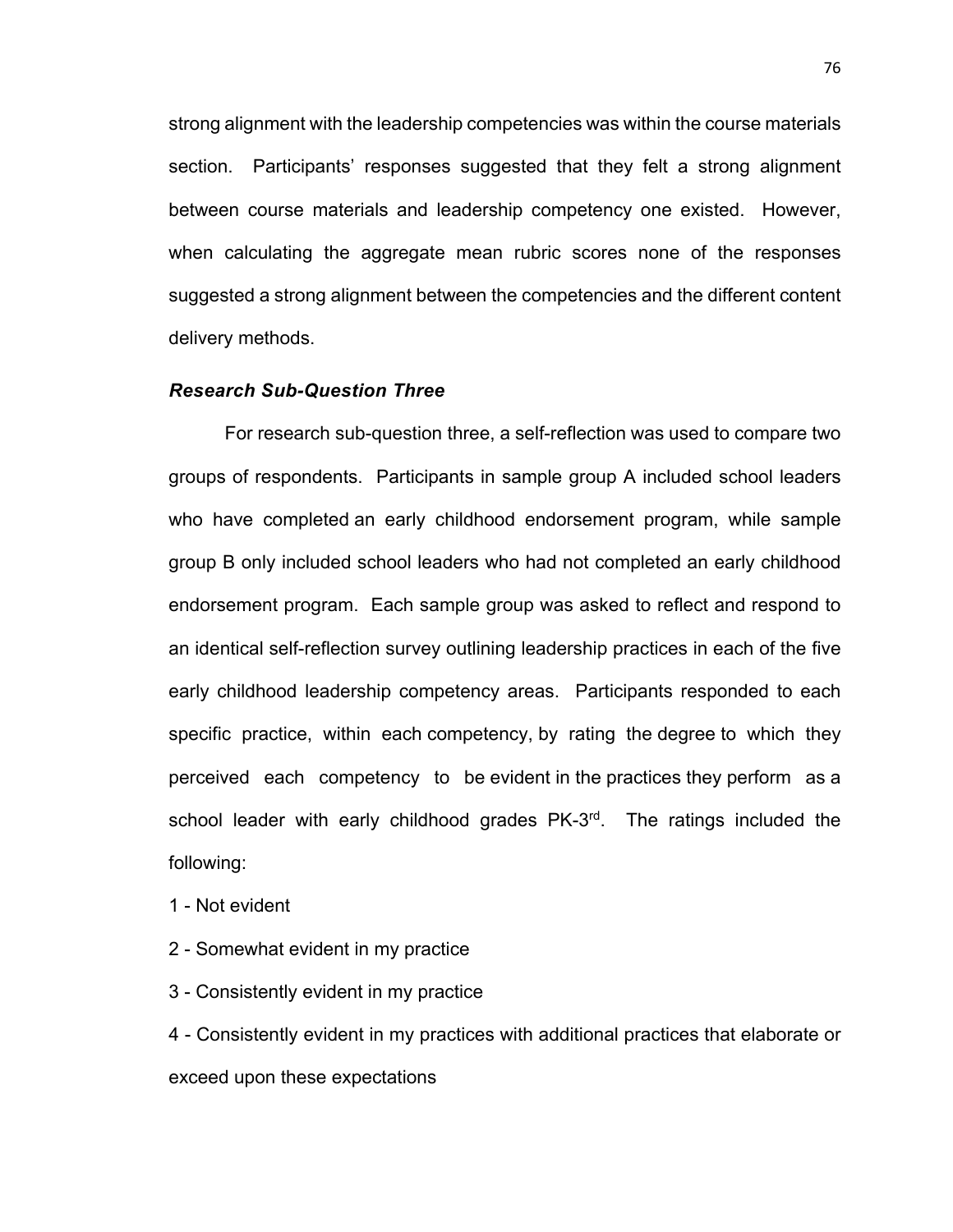strong alignment with the leadership competencies was within the course materials section. Participants' responses suggested that they felt a strong alignment between course materials and leadership competency one existed. However, when calculating the aggregate mean rubric scores none of the responses suggested a strong alignment between the competencies and the different content delivery methods.

### *Research Sub-Question Three*

For research sub-question three, a self-reflection was used to compare two groups of respondents. Participants in sample group A included school leaders who have completed an early childhood endorsement program, while sample group B only included school leaders who had not completed an early childhood endorsement program. Each sample group was asked to reflect and respond to an identical self-reflection survey outlining leadership practices in each of the five early childhood leadership competency areas. Participants responded to each specific practice, within each competency, by rating the degree to which they perceived each competency to be evident in the practices they perform as a school leader with early childhood grades PK-3rd. The ratings included the following:

1 - Not evident

2 - Somewhat evident in my practice

3 - Consistently evident in my practice

4 - Consistently evident in my practices with additional practices that elaborate or exceed upon these expectations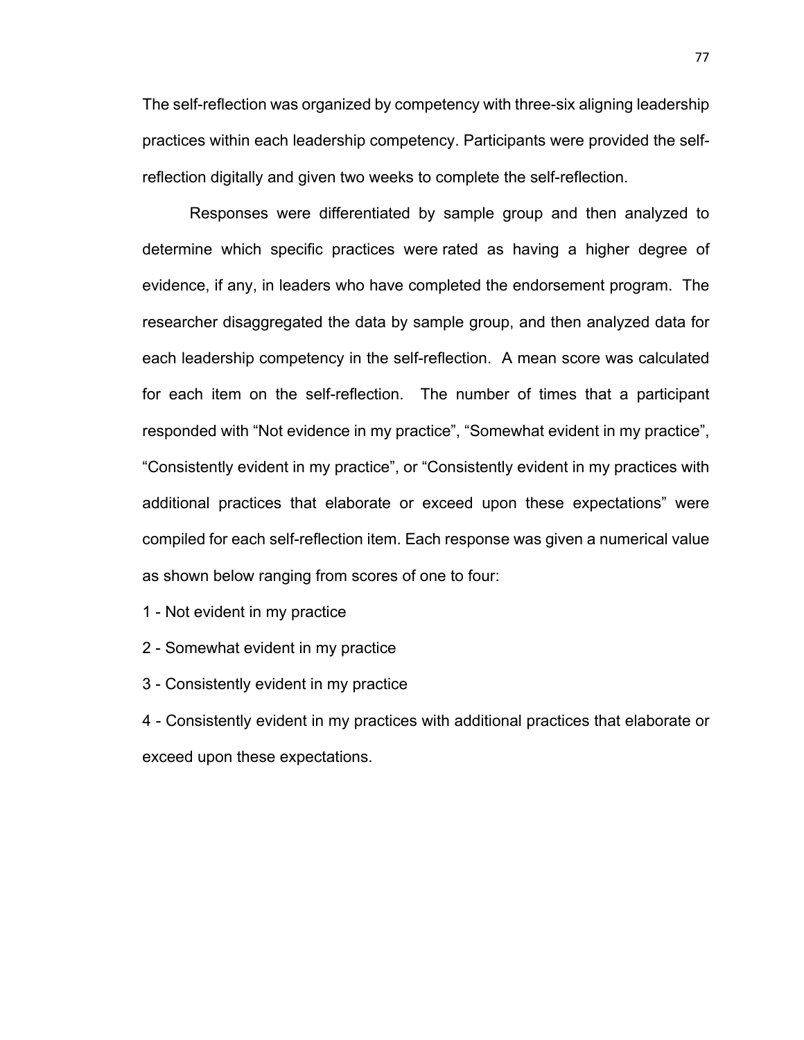The self-reflection was organized by competency with three-six aligning leadership practices within each leadership competency. Participants were provided the self-reflection digitally and given two weeks to complete the self-reflection.

Responses were differentiated by sample group and then analyzed to determine which specific practices were rated as having a higher degree of evidence, if any, in leaders who have completed the endorsement program. The researcher disaggregated the data by sample group, and then analyzed data for each leadership competency in the self-reflection. A mean score was calculated for each item on the self-reflection. The number of times that a participant responded with "Not evidence in my practice", "Somewhat evident in my practice", "Consistently evident in my practice", or "Consistently evident in my practices with additional practices that elaborate or exceed upon these expectations" were compiled for each self-reflection item. Each response was given a numerical value as shown below ranging from scores of one to four:

1 - Not evident in my practice

2 - Somewhat evident in my practice

3 - Consistently evident in my practice

4 - Consistently evident in my practices with additional practices that elaborate or exceed upon these expectations.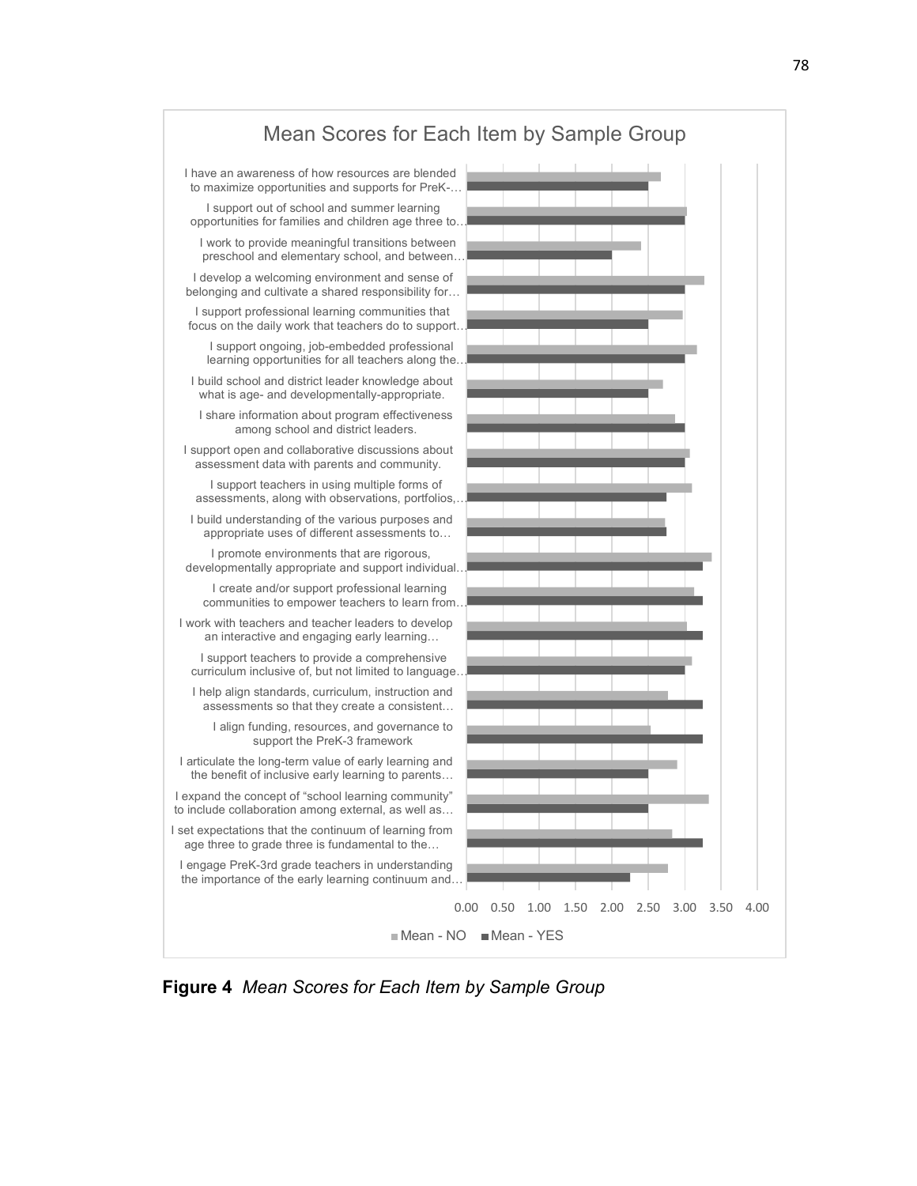Mean Scores for Each Item by Sample Group

| Item | Mean - NO | Mean - YES |
|---|---|---|
| I have an awareness of how resources are blended to maximize opportunities and supports for PreK-… | | |
| I support out of school and summer learning opportunities for families and children age three to… | | |
| I work to provide meaningful transitions between preschool and elementary school, and between… | | |
| I develop a welcoming environment and sense of belonging and cultivate a shared responsibility for… | | |
| I support professional learning communities that focus on the daily work that teachers do to support… | | |
| I support ongoing, job-embedded professional learning opportunities for all teachers along the… | | |
| I build school and district leader knowledge about what is age- and developmentally-appropriate. | | |
| I share information about program effectiveness among school and district leaders. | | |
| I support open and collaborative discussions about assessment data with parents and community. | | |
| I support teachers in using multiple forms of assessments, along with observations, portfolios,… | | |
| I build understanding of the various purposes and appropriate uses of different assessments to… | | |
| I promote environments that are rigorous, developmentally appropriate and support individual… | | |
| I create and/or support professional learning communities to empower teachers to learn from… | | |
| I work with teachers and teacher leaders to develop an interactive and engaging early learning… | | |
| I support teachers to provide a comprehensive curriculum inclusive of, but not limited to language… | | |
| I help align standards, curriculum, instruction and assessments so that they create a consistent… | | |
| I align funding, resources, and governance to support the PreK-3 framework | | |
| I articulate the long-term value of early learning and the benefit of inclusive early learning to parents… | | |
| I expand the concept of "school learning community" to include collaboration among external, as well as… | | |
| I set expectations that the continuum of learning from age three to grade three is fundamental to the… | | |
| I engage PreK-3rd grade teachers in understanding the importance of the early learning continuum and… | | |

X-axis: 0.00 0.50 1.00 1.50 2.00 2.50 3.00 3.50 4.00

■ Mean - NO ■ Mean - YES

**Figure 4** *Mean Scores for Each Item by Sample Group*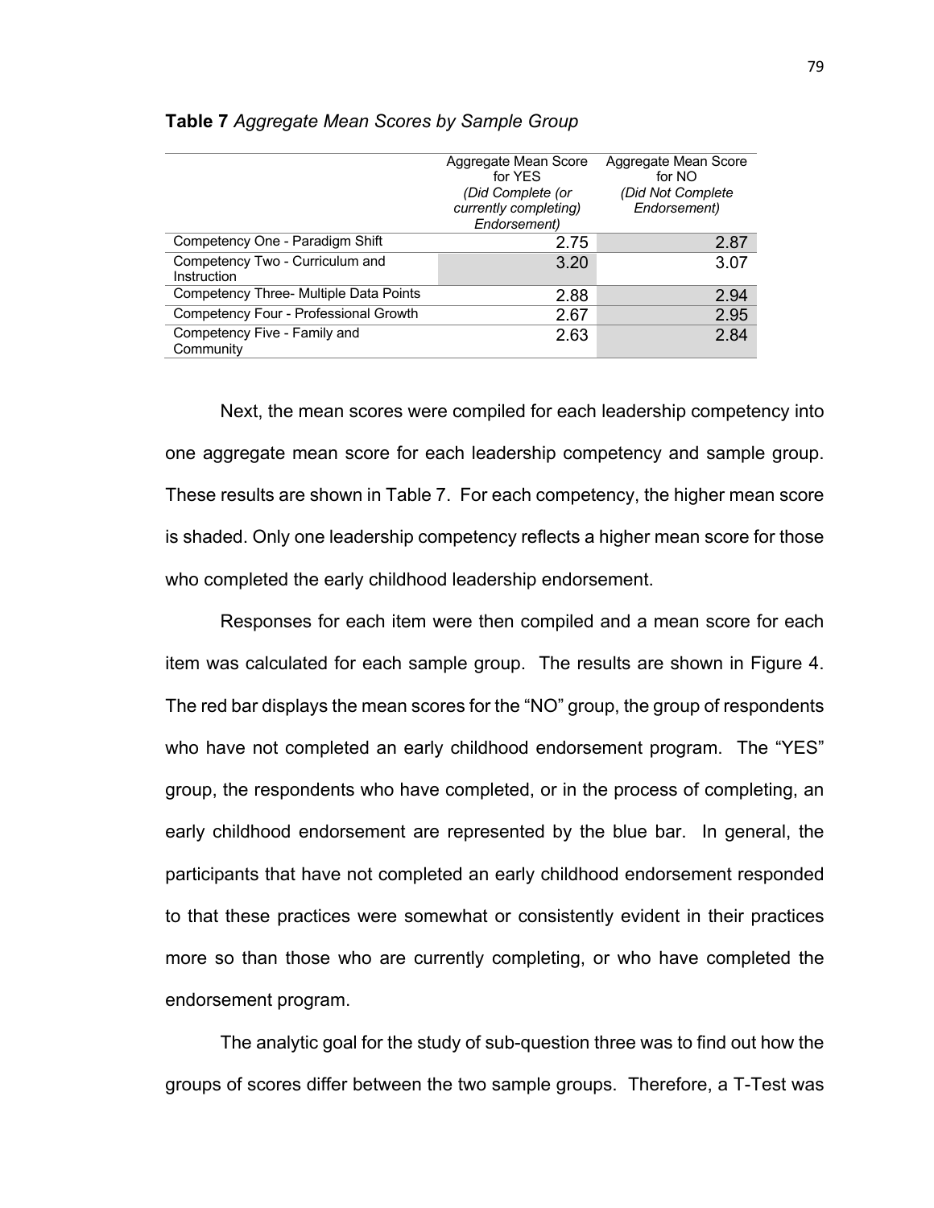**Table 7** *Aggregate Mean Scores by Sample Group*

| | Aggregate Mean Score for YES *(Did Complete (or currently completing) Endorsement)* | Aggregate Mean Score for NO *(Did Not Complete Endorsement)* |
|---|---|---|
| Competency One - Paradigm Shift | 2.75 | 2.87 |
| Competency Two - Curriculum and Instruction | 3.20 | 3.07 |
| Competency Three- Multiple Data Points | 2.88 | 2.94 |
| Competency Four - Professional Growth | 2.67 | 2.95 |
| Competency Five - Family and Community | 2.63 | 2.84 |

Next, the mean scores were compiled for each leadership competency into one aggregate mean score for each leadership competency and sample group. These results are shown in Table 7. For each competency, the higher mean score is shaded. Only one leadership competency reflects a higher mean score for those who completed the early childhood leadership endorsement.

Responses for each item were then compiled and a mean score for each item was calculated for each sample group. The results are shown in Figure 4. The red bar displays the mean scores for the "NO" group, the group of respondents who have not completed an early childhood endorsement program. The "YES" group, the respondents who have completed, or in the process of completing, an early childhood endorsement are represented by the blue bar. In general, the participants that have not completed an early childhood endorsement responded to that these practices were somewhat or consistently evident in their practices more so than those who are currently completing, or who have completed the endorsement program.

The analytic goal for the study of sub-question three was to find out how the groups of scores differ between the two sample groups. Therefore, a T-Test was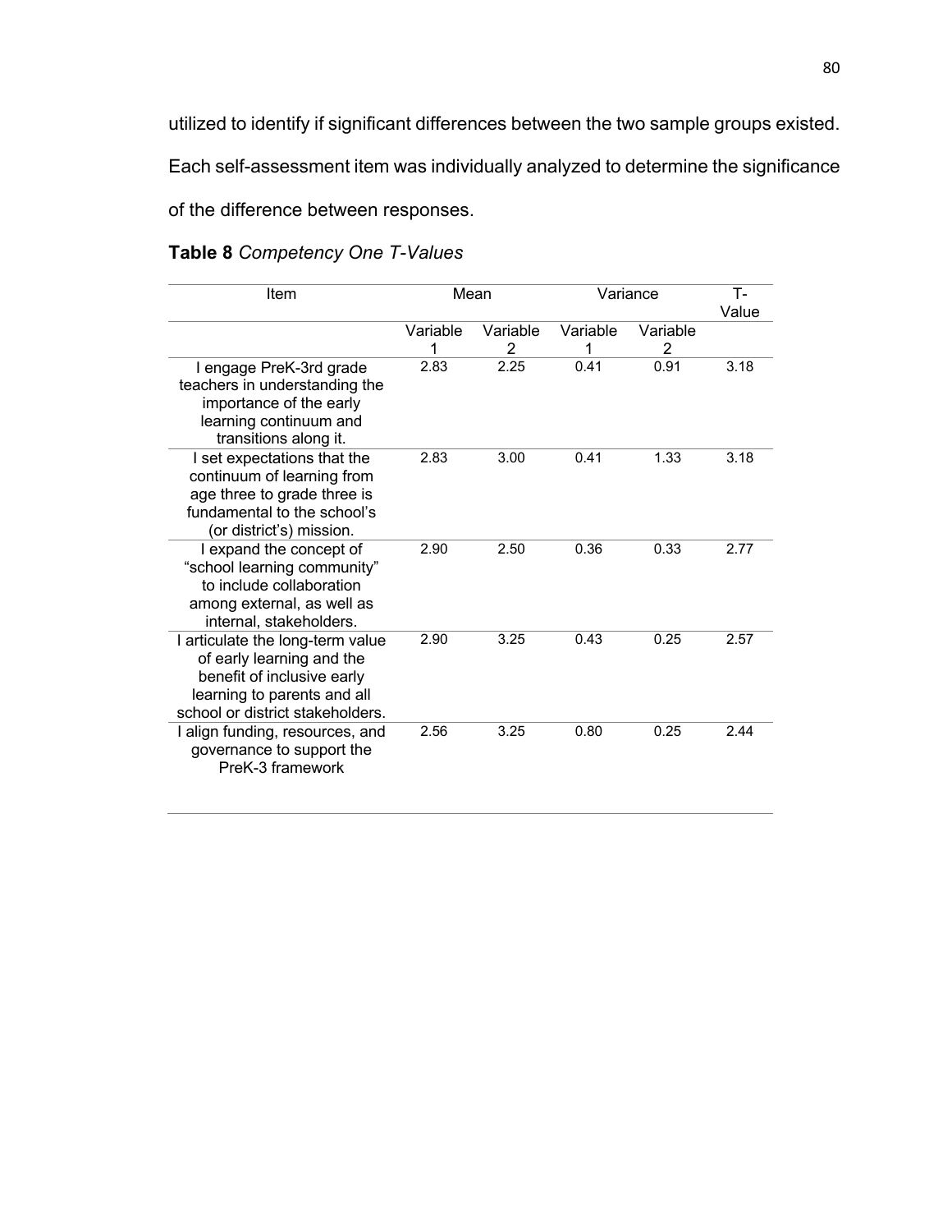utilized to identify if significant differences between the two sample groups existed. Each self-assessment item was individually analyzed to determine the significance of the difference between responses.

**Table 8** *Competency One T-Values*

| Item | Mean | | Variance | | T-Value |
|---|---|---|---|---|---|
| | Variable 1 | Variable 2 | Variable 1 | Variable 2 | |
| I engage PreK-3rd grade teachers in understanding the importance of the early learning continuum and transitions along it. | 2.83 | 2.25 | 0.41 | 0.91 | 3.18 |
| I set expectations that the continuum of learning from age three to grade three is fundamental to the school's (or district's) mission. | 2.83 | 3.00 | 0.41 | 1.33 | 3.18 |
| I expand the concept of "school learning community" to include collaboration among external, as well as internal, stakeholders. | 2.90 | 2.50 | 0.36 | 0.33 | 2.77 |
| I articulate the long-term value of early learning and the benefit of inclusive early learning to parents and all school or district stakeholders. | 2.90 | 3.25 | 0.43 | 0.25 | 2.57 |
| I align funding, resources, and governance to support the PreK-3 framework | 2.56 | 3.25 | 0.80 | 0.25 | 2.44 |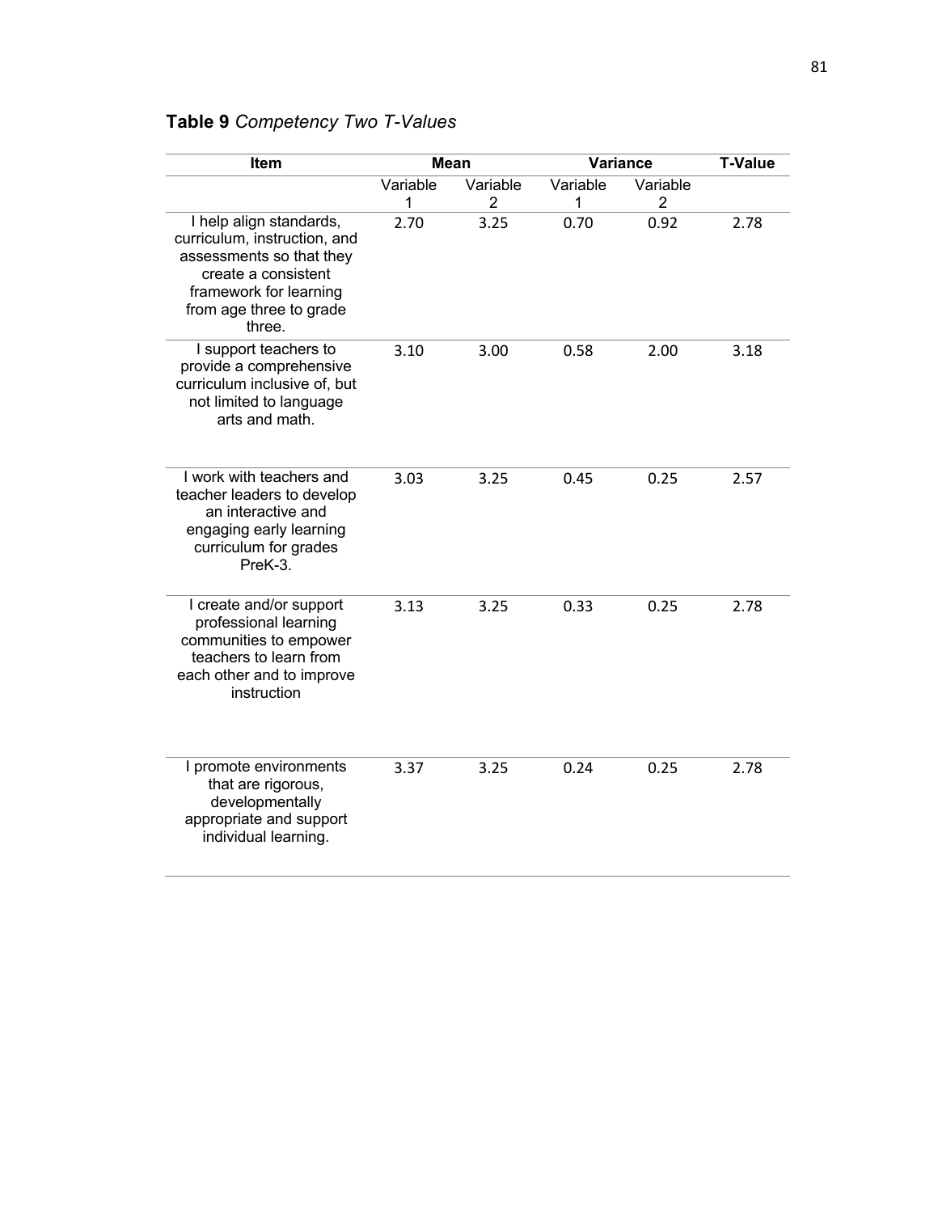**Table 9** *Competency Two T-Values*

| Item | Mean | | Variance | | T-Value |
|---|---|---|---|---|---|
| | Variable 1 | Variable 2 | Variable 1 | Variable 2 | |
| I help align standards, curriculum, instruction, and assessments so that they create a consistent framework for learning from age three to grade three. | 2.70 | 3.25 | 0.70 | 0.92 | 2.78 |
| I support teachers to provide a comprehensive curriculum inclusive of, but not limited to language arts and math. | 3.10 | 3.00 | 0.58 | 2.00 | 3.18 |
| I work with teachers and teacher leaders to develop an interactive and engaging early learning curriculum for grades PreK-3. | 3.03 | 3.25 | 0.45 | 0.25 | 2.57 |
| I create and/or support professional learning communities to empower teachers to learn from each other and to improve instruction | 3.13 | 3.25 | 0.33 | 0.25 | 2.78 |
| I promote environments that are rigorous, developmentally appropriate and support individual learning. | 3.37 | 3.25 | 0.24 | 0.25 | 2.78 |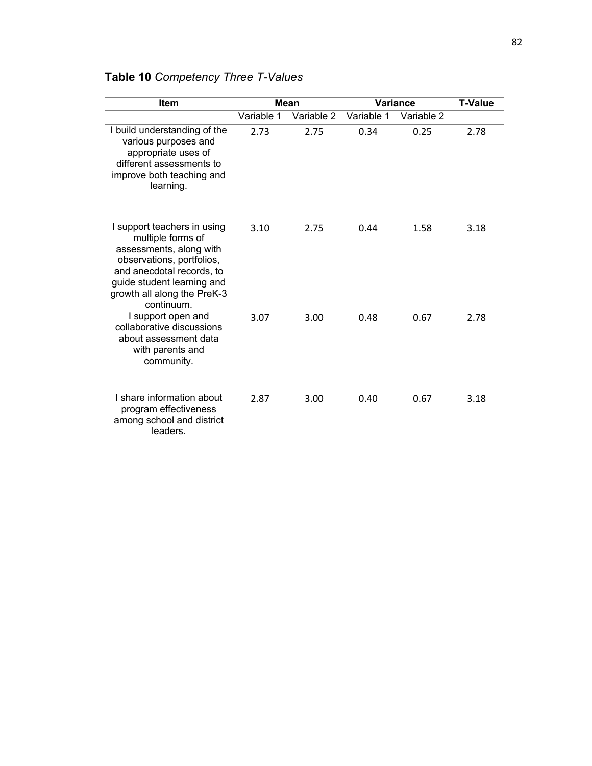**Table 10** *Competency Three T-Values*

| Item | Mean | | Variance | | T-Value |
|---|---|---|---|---|---|
| | Variable 1 | Variable 2 | Variable 1 | Variable 2 | |
| I build understanding of the various purposes and appropriate uses of different assessments to improve both teaching and learning. | 2.73 | 2.75 | 0.34 | 0.25 | 2.78 |
| I support teachers in using multiple forms of assessments, along with observations, portfolios, and anecdotal records, to guide student learning and growth all along the PreK-3 continuum. | 3.10 | 2.75 | 0.44 | 1.58 | 3.18 |
| I support open and collaborative discussions about assessment data with parents and community. | 3.07 | 3.00 | 0.48 | 0.67 | 2.78 |
| I share information about program effectiveness among school and district leaders. | 2.87 | 3.00 | 0.40 | 0.67 | 3.18 |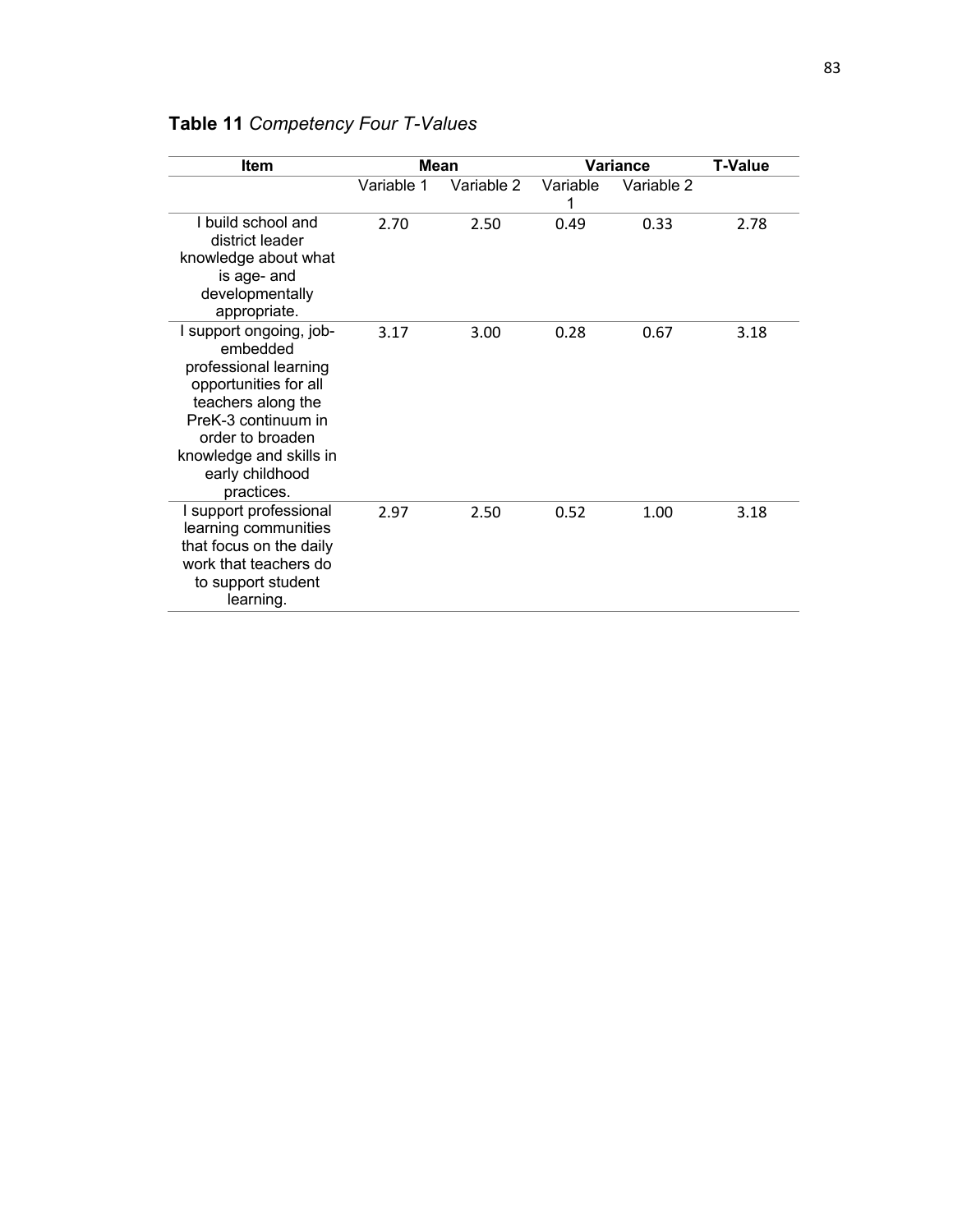**Table 11** *Competency Four T-Values*

| Item | Mean | | Variance | | T-Value |
|---|---|---|---|---|---|
| | Variable 1 | Variable 2 | Variable 1 | Variable 2 | |
| I build school and district leader knowledge about what is age- and developmentally appropriate. | 2.70 | 2.50 | 0.49 | 0.33 | 2.78 |
| I support ongoing, job-embedded professional learning opportunities for all teachers along the PreK-3 continuum in order to broaden knowledge and skills in early childhood practices. | 3.17 | 3.00 | 0.28 | 0.67 | 3.18 |
| I support professional learning communities that focus on the daily work that teachers do to support student learning. | 2.97 | 2.50 | 0.52 | 1.00 | 3.18 |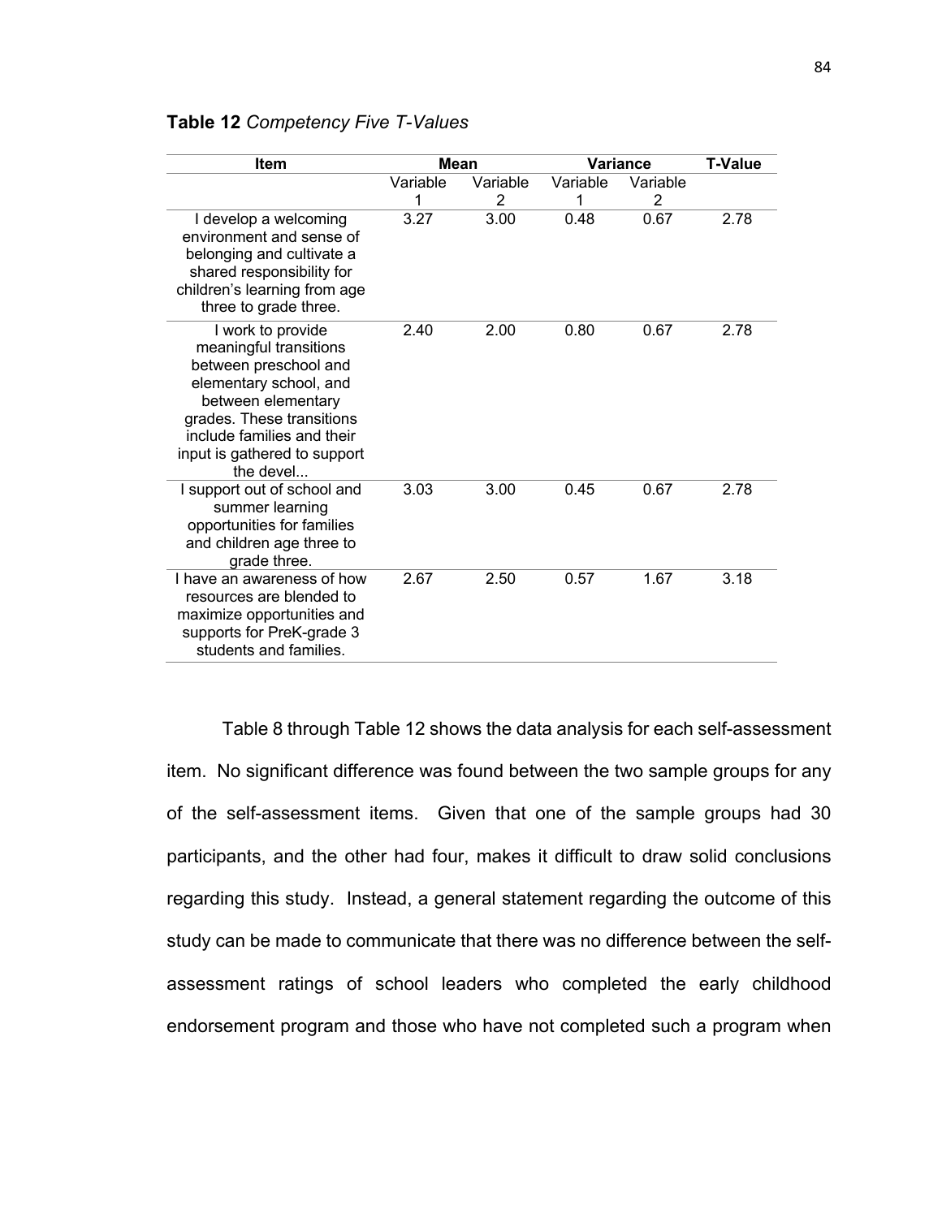**Table 12** *Competency Five T-Values*

| Item | Mean | | Variance | | T-Value |
|---|---|---|---|---|---|
| | Variable 1 | Variable 2 | Variable 1 | Variable 2 | |
| I develop a welcoming environment and sense of belonging and cultivate a shared responsibility for children's learning from age three to grade three. | 3.27 | 3.00 | 0.48 | 0.67 | 2.78 |
| I work to provide meaningful transitions between preschool and elementary school, and between elementary grades. These transitions include families and their input is gathered to support the devel... | 2.40 | 2.00 | 0.80 | 0.67 | 2.78 |
| I support out of school and summer learning opportunities for families and children age three to grade three. | 3.03 | 3.00 | 0.45 | 0.67 | 2.78 |
| I have an awareness of how resources are blended to maximize opportunities and supports for PreK-grade 3 students and families. | 2.67 | 2.50 | 0.57 | 1.67 | 3.18 |

Table 8 through Table 12 shows the data analysis for each self-assessment item. No significant difference was found between the two sample groups for any of the self-assessment items. Given that one of the sample groups had 30 participants, and the other had four, makes it difficult to draw solid conclusions regarding this study. Instead, a general statement regarding the outcome of this study can be made to communicate that there was no difference between the self-assessment ratings of school leaders who completed the early childhood endorsement program and those who have not completed such a program when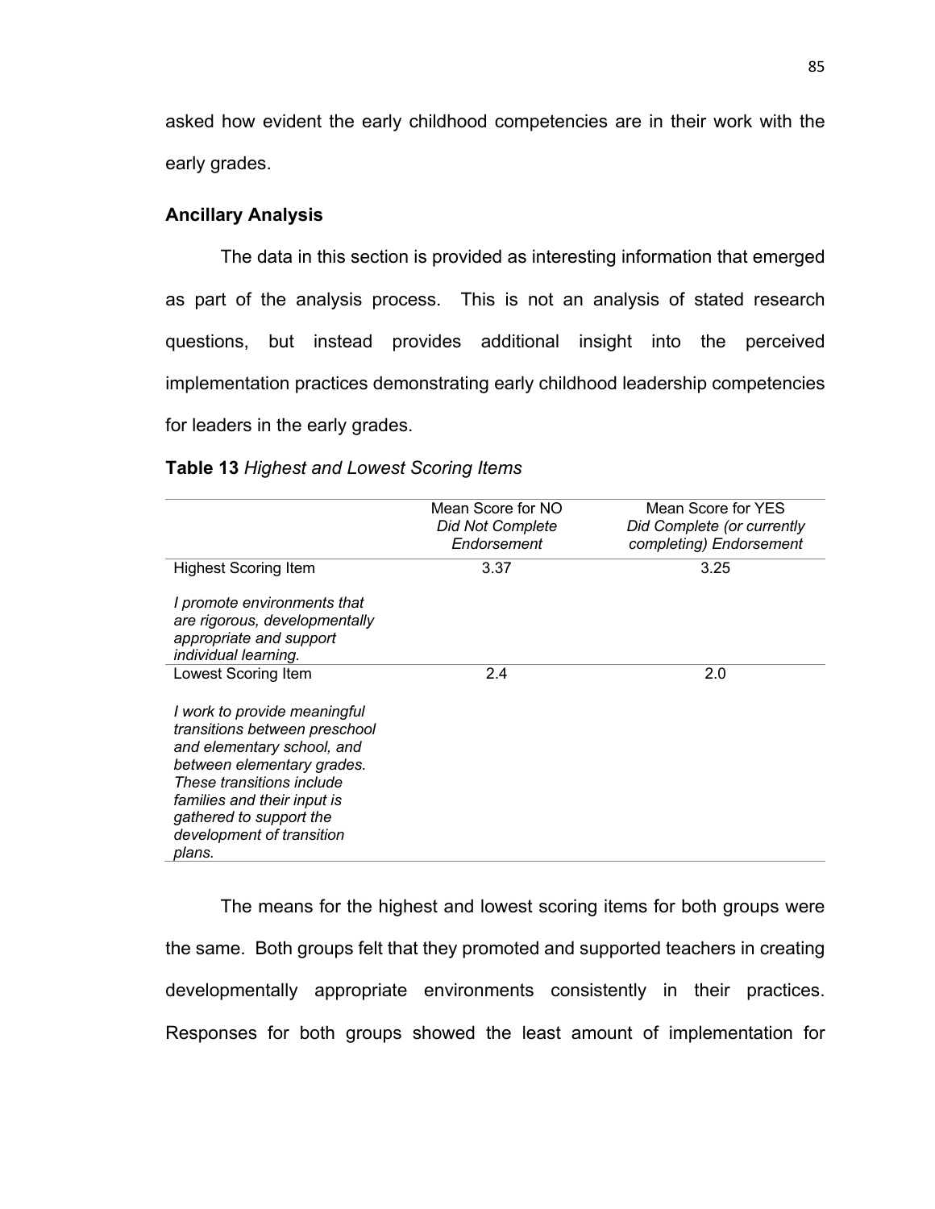asked how evident the early childhood competencies are in their work with the early grades.

### Ancillary Analysis

The data in this section is provided as interesting information that emerged as part of the analysis process. This is not an analysis of stated research questions, but instead provides additional insight into the perceived implementation practices demonstrating early childhood leadership competencies for leaders in the early grades.

**Table 13** *Highest and Lowest Scoring Items*

| | Mean Score for NO *Did Not Complete Endorsement* | Mean Score for YES *Did Complete (or currently completing) Endorsement* |
|---|---|---|
| Highest Scoring Item<br><br>*I promote environments that are rigorous, developmentally appropriate and support individual learning.* | 3.37 | 3.25 |
| Lowest Scoring Item<br><br>*I work to provide meaningful transitions between preschool and elementary school, and between elementary grades. These transitions include families and their input is gathered to support the development of transition plans.* | 2.4 | 2.0 |

The means for the highest and lowest scoring items for both groups were the same. Both groups felt that they promoted and supported teachers in creating developmentally appropriate environments consistently in their practices. Responses for both groups showed the least amount of implementation for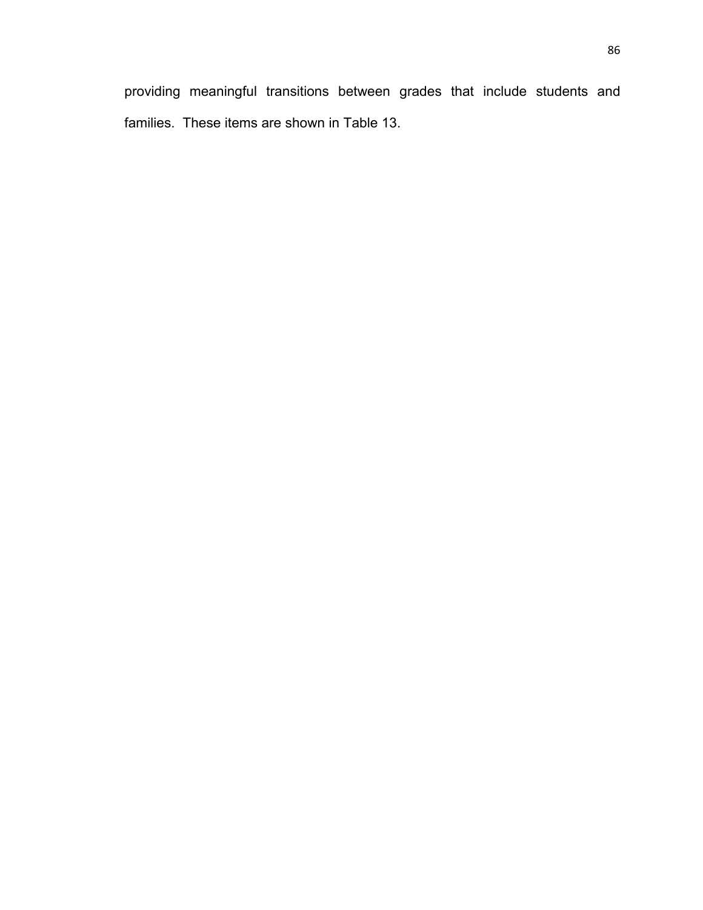providing meaningful transitions between grades that include students and families.  These items are shown in Table 13.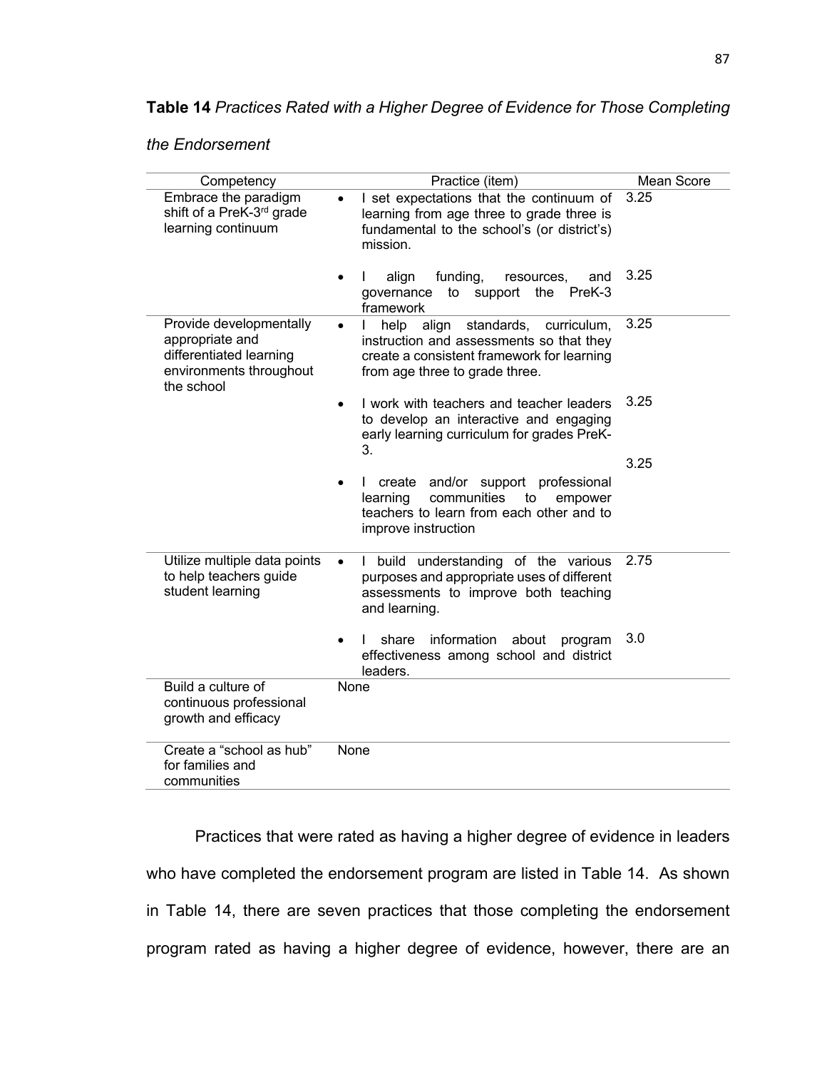**Table 14** *Practices Rated with a Higher Degree of Evidence for Those Completing the Endorsement*

| Competency | Practice (item) | Mean Score |
|---|---|---|
| Embrace the paradigm shift of a PreK-3rd grade learning continuum | • I set expectations that the continuum of learning from age three to grade three is fundamental to the school's (or district's) mission. | 3.25 |
| | • I align funding, resources, and governance to support the PreK-3 framework | 3.25 |
| Provide developmentally appropriate and differentiated learning environments throughout the school | • I help align standards, curriculum, instruction and assessments so that they create a consistent framework for learning from age three to grade three. | 3.25 |
| | • I work with teachers and teacher leaders to develop an interactive and engaging early learning curriculum for grades PreK-3. | 3.25 |
| | • I create and/or support professional learning communities to empower teachers to learn from each other and to improve instruction | 3.25 |
| Utilize multiple data points to help teachers guide student learning | • I build understanding of the various purposes and appropriate uses of different assessments to improve both teaching and learning. | 2.75 |
| | • I share information about program effectiveness among school and district leaders. | 3.0 |
| Build a culture of continuous professional growth and efficacy | None | |
| Create a "school as hub" for families and communities | None | |

Practices that were rated as having a higher degree of evidence in leaders who have completed the endorsement program are listed in Table 14. As shown in Table 14, there are seven practices that those completing the endorsement program rated as having a higher degree of evidence, however, there are an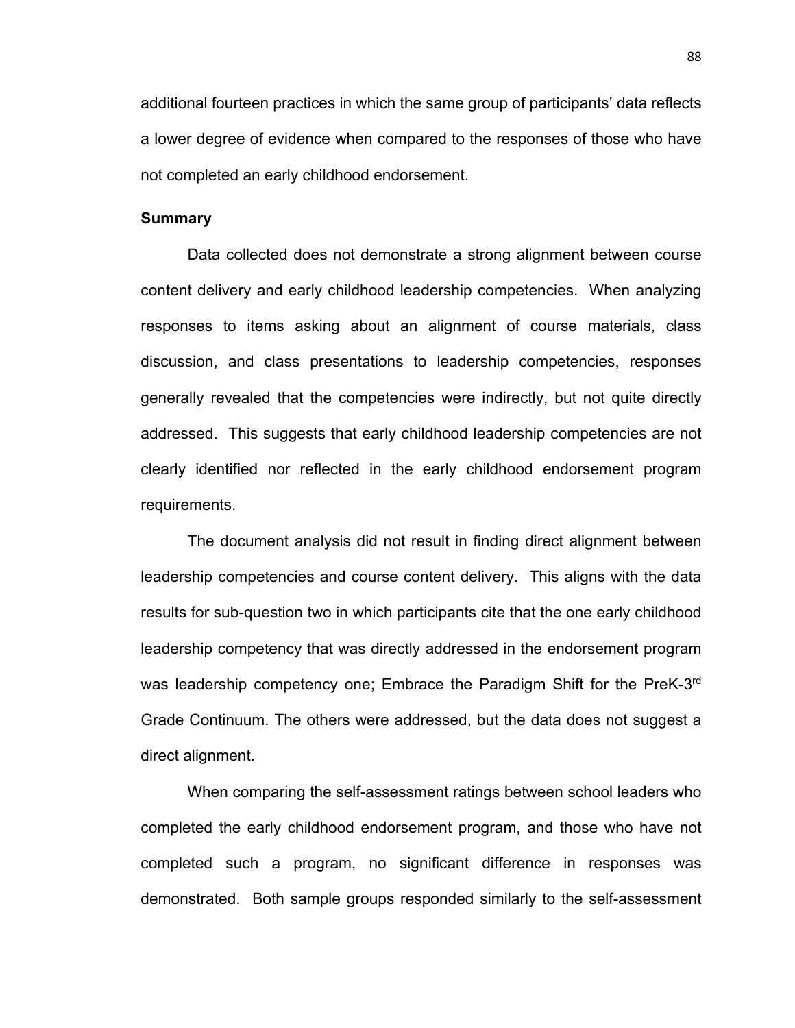additional fourteen practices in which the same group of participants' data reflects a lower degree of evidence when compared to the responses of those who have not completed an early childhood endorsement.

**Summary**

Data collected does not demonstrate a strong alignment between course content delivery and early childhood leadership competencies. When analyzing responses to items asking about an alignment of course materials, class discussion, and class presentations to leadership competencies, responses generally revealed that the competencies were indirectly, but not quite directly addressed. This suggests that early childhood leadership competencies are not clearly identified nor reflected in the early childhood endorsement program requirements.

The document analysis did not result in finding direct alignment between leadership competencies and course content delivery. This aligns with the data results for sub-question two in which participants cite that the one early childhood leadership competency that was directly addressed in the endorsement program was leadership competency one; Embrace the Paradigm Shift for the PreK-3rd Grade Continuum. The others were addressed, but the data does not suggest a direct alignment.

When comparing the self-assessment ratings between school leaders who completed the early childhood endorsement program, and those who have not completed such a program, no significant difference in responses was demonstrated. Both sample groups responded similarly to the self-assessment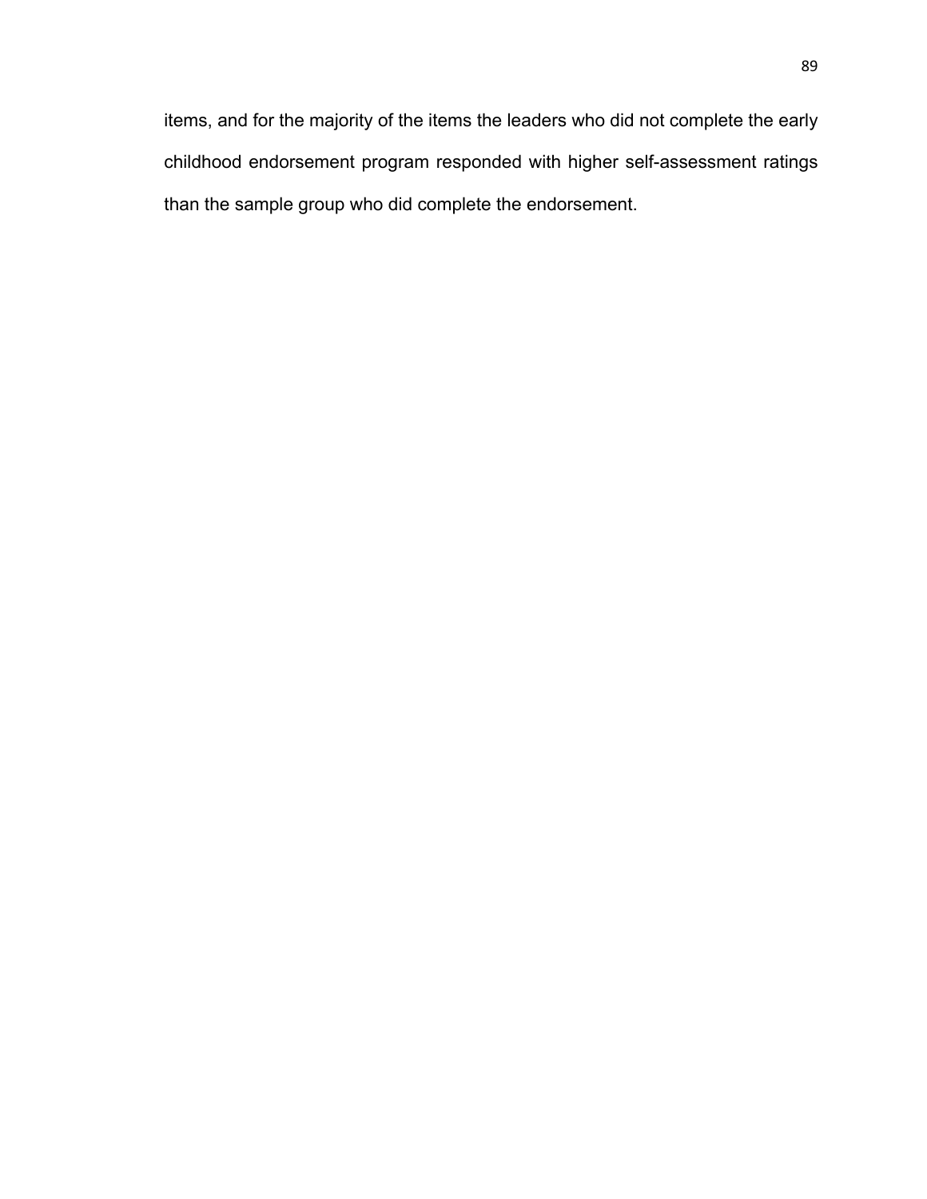items, and for the majority of the items the leaders who did not complete the early childhood endorsement program responded with higher self-assessment ratings than the sample group who did complete the endorsement.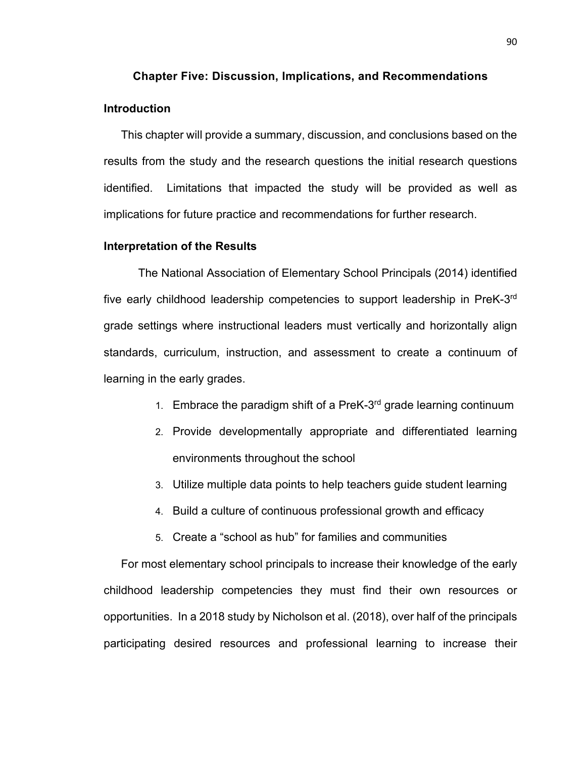## Chapter Five: Discussion, Implications, and Recommendations

### Introduction

This chapter will provide a summary, discussion, and conclusions based on the results from the study and the research questions the initial research questions identified. Limitations that impacted the study will be provided as well as implications for future practice and recommendations for further research.

### Interpretation of the Results

The National Association of Elementary School Principals (2014) identified five early childhood leadership competencies to support leadership in PreK-3rd grade settings where instructional leaders must vertically and horizontally align standards, curriculum, instruction, and assessment to create a continuum of learning in the early grades.

1. Embrace the paradigm shift of a PreK-3rd grade learning continuum
2. Provide developmentally appropriate and differentiated learning environments throughout the school
3. Utilize multiple data points to help teachers guide student learning
4. Build a culture of continuous professional growth and efficacy
5. Create a "school as hub" for families and communities

For most elementary school principals to increase their knowledge of the early childhood leadership competencies they must find their own resources or opportunities. In a 2018 study by Nicholson et al. (2018), over half of the principals participating desired resources and professional learning to increase their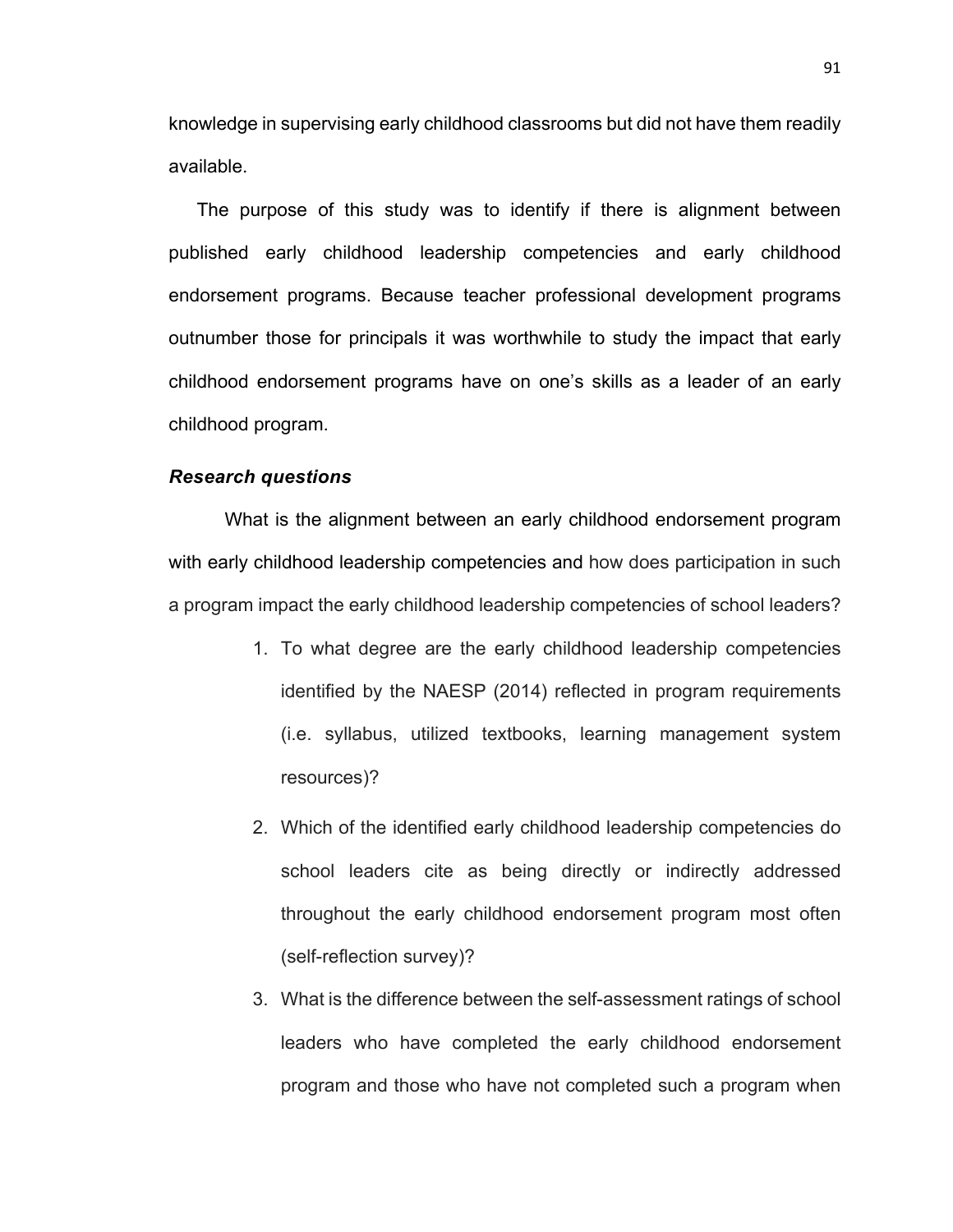knowledge in supervising early childhood classrooms but did not have them readily available.

The purpose of this study was to identify if there is alignment between published early childhood leadership competencies and early childhood endorsement programs. Because teacher professional development programs outnumber those for principals it was worthwhile to study the impact that early childhood endorsement programs have on one's skills as a leader of an early childhood program.

### ***Research questions***

What is the alignment between an early childhood endorsement program with early childhood leadership competencies and how does participation in such a program impact the early childhood leadership competencies of school leaders?

1. To what degree are the early childhood leadership competencies identified by the NAESP (2014) reflected in program requirements (i.e. syllabus, utilized textbooks, learning management system resources)?
2. Which of the identified early childhood leadership competencies do school leaders cite as being directly or indirectly addressed throughout the early childhood endorsement program most often (self-reflection survey)?
3. What is the difference between the self-assessment ratings of school leaders who have completed the early childhood endorsement program and those who have not completed such a program when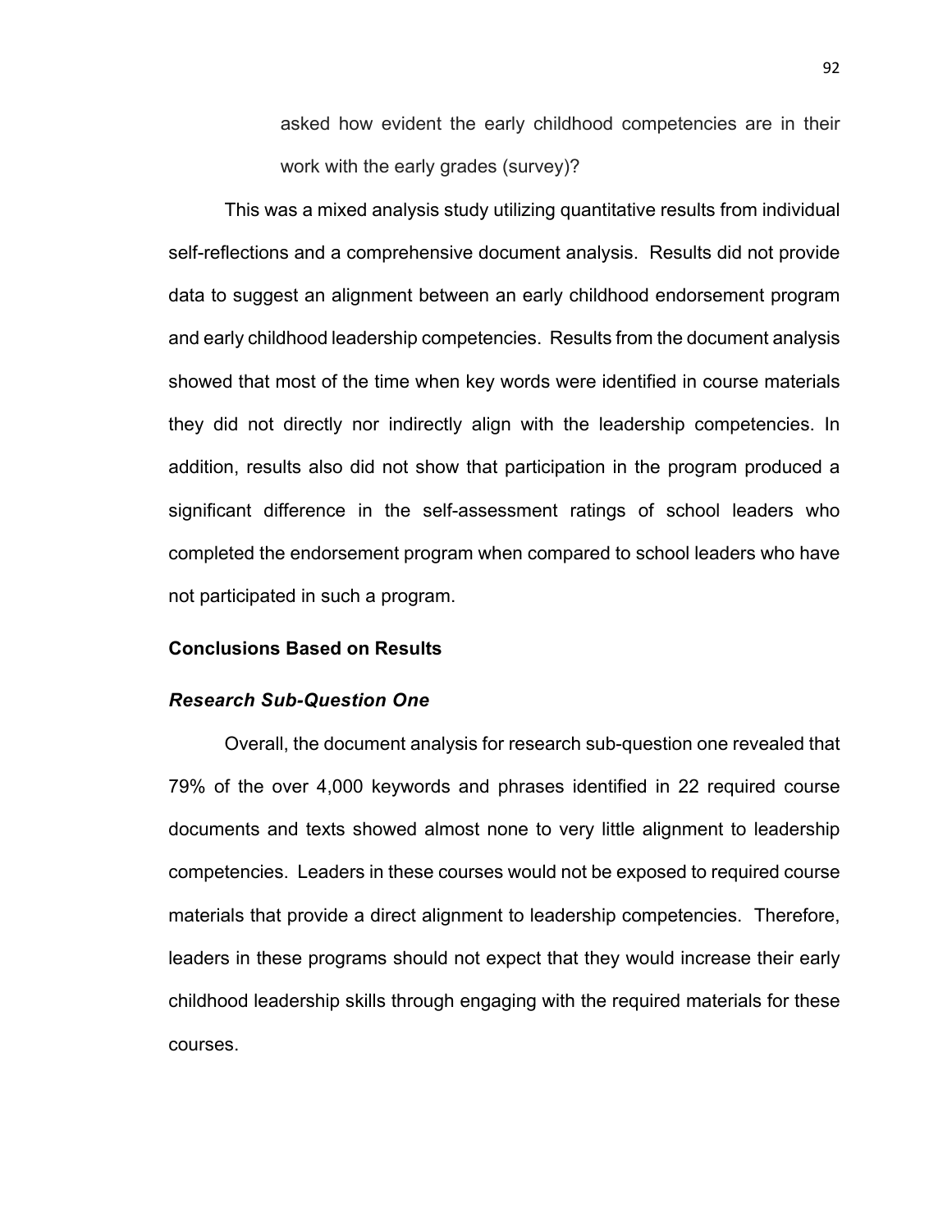asked how evident the early childhood competencies are in their work with the early grades (survey)?

This was a mixed analysis study utilizing quantitative results from individual self-reflections and a comprehensive document analysis. Results did not provide data to suggest an alignment between an early childhood endorsement program and early childhood leadership competencies. Results from the document analysis showed that most of the time when key words were identified in course materials they did not directly nor indirectly align with the leadership competencies. In addition, results also did not show that participation in the program produced a significant difference in the self-assessment ratings of school leaders who completed the endorsement program when compared to school leaders who have not participated in such a program.

## Conclusions Based on Results

### *Research Sub-Question One*

Overall, the document analysis for research sub-question one revealed that 79% of the over 4,000 keywords and phrases identified in 22 required course documents and texts showed almost none to very little alignment to leadership competencies. Leaders in these courses would not be exposed to required course materials that provide a direct alignment to leadership competencies. Therefore, leaders in these programs should not expect that they would increase their early childhood leadership skills through engaging with the required materials for these courses.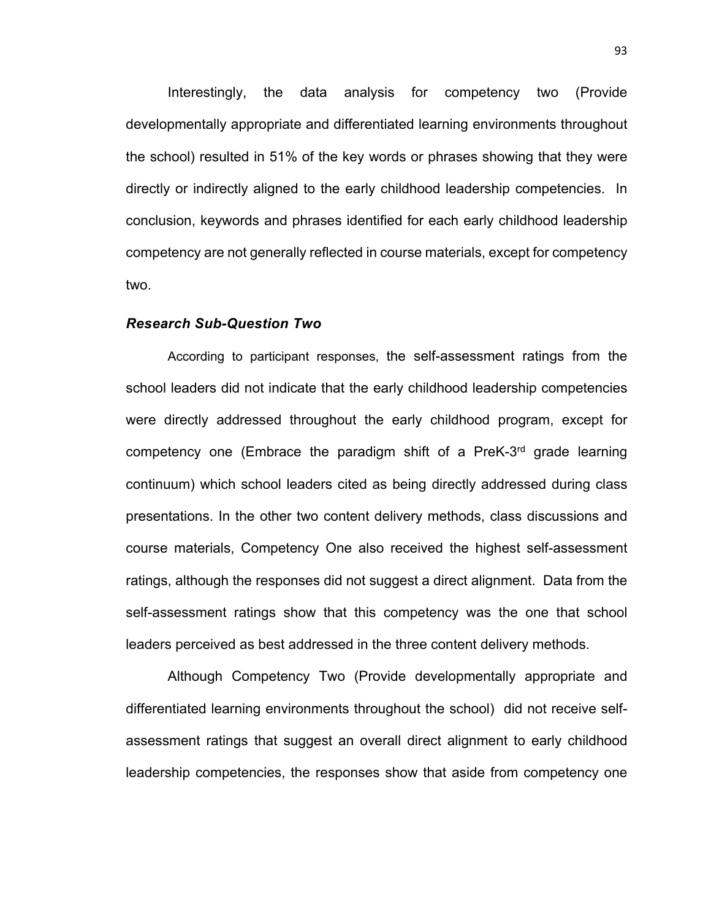Interestingly, the data analysis for competency two (Provide developmentally appropriate and differentiated learning environments throughout the school) resulted in 51% of the key words or phrases showing that they were directly or indirectly aligned to the early childhood leadership competencies. In conclusion, keywords and phrases identified for each early childhood leadership competency are not generally reflected in course materials, except for competency two.

### ***Research Sub-Question Two***

According to participant responses, the self-assessment ratings from the school leaders did not indicate that the early childhood leadership competencies were directly addressed throughout the early childhood program, except for competency one (Embrace the paradigm shift of a PreK-3rd grade learning continuum) which school leaders cited as being directly addressed during class presentations. In the other two content delivery methods, class discussions and course materials, Competency One also received the highest self-assessment ratings, although the responses did not suggest a direct alignment. Data from the self-assessment ratings show that this competency was the one that school leaders perceived as best addressed in the three content delivery methods.

Although Competency Two (Provide developmentally appropriate and differentiated learning environments throughout the school) did not receive self-assessment ratings that suggest an overall direct alignment to early childhood leadership competencies, the responses show that aside from competency one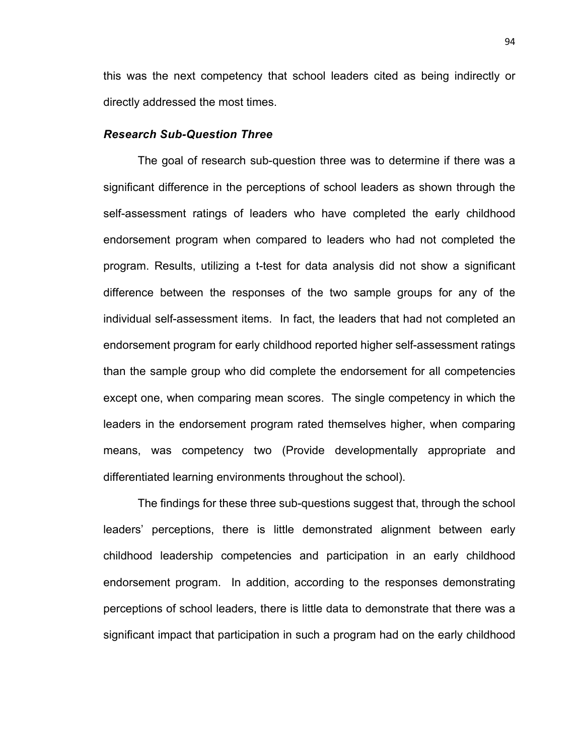this was the next competency that school leaders cited as being indirectly or directly addressed the most times.

### *Research Sub-Question Three*

The goal of research sub-question three was to determine if there was a significant difference in the perceptions of school leaders as shown through the self-assessment ratings of leaders who have completed the early childhood endorsement program when compared to leaders who had not completed the program. Results, utilizing a t-test for data analysis did not show a significant difference between the responses of the two sample groups for any of the individual self-assessment items. In fact, the leaders that had not completed an endorsement program for early childhood reported higher self-assessment ratings than the sample group who did complete the endorsement for all competencies except one, when comparing mean scores. The single competency in which the leaders in the endorsement program rated themselves higher, when comparing means, was competency two (Provide developmentally appropriate and differentiated learning environments throughout the school).

The findings for these three sub-questions suggest that, through the school leaders' perceptions, there is little demonstrated alignment between early childhood leadership competencies and participation in an early childhood endorsement program. In addition, according to the responses demonstrating perceptions of school leaders, there is little data to demonstrate that there was a significant impact that participation in such a program had on the early childhood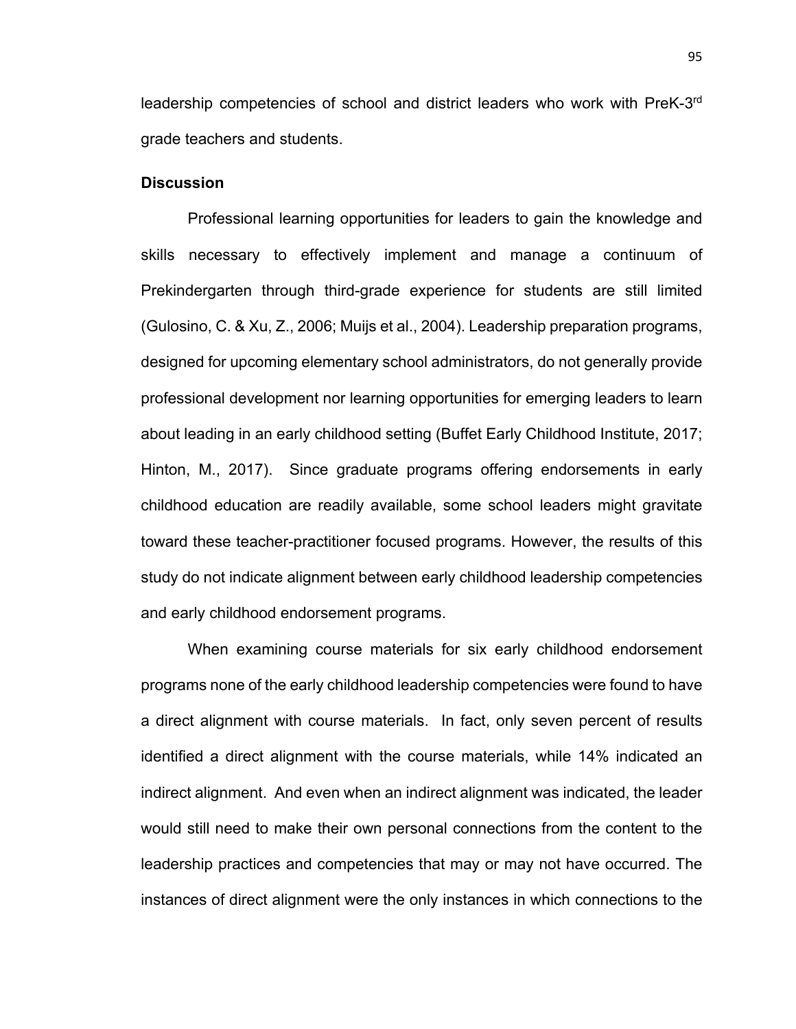leadership competencies of school and district leaders who work with PreK-3rd grade teachers and students.

## Discussion

Professional learning opportunities for leaders to gain the knowledge and skills necessary to effectively implement and manage a continuum of Prekindergarten through third-grade experience for students are still limited (Gulosino, C. & Xu, Z., 2006; Muijs et al., 2004). Leadership preparation programs, designed for upcoming elementary school administrators, do not generally provide professional development nor learning opportunities for emerging leaders to learn about leading in an early childhood setting (Buffet Early Childhood Institute, 2017; Hinton, M., 2017). Since graduate programs offering endorsements in early childhood education are readily available, some school leaders might gravitate toward these teacher-practitioner focused programs. However, the results of this study do not indicate alignment between early childhood leadership competencies and early childhood endorsement programs.

When examining course materials for six early childhood endorsement programs none of the early childhood leadership competencies were found to have a direct alignment with course materials. In fact, only seven percent of results identified a direct alignment with the course materials, while 14% indicated an indirect alignment. And even when an indirect alignment was indicated, the leader would still need to make their own personal connections from the content to the leadership practices and competencies that may or may not have occurred. The instances of direct alignment were the only instances in which connections to the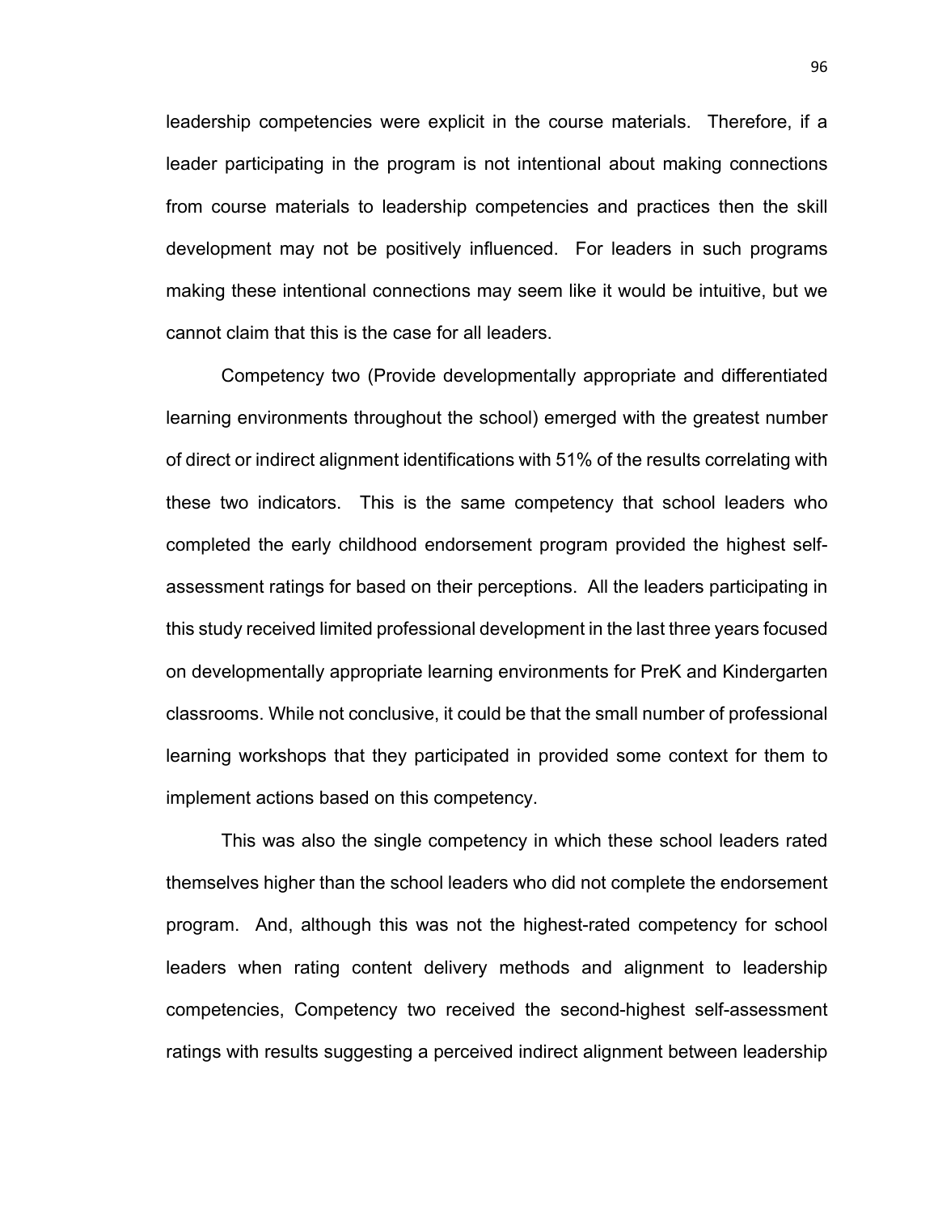leadership competencies were explicit in the course materials. Therefore, if a leader participating in the program is not intentional about making connections from course materials to leadership competencies and practices then the skill development may not be positively influenced. For leaders in such programs making these intentional connections may seem like it would be intuitive, but we cannot claim that this is the case for all leaders.

Competency two (Provide developmentally appropriate and differentiated learning environments throughout the school) emerged with the greatest number of direct or indirect alignment identifications with 51% of the results correlating with these two indicators. This is the same competency that school leaders who completed the early childhood endorsement program provided the highest self-assessment ratings for based on their perceptions. All the leaders participating in this study received limited professional development in the last three years focused on developmentally appropriate learning environments for PreK and Kindergarten classrooms. While not conclusive, it could be that the small number of professional learning workshops that they participated in provided some context for them to implement actions based on this competency.

This was also the single competency in which these school leaders rated themselves higher than the school leaders who did not complete the endorsement program. And, although this was not the highest-rated competency for school leaders when rating content delivery methods and alignment to leadership competencies, Competency two received the second-highest self-assessment ratings with results suggesting a perceived indirect alignment between leadership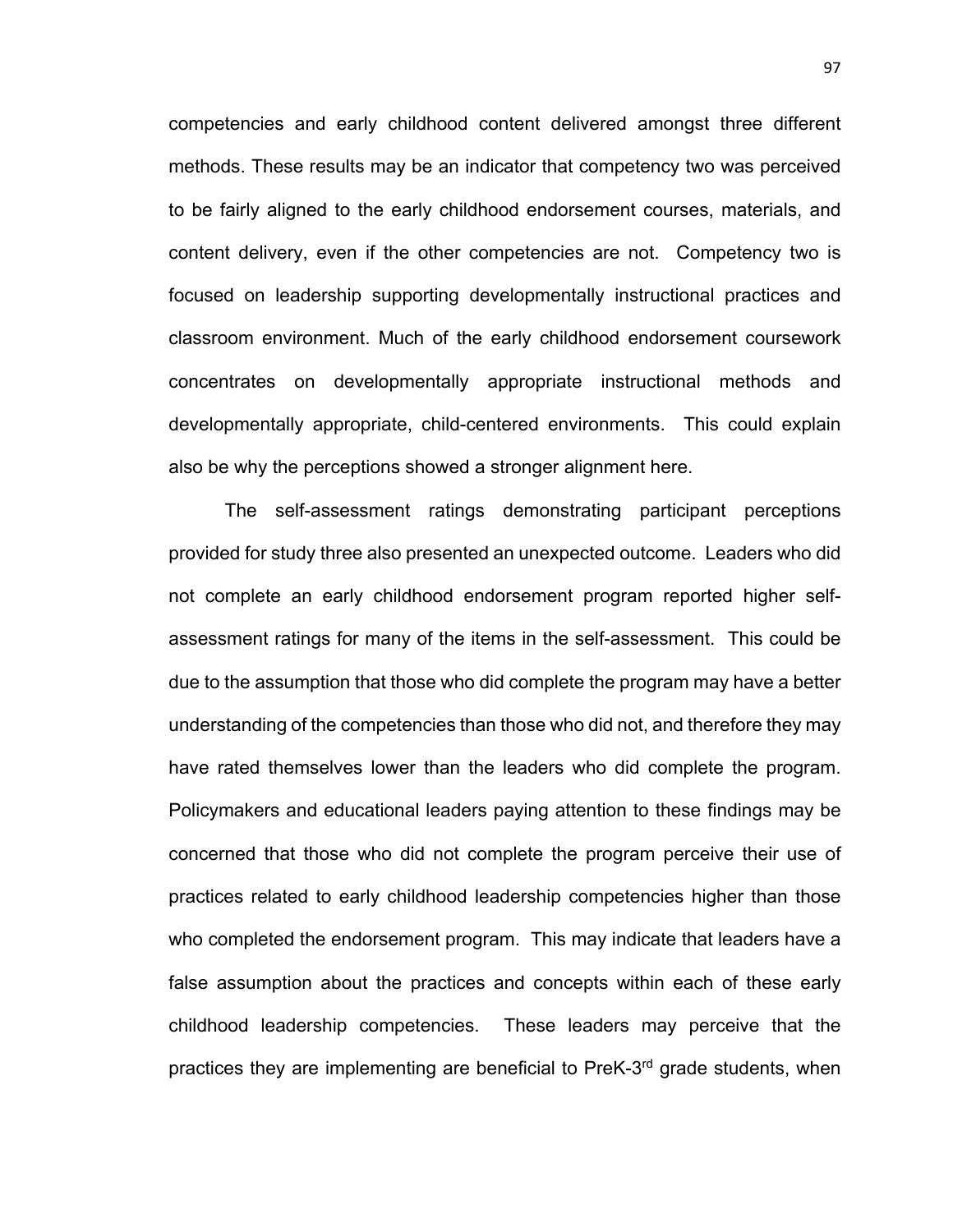competencies and early childhood content delivered amongst three different methods. These results may be an indicator that competency two was perceived to be fairly aligned to the early childhood endorsement courses, materials, and content delivery, even if the other competencies are not. Competency two is focused on leadership supporting developmentally instructional practices and classroom environment. Much of the early childhood endorsement coursework concentrates on developmentally appropriate instructional methods and developmentally appropriate, child-centered environments. This could explain also be why the perceptions showed a stronger alignment here.

The self-assessment ratings demonstrating participant perceptions provided for study three also presented an unexpected outcome. Leaders who did not complete an early childhood endorsement program reported higher self-assessment ratings for many of the items in the self-assessment. This could be due to the assumption that those who did complete the program may have a better understanding of the competencies than those who did not, and therefore they may have rated themselves lower than the leaders who did complete the program. Policymakers and educational leaders paying attention to these findings may be concerned that those who did not complete the program perceive their use of practices related to early childhood leadership competencies higher than those who completed the endorsement program. This may indicate that leaders have a false assumption about the practices and concepts within each of these early childhood leadership competencies. These leaders may perceive that the practices they are implementing are beneficial to PreK-3rd grade students, when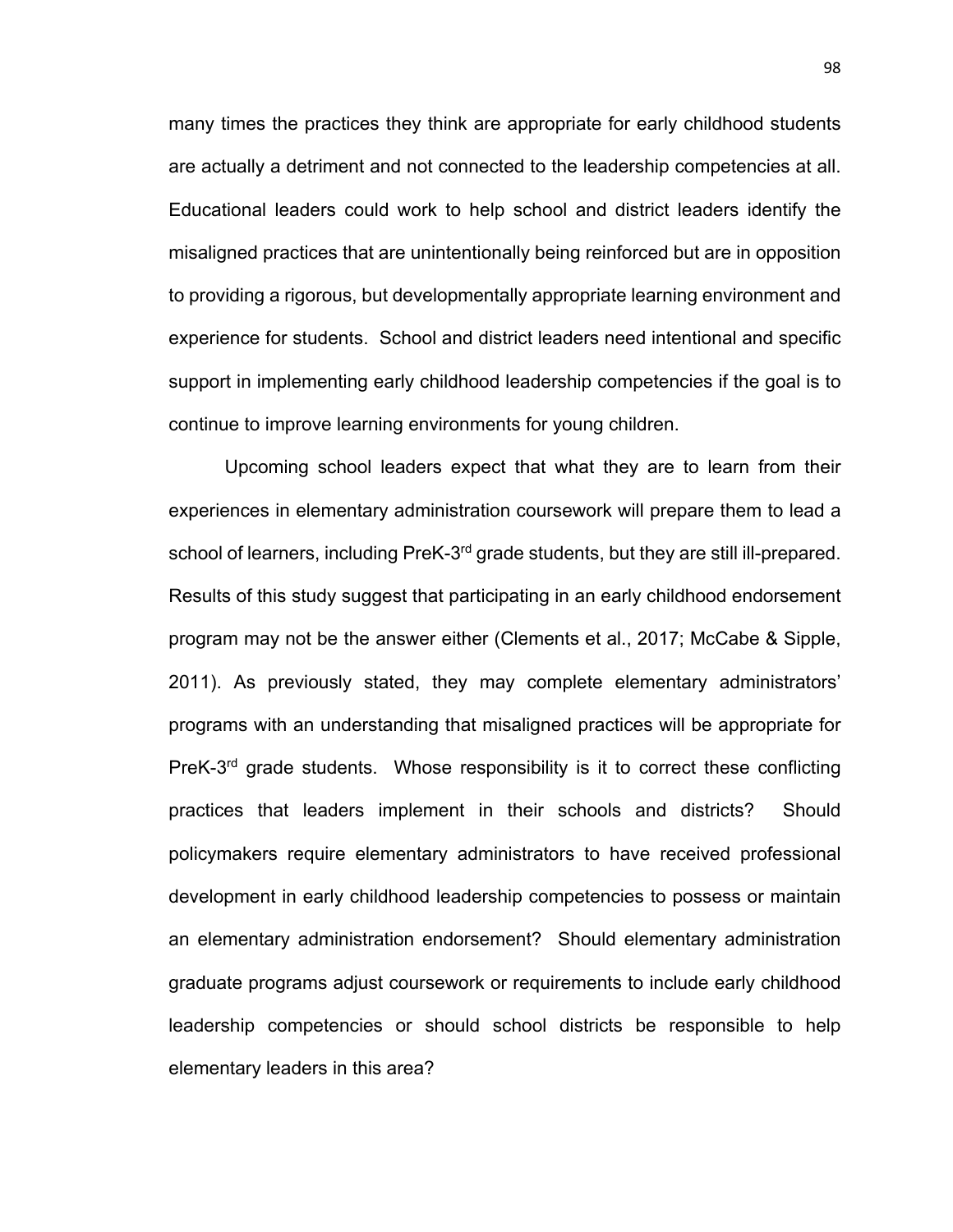many times the practices they think are appropriate for early childhood students are actually a detriment and not connected to the leadership competencies at all. Educational leaders could work to help school and district leaders identify the misaligned practices that are unintentionally being reinforced but are in opposition to providing a rigorous, but developmentally appropriate learning environment and experience for students. School and district leaders need intentional and specific support in implementing early childhood leadership competencies if the goal is to continue to improve learning environments for young children.

Upcoming school leaders expect that what they are to learn from their experiences in elementary administration coursework will prepare them to lead a school of learners, including PreK-3rd grade students, but they are still ill-prepared. Results of this study suggest that participating in an early childhood endorsement program may not be the answer either (Clements et al., 2017; McCabe & Sipple, 2011). As previously stated, they may complete elementary administrators' programs with an understanding that misaligned practices will be appropriate for PreK-3rd grade students. Whose responsibility is it to correct these conflicting practices that leaders implement in their schools and districts? Should policymakers require elementary administrators to have received professional development in early childhood leadership competencies to possess or maintain an elementary administration endorsement? Should elementary administration graduate programs adjust coursework or requirements to include early childhood leadership competencies or should school districts be responsible to help elementary leaders in this area?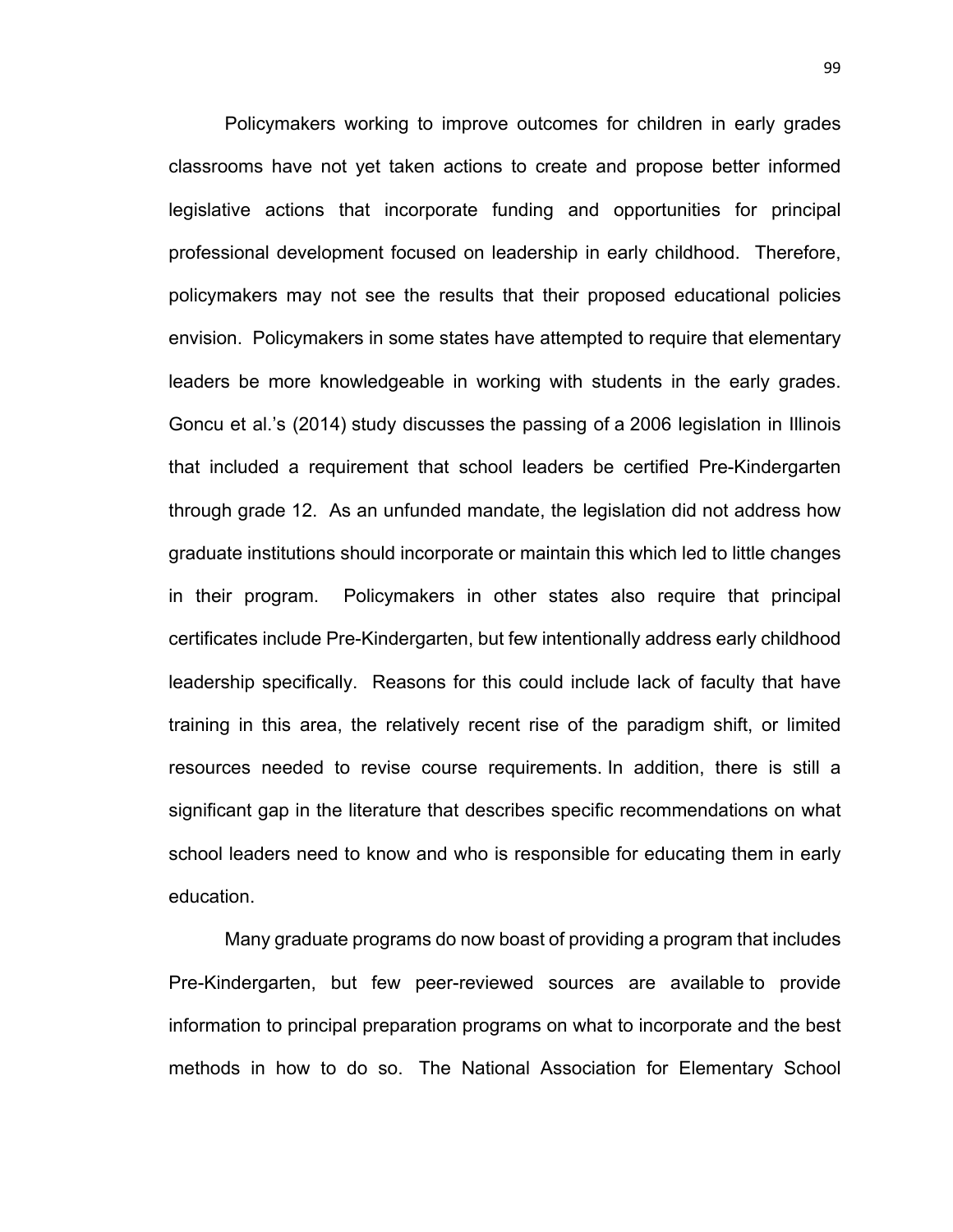Policymakers working to improve outcomes for children in early grades classrooms have not yet taken actions to create and propose better informed legislative actions that incorporate funding and opportunities for principal professional development focused on leadership in early childhood. Therefore, policymakers may not see the results that their proposed educational policies envision. Policymakers in some states have attempted to require that elementary leaders be more knowledgeable in working with students in the early grades. Goncu et al.'s (2014) study discusses the passing of a 2006 legislation in Illinois that included a requirement that school leaders be certified Pre-Kindergarten through grade 12. As an unfunded mandate, the legislation did not address how graduate institutions should incorporate or maintain this which led to little changes in their program. Policymakers in other states also require that principal certificates include Pre-Kindergarten, but few intentionally address early childhood leadership specifically. Reasons for this could include lack of faculty that have training in this area, the relatively recent rise of the paradigm shift, or limited resources needed to revise course requirements. In addition, there is still a significant gap in the literature that describes specific recommendations on what school leaders need to know and who is responsible for educating them in early education.

Many graduate programs do now boast of providing a program that includes Pre-Kindergarten, but few peer-reviewed sources are available to provide information to principal preparation programs on what to incorporate and the best methods in how to do so. The National Association for Elementary School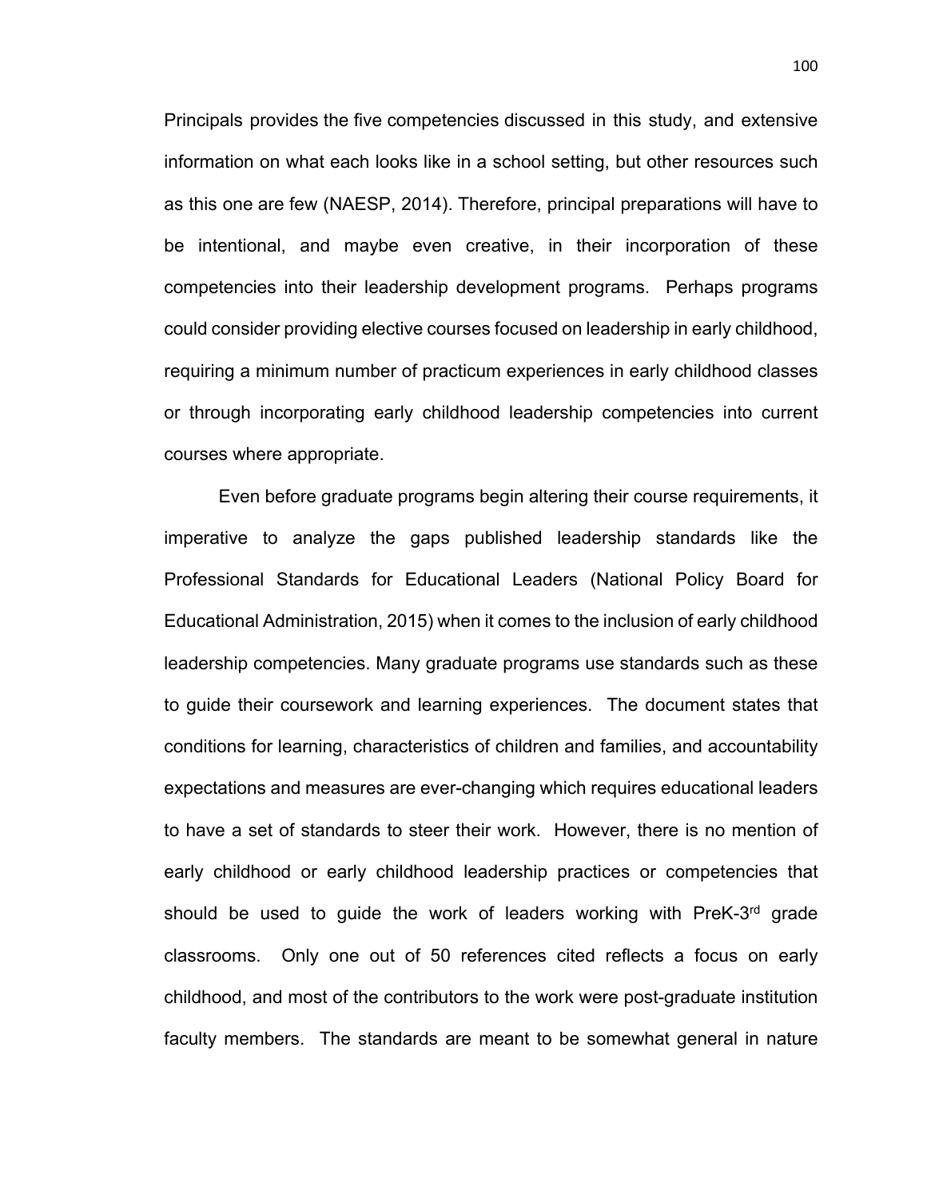Principals provides the five competencies discussed in this study, and extensive information on what each looks like in a school setting, but other resources such as this one are few (NAESP, 2014). Therefore, principal preparations will have to be intentional, and maybe even creative, in their incorporation of these competencies into their leadership development programs. Perhaps programs could consider providing elective courses focused on leadership in early childhood, requiring a minimum number of practicum experiences in early childhood classes or through incorporating early childhood leadership competencies into current courses where appropriate.

Even before graduate programs begin altering their course requirements, it imperative to analyze the gaps published leadership standards like the Professional Standards for Educational Leaders (National Policy Board for Educational Administration, 2015) when it comes to the inclusion of early childhood leadership competencies. Many graduate programs use standards such as these to guide their coursework and learning experiences. The document states that conditions for learning, characteristics of children and families, and accountability expectations and measures are ever-changing which requires educational leaders to have a set of standards to steer their work. However, there is no mention of early childhood or early childhood leadership practices or competencies that should be used to guide the work of leaders working with PreK-3rd grade classrooms. Only one out of 50 references cited reflects a focus on early childhood, and most of the contributors to the work were post-graduate institution faculty members. The standards are meant to be somewhat general in nature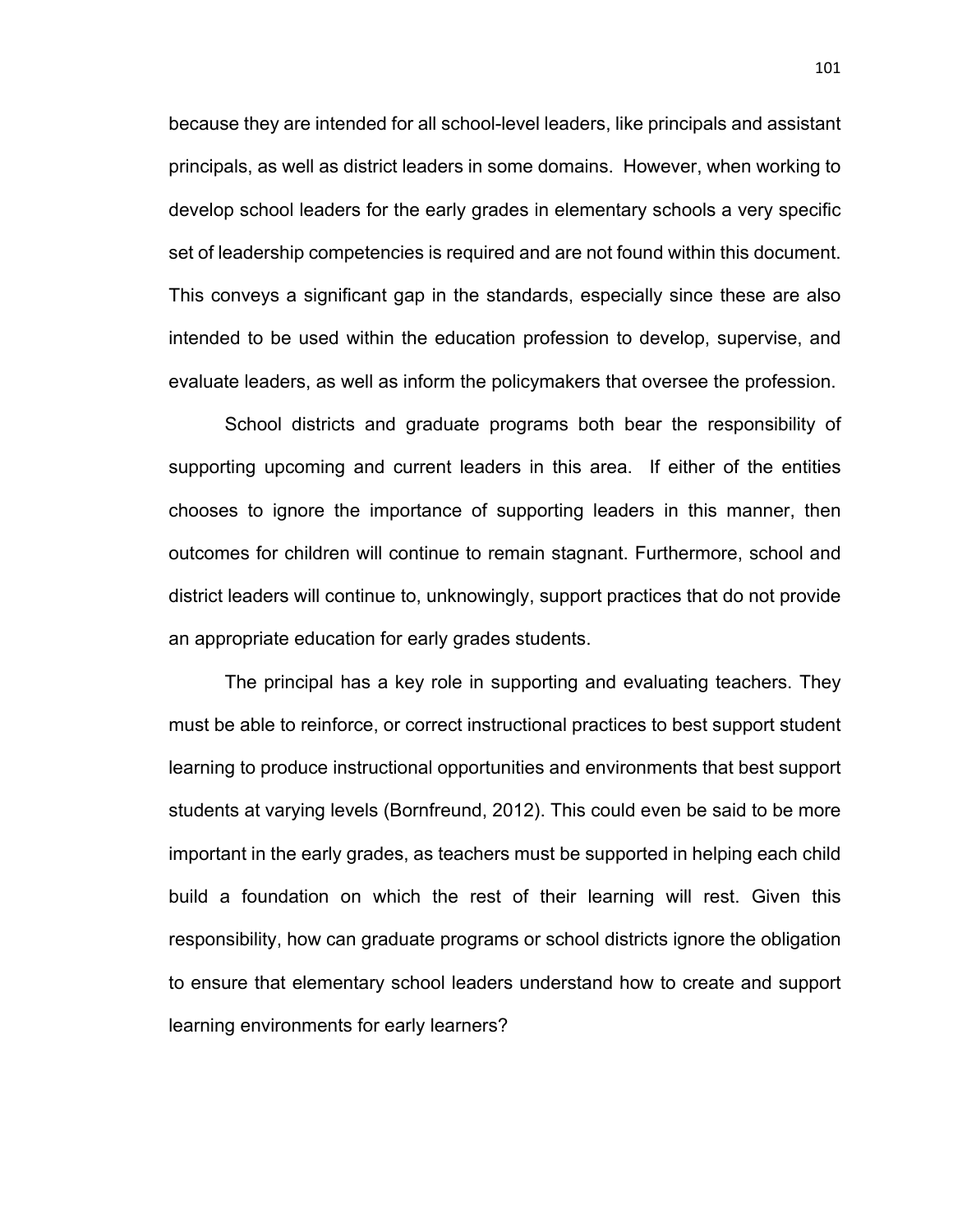because they are intended for all school-level leaders, like principals and assistant principals, as well as district leaders in some domains. However, when working to develop school leaders for the early grades in elementary schools a very specific set of leadership competencies is required and are not found within this document. This conveys a significant gap in the standards, especially since these are also intended to be used within the education profession to develop, supervise, and evaluate leaders, as well as inform the policymakers that oversee the profession.

School districts and graduate programs both bear the responsibility of supporting upcoming and current leaders in this area. If either of the entities chooses to ignore the importance of supporting leaders in this manner, then outcomes for children will continue to remain stagnant. Furthermore, school and district leaders will continue to, unknowingly, support practices that do not provide an appropriate education for early grades students.

The principal has a key role in supporting and evaluating teachers. They must be able to reinforce, or correct instructional practices to best support student learning to produce instructional opportunities and environments that best support students at varying levels (Bornfreund, 2012). This could even be said to be more important in the early grades, as teachers must be supported in helping each child build a foundation on which the rest of their learning will rest. Given this responsibility, how can graduate programs or school districts ignore the obligation to ensure that elementary school leaders understand how to create and support learning environments for early learners?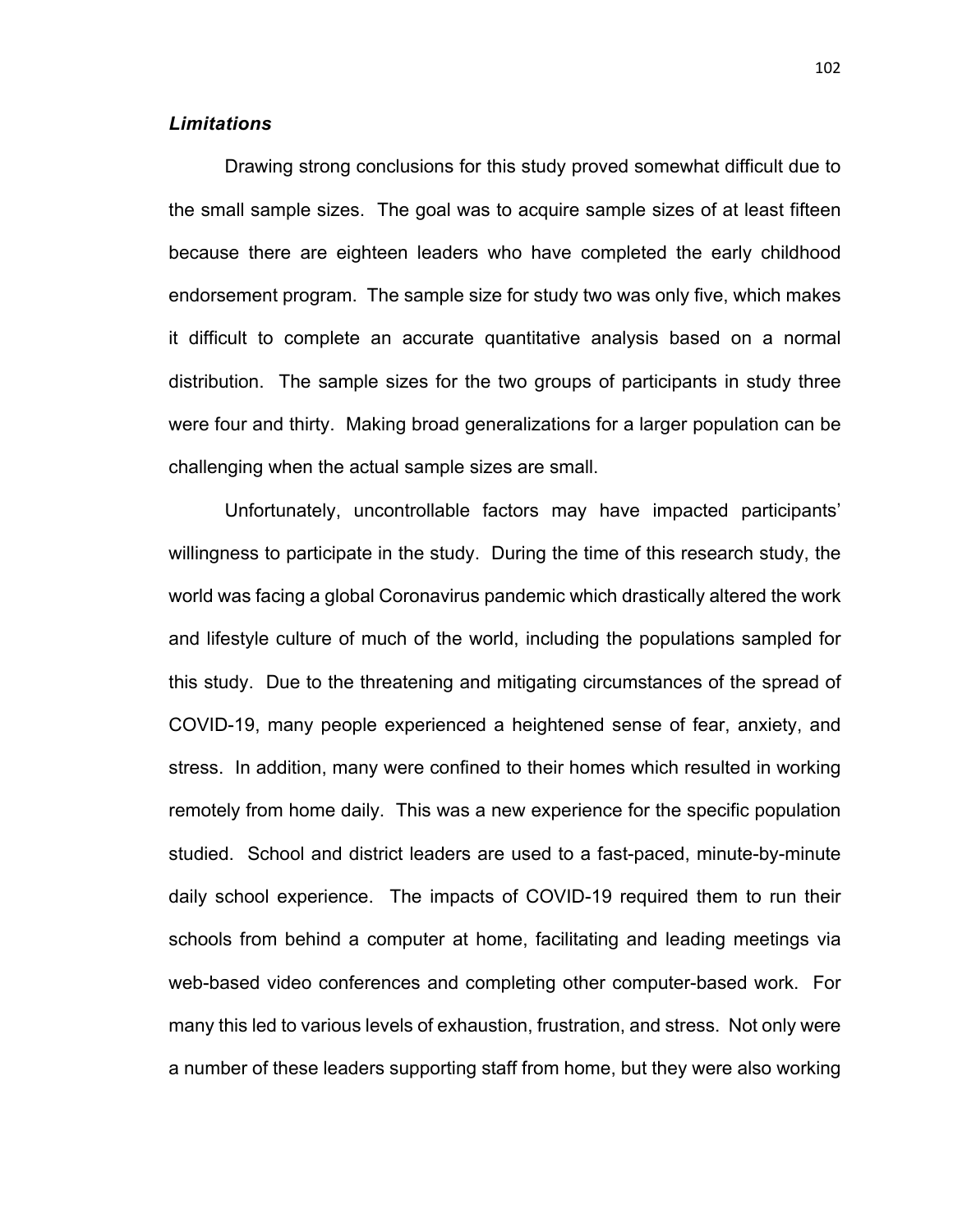### *Limitations*

Drawing strong conclusions for this study proved somewhat difficult due to the small sample sizes. The goal was to acquire sample sizes of at least fifteen because there are eighteen leaders who have completed the early childhood endorsement program. The sample size for study two was only five, which makes it difficult to complete an accurate quantitative analysis based on a normal distribution. The sample sizes for the two groups of participants in study three were four and thirty. Making broad generalizations for a larger population can be challenging when the actual sample sizes are small.

Unfortunately, uncontrollable factors may have impacted participants' willingness to participate in the study. During the time of this research study, the world was facing a global Coronavirus pandemic which drastically altered the work and lifestyle culture of much of the world, including the populations sampled for this study. Due to the threatening and mitigating circumstances of the spread of COVID-19, many people experienced a heightened sense of fear, anxiety, and stress. In addition, many were confined to their homes which resulted in working remotely from home daily. This was a new experience for the specific population studied. School and district leaders are used to a fast-paced, minute-by-minute daily school experience. The impacts of COVID-19 required them to run their schools from behind a computer at home, facilitating and leading meetings via web-based video conferences and completing other computer-based work. For many this led to various levels of exhaustion, frustration, and stress. Not only were a number of these leaders supporting staff from home, but they were also working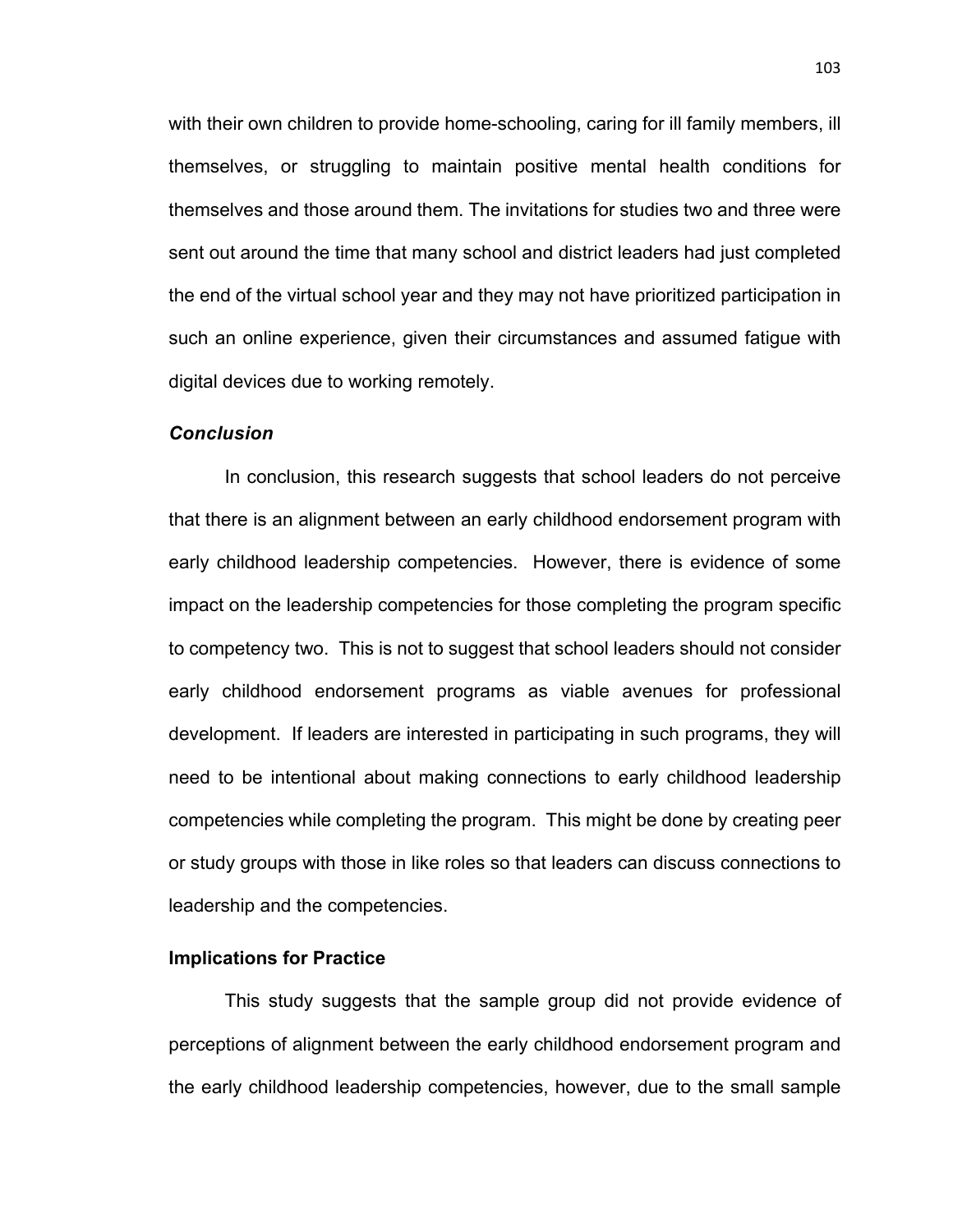with their own children to provide home-schooling, caring for ill family members, ill themselves, or struggling to maintain positive mental health conditions for themselves and those around them. The invitations for studies two and three were sent out around the time that many school and district leaders had just completed the end of the virtual school year and they may not have prioritized participation in such an online experience, given their circumstances and assumed fatigue with digital devices due to working remotely.

### *Conclusion*

In conclusion, this research suggests that school leaders do not perceive that there is an alignment between an early childhood endorsement program with early childhood leadership competencies. However, there is evidence of some impact on the leadership competencies for those completing the program specific to competency two. This is not to suggest that school leaders should not consider early childhood endorsement programs as viable avenues for professional development. If leaders are interested in participating in such programs, they will need to be intentional about making connections to early childhood leadership competencies while completing the program. This might be done by creating peer or study groups with those in like roles so that leaders can discuss connections to leadership and the competencies.

## **Implications for Practice**

This study suggests that the sample group did not provide evidence of perceptions of alignment between the early childhood endorsement program and the early childhood leadership competencies, however, due to the small sample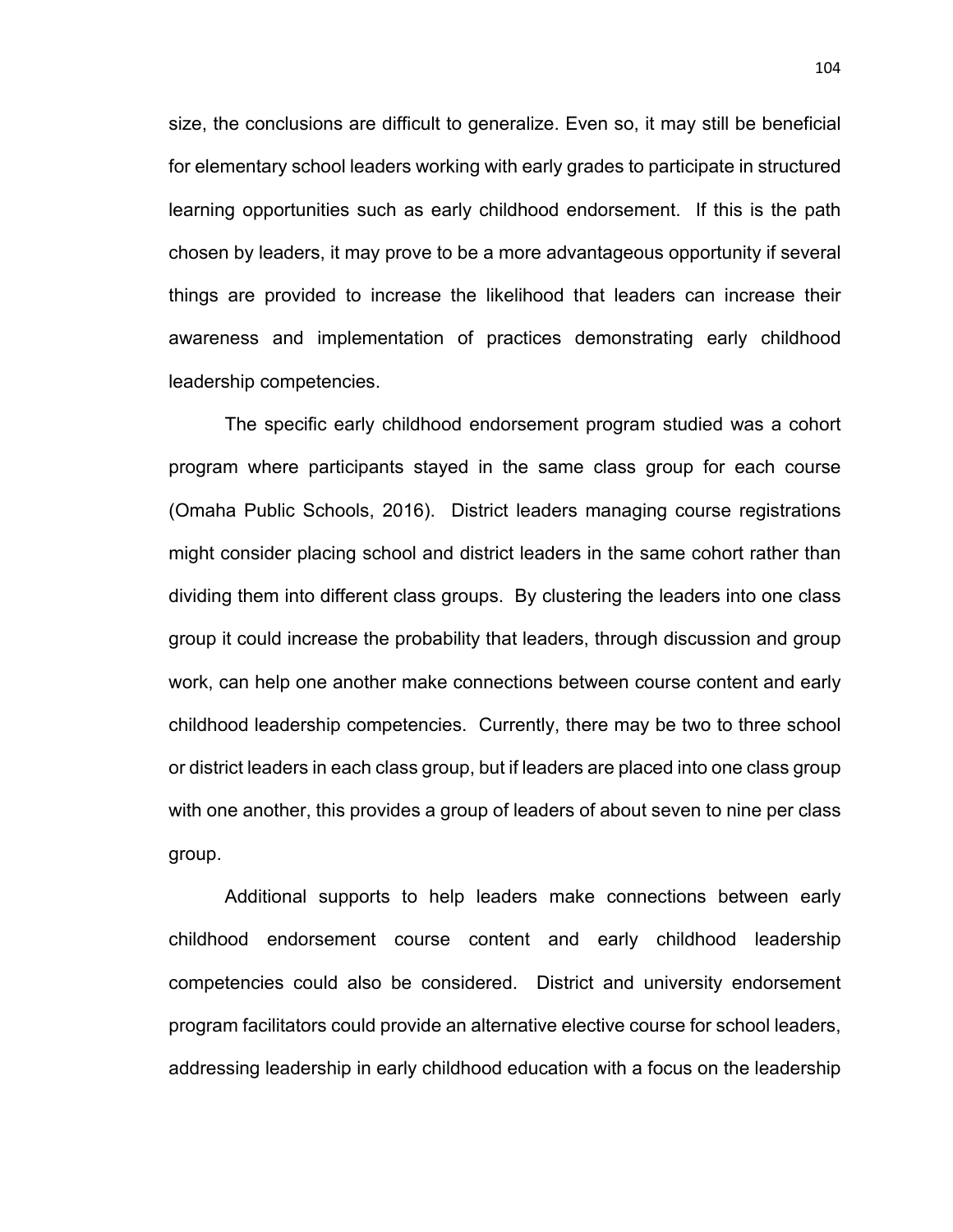size, the conclusions are difficult to generalize. Even so, it may still be beneficial for elementary school leaders working with early grades to participate in structured learning opportunities such as early childhood endorsement. If this is the path chosen by leaders, it may prove to be a more advantageous opportunity if several things are provided to increase the likelihood that leaders can increase their awareness and implementation of practices demonstrating early childhood leadership competencies.

The specific early childhood endorsement program studied was a cohort program where participants stayed in the same class group for each course (Omaha Public Schools, 2016). District leaders managing course registrations might consider placing school and district leaders in the same cohort rather than dividing them into different class groups. By clustering the leaders into one class group it could increase the probability that leaders, through discussion and group work, can help one another make connections between course content and early childhood leadership competencies. Currently, there may be two to three school or district leaders in each class group, but if leaders are placed into one class group with one another, this provides a group of leaders of about seven to nine per class group.

Additional supports to help leaders make connections between early childhood endorsement course content and early childhood leadership competencies could also be considered. District and university endorsement program facilitators could provide an alternative elective course for school leaders, addressing leadership in early childhood education with a focus on the leadership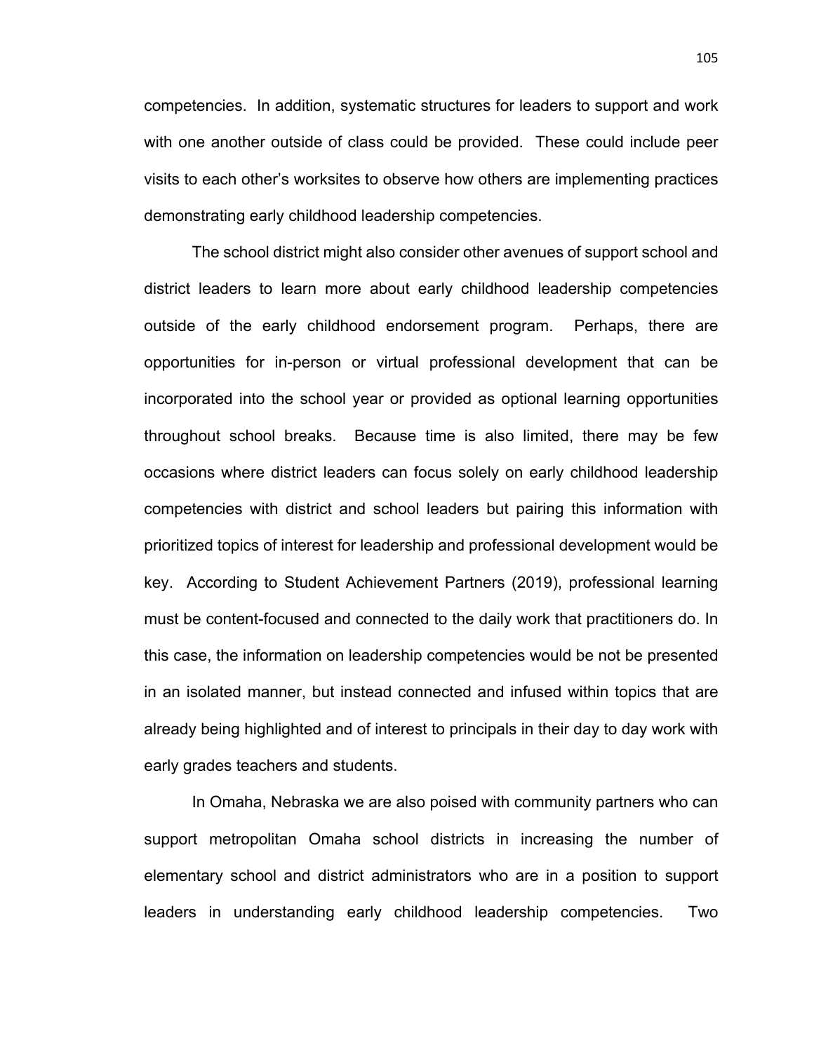competencies. In addition, systematic structures for leaders to support and work with one another outside of class could be provided. These could include peer visits to each other's worksites to observe how others are implementing practices demonstrating early childhood leadership competencies.

The school district might also consider other avenues of support school and district leaders to learn more about early childhood leadership competencies outside of the early childhood endorsement program. Perhaps, there are opportunities for in-person or virtual professional development that can be incorporated into the school year or provided as optional learning opportunities throughout school breaks. Because time is also limited, there may be few occasions where district leaders can focus solely on early childhood leadership competencies with district and school leaders but pairing this information with prioritized topics of interest for leadership and professional development would be key. According to Student Achievement Partners (2019), professional learning must be content-focused and connected to the daily work that practitioners do. In this case, the information on leadership competencies would be not be presented in an isolated manner, but instead connected and infused within topics that are already being highlighted and of interest to principals in their day to day work with early grades teachers and students.

In Omaha, Nebraska we are also poised with community partners who can support metropolitan Omaha school districts in increasing the number of elementary school and district administrators who are in a position to support leaders in understanding early childhood leadership competencies. Two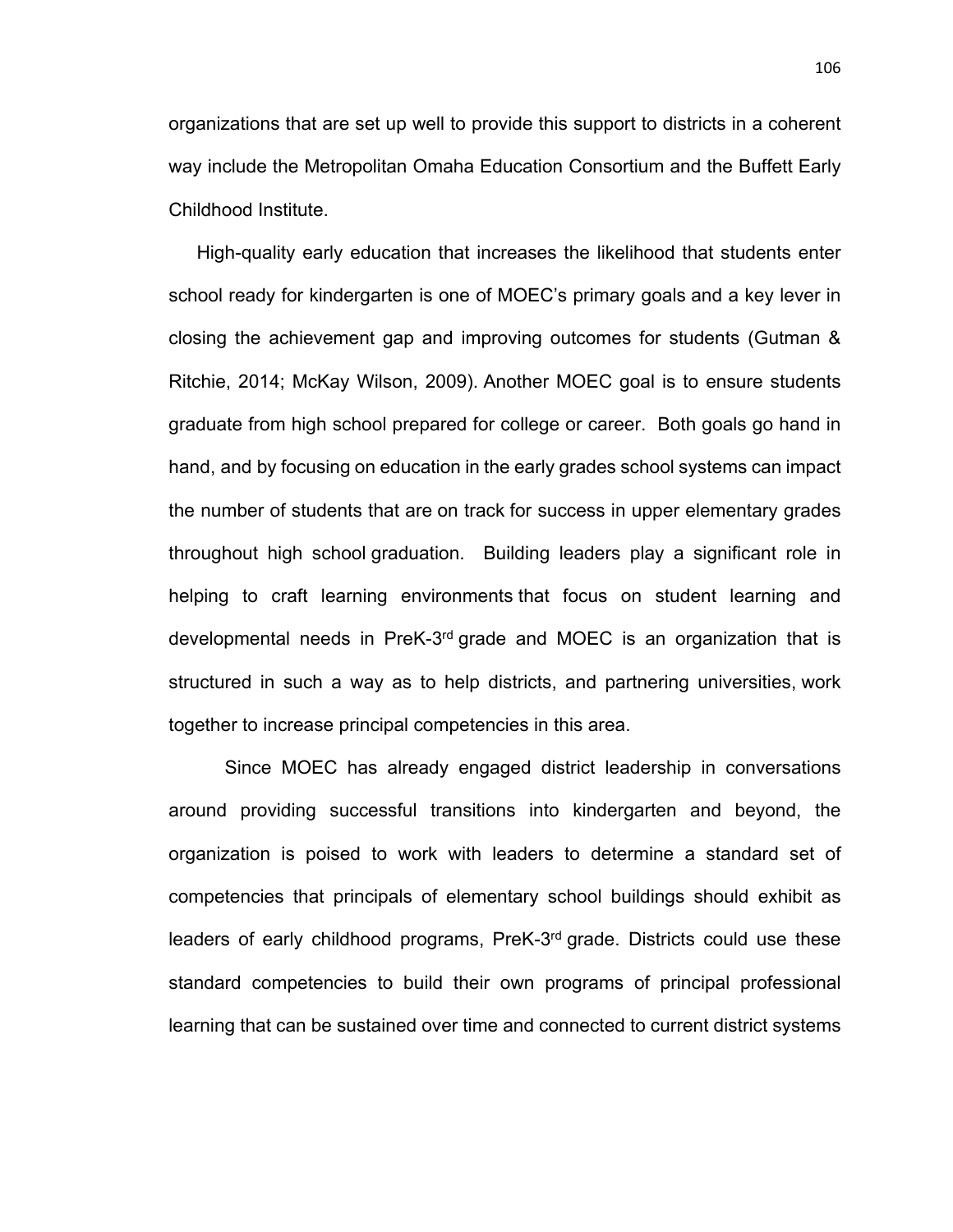organizations that are set up well to provide this support to districts in a coherent way include the Metropolitan Omaha Education Consortium and the Buffett Early Childhood Institute.

High-quality early education that increases the likelihood that students enter school ready for kindergarten is one of MOEC's primary goals and a key lever in closing the achievement gap and improving outcomes for students (Gutman & Ritchie, 2014; McKay Wilson, 2009). Another MOEC goal is to ensure students graduate from high school prepared for college or career. Both goals go hand in hand, and by focusing on education in the early grades school systems can impact the number of students that are on track for success in upper elementary grades throughout high school graduation. Building leaders play a significant role in helping to craft learning environments that focus on student learning and developmental needs in PreK-3rd grade and MOEC is an organization that is structured in such a way as to help districts, and partnering universities, work together to increase principal competencies in this area.

Since MOEC has already engaged district leadership in conversations around providing successful transitions into kindergarten and beyond, the organization is poised to work with leaders to determine a standard set of competencies that principals of elementary school buildings should exhibit as leaders of early childhood programs, PreK-3rd grade. Districts could use these standard competencies to build their own programs of principal professional learning that can be sustained over time and connected to current district systems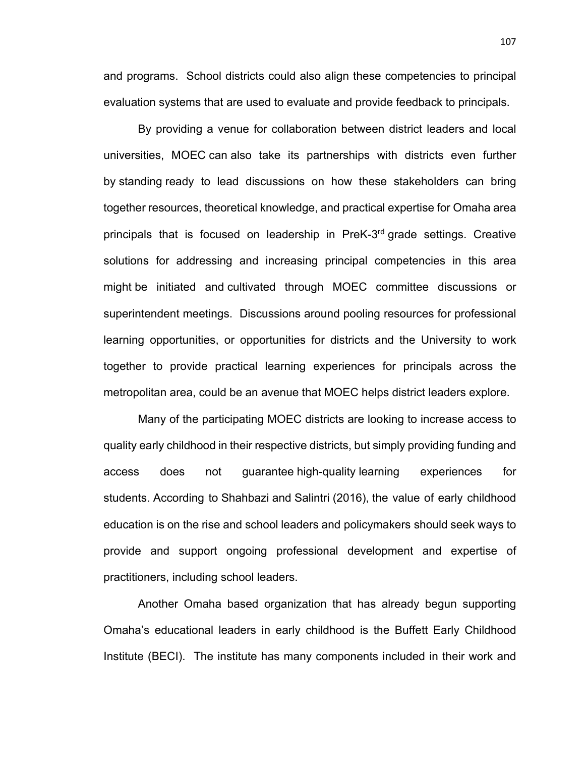and programs. School districts could also align these competencies to principal evaluation systems that are used to evaluate and provide feedback to principals.

By providing a venue for collaboration between district leaders and local universities, MOEC can also take its partnerships with districts even further by standing ready to lead discussions on how these stakeholders can bring together resources, theoretical knowledge, and practical expertise for Omaha area principals that is focused on leadership in PreK-3rd grade settings. Creative solutions for addressing and increasing principal competencies in this area might be initiated and cultivated through MOEC committee discussions or superintendent meetings. Discussions around pooling resources for professional learning opportunities, or opportunities for districts and the University to work together to provide practical learning experiences for principals across the metropolitan area, could be an avenue that MOEC helps district leaders explore.

Many of the participating MOEC districts are looking to increase access to quality early childhood in their respective districts, but simply providing funding and access does not guarantee high-quality learning experiences for students. According to Shahbazi and Salintri (2016), the value of early childhood education is on the rise and school leaders and policymakers should seek ways to provide and support ongoing professional development and expertise of practitioners, including school leaders.

Another Omaha based organization that has already begun supporting Omaha's educational leaders in early childhood is the Buffett Early Childhood Institute (BECI). The institute has many components included in their work and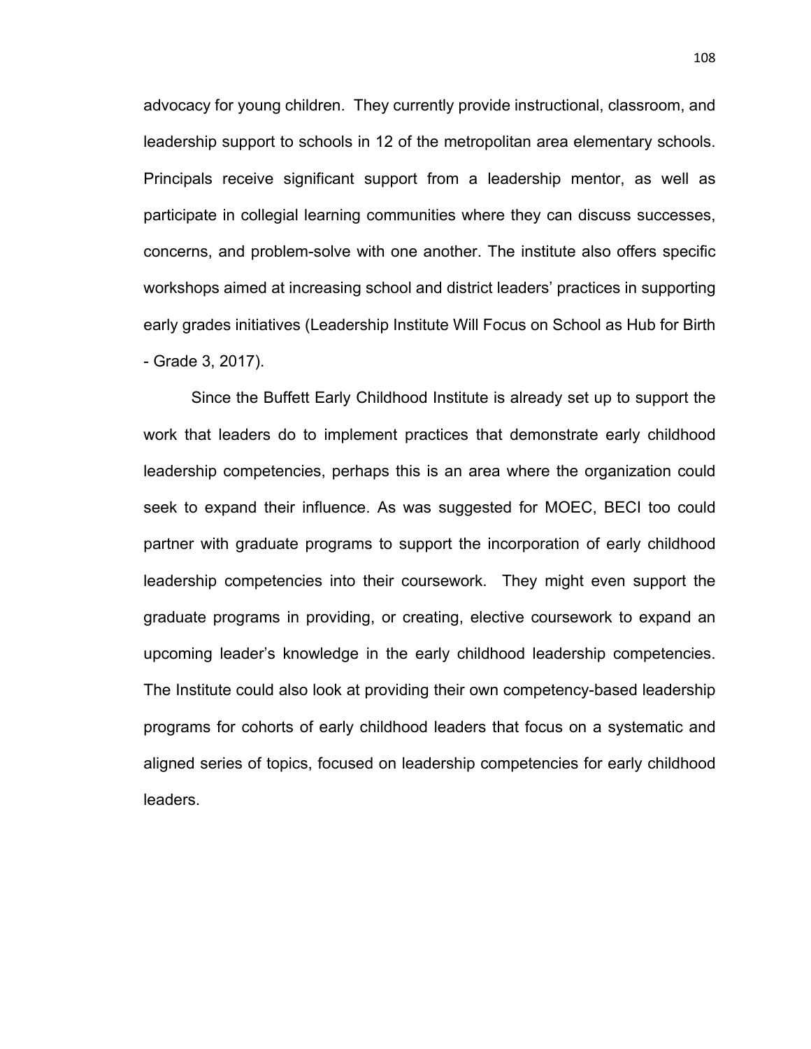advocacy for young children. They currently provide instructional, classroom, and leadership support to schools in 12 of the metropolitan area elementary schools. Principals receive significant support from a leadership mentor, as well as participate in collegial learning communities where they can discuss successes, concerns, and problem-solve with one another. The institute also offers specific workshops aimed at increasing school and district leaders' practices in supporting early grades initiatives (Leadership Institute Will Focus on School as Hub for Birth - Grade 3, 2017).

Since the Buffett Early Childhood Institute is already set up to support the work that leaders do to implement practices that demonstrate early childhood leadership competencies, perhaps this is an area where the organization could seek to expand their influence. As was suggested for MOEC, BECI too could partner with graduate programs to support the incorporation of early childhood leadership competencies into their coursework. They might even support the graduate programs in providing, or creating, elective coursework to expand an upcoming leader's knowledge in the early childhood leadership competencies. The Institute could also look at providing their own competency-based leadership programs for cohorts of early childhood leaders that focus on a systematic and aligned series of topics, focused on leadership competencies for early childhood leaders.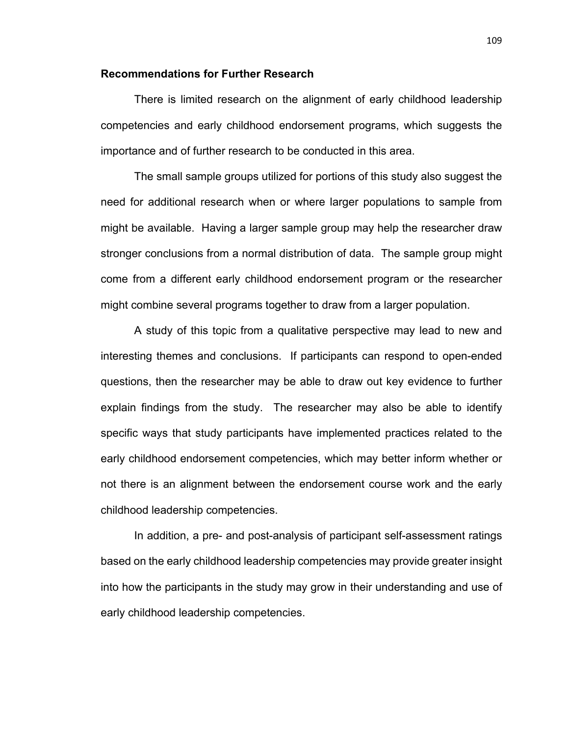**Recommendations for Further Research**

There is limited research on the alignment of early childhood leadership competencies and early childhood endorsement programs, which suggests the importance and of further research to be conducted in this area.

The small sample groups utilized for portions of this study also suggest the need for additional research when or where larger populations to sample from might be available. Having a larger sample group may help the researcher draw stronger conclusions from a normal distribution of data. The sample group might come from a different early childhood endorsement program or the researcher might combine several programs together to draw from a larger population.

A study of this topic from a qualitative perspective may lead to new and interesting themes and conclusions. If participants can respond to open-ended questions, then the researcher may be able to draw out key evidence to further explain findings from the study. The researcher may also be able to identify specific ways that study participants have implemented practices related to the early childhood endorsement competencies, which may better inform whether or not there is an alignment between the endorsement course work and the early childhood leadership competencies.

In addition, a pre- and post-analysis of participant self-assessment ratings based on the early childhood leadership competencies may provide greater insight into how the participants in the study may grow in their understanding and use of early childhood leadership competencies.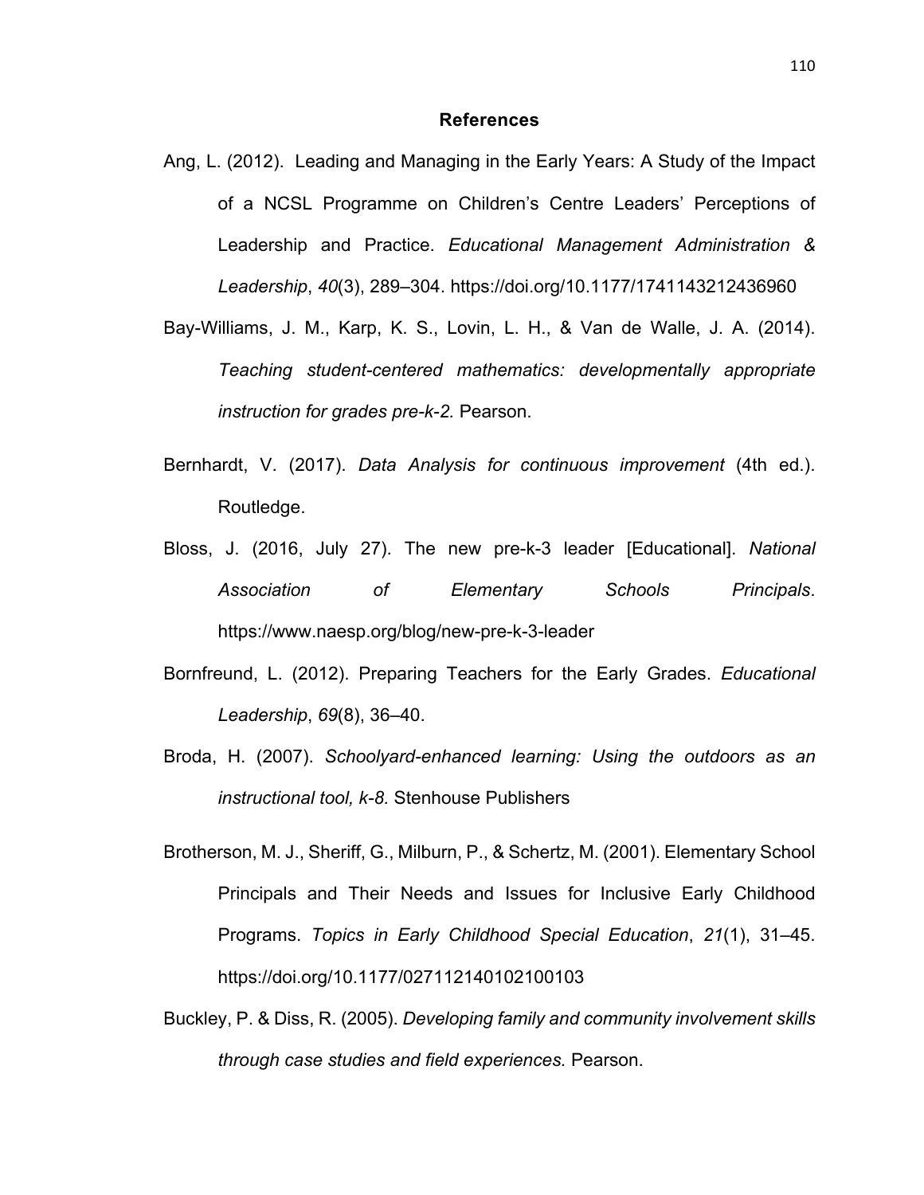# References

Ang, L. (2012). Leading and Managing in the Early Years: A Study of the Impact of a NCSL Programme on Children's Centre Leaders' Perceptions of Leadership and Practice. *Educational Management Administration & Leadership*, *40*(3), 289–304. https://doi.org/10.1177/1741143212436960

Bay-Williams, J. M., Karp, K. S., Lovin, L. H., & Van de Walle, J. A. (2014). *Teaching student-centered mathematics: developmentally appropriate instruction for grades pre-k-2.* Pearson.

Bernhardt, V. (2017). *Data Analysis for continuous improvement* (4th ed.). Routledge.

Bloss, J. (2016, July 27). The new pre-k-3 leader [Educational]. *National Association of Elementary Schools Principals*. https://www.naesp.org/blog/new-pre-k-3-leader

Bornfreund, L. (2012). Preparing Teachers for the Early Grades. *Educational Leadership*, *69*(8), 36–40.

Broda, H. (2007). *Schoolyard-enhanced learning: Using the outdoors as an instructional tool, k-8.* Stenhouse Publishers

Brotherson, M. J., Sheriff, G., Milburn, P., & Schertz, M. (2001). Elementary School Principals and Their Needs and Issues for Inclusive Early Childhood Programs. *Topics in Early Childhood Special Education*, *21*(1), 31–45. https://doi.org/10.1177/027112140102100103

Buckley, P. & Diss, R. (2005). *Developing family and community involvement skills through case studies and field experiences.* Pearson.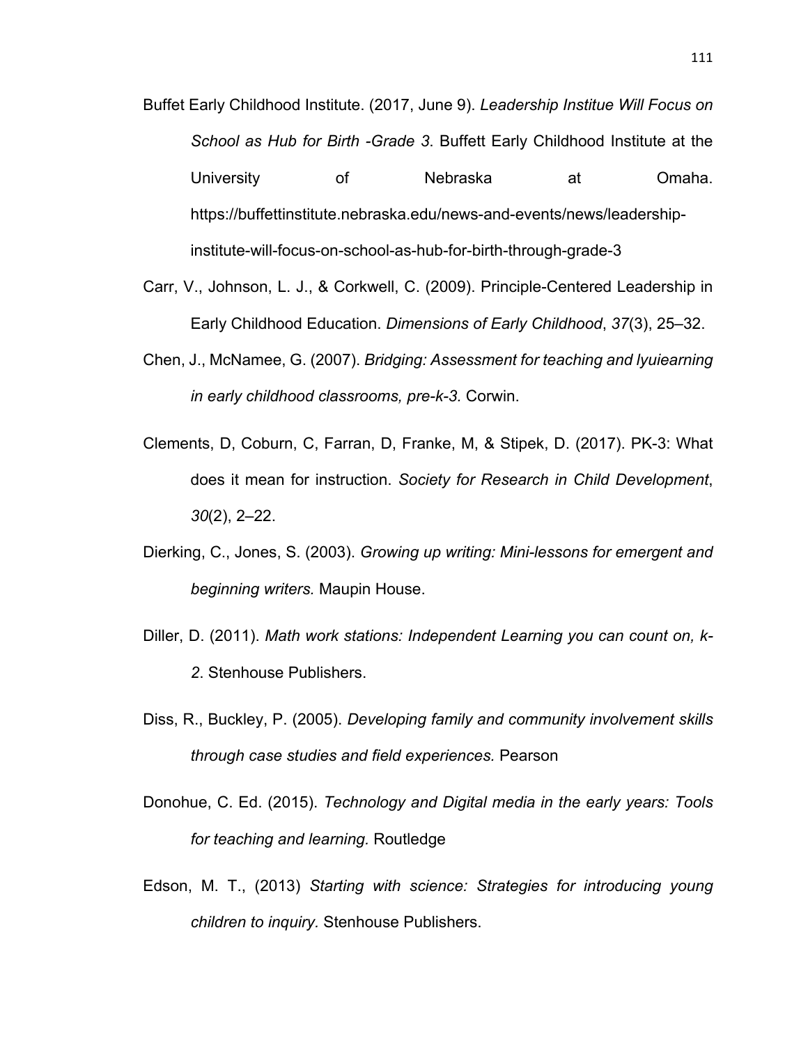Buffet Early Childhood Institute. (2017, June 9). *Leadership Institue Will Focus on School as Hub for Birth -Grade 3*. Buffett Early Childhood Institute at the University of Nebraska at Omaha. https://buffettinstitute.nebraska.edu/news-and-events/news/leadership-institute-will-focus-on-school-as-hub-for-birth-through-grade-3

Carr, V., Johnson, L. J., & Corkwell, C. (2009). Principle-Centered Leadership in Early Childhood Education. *Dimensions of Early Childhood*, *37*(3), 25–32.

Chen, J., McNamee, G. (2007). *Bridging: Assessment for teaching and lyuiearning in early childhood classrooms, pre-k-3.* Corwin.

Clements, D, Coburn, C, Farran, D, Franke, M, & Stipek, D. (2017). PK-3: What does it mean for instruction. *Society for Research in Child Development*, *30*(2), 2–22.

Dierking, C., Jones, S. (2003). *Growing up writing: Mini-lessons for emergent and beginning writers.* Maupin House.

Diller, D. (2011). *Math work stations: Independent Learning you can count on, k-2*. Stenhouse Publishers.

Diss, R., Buckley, P. (2005). *Developing family and community involvement skills through case studies and field experiences.* Pearson

Donohue, C. Ed. (2015). *Technology and Digital media in the early years: Tools for teaching and learning.* Routledge

Edson, M. T., (2013) *Starting with science: Strategies for introducing young children to inquiry.* Stenhouse Publishers.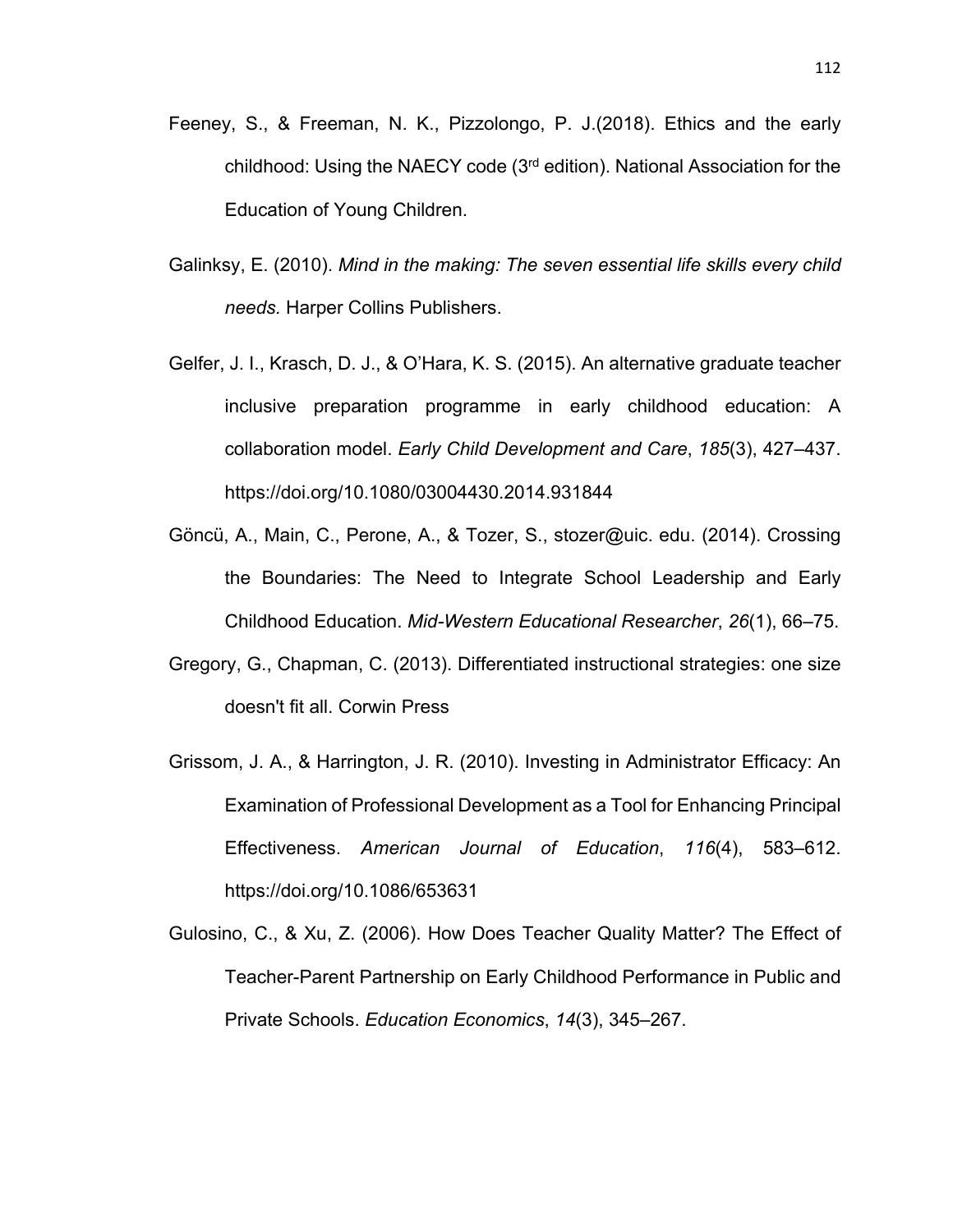Feeney, S., & Freeman, N. K., Pizzolongo, P. J.(2018). Ethics and the early childhood: Using the NAECY code (3rd edition). National Association for the Education of Young Children.

Galinksy, E. (2010). *Mind in the making: The seven essential life skills every child needs.* Harper Collins Publishers.

Gelfer, J. I., Krasch, D. J., & O'Hara, K. S. (2015). An alternative graduate teacher inclusive preparation programme in early childhood education: A collaboration model. *Early Child Development and Care*, *185*(3), 427–437. https://doi.org/10.1080/03004430.2014.931844

Göncü, A., Main, C., Perone, A., & Tozer, S., stozer@uic. edu. (2014). Crossing the Boundaries: The Need to Integrate School Leadership and Early Childhood Education. *Mid-Western Educational Researcher*, *26*(1), 66–75.

Gregory, G., Chapman, C. (2013). Differentiated instructional strategies: one size doesn't fit all. Corwin Press

Grissom, J. A., & Harrington, J. R. (2010). Investing in Administrator Efficacy: An Examination of Professional Development as a Tool for Enhancing Principal Effectiveness. *American Journal of Education*, *116*(4), 583–612. https://doi.org/10.1086/653631

Gulosino, C., & Xu, Z. (2006). How Does Teacher Quality Matter? The Effect of Teacher-Parent Partnership on Early Childhood Performance in Public and Private Schools. *Education Economics*, *14*(3), 345–267.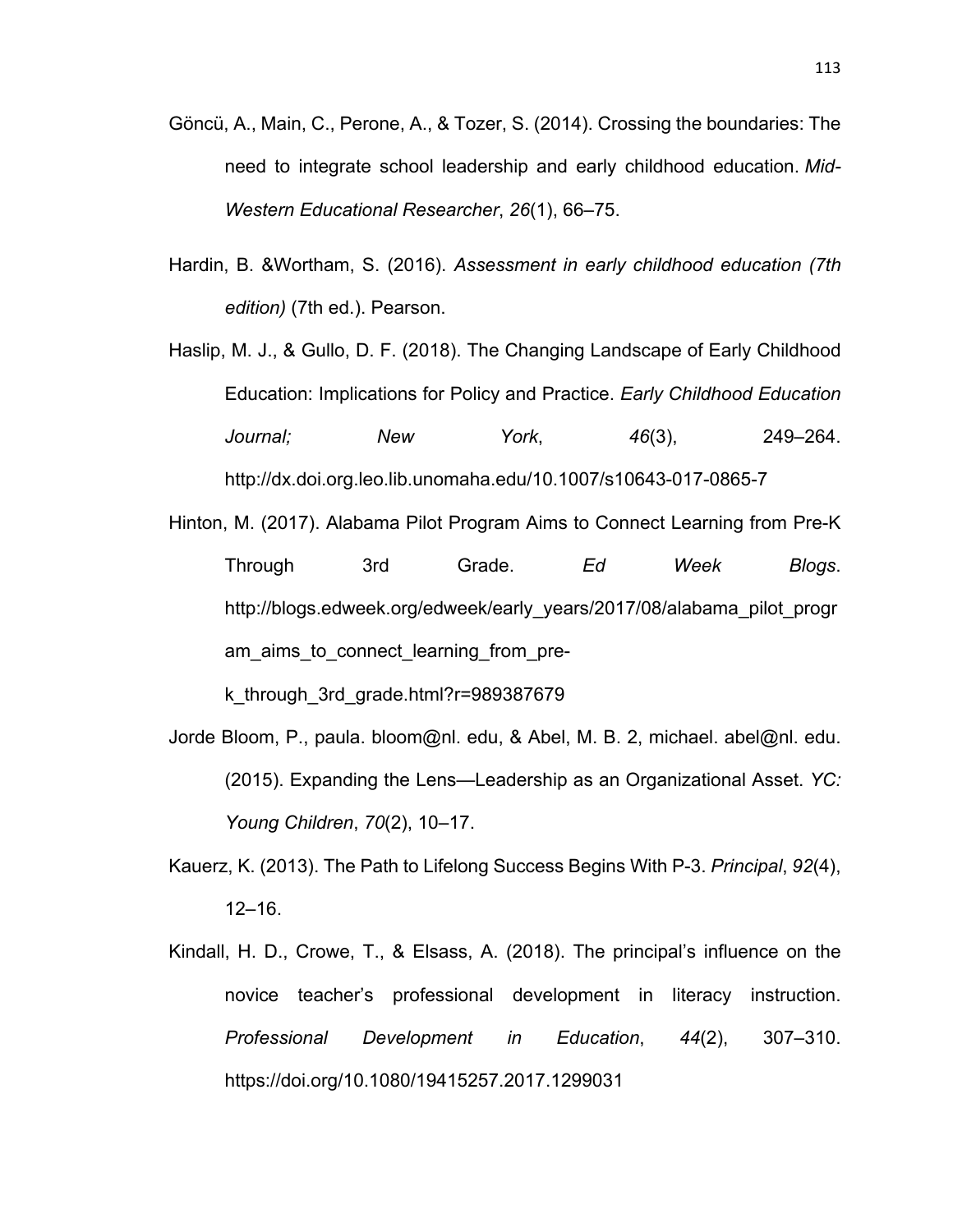Göncü, A., Main, C., Perone, A., & Tozer, S. (2014). Crossing the boundaries: The need to integrate school leadership and early childhood education. *Mid-Western Educational Researcher*, *26*(1), 66–75.

Hardin, B. &Wortham, S. (2016). *Assessment in early childhood education (7th edition)* (7th ed.). Pearson.

Haslip, M. J., & Gullo, D. F. (2018). The Changing Landscape of Early Childhood Education: Implications for Policy and Practice. *Early Childhood Education Journal; New York*, *46*(3), 249–264. http://dx.doi.org.leo.lib.unomaha.edu/10.1007/s10643-017-0865-7

Hinton, M. (2017). Alabama Pilot Program Aims to Connect Learning from Pre-K Through 3rd Grade. *Ed Week Blogs*. http://blogs.edweek.org/edweek/early_years/2017/08/alabama_pilot_program_aims_to_connect_learning_from_pre-k_through_3rd_grade.html?r=989387679

Jorde Bloom, P., paula. bloom@nl. edu, & Abel, M. B. 2, michael. abel@nl. edu. (2015). Expanding the Lens—Leadership as an Organizational Asset. *YC: Young Children*, *70*(2), 10–17.

Kauerz, K. (2013). The Path to Lifelong Success Begins With P-3. *Principal*, *92*(4), 12–16.

Kindall, H. D., Crowe, T., & Elsass, A. (2018). The principal's influence on the novice teacher's professional development in literacy instruction. *Professional Development in Education*, *44*(2), 307–310. https://doi.org/10.1080/19415257.2017.1299031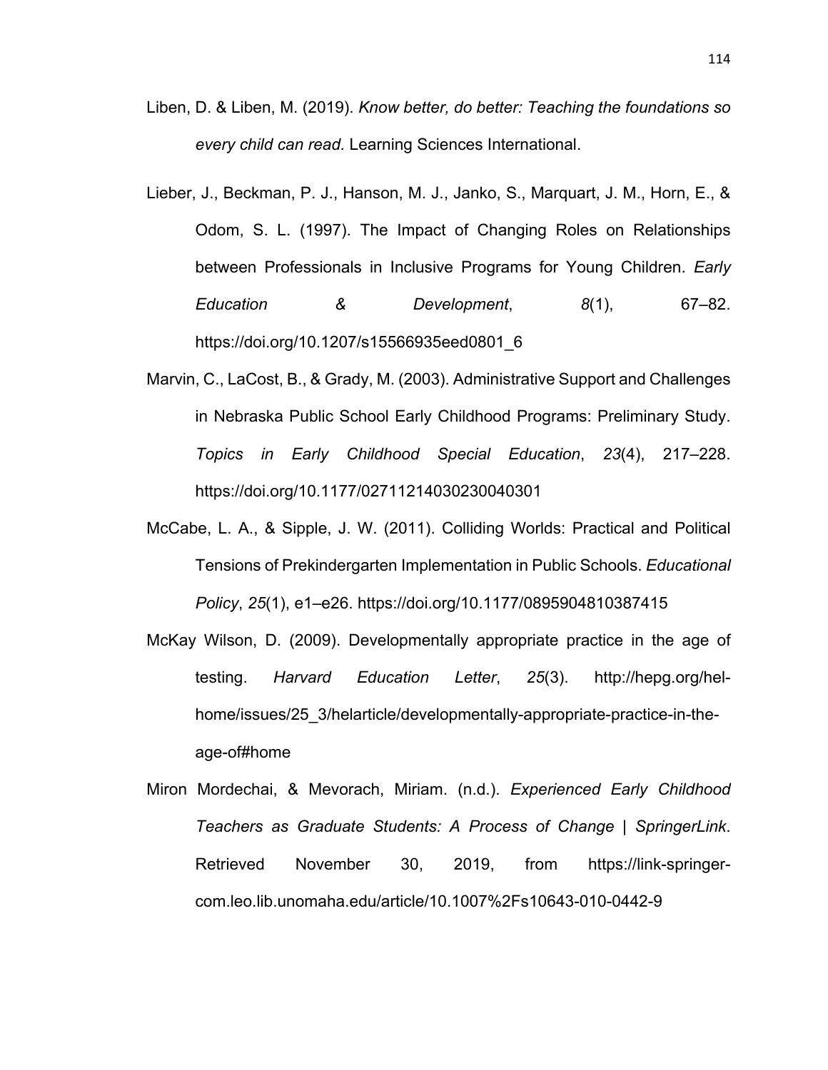Liben, D. & Liben, M. (2019). *Know better, do better: Teaching the foundations so every child can read.* Learning Sciences International.

Lieber, J., Beckman, P. J., Hanson, M. J., Janko, S., Marquart, J. M., Horn, E., & Odom, S. L. (1997). The Impact of Changing Roles on Relationships between Professionals in Inclusive Programs for Young Children. *Early Education & Development*, *8*(1), 67–82. https://doi.org/10.1207/s15566935eed0801_6

Marvin, C., LaCost, B., & Grady, M. (2003). Administrative Support and Challenges in Nebraska Public School Early Childhood Programs: Preliminary Study. *Topics in Early Childhood Special Education*, *23*(4), 217–228. https://doi.org/10.1177/02711214030230040301

McCabe, L. A., & Sipple, J. W. (2011). Colliding Worlds: Practical and Political Tensions of Prekindergarten Implementation in Public Schools. *Educational Policy*, *25*(1), e1–e26. https://doi.org/10.1177/0895904810387415

McKay Wilson, D. (2009). Developmentally appropriate practice in the age of testing. *Harvard Education Letter*, *25*(3). http://hepg.org/hel-home/issues/25_3/helarticle/developmentally-appropriate-practice-in-the-age-of#home

Miron Mordechai, & Mevorach, Miriam. (n.d.). *Experienced Early Childhood Teachers as Graduate Students: A Process of Change | SpringerLink*. Retrieved November 30, 2019, from https://link-springer-com.leo.lib.unomaha.edu/article/10.1007%2Fs10643-010-0442-9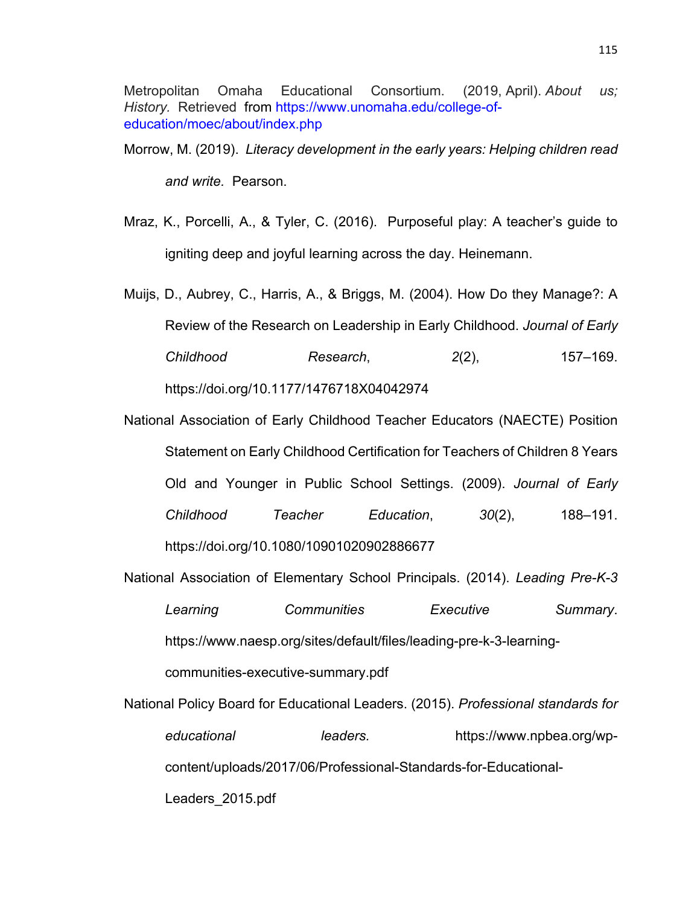Metropolitan Omaha Educational Consortium. (2019, April). *About us; History.* Retrieved from https://www.unomaha.edu/college-of-education/moec/about/index.php

Morrow, M. (2019). *Literacy development in the early years: Helping children read and write.* Pearson.

Mraz, K., Porcelli, A., & Tyler, C. (2016). Purposeful play: A teacher's guide to igniting deep and joyful learning across the day. Heinemann.

Muijs, D., Aubrey, C., Harris, A., & Briggs, M. (2004). How Do they Manage?: A Review of the Research on Leadership in Early Childhood. *Journal of Early Childhood Research*, *2*(2), 157–169. https://doi.org/10.1177/1476718X04042974

National Association of Early Childhood Teacher Educators (NAECTE) Position Statement on Early Childhood Certification for Teachers of Children 8 Years Old and Younger in Public School Settings. (2009). *Journal of Early Childhood Teacher Education*, *30*(2), 188–191. https://doi.org/10.1080/10901020902886677

National Association of Elementary School Principals. (2014). *Leading Pre-K-3 Learning Communities Executive Summary*. https://www.naesp.org/sites/default/files/leading-pre-k-3-learning-communities-executive-summary.pdf

National Policy Board for Educational Leaders. (2015). *Professional standards for educational leaders.* https://www.npbea.org/wp-content/uploads/2017/06/Professional-Standards-for-Educational-Leaders_2015.pdf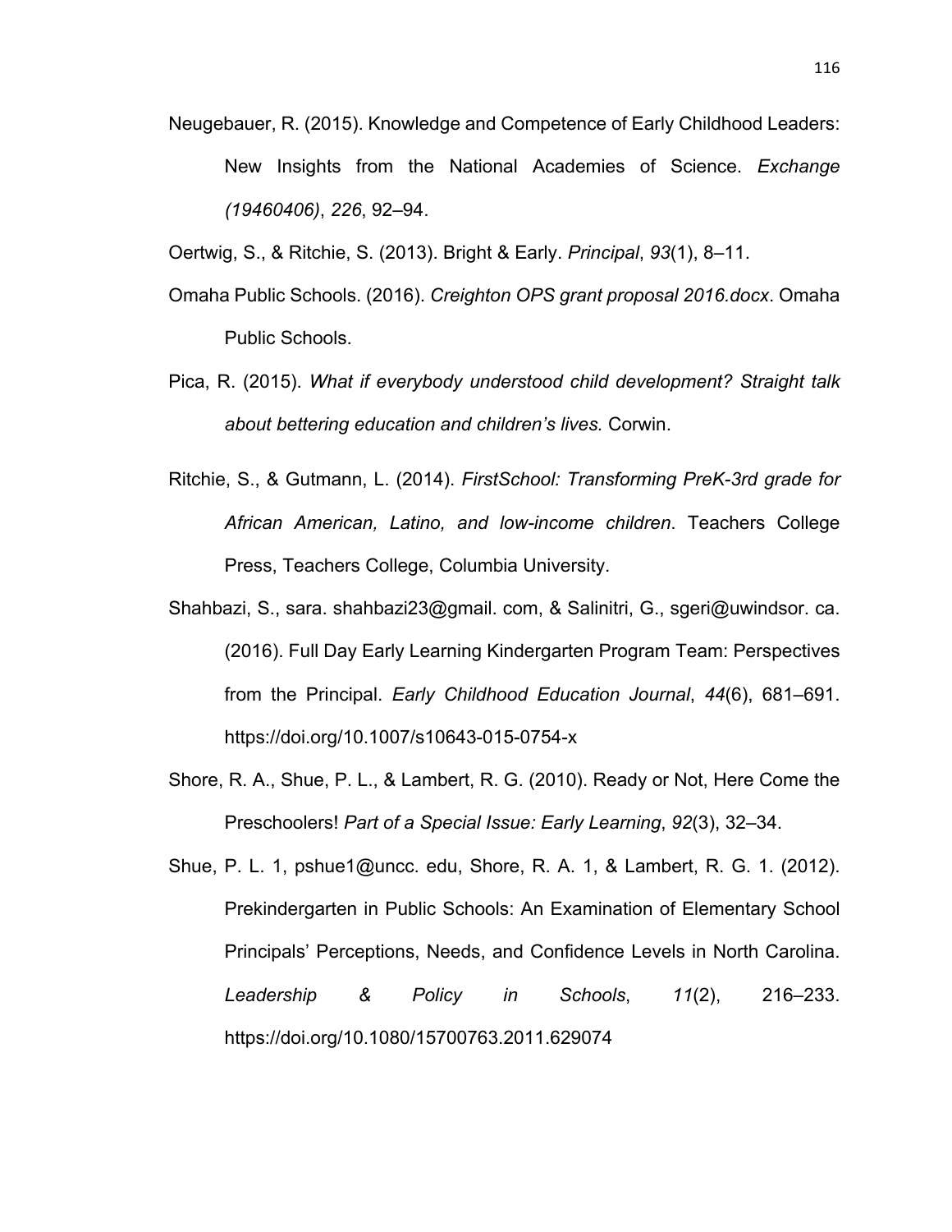Neugebauer, R. (2015). Knowledge and Competence of Early Childhood Leaders: New Insights from the National Academies of Science. *Exchange (19460406)*, *226*, 92–94.

Oertwig, S., & Ritchie, S. (2013). Bright & Early. *Principal*, *93*(1), 8–11.

Omaha Public Schools. (2016). *Creighton OPS grant proposal 2016.docx*. Omaha Public Schools.

Pica, R. (2015). *What if everybody understood child development? Straight talk about bettering education and children's lives.* Corwin.

Ritchie, S., & Gutmann, L. (2014). *FirstSchool: Transforming PreK-3rd grade for African American, Latino, and low-income children*. Teachers College Press, Teachers College, Columbia University.

Shahbazi, S., sara. shahbazi23@gmail. com, & Salinitri, G., sgeri@uwindsor. ca. (2016). Full Day Early Learning Kindergarten Program Team: Perspectives from the Principal. *Early Childhood Education Journal*, *44*(6), 681–691. https://doi.org/10.1007/s10643-015-0754-x

Shore, R. A., Shue, P. L., & Lambert, R. G. (2010). Ready or Not, Here Come the Preschoolers! *Part of a Special Issue: Early Learning*, *92*(3), 32–34.

Shue, P. L. 1, pshue1@uncc. edu, Shore, R. A. 1, & Lambert, R. G. 1. (2012). Prekindergarten in Public Schools: An Examination of Elementary School Principals' Perceptions, Needs, and Confidence Levels in North Carolina. *Leadership & Policy in Schools*, *11*(2), 216–233. https://doi.org/10.1080/15700763.2011.629074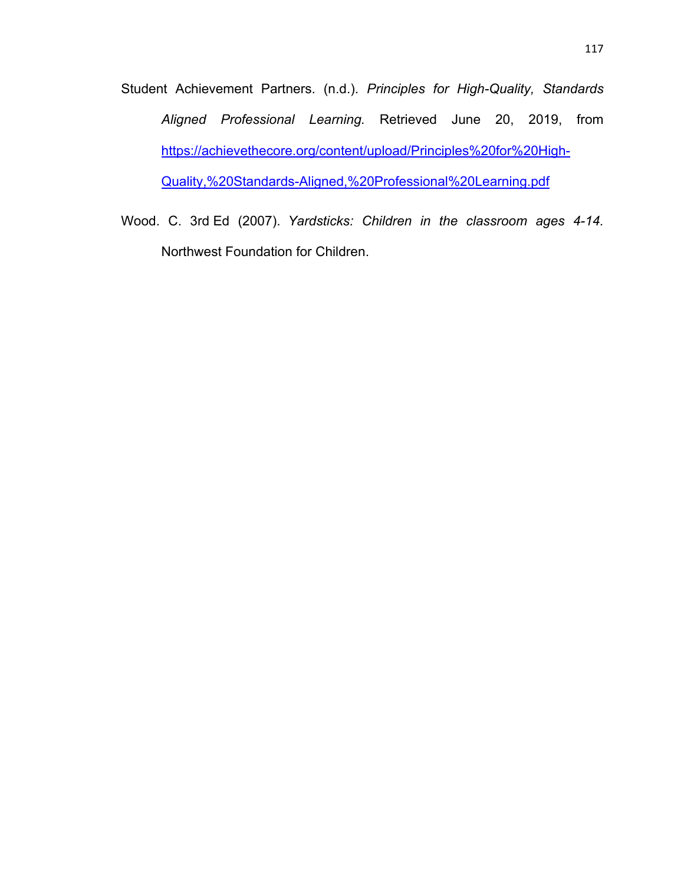Student Achievement Partners. (n.d.). *Principles for High-Quality, Standards Aligned Professional Learning.* Retrieved June 20, 2019, from [https://achievethecore.org/content/upload/Principles%20for%20High-Quality,%20Standards-Aligned,%20Professional%20Learning.pdf](https://achievethecore.org/content/upload/Principles%20for%20High-Quality,%20Standards-Aligned,%20Professional%20Learning.pdf)

Wood. C. 3rd Ed (2007). *Yardsticks: Children in the classroom ages 4-14.* Northwest Foundation for Children.